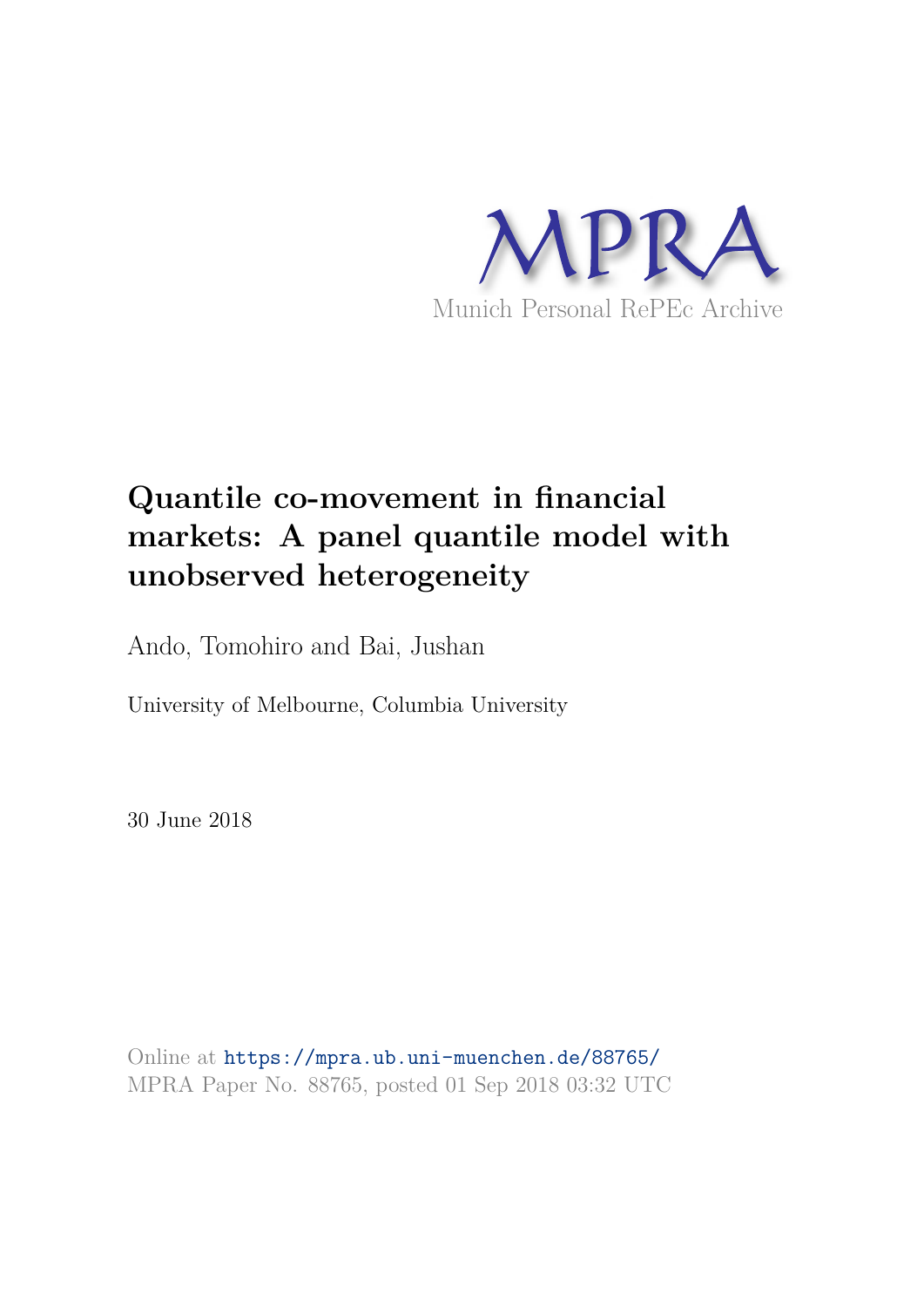MPRA

Munich Personal RePEc Archive

# Quantile co-movement in financial markets: A panel quantile model with unobserved heterogeneity

Ando, Tomohiro and Bai, Jushan

University of Melbourne, Columbia University

30 June 2018

Online at https://mpra.ub.uni-muenchen.de/88765/
MPRA Paper No. 88765, posted 01 Sep 2018 03:32 UTC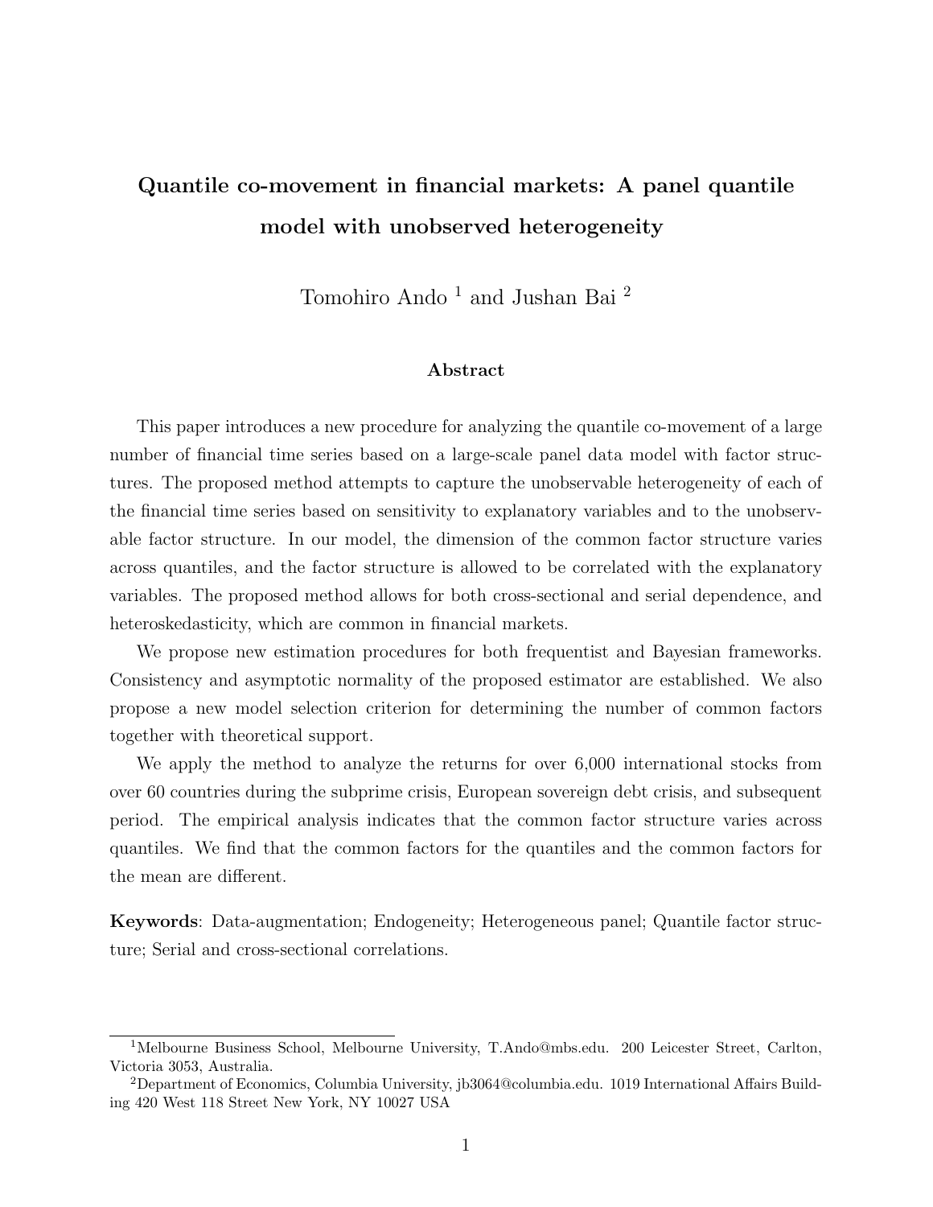# Quantile co-movement in financial markets: A panel quantile model with unobserved heterogeneity

Tomohiro Ando [1] and Jushan Bai [2]

## Abstract

This paper introduces a new procedure for analyzing the quantile co-movement of a large number of financial time series based on a large-scale panel data model with factor structures. The proposed method attempts to capture the unobservable heterogeneity of each of the financial time series based on sensitivity to explanatory variables and to the unobservable factor structure. In our model, the dimension of the common factor structure varies across quantiles, and the factor structure is allowed to be correlated with the explanatory variables. The proposed method allows for both cross-sectional and serial dependence, and heteroskedasticity, which are common in financial markets.

We propose new estimation procedures for both frequentist and Bayesian frameworks. Consistency and asymptotic normality of the proposed estimator are established. We also propose a new model selection criterion for determining the number of common factors together with theoretical support.

We apply the method to analyze the returns for over 6,000 international stocks from over 60 countries during the subprime crisis, European sovereign debt crisis, and subsequent period. The empirical analysis indicates that the common factor structure varies across quantiles. We find that the common factors for the quantiles and the common factors for the mean are different.

**Keywords**: Data-augmentation; Endogeneity; Heterogeneous panel; Quantile factor structure; Serial and cross-sectional correlations.

---

[1] Melbourne Business School, Melbourne University, T.Ando@mbs.edu. 200 Leicester Street, Carlton, Victoria 3053, Australia.

[2] Department of Economics, Columbia University, jb3064@columbia.edu. 1019 International Affairs Building 420 West 118 Street New York, NY 10027 USA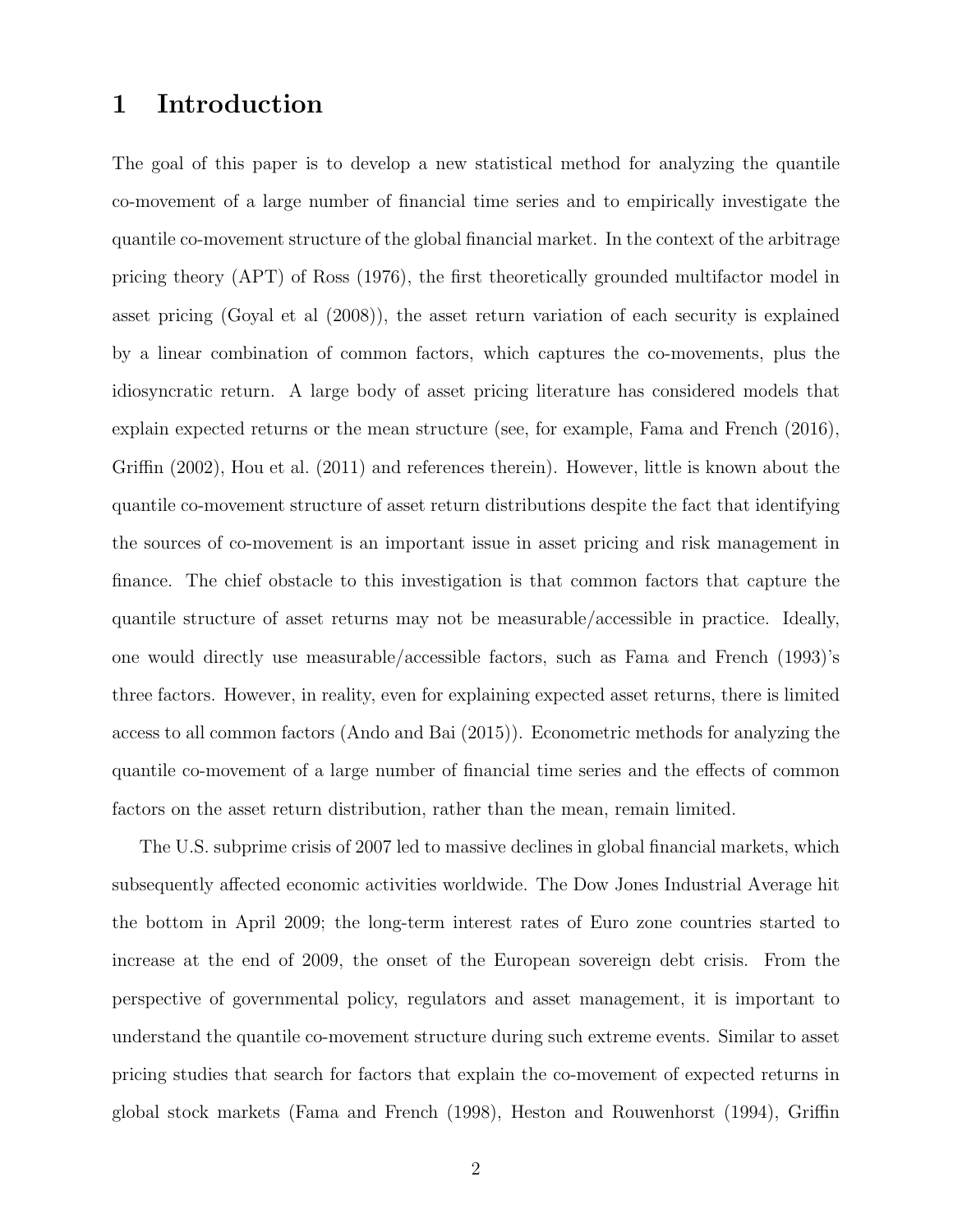# 1 Introduction

The goal of this paper is to develop a new statistical method for analyzing the quantile co-movement of a large number of financial time series and to empirically investigate the quantile co-movement structure of the global financial market. In the context of the arbitrage pricing theory (APT) of Ross (1976), the first theoretically grounded multifactor model in asset pricing (Goyal et al (2008)), the asset return variation of each security is explained by a linear combination of common factors, which captures the co-movements, plus the idiosyncratic return. A large body of asset pricing literature has considered models that explain expected returns or the mean structure (see, for example, Fama and French (2016), Griffin (2002), Hou et al. (2011) and references therein). However, little is known about the quantile co-movement structure of asset return distributions despite the fact that identifying the sources of co-movement is an important issue in asset pricing and risk management in finance. The chief obstacle to this investigation is that common factors that capture the quantile structure of asset returns may not be measurable/accessible in practice. Ideally, one would directly use measurable/accessible factors, such as Fama and French (1993)'s three factors. However, in reality, even for explaining expected asset returns, there is limited access to all common factors (Ando and Bai (2015)). Econometric methods for analyzing the quantile co-movement of a large number of financial time series and the effects of common factors on the asset return distribution, rather than the mean, remain limited.

The U.S. subprime crisis of 2007 led to massive declines in global financial markets, which subsequently affected economic activities worldwide. The Dow Jones Industrial Average hit the bottom in April 2009; the long-term interest rates of Euro zone countries started to increase at the end of 2009, the onset of the European sovereign debt crisis. From the perspective of governmental policy, regulators and asset management, it is important to understand the quantile co-movement structure during such extreme events. Similar to asset pricing studies that search for factors that explain the co-movement of expected returns in global stock markets (Fama and French (1998), Heston and Rouwenhorst (1994), Griffin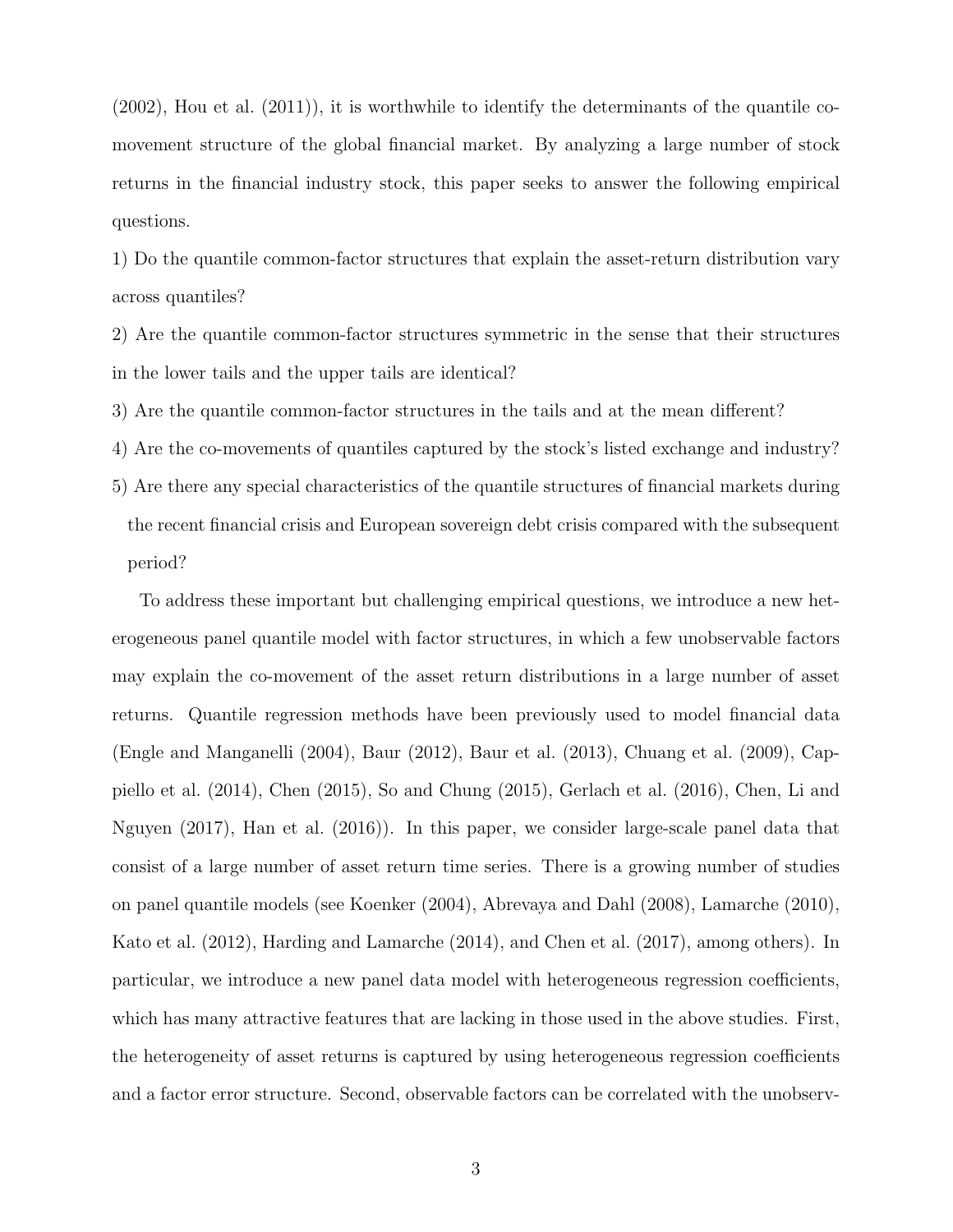(2002), Hou et al. (2011)), it is worthwhile to identify the determinants of the quantile co-movement structure of the global financial market. By analyzing a large number of stock returns in the financial industry stock, this paper seeks to answer the following empirical questions.

1) Do the quantile common-factor structures that explain the asset-return distribution vary across quantiles?

2) Are the quantile common-factor structures symmetric in the sense that their structures in the lower tails and the upper tails are identical?

3) Are the quantile common-factor structures in the tails and at the mean different?

4) Are the co-movements of quantiles captured by the stock's listed exchange and industry?

5) Are there any special characteristics of the quantile structures of financial markets during the recent financial crisis and European sovereign debt crisis compared with the subsequent period?

To address these important but challenging empirical questions, we introduce a new heterogeneous panel quantile model with factor structures, in which a few unobservable factors may explain the co-movement of the asset return distributions in a large number of asset returns. Quantile regression methods have been previously used to model financial data (Engle and Manganelli (2004), Baur (2012), Baur et al. (2013), Chuang et al. (2009), Cappiello et al. (2014), Chen (2015), So and Chung (2015), Gerlach et al. (2016), Chen, Li and Nguyen (2017), Han et al. (2016)). In this paper, we consider large-scale panel data that consist of a large number of asset return time series. There is a growing number of studies on panel quantile models (see Koenker (2004), Abrevaya and Dahl (2008), Lamarche (2010), Kato et al. (2012), Harding and Lamarche (2014), and Chen et al. (2017), among others). In particular, we introduce a new panel data model with heterogeneous regression coefficients, which has many attractive features that are lacking in those used in the above studies. First, the heterogeneity of asset returns is captured by using heterogeneous regression coefficients and a factor error structure. Second, observable factors can be correlated with the unobserv-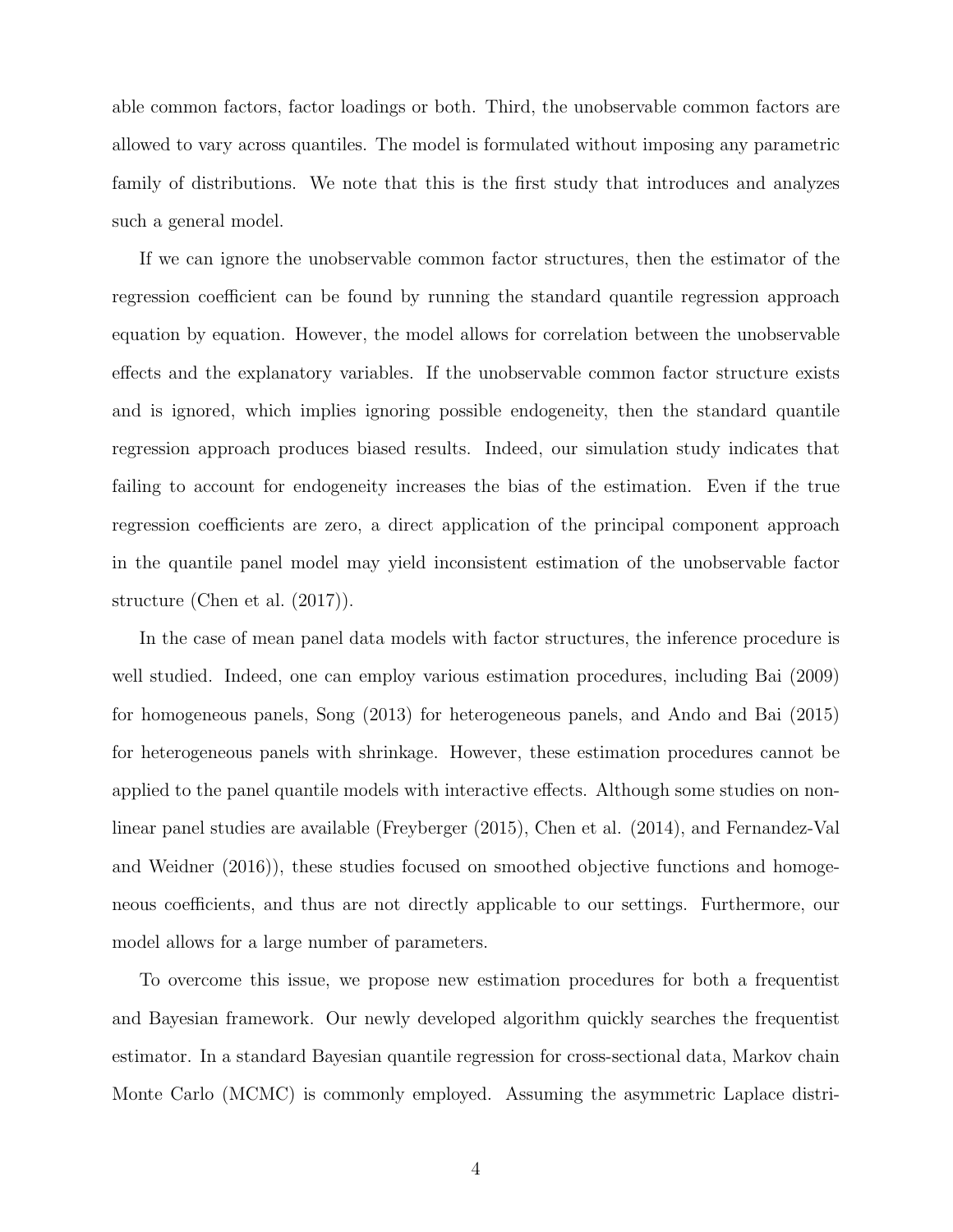able common factors, factor loadings or both. Third, the unobservable common factors are allowed to vary across quantiles. The model is formulated without imposing any parametric family of distributions. We note that this is the first study that introduces and analyzes such a general model.

If we can ignore the unobservable common factor structures, then the estimator of the regression coefficient can be found by running the standard quantile regression approach equation by equation. However, the model allows for correlation between the unobservable effects and the explanatory variables. If the unobservable common factor structure exists and is ignored, which implies ignoring possible endogeneity, then the standard quantile regression approach produces biased results. Indeed, our simulation study indicates that failing to account for endogeneity increases the bias of the estimation. Even if the true regression coefficients are zero, a direct application of the principal component approach in the quantile panel model may yield inconsistent estimation of the unobservable factor structure (Chen et al. (2017)).

In the case of mean panel data models with factor structures, the inference procedure is well studied. Indeed, one can employ various estimation procedures, including Bai (2009) for homogeneous panels, Song (2013) for heterogeneous panels, and Ando and Bai (2015) for heterogeneous panels with shrinkage. However, these estimation procedures cannot be applied to the panel quantile models with interactive effects. Although some studies on nonlinear panel studies are available (Freyberger (2015), Chen et al. (2014), and Fernandez-Val and Weidner (2016)), these studies focused on smoothed objective functions and homogeneous coefficients, and thus are not directly applicable to our settings. Furthermore, our model allows for a large number of parameters.

To overcome this issue, we propose new estimation procedures for both a frequentist and Bayesian framework. Our newly developed algorithm quickly searches the frequentist estimator. In a standard Bayesian quantile regression for cross-sectional data, Markov chain Monte Carlo (MCMC) is commonly employed. Assuming the asymmetric Laplace distri-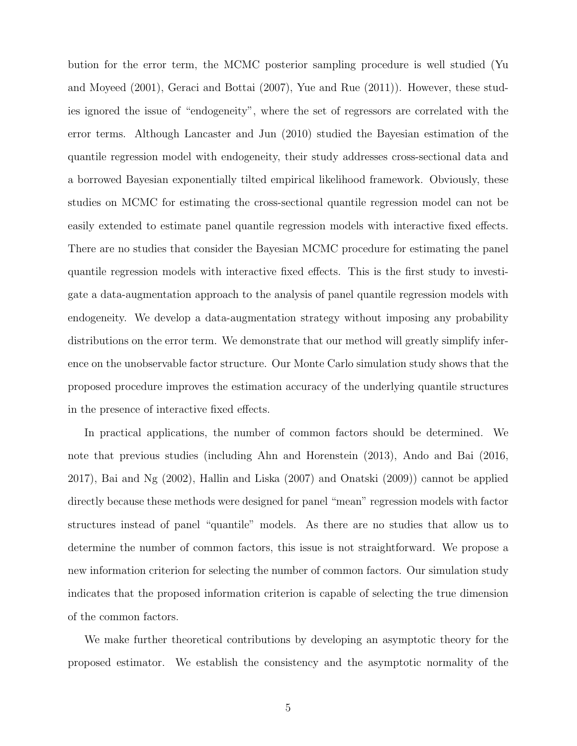bution for the error term, the MCMC posterior sampling procedure is well studied (Yu and Moyeed (2001), Geraci and Bottai (2007), Yue and Rue (2011)). However, these studies ignored the issue of "endogeneity", where the set of regressors are correlated with the error terms. Although Lancaster and Jun (2010) studied the Bayesian estimation of the quantile regression model with endogeneity, their study addresses cross-sectional data and a borrowed Bayesian exponentially tilted empirical likelihood framework. Obviously, these studies on MCMC for estimating the cross-sectional quantile regression model can not be easily extended to estimate panel quantile regression models with interactive fixed effects. There are no studies that consider the Bayesian MCMC procedure for estimating the panel quantile regression models with interactive fixed effects. This is the first study to investigate a data-augmentation approach to the analysis of panel quantile regression models with endogeneity. We develop a data-augmentation strategy without imposing any probability distributions on the error term. We demonstrate that our method will greatly simplify inference on the unobservable factor structure. Our Monte Carlo simulation study shows that the proposed procedure improves the estimation accuracy of the underlying quantile structures in the presence of interactive fixed effects.

In practical applications, the number of common factors should be determined. We note that previous studies (including Ahn and Horenstein (2013), Ando and Bai (2016, 2017), Bai and Ng (2002), Hallin and Liska (2007) and Onatski (2009)) cannot be applied directly because these methods were designed for panel "mean" regression models with factor structures instead of panel "quantile" models. As there are no studies that allow us to determine the number of common factors, this issue is not straightforward. We propose a new information criterion for selecting the number of common factors. Our simulation study indicates that the proposed information criterion is capable of selecting the true dimension of the common factors.

We make further theoretical contributions by developing an asymptotic theory for the proposed estimator. We establish the consistency and the asymptotic normality of the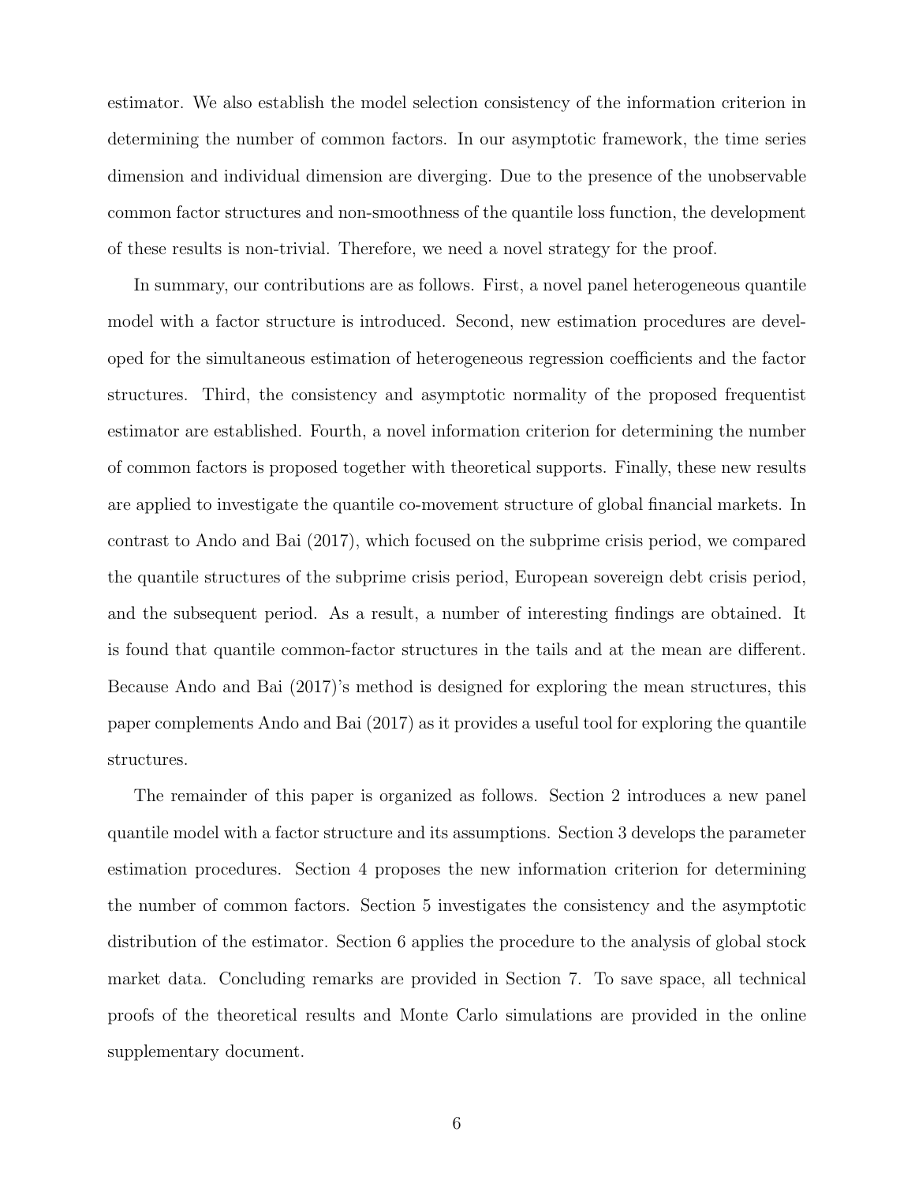estimator. We also establish the model selection consistency of the information criterion in determining the number of common factors. In our asymptotic framework, the time series dimension and individual dimension are diverging. Due to the presence of the unobservable common factor structures and non-smoothness of the quantile loss function, the development of these results is non-trivial. Therefore, we need a novel strategy for the proof.

In summary, our contributions are as follows. First, a novel panel heterogeneous quantile model with a factor structure is introduced. Second, new estimation procedures are developed for the simultaneous estimation of heterogeneous regression coefficients and the factor structures. Third, the consistency and asymptotic normality of the proposed frequentist estimator are established. Fourth, a novel information criterion for determining the number of common factors is proposed together with theoretical supports. Finally, these new results are applied to investigate the quantile co-movement structure of global financial markets. In contrast to Ando and Bai (2017), which focused on the subprime crisis period, we compared the quantile structures of the subprime crisis period, European sovereign debt crisis period, and the subsequent period. As a result, a number of interesting findings are obtained. It is found that quantile common-factor structures in the tails and at the mean are different. Because Ando and Bai (2017)'s method is designed for exploring the mean structures, this paper complements Ando and Bai (2017) as it provides a useful tool for exploring the quantile structures.

The remainder of this paper is organized as follows. Section 2 introduces a new panel quantile model with a factor structure and its assumptions. Section 3 develops the parameter estimation procedures. Section 4 proposes the new information criterion for determining the number of common factors. Section 5 investigates the consistency and the asymptotic distribution of the estimator. Section 6 applies the procedure to the analysis of global stock market data. Concluding remarks are provided in Section 7. To save space, all technical proofs of the theoretical results and Monte Carlo simulations are provided in the online supplementary document.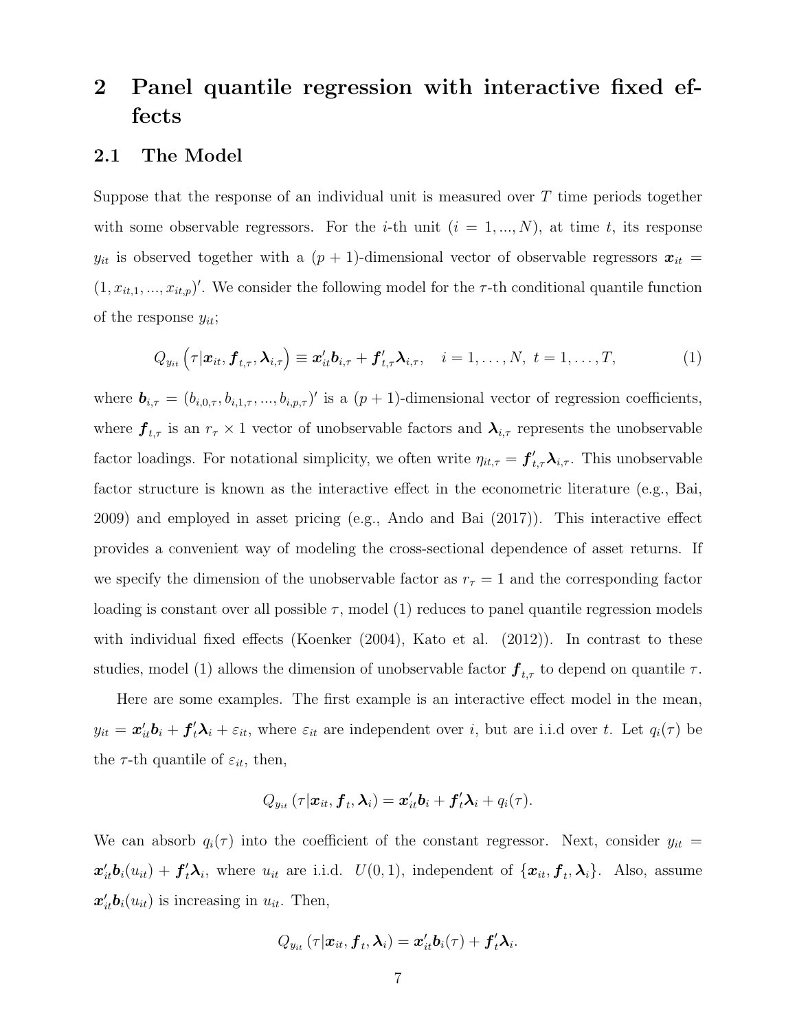# 2 Panel quantile regression with interactive fixed effects

## 2.1 The Model

Suppose that the response of an individual unit is measured over $T$ time periods together with some observable regressors. For the $i$-th unit ($i = 1, ..., N$), at time $t$, its response $y_{it}$ is observed together with a $(p+1)$-dimensional vector of observable regressors $\boldsymbol{x}_{it} = (1, x_{it,1}, ..., x_{it,p})'$. We consider the following model for the $\tau$-th conditional quantile function of the response $y_{it}$;

$$Q_{y_{it}}\left(\tau | \boldsymbol{x}_{it}, \boldsymbol{f}_{t,\tau}, \boldsymbol{\lambda}_{i,\tau}\right) \equiv \boldsymbol{x}_{it}'\boldsymbol{b}_{i,\tau} + \boldsymbol{f}_{t,\tau}'\boldsymbol{\lambda}_{i,\tau}, \quad i = 1, \ldots, N, \ t = 1, \ldots, T, \tag{1}$$

where $\boldsymbol{b}_{i,\tau} = (b_{i,0,\tau}, b_{i,1,\tau}, ..., b_{i,p,\tau})'$ is a $(p+1)$-dimensional vector of regression coefficients, where $\boldsymbol{f}_{t,\tau}$ is an $r_\tau \times 1$ vector of unobservable factors and $\boldsymbol{\lambda}_{i,\tau}$ represents the unobservable factor loadings. For notational simplicity, we often write $\eta_{it,\tau} = \boldsymbol{f}_{t,\tau}'\boldsymbol{\lambda}_{i,\tau}$. This unobservable factor structure is known as the interactive effect in the econometric literature (e.g., Bai, 2009) and employed in asset pricing (e.g., Ando and Bai (2017)). This interactive effect provides a convenient way of modeling the cross-sectional dependence of asset returns. If we specify the dimension of the unobservable factor as $r_\tau = 1$ and the corresponding factor loading is constant over all possible $\tau$, model (1) reduces to panel quantile regression models with individual fixed effects (Koenker (2004), Kato et al. (2012)). In contrast to these studies, model (1) allows the dimension of unobservable factor $\boldsymbol{f}_{t,\tau}$ to depend on quantile $\tau$.

Here are some examples. The first example is an interactive effect model in the mean, $y_{it} = \boldsymbol{x}_{it}'\boldsymbol{b}_i + \boldsymbol{f}_t'\boldsymbol{\lambda}_i + \varepsilon_{it}$, where $\varepsilon_{it}$ are independent over $i$, but are i.i.d over $t$. Let $q_i(\tau)$ be the $\tau$-th quantile of $\varepsilon_{it}$, then,

$$Q_{y_{it}}\left(\tau | \boldsymbol{x}_{it}, \boldsymbol{f}_t, \boldsymbol{\lambda}_i\right) = \boldsymbol{x}_{it}'\boldsymbol{b}_i + \boldsymbol{f}_t'\boldsymbol{\lambda}_i + q_i(\tau).$$

We can absorb $q_i(\tau)$ into the coefficient of the constant regressor. Next, consider $y_{it} = \boldsymbol{x}_{it}'\boldsymbol{b}_i(u_{it}) + \boldsymbol{f}_t'\boldsymbol{\lambda}_i$, where $u_{it}$ are i.i.d. $U(0,1)$, independent of $\{\boldsymbol{x}_{it}, \boldsymbol{f}_t, \boldsymbol{\lambda}_i\}$. Also, assume $\boldsymbol{x}_{it}'\boldsymbol{b}_i(u_{it})$ is increasing in $u_{it}$. Then,

$$Q_{y_{it}}\left(\tau | \boldsymbol{x}_{it}, \boldsymbol{f}_t, \boldsymbol{\lambda}_i\right) = \boldsymbol{x}_{it}'\boldsymbol{b}_i(\tau) + \boldsymbol{f}_t'\boldsymbol{\lambda}_i.$$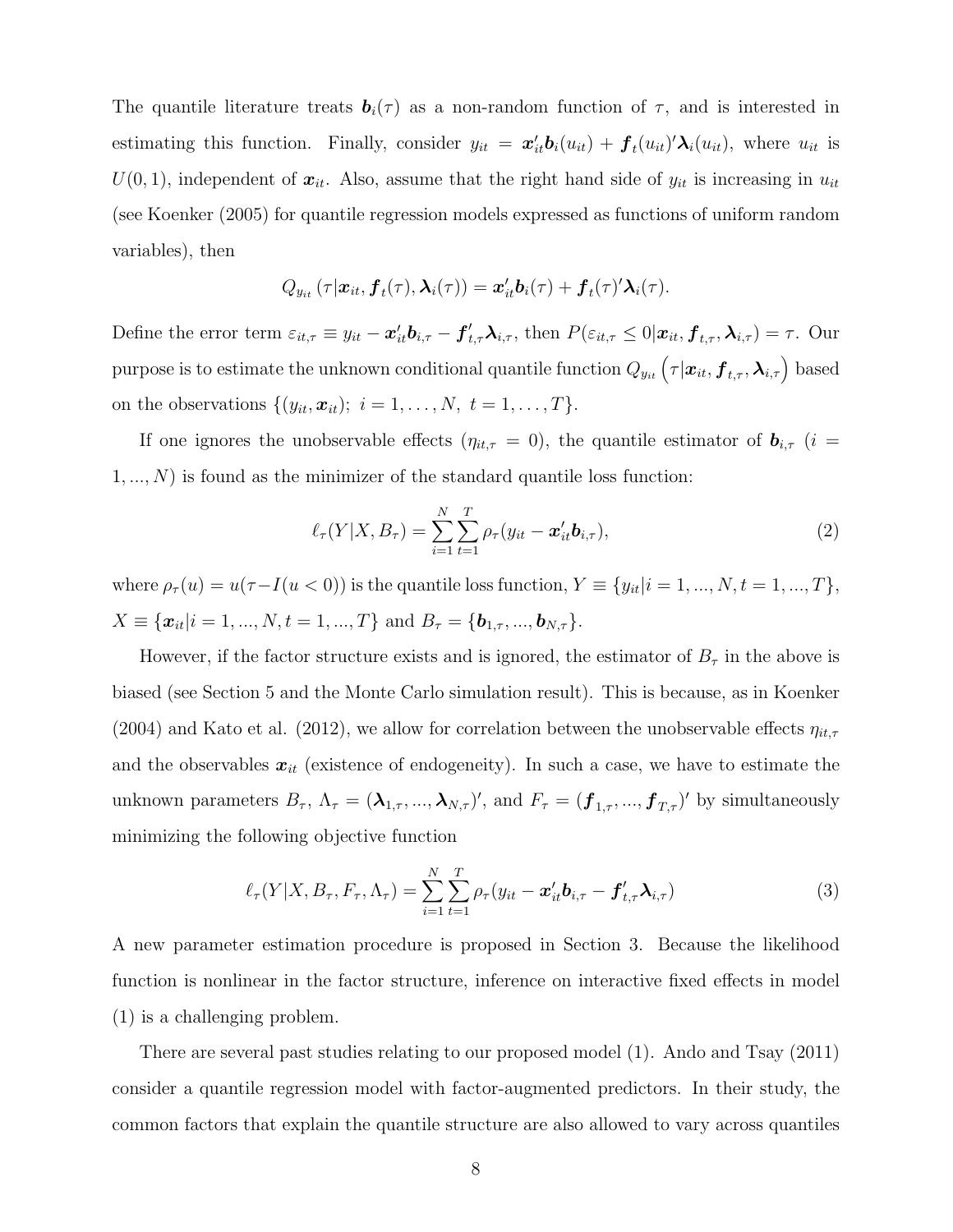The quantile literature treats $\boldsymbol{b}_i(\tau)$ as a non-random function of $\tau$, and is interested in estimating this function. Finally, consider $y_{it} = \boldsymbol{x}_{it}'\boldsymbol{b}_i(u_{it}) + \boldsymbol{f}_t(u_{it})'\boldsymbol{\lambda}_i(u_{it})$, where $u_{it}$ is $U(0,1)$, independent of $\boldsymbol{x}_{it}$. Also, assume that the right hand side of $y_{it}$ is increasing in $u_{it}$ (see Koenker (2005) for quantile regression models expressed as functions of uniform random variables), then

$$Q_{y_{it}}(\tau|\boldsymbol{x}_{it}, \boldsymbol{f}_t(\tau), \boldsymbol{\lambda}_i(\tau)) = \boldsymbol{x}_{it}'\boldsymbol{b}_i(\tau) + \boldsymbol{f}_t(\tau)'\boldsymbol{\lambda}_i(\tau).$$

Define the error term $\varepsilon_{it,\tau} \equiv y_{it} - \boldsymbol{x}_{it}'\boldsymbol{b}_{i,\tau} - \boldsymbol{f}_{t,\tau}'\boldsymbol{\lambda}_{i,\tau}$, then $P(\varepsilon_{it,\tau} \leq 0|\boldsymbol{x}_{it}, \boldsymbol{f}_{t,\tau}, \boldsymbol{\lambda}_{i,\tau}) = \tau$. Our purpose is to estimate the unknown conditional quantile function $Q_{y_{it}}\left(\tau|\boldsymbol{x}_{it}, \boldsymbol{f}_{t,\tau}, \boldsymbol{\lambda}_{i,\tau}\right)$ based on the observations $\{(y_{it}, \boldsymbol{x}_{it});\ i = 1, \ldots, N,\ t = 1, \ldots, T\}$.

If one ignores the unobservable effects ($\eta_{it,\tau} = 0$), the quantile estimator of $\boldsymbol{b}_{i,\tau}$ ($i = 1, ..., N$) is found as the minimizer of the standard quantile loss function:

$$\ell_\tau(Y|X, B_\tau) = \sum_{i=1}^{N}\sum_{t=1}^{T}\rho_\tau(y_{it} - \boldsymbol{x}_{it}'\boldsymbol{b}_{i,\tau}), \tag{2}$$

where $\rho_\tau(u) = u(\tau - I(u < 0))$ is the quantile loss function, $Y \equiv \{y_{it}|i = 1, ..., N, t = 1, ..., T\}$, $X \equiv \{\boldsymbol{x}_{it}|i = 1, ..., N, t = 1, ..., T\}$ and $B_\tau = \{\boldsymbol{b}_{1,\tau}, ..., \boldsymbol{b}_{N,\tau}\}$.

However, if the factor structure exists and is ignored, the estimator of $B_\tau$ in the above is biased (see Section 5 and the Monte Carlo simulation result). This is because, as in Koenker (2004) and Kato et al. (2012), we allow for correlation between the unobservable effects $\eta_{it,\tau}$ and the observables $\boldsymbol{x}_{it}$ (existence of endogeneity). In such a case, we have to estimate the unknown parameters $B_\tau$, $\Lambda_\tau = (\boldsymbol{\lambda}_{1,\tau}, ..., \boldsymbol{\lambda}_{N,\tau})'$, and $F_\tau = (\boldsymbol{f}_{1,\tau}, ..., \boldsymbol{f}_{T,\tau})'$ by simultaneously minimizing the following objective function

$$\ell_\tau(Y|X, B_\tau, F_\tau, \Lambda_\tau) = \sum_{i=1}^{N}\sum_{t=1}^{T}\rho_\tau(y_{it} - \boldsymbol{x}_{it}'\boldsymbol{b}_{i,\tau} - \boldsymbol{f}_{t,\tau}'\boldsymbol{\lambda}_{i,\tau}) \tag{3}$$

A new parameter estimation procedure is proposed in Section 3. Because the likelihood function is nonlinear in the factor structure, inference on interactive fixed effects in model (1) is a challenging problem.

There are several past studies relating to our proposed model (1). Ando and Tsay (2011) consider a quantile regression model with factor-augmented predictors. In their study, the common factors that explain the quantile structure are also allowed to vary across quantiles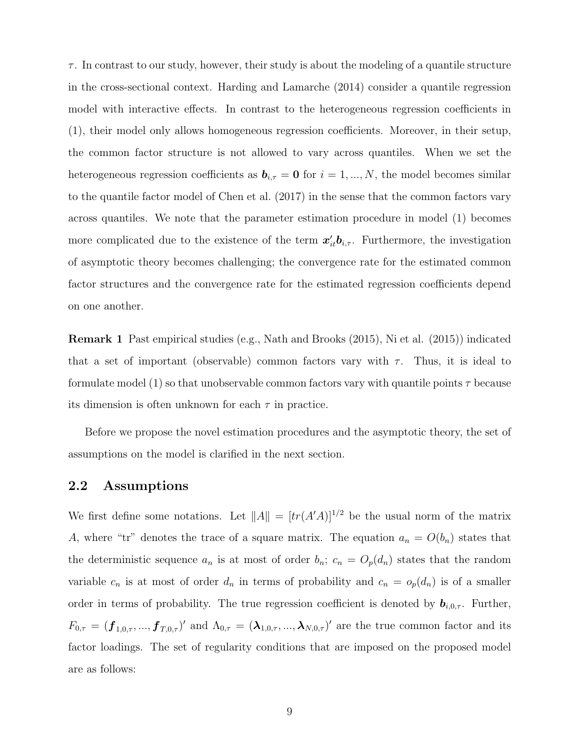$\tau$. In contrast to our study, however, their study is about the modeling of a quantile structure in the cross-sectional context. Harding and Lamarche (2014) consider a quantile regression model with interactive effects. In contrast to the heterogeneous regression coefficients in (1), their model only allows homogeneous regression coefficients. Moreover, in their setup, the common factor structure is not allowed to vary across quantiles. When we set the heterogeneous regression coefficients as $\boldsymbol{b}_{i,\tau} = \boldsymbol{0}$ for $i = 1, ..., N$, the model becomes similar to the quantile factor model of Chen et al. (2017) in the sense that the common factors vary across quantiles. We note that the parameter estimation procedure in model (1) becomes more complicated due to the existence of the term $\boldsymbol{x}_{it}'\boldsymbol{b}_{i,\tau}$. Furthermore, the investigation of asymptotic theory becomes challenging; the convergence rate for the estimated common factor structures and the convergence rate for the estimated regression coefficients depend on one another.

**Remark 1** Past empirical studies (e.g., Nath and Brooks (2015), Ni et al. (2015)) indicated that a set of important (observable) common factors vary with $\tau$. Thus, it is ideal to formulate model (1) so that unobservable common factors vary with quantile points $\tau$ because its dimension is often unknown for each $\tau$ in practice.

Before we propose the novel estimation procedures and the asymptotic theory, the set of assumptions on the model is clarified in the next section.

## 2.2 Assumptions

We first define some notations. Let $\|A\| = [tr(A'A)]^{1/2}$ be the usual norm of the matrix $A$, where "tr" denotes the trace of a square matrix. The equation $a_n = O(b_n)$ states that the deterministic sequence $a_n$ is at most of order $b_n$; $c_n = O_p(d_n)$ states that the random variable $c_n$ is at most of order $d_n$ in terms of probability and $c_n = o_p(d_n)$ is of a smaller order in terms of probability. The true regression coefficient is denoted by $\boldsymbol{b}_{i,0,\tau}$. Further, $F_{0,\tau} = (\boldsymbol{f}_{1,0,\tau}, ..., \boldsymbol{f}_{T,0,\tau})'$ and $\Lambda_{0,\tau} = (\boldsymbol{\lambda}_{1,0,\tau}, ..., \boldsymbol{\lambda}_{N,0,\tau})'$ are the true common factor and its factor loadings. The set of regularity conditions that are imposed on the proposed model are as follows: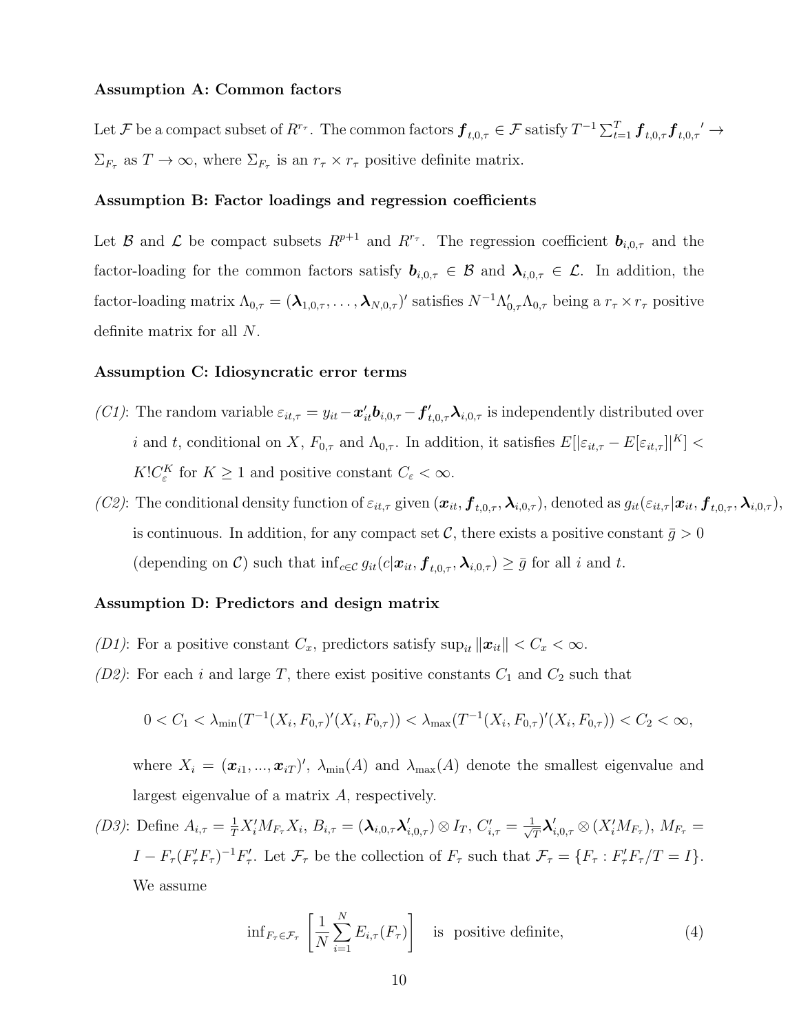**Assumption A: Common factors**

Let $\mathcal{F}$ be a compact subset of $R^{r_\tau}$. The common factors $\boldsymbol{f}_{t,0,\tau} \in \mathcal{F}$ satisfy $T^{-1}\sum_{t=1}^{T} \boldsymbol{f}_{t,0,\tau}\boldsymbol{f}_{t,0,\tau}{}' \to \Sigma_{F_\tau}$ as $T \to \infty$, where $\Sigma_{F_\tau}$ is an $r_\tau \times r_\tau$ positive definite matrix.

**Assumption B: Factor loadings and regression coefficients**

Let $\mathcal{B}$ and $\mathcal{L}$ be compact subsets $R^{p+1}$ and $R^{r_\tau}$. The regression coefficient $\boldsymbol{b}_{i,0,\tau}$ and the factor-loading for the common factors satisfy $\boldsymbol{b}_{i,0,\tau} \in \mathcal{B}$ and $\boldsymbol{\lambda}_{i,0,\tau} \in \mathcal{L}$. In addition, the factor-loading matrix $\Lambda_{0,\tau} = (\boldsymbol{\lambda}_{1,0,\tau}, \ldots, \boldsymbol{\lambda}_{N,0,\tau})'$ satisfies $N^{-1}\Lambda_{0,\tau}'\Lambda_{0,\tau}$ being a $r_\tau \times r_\tau$ positive definite matrix for all $N$.

**Assumption C: Idiosyncratic error terms**

*(C1)*: The random variable $\varepsilon_{it,\tau} = y_{it} - \boldsymbol{x}_{it}'\boldsymbol{b}_{i,0,\tau} - \boldsymbol{f}_{t,0,\tau}'\boldsymbol{\lambda}_{i,0,\tau}$ is independently distributed over $i$ and $t$, conditional on $X$, $F_{0,\tau}$ and $\Lambda_{0,\tau}$. In addition, it satisfies $E[|\varepsilon_{it,\tau} - E[\varepsilon_{it,\tau}]|^K] < K!C_\varepsilon^K$ for $K \geq 1$ and positive constant $C_\varepsilon < \infty$.

*(C2)*: The conditional density function of $\varepsilon_{it,\tau}$ given $(\boldsymbol{x}_{it}, \boldsymbol{f}_{t,0,\tau}, \boldsymbol{\lambda}_{i,0,\tau})$, denoted as $g_{it}(\varepsilon_{it,\tau}|\boldsymbol{x}_{it}, \boldsymbol{f}_{t,0,\tau}, \boldsymbol{\lambda}_{i,0,\tau})$, is continuous. In addition, for any compact set $\mathcal{C}$, there exists a positive constant $\bar{g} > 0$ (depending on $\mathcal{C}$) such that $\inf_{c\in\mathcal{C}} g_{it}(c|\boldsymbol{x}_{it}, \boldsymbol{f}_{t,0,\tau}, \boldsymbol{\lambda}_{i,0,\tau}) \geq \bar{g}$ for all $i$ and $t$.

**Assumption D: Predictors and design matrix**

*(D1)*: For a positive constant $C_x$, predictors satisfy $\sup_{it} \|\boldsymbol{x}_{it}\| < C_x < \infty$.

*(D2)*: For each $i$ and large $T$, there exist positive constants $C_1$ and $C_2$ such that

$$0 < C_1 < \lambda_{\min}(T^{-1}(X_i, F_{0,\tau})'(X_i, F_{0,\tau})) < \lambda_{\max}(T^{-1}(X_i, F_{0,\tau})'(X_i, F_{0,\tau})) < C_2 < \infty,$$

where $X_i = (\boldsymbol{x}_{i1}, ..., \boldsymbol{x}_{iT})'$, $\lambda_{\min}(A)$ and $\lambda_{\max}(A)$ denote the smallest eigenvalue and largest eigenvalue of a matrix $A$, respectively.

*(D3)*: Define $A_{i,\tau} = \frac{1}{T}X_i'M_{F_\tau}X_i$, $B_{i,\tau} = (\boldsymbol{\lambda}_{i,0,\tau}\boldsymbol{\lambda}_{i,0,\tau}') \otimes I_T$, $C_{i,\tau}' = \frac{1}{\sqrt{T}}\boldsymbol{\lambda}_{i,0,\tau}' \otimes (X_i'M_{F_\tau})$, $M_{F_\tau} = I - F_\tau(F_\tau'F_\tau)^{-1}F_\tau'$. Let $\mathcal{F}_\tau$ be the collection of $F_\tau$ such that $\mathcal{F}_\tau = \{F_\tau : F_\tau'F_\tau/T = I\}$. We assume

$$\inf_{F_\tau\in\mathcal{F}_\tau} \left[\frac{1}{N}\sum_{i=1}^{N} E_{i,\tau}(F_\tau)\right] \quad \text{is positive definite,} \tag{4}$$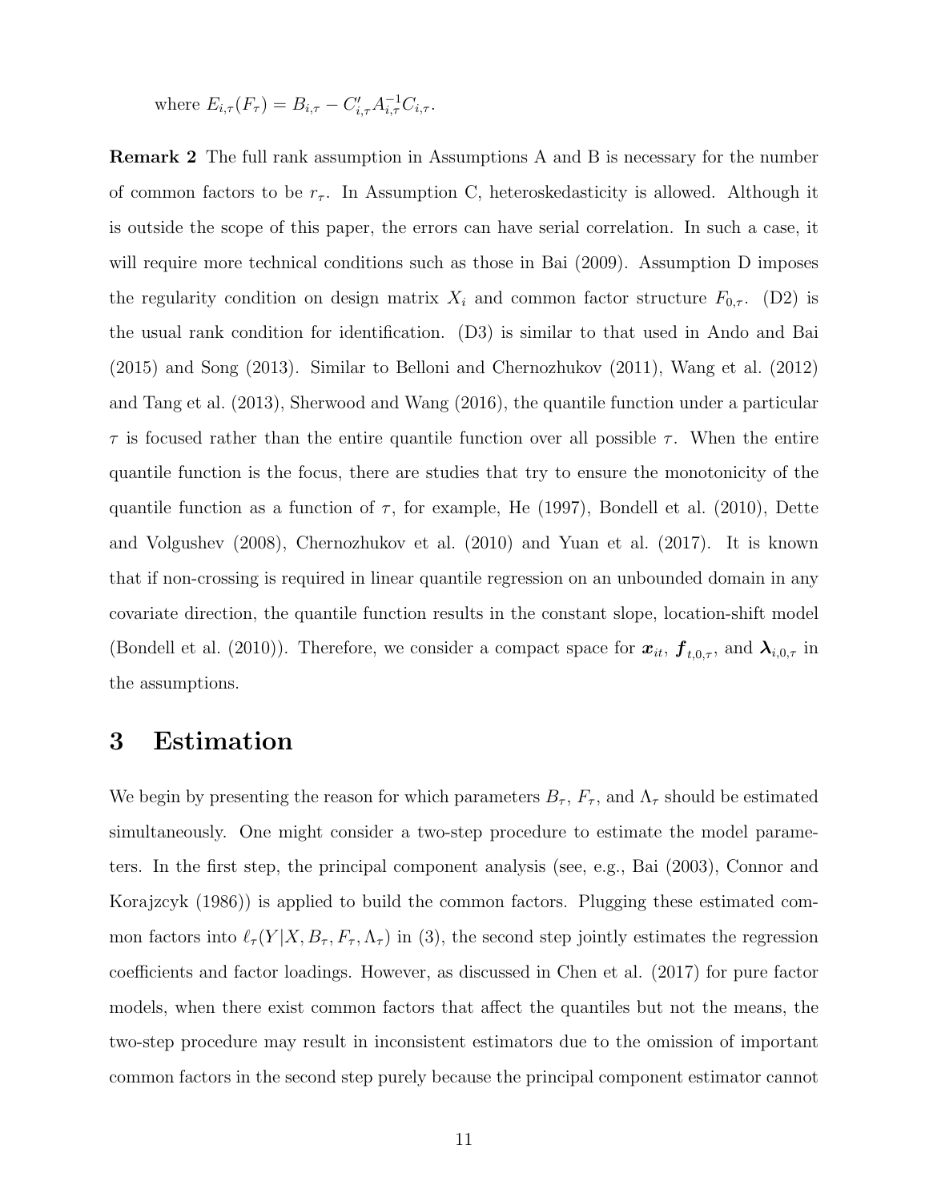where $E_{i,\tau}(F_\tau) = B_{i,\tau} - C'_{i,\tau} A_{i,\tau}^{-1} C_{i,\tau}$.

**Remark 2** The full rank assumption in Assumptions A and B is necessary for the number of common factors to be $r_\tau$. In Assumption C, heteroskedasticity is allowed. Although it is outside the scope of this paper, the errors can have serial correlation. In such a case, it will require more technical conditions such as those in Bai (2009). Assumption D imposes the regularity condition on design matrix $X_i$ and common factor structure $F_{0,\tau}$. (D2) is the usual rank condition for identification. (D3) is similar to that used in Ando and Bai (2015) and Song (2013). Similar to Belloni and Chernozhukov (2011), Wang et al. (2012) and Tang et al. (2013), Sherwood and Wang (2016), the quantile function under a particular $\tau$ is focused rather than the entire quantile function over all possible $\tau$. When the entire quantile function is the focus, there are studies that try to ensure the monotonicity of the quantile function as a function of $\tau$, for example, He (1997), Bondell et al. (2010), Dette and Volgushev (2008), Chernozhukov et al. (2010) and Yuan et al. (2017). It is known that if non-crossing is required in linear quantile regression on an unbounded domain in any covariate direction, the quantile function results in the constant slope, location-shift model (Bondell et al. (2010)). Therefore, we consider a compact space for $\boldsymbol{x}_{it}$, $\boldsymbol{f}_{t,0,\tau}$, and $\boldsymbol{\lambda}_{i,0,\tau}$ in the assumptions.

# 3 Estimation

We begin by presenting the reason for which parameters $B_\tau$, $F_\tau$, and $\Lambda_\tau$ should be estimated simultaneously. One might consider a two-step procedure to estimate the model parameters. In the first step, the principal component analysis (see, e.g., Bai (2003), Connor and Korajczyk (1986)) is applied to build the common factors. Plugging these estimated common factors into $\ell_\tau(Y|X, B_\tau, F_\tau, \Lambda_\tau)$ in (3), the second step jointly estimates the regression coefficients and factor loadings. However, as discussed in Chen et al. (2017) for pure factor models, when there exist common factors that affect the quantiles but not the means, the two-step procedure may result in inconsistent estimators due to the omission of important common factors in the second step purely because the principal component estimator cannot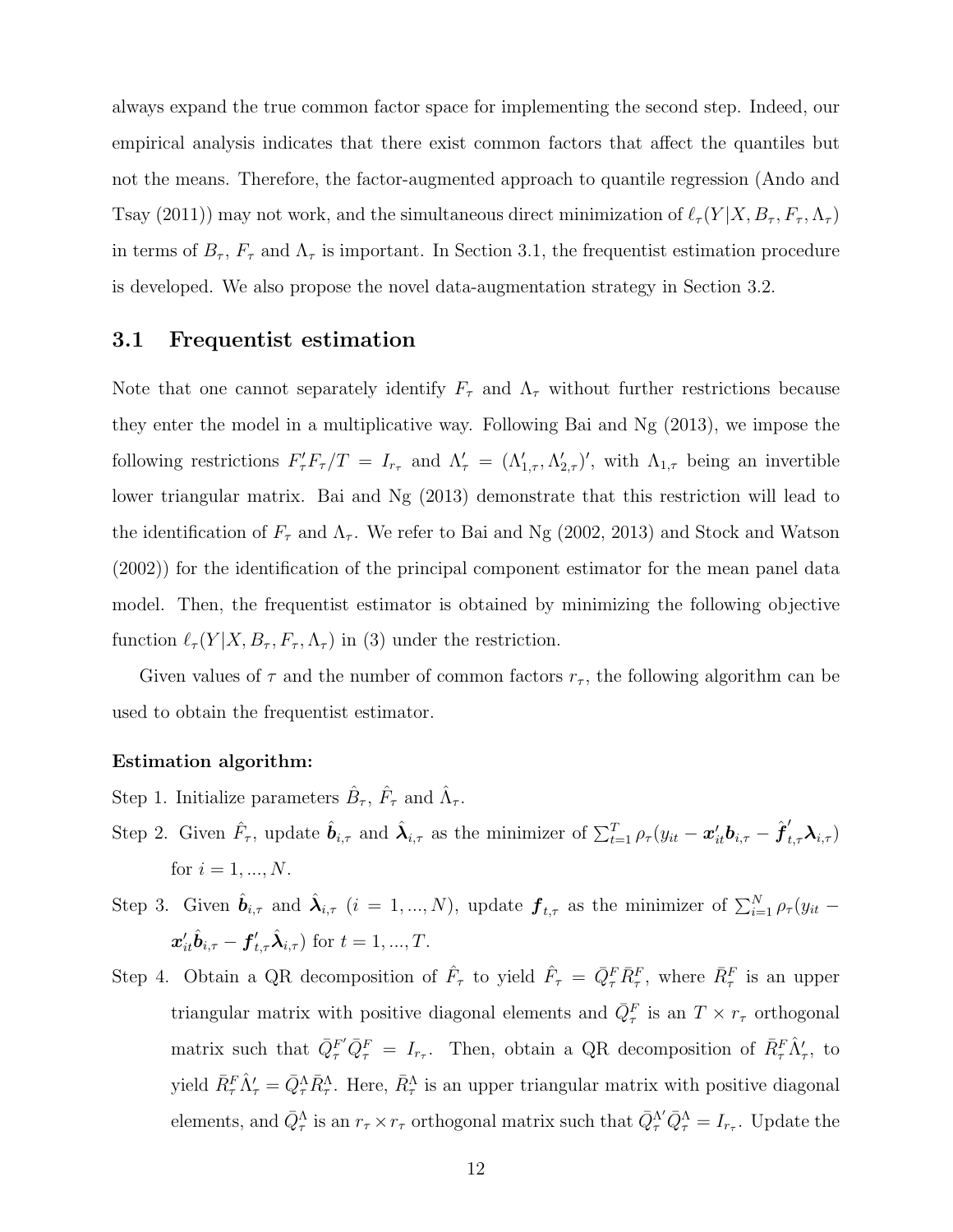always expand the true common factor space for implementing the second step. Indeed, our empirical analysis indicates that there exist common factors that affect the quantiles but not the means. Therefore, the factor-augmented approach to quantile regression (Ando and Tsay (2011)) may not work, and the simultaneous direct minimization of $\ell_\tau(Y|X, B_\tau, F_\tau, \Lambda_\tau)$ in terms of $B_\tau$, $F_\tau$ and $\Lambda_\tau$ is important. In Section 3.1, the frequentist estimation procedure is developed. We also propose the novel data-augmentation strategy in Section 3.2.

## 3.1 Frequentist estimation

Note that one cannot separately identify $F_\tau$ and $\Lambda_\tau$ without further restrictions because they enter the model in a multiplicative way. Following Bai and Ng (2013), we impose the following restrictions $F_\tau' F_\tau / T = I_{r_\tau}$ and $\Lambda_\tau' = (\Lambda_{1,\tau}', \Lambda_{2,\tau}')'$, with $\Lambda_{1,\tau}$ being an invertible lower triangular matrix. Bai and Ng (2013) demonstrate that this restriction will lead to the identification of $F_\tau$ and $\Lambda_\tau$. We refer to Bai and Ng (2002, 2013) and Stock and Watson (2002)) for the identification of the principal component estimator for the mean panel data model. Then, the frequentist estimator is obtained by minimizing the following objective function $\ell_\tau(Y|X, B_\tau, F_\tau, \Lambda_\tau)$ in (3) under the restriction.

Given values of $\tau$ and the number of common factors $r_\tau$, the following algorithm can be used to obtain the frequentist estimator.

**Estimation algorithm:**

Step 1. Initialize parameters $\hat{B}_\tau$, $\hat{F}_\tau$ and $\hat{\Lambda}_\tau$.

Step 2. Given $\hat{F}_\tau$, update $\hat{\boldsymbol{b}}_{i,\tau}$ and $\hat{\boldsymbol{\lambda}}_{i,\tau}$ as the minimizer of $\sum_{t=1}^{T} \rho_\tau(y_{it} - \boldsymbol{x}_{it}' \boldsymbol{b}_{i,\tau} - \hat{\boldsymbol{f}}_{t,\tau}' \boldsymbol{\lambda}_{i,\tau})$ for $i = 1, ..., N$.

Step 3. Given $\hat{\boldsymbol{b}}_{i,\tau}$ and $\hat{\boldsymbol{\lambda}}_{i,\tau}$ $(i = 1, ..., N)$, update $\boldsymbol{f}_{t,\tau}$ as the minimizer of $\sum_{i=1}^{N} \rho_\tau(y_{it} - \boldsymbol{x}_{it}' \hat{\boldsymbol{b}}_{i,\tau} - \boldsymbol{f}_{t,\tau}' \hat{\boldsymbol{\lambda}}_{i,\tau})$ for $t = 1, ..., T$.

Step 4. Obtain a QR decomposition of $\hat{F}_\tau$ to yield $\hat{F}_\tau = \bar{Q}_\tau^F \bar{R}_\tau^F$, where $\bar{R}_\tau^F$ is an upper triangular matrix with positive diagonal elements and $\bar{Q}_\tau^F$ is an $T \times r_\tau$ orthogonal matrix such that $\bar{Q}_\tau^{F'} \bar{Q}_\tau^F = I_{r_\tau}$. Then, obtain a QR decomposition of $\bar{R}_\tau^F \hat{\Lambda}_\tau'$, to yield $\bar{R}_\tau^F \hat{\Lambda}_\tau' = \bar{Q}_\tau^\Lambda \bar{R}_\tau^\Lambda$. Here, $\bar{R}_\tau^\Lambda$ is an upper triangular matrix with positive diagonal elements, and $\bar{Q}_\tau^\Lambda$ is an $r_\tau \times r_\tau$ orthogonal matrix such that $\bar{Q}_\tau^{\Lambda'} \bar{Q}_\tau^\Lambda = I_{r_\tau}$. Update the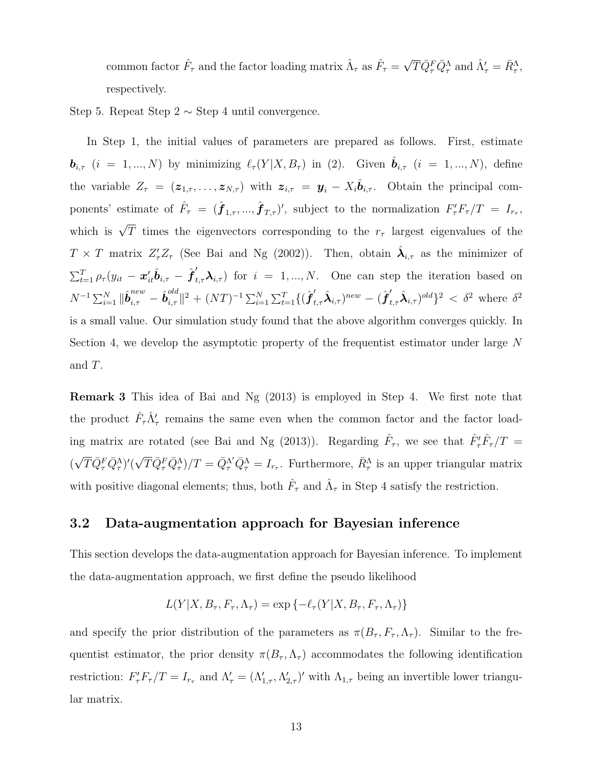common factor $\hat{F}_\tau$ and the factor loading matrix $\hat{\Lambda}_\tau$ as $\hat{F}_\tau = \sqrt{T}\bar{Q}_\tau^F \bar{Q}_\tau^\Lambda$ and $\hat{\Lambda}_\tau' = \bar{R}_\tau^\Lambda$, respectively.

Step 5. Repeat Step 2 $\sim$ Step 4 until convergence.

In Step 1, the initial values of parameters are prepared as follows. First, estimate $\boldsymbol{b}_{i,\tau}$ $(i = 1, ..., N)$ by minimizing $\ell_\tau(Y|X, B_\tau)$ in (2). Given $\hat{\boldsymbol{b}}_{i,\tau}$ $(i = 1, ..., N)$, define the variable $Z_\tau = (\boldsymbol{z}_{1,\tau}, \dots, \boldsymbol{z}_{N,\tau})$ with $\boldsymbol{z}_{i,\tau} = \boldsymbol{y}_i - X_i \hat{\boldsymbol{b}}_{i,\tau}$. Obtain the principal components' estimate of $\hat{F}_\tau = (\hat{\boldsymbol{f}}_{1,\tau}, ..., \hat{\boldsymbol{f}}_{T,\tau})'$, subject to the normalization $F_\tau' F_\tau / T = I_{r_\tau}$, which is $\sqrt{T}$ times the eigenvectors corresponding to the $r_\tau$ largest eigenvalues of the $T \times T$ matrix $Z_\tau' Z_\tau$ (See Bai and Ng (2002)). Then, obtain $\hat{\boldsymbol{\lambda}}_{i,\tau}$ as the minimizer of $\sum_{t=1}^T \rho_\tau(y_{it} - \boldsymbol{x}_{it}' \hat{\boldsymbol{b}}_{i,\tau} - \hat{\boldsymbol{f}}_{t,\tau}' \boldsymbol{\lambda}_{i,\tau})$ for $i = 1, ..., N$. One can step the iteration based on $N^{-1} \sum_{i=1}^N \|\hat{\boldsymbol{b}}_{i,\tau}^{new} - \hat{\boldsymbol{b}}_{i,\tau}^{old}\|^2 + (NT)^{-1} \sum_{i=1}^N \sum_{t=1}^T \{(\hat{\boldsymbol{f}}_{t,\tau}' \hat{\boldsymbol{\lambda}}_{i,\tau})^{new} - (\hat{\boldsymbol{f}}_{t,\tau}' \hat{\boldsymbol{\lambda}}_{i,\tau})^{old}\}^2 < \delta^2$ where $\delta^2$ is a small value. Our simulation study found that the above algorithm converges quickly. In Section 4, we develop the asymptotic property of the frequentist estimator under large $N$ and $T$.

**Remark 3** This idea of Bai and Ng (2013) is employed in Step 4. We first note that the product $\hat{F}_\tau \hat{\Lambda}_\tau'$ remains the same even when the common factor and the factor loading matrix are rotated (see Bai and Ng (2013)). Regarding $\hat{F}_\tau$, we see that $\hat{F}_\tau' \hat{F}_\tau / T = (\sqrt{T}\bar{Q}_\tau^F \bar{Q}_\tau^\Lambda)'(\sqrt{T}\bar{Q}_\tau^F \bar{Q}_\tau^\Lambda)/T = \bar{Q}_\tau^{\Lambda\prime} \bar{Q}_\tau^\Lambda = I_{r_\tau}$. Furthermore, $\bar{R}_\tau^\Lambda$ is an upper triangular matrix with positive diagonal elements; thus, both $\hat{F}_\tau$ and $\hat{\Lambda}_\tau$ in Step 4 satisfy the restriction.

## 3.2 Data-augmentation approach for Bayesian inference

This section develops the data-augmentation approach for Bayesian inference. To implement the data-augmentation approach, we first define the pseudo likelihood

$$L(Y|X, B_\tau, F_\tau, \Lambda_\tau) = \exp\{-\ell_\tau(Y|X, B_\tau, F_\tau, \Lambda_\tau)\}$$

and specify the prior distribution of the parameters as $\pi(B_\tau, F_\tau, \Lambda_\tau)$. Similar to the frequentist estimator, the prior density $\pi(B_\tau, \Lambda_\tau)$ accommodates the following identification restriction: $F_\tau' F_\tau / T = I_{r_\tau}$ and $\Lambda_\tau' = (\Lambda_{1,\tau}', \Lambda_{2,\tau}')'$ with $\Lambda_{1,\tau}$ being an invertible lower triangular matrix.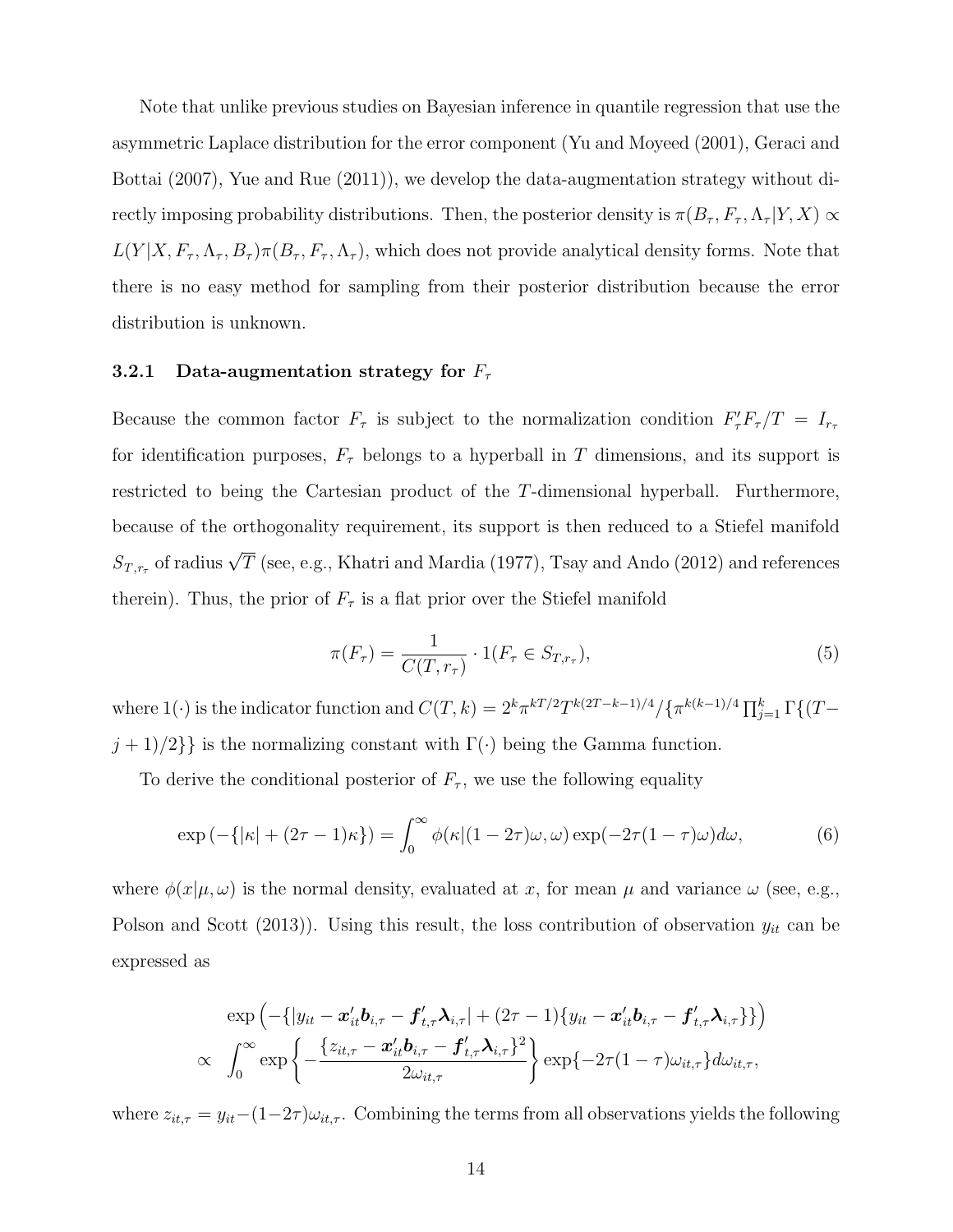Note that unlike previous studies on Bayesian inference in quantile regression that use the asymmetric Laplace distribution for the error component (Yu and Moyeed (2001), Geraci and Bottai (2007), Yue and Rue (2011)), we develop the data-augmentation strategy without directly imposing probability distributions. Then, the posterior density is $\pi(B_\tau, F_\tau, \Lambda_\tau | Y, X) \propto L(Y|X, F_\tau, \Lambda_\tau, B_\tau)\pi(B_\tau, F_\tau, \Lambda_\tau)$, which does not provide analytical density forms. Note that there is no easy method for sampling from their posterior distribution because the error distribution is unknown.

### 3.2.1 Data-augmentation strategy for $F_\tau$

Because the common factor $F_\tau$ is subject to the normalization condition $F_\tau' F_\tau / T = I_{r_\tau}$ for identification purposes, $F_\tau$ belongs to a hyperball in $T$ dimensions, and its support is restricted to being the Cartesian product of the $T$-dimensional hyperball. Furthermore, because of the orthogonality requirement, its support is then reduced to a Stiefel manifold $S_{T,r_\tau}$ of radius $\sqrt{T}$ (see, e.g., Khatri and Mardia (1977), Tsay and Ando (2012) and references therein). Thus, the prior of $F_\tau$ is a flat prior over the Stiefel manifold

$$\pi(F_\tau) = \frac{1}{C(T, r_\tau)} \cdot 1(F_\tau \in S_{T,r_\tau}), \tag{5}$$

where $1(\cdot)$ is the indicator function and $C(T,k) = 2^k \pi^{kT/2} T^{k(2T-k-1)/4} / \{\pi^{k(k-1)/4} \prod_{j=1}^{k} \Gamma\{(T-j+1)/2\}\}$ is the normalizing constant with $\Gamma(\cdot)$ being the Gamma function.

To derive the conditional posterior of $F_\tau$, we use the following equality

$$\exp\left(-\{|\kappa| + (2\tau - 1)\kappa\}\right) = \int_0^\infty \phi(\kappa | (1-2\tau)\omega, \omega) \exp(-2\tau(1-\tau)\omega) d\omega, \tag{6}$$

where $\phi(x|\mu, \omega)$ is the normal density, evaluated at $x$, for mean $\mu$ and variance $\omega$ (see, e.g., Polson and Scott (2013)). Using this result, the loss contribution of observation $y_{it}$ can be expressed as

$$\begin{aligned} &\exp\left(-\{|y_{it} - \boldsymbol{x}_{it}'\boldsymbol{b}_{i,\tau} - \boldsymbol{f}_{t,\tau}'\boldsymbol{\lambda}_{i,\tau}| + (2\tau - 1)\{y_{it} - \boldsymbol{x}_{it}'\boldsymbol{b}_{i,\tau} - \boldsymbol{f}_{t,\tau}'\boldsymbol{\lambda}_{i,\tau}\}\}\right) \\ \propto\ &\int_0^\infty \exp\left\{-\frac{\{z_{it,\tau} - \boldsymbol{x}_{it}'\boldsymbol{b}_{i,\tau} - \boldsymbol{f}_{t,\tau}'\boldsymbol{\lambda}_{i,\tau}\}^2}{2\omega_{it,\tau}}\right\} \exp\{-2\tau(1-\tau)\omega_{it,\tau}\} d\omega_{it,\tau}, \end{aligned}$$

where $z_{it,\tau} = y_{it} - (1-2\tau)\omega_{it,\tau}$. Combining the terms from all observations yields the following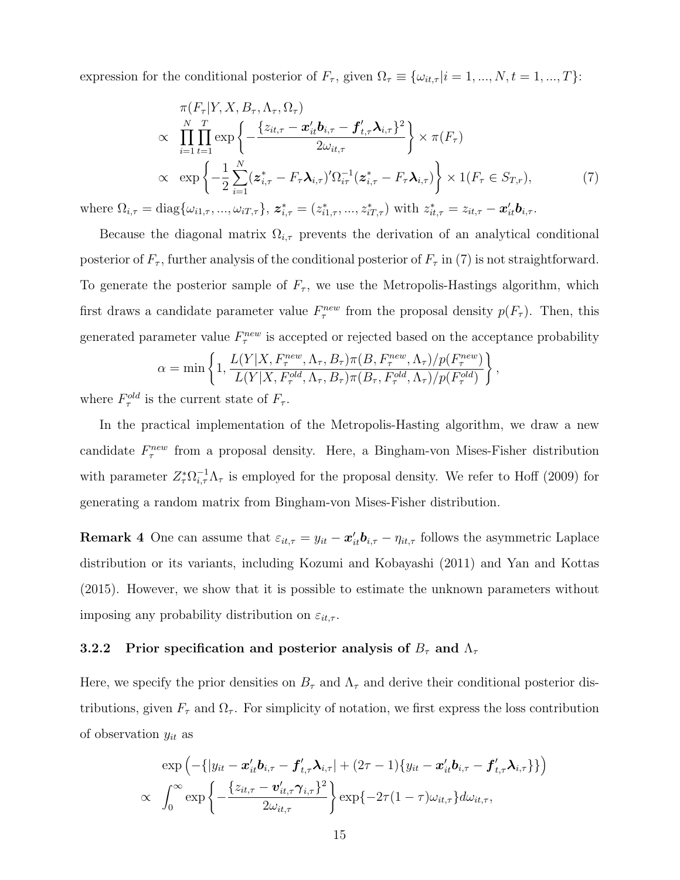expression for the conditional posterior of $F_\tau$, given $\Omega_\tau \equiv \{\omega_{it,\tau}|i=1,...,N, t=1,...,T\}$:

$$
\begin{aligned}
&\pi(F_\tau|Y, X, B_\tau, \Lambda_\tau, \Omega_\tau) \\
\propto\;& \prod_{i=1}^{N}\prod_{t=1}^{T} \exp\left\{-\frac{\{z_{it,\tau} - \boldsymbol{x}_{it}'\boldsymbol{b}_{i,\tau} - \boldsymbol{f}_{t,\tau}'\boldsymbol{\lambda}_{i,\tau}\}^2}{2\omega_{it,\tau}}\right\} \times \pi(F_\tau) \\
\propto\;& \exp\left\{-\frac{1}{2}\sum_{i=1}^{N}(\boldsymbol{z}_{i,\tau}^* - F_\tau\boldsymbol{\lambda}_{i,\tau})'\Omega_{i\tau}^{-1}(\boldsymbol{z}_{i,\tau}^* - F_\tau\boldsymbol{\lambda}_{i,\tau})\right\} \times 1(F_\tau \in S_{T,r}), \qquad (7)
\end{aligned}
$$

where $\Omega_{i,\tau} = \text{diag}\{\omega_{i1,\tau}, ..., \omega_{iT,\tau}\}$, $\boldsymbol{z}_{i,\tau}^* = (z_{i1,\tau}^*, ..., z_{iT,\tau}^*)$ with $z_{it,\tau}^* = z_{it,\tau} - \boldsymbol{x}_{it}'\boldsymbol{b}_{i,\tau}$.

Because the diagonal matrix $\Omega_{i,\tau}$ prevents the derivation of an analytical conditional posterior of $F_\tau$, further analysis of the conditional posterior of $F_\tau$ in (7) is not straightforward. To generate the posterior sample of $F_\tau$, we use the Metropolis-Hastings algorithm, which first draws a candidate parameter value $F_\tau^{new}$ from the proposal density $p(F_\tau)$. Then, this generated parameter value $F_\tau^{new}$ is accepted or rejected based on the acceptance probability

$$
\alpha = \min\left\{1, \frac{L(Y|X, F_\tau^{new}, \Lambda_\tau, B_\tau)\pi(B, F_\tau^{new}, \Lambda_\tau)/p(F_\tau^{new})}{L(Y|X, F_\tau^{old}, \Lambda_\tau, B_\tau)\pi(B_\tau, F_\tau^{old}, \Lambda_\tau)/p(F_\tau^{old})}\right\},
$$

where $F_\tau^{old}$ is the current state of $F_\tau$.

In the practical implementation of the Metropolis-Hasting algorithm, we draw a new candidate $F_\tau^{new}$ from a proposal density. Here, a Bingham-von Mises-Fisher distribution with parameter $Z_\tau^*\Omega_{i,\tau}^{-1}\Lambda_\tau$ is employed for the proposal density. We refer to Hoff (2009) for generating a random matrix from Bingham-von Mises-Fisher distribution.

**Remark 4** One can assume that $\varepsilon_{it,\tau} = y_{it} - \boldsymbol{x}_{it}'\boldsymbol{b}_{i,\tau} - \eta_{it,\tau}$ follows the asymmetric Laplace distribution or its variants, including Kozumi and Kobayashi (2011) and Yan and Kottas (2015). However, we show that it is possible to estimate the unknown parameters without imposing any probability distribution on $\varepsilon_{it,\tau}$.

### 3.2.2 Prior specification and posterior analysis of $B_\tau$ and $\Lambda_\tau$

Here, we specify the prior densities on $B_\tau$ and $\Lambda_\tau$ and derive their conditional posterior distributions, given $F_\tau$ and $\Omega_\tau$. For simplicity of notation, we first express the loss contribution of observation $y_{it}$ as

$$
\begin{aligned}
&\exp\left(-\{|y_{it} - \boldsymbol{x}_{it}'\boldsymbol{b}_{i,\tau} - \boldsymbol{f}_{t,\tau}'\boldsymbol{\lambda}_{i,\tau}| + (2\tau-1)\{y_{it} - \boldsymbol{x}_{it}'\boldsymbol{b}_{i,\tau} - \boldsymbol{f}_{t,\tau}'\boldsymbol{\lambda}_{i,\tau}\}\}\right) \\
\propto\;& \int_0^\infty \exp\left\{-\frac{\{z_{it,\tau} - \boldsymbol{v}_{it,\tau}'\boldsymbol{\gamma}_{i,\tau}\}^2}{2\omega_{it,\tau}}\right\}\exp\{-2\tau(1-\tau)\omega_{it,\tau}\}d\omega_{it,\tau},
\end{aligned}
$$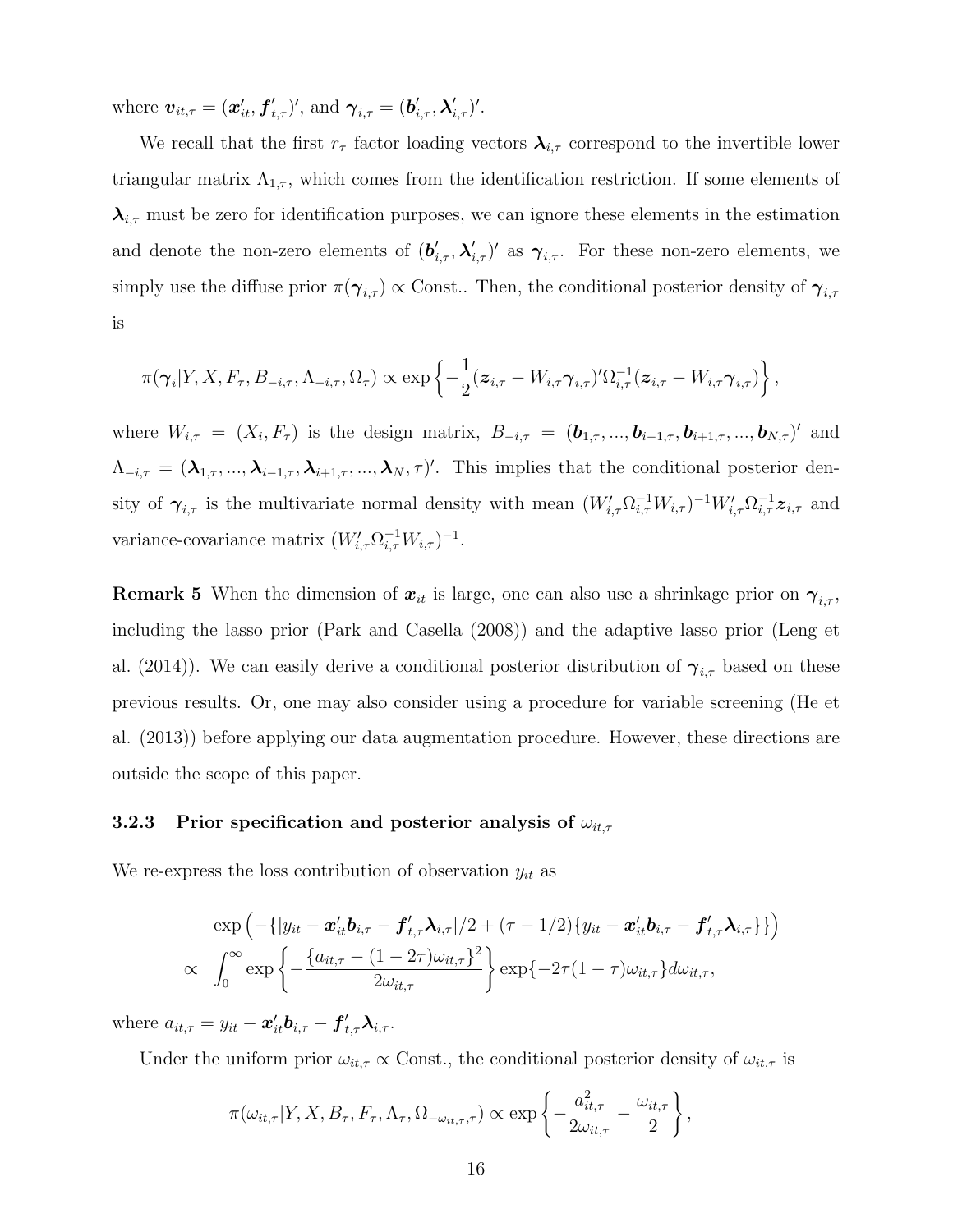where $\boldsymbol{v}_{it,\tau} = (\boldsymbol{x}'_{it}, \boldsymbol{f}'_{t,\tau})'$, and $\boldsymbol{\gamma}_{i,\tau} = (\boldsymbol{b}'_{i,\tau}, \boldsymbol{\lambda}'_{i,\tau})'$.

We recall that the first $r_\tau$ factor loading vectors $\boldsymbol{\lambda}_{i,\tau}$ correspond to the invertible lower triangular matrix $\Lambda_{1,\tau}$, which comes from the identification restriction. If some elements of $\boldsymbol{\lambda}_{i,\tau}$ must be zero for identification purposes, we can ignore these elements in the estimation and denote the non-zero elements of $(\boldsymbol{b}'_{i,\tau}, \boldsymbol{\lambda}'_{i,\tau})'$ as $\boldsymbol{\gamma}_{i,\tau}$. For these non-zero elements, we simply use the diffuse prior $\pi(\boldsymbol{\gamma}_{i,\tau}) \propto \text{Const.}$. Then, the conditional posterior density of $\boldsymbol{\gamma}_{i,\tau}$ is

$$\pi(\boldsymbol{\gamma}_i | Y, X, F_\tau, B_{-i,\tau}, \Lambda_{-i,\tau}, \Omega_\tau) \propto \exp\left\{-\frac{1}{2}(\boldsymbol{z}_{i,\tau} - W_{i,\tau}\boldsymbol{\gamma}_{i,\tau})'\Omega_{i,\tau}^{-1}(\boldsymbol{z}_{i,\tau} - W_{i,\tau}\boldsymbol{\gamma}_{i,\tau})\right\},$$

where $W_{i,\tau} = (X_i, F_\tau)$ is the design matrix, $B_{-i,\tau} = (\boldsymbol{b}_{1,\tau}, ..., \boldsymbol{b}_{i-1,\tau}, \boldsymbol{b}_{i+1,\tau}, ..., \boldsymbol{b}_{N,\tau})'$ and $\Lambda_{-i,\tau} = (\boldsymbol{\lambda}_{1,\tau}, ..., \boldsymbol{\lambda}_{i-1,\tau}, \boldsymbol{\lambda}_{i+1,\tau}, ..., \boldsymbol{\lambda}_N, \tau)'$. This implies that the conditional posterior density of $\boldsymbol{\gamma}_{i,\tau}$ is the multivariate normal density with mean $(W'_{i,\tau}\Omega_{i,\tau}^{-1}W_{i,\tau})^{-1}W'_{i,\tau}\Omega_{i,\tau}^{-1}\boldsymbol{z}_{i,\tau}$ and variance-covariance matrix $(W'_{i,\tau}\Omega_{i,\tau}^{-1}W_{i,\tau})^{-1}$.

**Remark 5** When the dimension of $\boldsymbol{x}_{it}$ is large, one can also use a shrinkage prior on $\boldsymbol{\gamma}_{i,\tau}$, including the lasso prior (Park and Casella (2008)) and the adaptive lasso prior (Leng et al. (2014)). We can easily derive a conditional posterior distribution of $\boldsymbol{\gamma}_{i,\tau}$ based on these previous results. Or, one may also consider using a procedure for variable screening (He et al. (2013)) before applying our data augmentation procedure. However, these directions are outside the scope of this paper.

### 3.2.3 Prior specification and posterior analysis of $\omega_{it,\tau}$

We re-express the loss contribution of observation $y_{it}$ as

$$\begin{aligned}
&\exp\left(-\{|y_{it} - \boldsymbol{x}'_{it}\boldsymbol{b}_{i,\tau} - \boldsymbol{f}'_{t,\tau}\boldsymbol{\lambda}_{i,\tau}|/2 + (\tau - 1/2)\{y_{it} - \boldsymbol{x}'_{it}\boldsymbol{b}_{i,\tau} - \boldsymbol{f}'_{t,\tau}\boldsymbol{\lambda}_{i,\tau}\}\}\right) \\
\propto\ &\int_0^\infty \exp\left\{-\frac{\{a_{it,\tau} - (1 - 2\tau)\omega_{it,\tau}\}^2}{2\omega_{it,\tau}}\right\}\exp\{-2\tau(1-\tau)\omega_{it,\tau}\}d\omega_{it,\tau},
\end{aligned}$$

where $a_{it,\tau} = y_{it} - \boldsymbol{x}'_{it}\boldsymbol{b}_{i,\tau} - \boldsymbol{f}'_{t,\tau}\boldsymbol{\lambda}_{i,\tau}$.

Under the uniform prior $\omega_{it,\tau} \propto \text{Const.}$, the conditional posterior density of $\omega_{it,\tau}$ is

$$\pi(\omega_{it,\tau}|Y, X, B_\tau, F_\tau, \Lambda_\tau, \Omega_{-\omega_{it,\tau},\tau}) \propto \exp\left\{-\frac{a_{it,\tau}^2}{2\omega_{it,\tau}} - \frac{\omega_{it,\tau}}{2}\right\},$$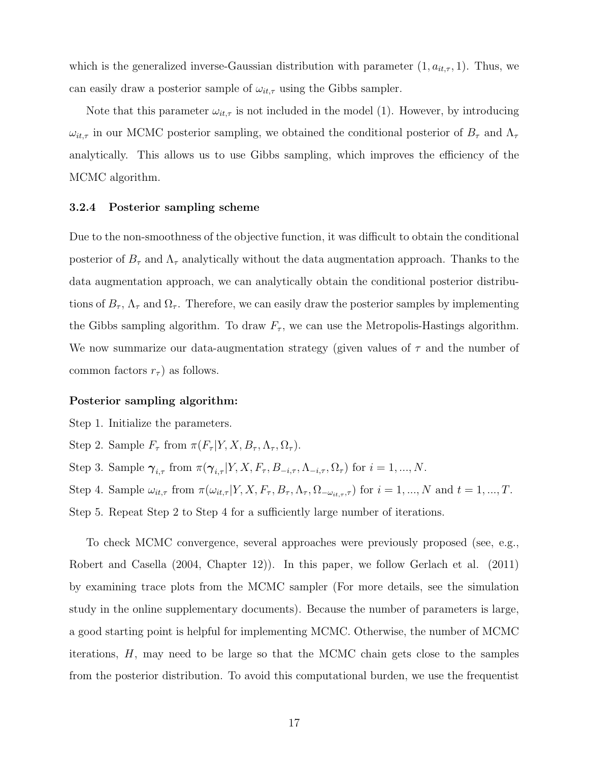which is the generalized inverse-Gaussian distribution with parameter $(1, a_{it,\tau}, 1)$. Thus, we can easily draw a posterior sample of $\omega_{it,\tau}$ using the Gibbs sampler.

Note that this parameter $\omega_{it,\tau}$ is not included in the model (1). However, by introducing $\omega_{it,\tau}$ in our MCMC posterior sampling, we obtained the conditional posterior of $B_\tau$ and $\Lambda_\tau$ analytically. This allows us to use Gibbs sampling, which improves the efficiency of the MCMC algorithm.

### 3.2.4 Posterior sampling scheme

Due to the non-smoothness of the objective function, it was difficult to obtain the conditional posterior of $B_\tau$ and $\Lambda_\tau$ analytically without the data augmentation approach. Thanks to the data augmentation approach, we can analytically obtain the conditional posterior distributions of $B_\tau$, $\Lambda_\tau$ and $\Omega_\tau$. Therefore, we can easily draw the posterior samples by implementing the Gibbs sampling algorithm. To draw $F_\tau$, we can use the Metropolis-Hastings algorithm. We now summarize our data-augmentation strategy (given values of $\tau$ and the number of common factors $r_\tau$) as follows.

**Posterior sampling algorithm:**

Step 1. Initialize the parameters.

Step 2. Sample $F_\tau$ from $\pi(F_\tau | Y, X, B_\tau, \Lambda_\tau, \Omega_\tau)$.

Step 3. Sample $\boldsymbol{\gamma}_{i,\tau}$ from $\pi(\boldsymbol{\gamma}_{i,\tau} | Y, X, F_\tau, B_{-i,\tau}, \Lambda_{-i,\tau}, \Omega_\tau)$ for $i = 1, ..., N$.

Step 4. Sample $\omega_{it,\tau}$ from $\pi(\omega_{it,\tau} | Y, X, F_\tau, B_\tau, \Lambda_\tau, \Omega_{-\omega_{it,\tau},\tau})$ for $i = 1, ..., N$ and $t = 1, ..., T$.

Step 5. Repeat Step 2 to Step 4 for a sufficiently large number of iterations.

To check MCMC convergence, several approaches were previously proposed (see, e.g., Robert and Casella (2004, Chapter 12)). In this paper, we follow Gerlach et al. (2011) by examining trace plots from the MCMC sampler (For more details, see the simulation study in the online supplementary documents). Because the number of parameters is large, a good starting point is helpful for implementing MCMC. Otherwise, the number of MCMC iterations, $H$, may need to be large so that the MCMC chain gets close to the samples from the posterior distribution. To avoid this computational burden, we use the frequentist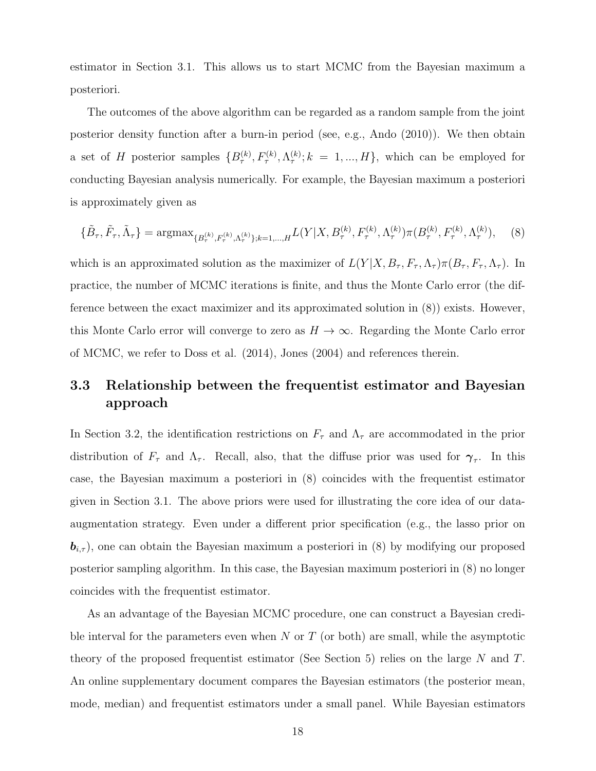estimator in Section 3.1. This allows us to start MCMC from the Bayesian maximum a posteriori.

The outcomes of the above algorithm can be regarded as a random sample from the joint posterior density function after a burn-in period (see, e.g., Ando (2010)). We then obtain a set of $H$ posterior samples $\{B_\tau^{(k)}, F_\tau^{(k)}, \Lambda_\tau^{(k)}; k = 1, ..., H\}$, which can be employed for conducting Bayesian analysis numerically. For example, the Bayesian maximum a posteriori is approximately given as

$$\{\tilde{B}_\tau, \tilde{F}_\tau, \tilde{\Lambda}_\tau\} = \text{argmax}_{\{B_\tau^{(k)}, F_\tau^{(k)}, \Lambda_\tau^{(k)}\}; k=1,...,H} L(Y|X, B_\tau^{(k)}, F_\tau^{(k)}, \Lambda_\tau^{(k)}) \pi(B_\tau^{(k)}, F_\tau^{(k)}, \Lambda_\tau^{(k)}), \quad (8)$$

which is an approximated solution as the maximizer of $L(Y|X, B_\tau, F_\tau, \Lambda_\tau)\pi(B_\tau, F_\tau, \Lambda_\tau)$. In practice, the number of MCMC iterations is finite, and thus the Monte Carlo error (the difference between the exact maximizer and its approximated solution in (8)) exists. However, this Monte Carlo error will converge to zero as $H \to \infty$. Regarding the Monte Carlo error of MCMC, we refer to Doss et al. (2014), Jones (2004) and references therein.

### 3.3 Relationship between the frequentist estimator and Bayesian approach

In Section 3.2, the identification restrictions on $F_\tau$ and $\Lambda_\tau$ are accommodated in the prior distribution of $F_\tau$ and $\Lambda_\tau$. Recall, also, that the diffuse prior was used for $\boldsymbol{\gamma}_\tau$. In this case, the Bayesian maximum a posteriori in (8) coincides with the frequentist estimator given in Section 3.1. The above priors were used for illustrating the core idea of our data-augmentation strategy. Even under a different prior specification (e.g., the lasso prior on $\boldsymbol{b}_{i,\tau}$), one can obtain the Bayesian maximum a posteriori in (8) by modifying our proposed posterior sampling algorithm. In this case, the Bayesian maximum posteriori in (8) no longer coincides with the frequentist estimator.

As an advantage of the Bayesian MCMC procedure, one can construct a Bayesian credible interval for the parameters even when $N$ or $T$ (or both) are small, while the asymptotic theory of the proposed frequentist estimator (See Section 5) relies on the large $N$ and $T$. An online supplementary document compares the Bayesian estimators (the posterior mean, mode, median) and frequentist estimators under a small panel. While Bayesian estimators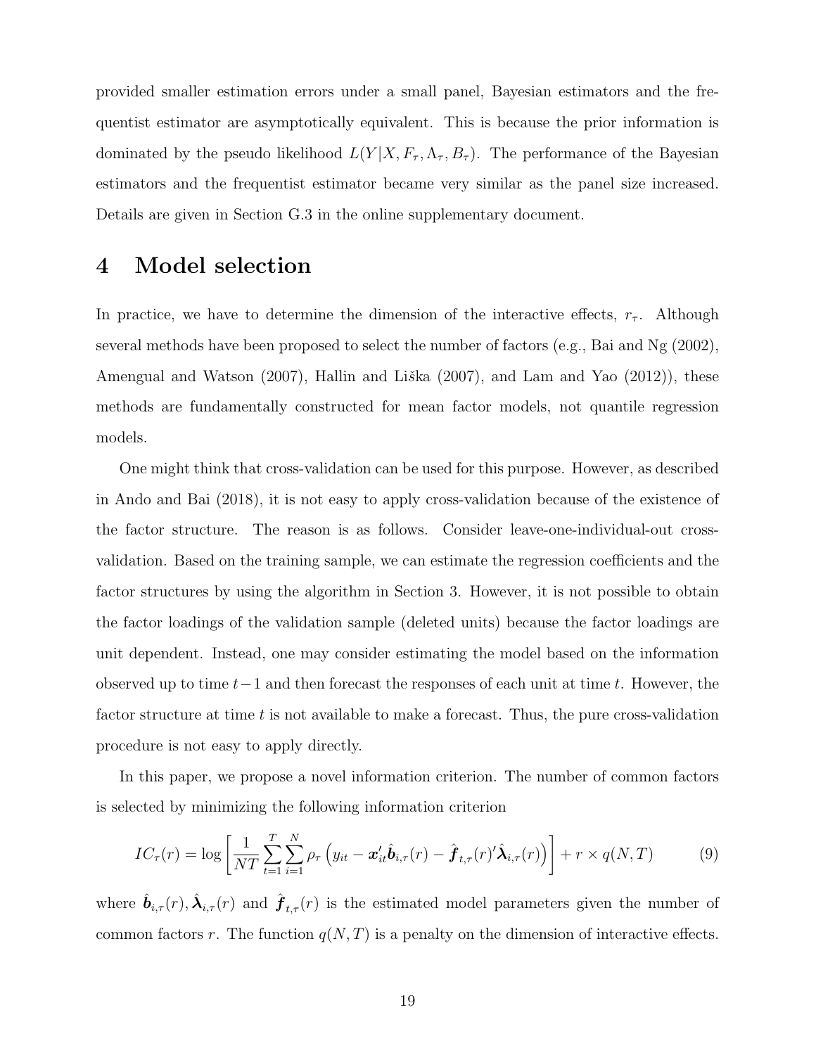provided smaller estimation errors under a small panel, Bayesian estimators and the frequentist estimator are asymptotically equivalent. This is because the prior information is dominated by the pseudo likelihood $L(Y|X, F_\tau, \Lambda_\tau, B_\tau)$. The performance of the Bayesian estimators and the frequentist estimator became very similar as the panel size increased. Details are given in Section G.3 in the online supplementary document.

# 4 Model selection

In practice, we have to determine the dimension of the interactive effects, $r_\tau$. Although several methods have been proposed to select the number of factors (e.g., Bai and Ng (2002), Amengual and Watson (2007), Hallin and Liška (2007), and Lam and Yao (2012)), these methods are fundamentally constructed for mean factor models, not quantile regression models.

One might think that cross-validation can be used for this purpose. However, as described in Ando and Bai (2018), it is not easy to apply cross-validation because of the existence of the factor structure. The reason is as follows. Consider leave-one-individual-out cross-validation. Based on the training sample, we can estimate the regression coefficients and the factor structures by using the algorithm in Section 3. However, it is not possible to obtain the factor loadings of the validation sample (deleted units) because the factor loadings are unit dependent. Instead, one may consider estimating the model based on the information observed up to time $t-1$ and then forecast the responses of each unit at time $t$. However, the factor structure at time $t$ is not available to make a forecast. Thus, the pure cross-validation procedure is not easy to apply directly.

In this paper, we propose a novel information criterion. The number of common factors is selected by minimizing the following information criterion

$$IC_\tau(r) = \log\left[\frac{1}{NT}\sum_{t=1}^{T}\sum_{i=1}^{N}\rho_\tau\left(y_{it} - \boldsymbol{x}_{it}'\hat{\boldsymbol{b}}_{i,\tau}(r) - \hat{\boldsymbol{f}}_{t,\tau}(r)'\hat{\boldsymbol{\lambda}}_{i,\tau}(r)\right)\right] + r \times q(N,T) \tag{9}$$

where $\hat{\boldsymbol{b}}_{i,\tau}(r), \hat{\boldsymbol{\lambda}}_{i,\tau}(r)$ and $\hat{\boldsymbol{f}}_{t,\tau}(r)$ is the estimated model parameters given the number of common factors $r$. The function $q(N,T)$ is a penalty on the dimension of interactive effects.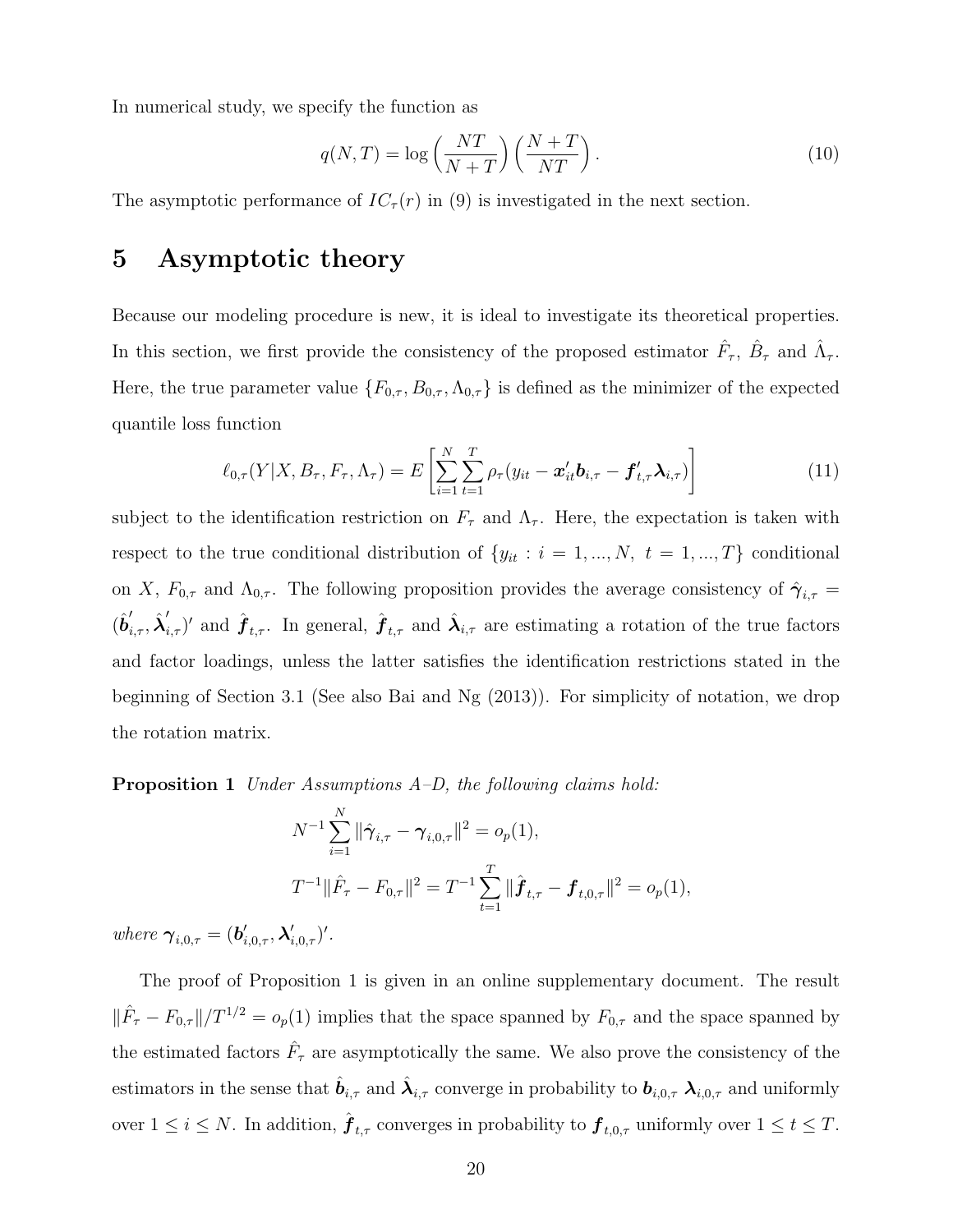In numerical study, we specify the function as

$$q(N,T) = \log\left(\frac{NT}{N+T}\right)\left(\frac{N+T}{NT}\right). \tag{10}$$

The asymptotic performance of $IC_\tau(r)$ in (9) is investigated in the next section.

# 5 Asymptotic theory

Because our modeling procedure is new, it is ideal to investigate its theoretical properties. In this section, we first provide the consistency of the proposed estimator $\hat{F}_\tau$, $\hat{B}_\tau$ and $\hat{\Lambda}_\tau$. Here, the true parameter value $\{F_{0,\tau}, B_{0,\tau}, \Lambda_{0,\tau}\}$ is defined as the minimizer of the expected quantile loss function

$$\ell_{0,\tau}(Y|X, B_\tau, F_\tau, \Lambda_\tau) = E\left[\sum_{i=1}^{N}\sum_{t=1}^{T} \rho_\tau(y_{it} - \boldsymbol{x}_{it}'\boldsymbol{b}_{i,\tau} - \boldsymbol{f}_{t,\tau}'\boldsymbol{\lambda}_{i,\tau})\right] \tag{11}$$

subject to the identification restriction on $F_\tau$ and $\Lambda_\tau$. Here, the expectation is taken with respect to the true conditional distribution of $\{y_{it} : i = 1, ..., N,\ t = 1, ..., T\}$ conditional on $X$, $F_{0,\tau}$ and $\Lambda_{0,\tau}$. The following proposition provides the average consistency of $\hat{\boldsymbol{\gamma}}_{i,\tau} = (\hat{\boldsymbol{b}}_{i,\tau}', \hat{\boldsymbol{\lambda}}_{i,\tau}')'$ and $\hat{\boldsymbol{f}}_{t,\tau}$. In general, $\hat{\boldsymbol{f}}_{t,\tau}$ and $\hat{\boldsymbol{\lambda}}_{i,\tau}$ are estimating a rotation of the true factors and factor loadings, unless the latter satisfies the identification restrictions stated in the beginning of Section 3.1 (See also Bai and Ng (2013)). For simplicity of notation, we drop the rotation matrix.

**Proposition 1** *Under Assumptions A–D, the following claims hold:*

$$N^{-1}\sum_{i=1}^{N} \|\hat{\boldsymbol{\gamma}}_{i,\tau} - \boldsymbol{\gamma}_{i,0,\tau}\|^2 = o_p(1),$$

$$T^{-1}\|\hat{F}_\tau - F_{0,\tau}\|^2 = T^{-1}\sum_{t=1}^{T} \|\hat{\boldsymbol{f}}_{t,\tau} - \boldsymbol{f}_{t,0,\tau}\|^2 = o_p(1),$$

*where* $\boldsymbol{\gamma}_{i,0,\tau} = (\boldsymbol{b}_{i,0,\tau}', \boldsymbol{\lambda}_{i,0,\tau}')'$.

The proof of Proposition 1 is given in an online supplementary document. The result $\|\hat{F}_\tau - F_{0,\tau}\|/T^{1/2} = o_p(1)$ implies that the space spanned by $F_{0,\tau}$ and the space spanned by the estimated factors $\hat{F}_\tau$ are asymptotically the same. We also prove the consistency of the estimators in the sense that $\hat{\boldsymbol{b}}_{i,\tau}$ and $\hat{\boldsymbol{\lambda}}_{i,\tau}$ converge in probability to $\boldsymbol{b}_{i,0,\tau}$ $\boldsymbol{\lambda}_{i,0,\tau}$ and uniformly over $1 \le i \le N$. In addition, $\hat{\boldsymbol{f}}_{t,\tau}$ converges in probability to $\boldsymbol{f}_{t,0,\tau}$ uniformly over $1 \le t \le T$.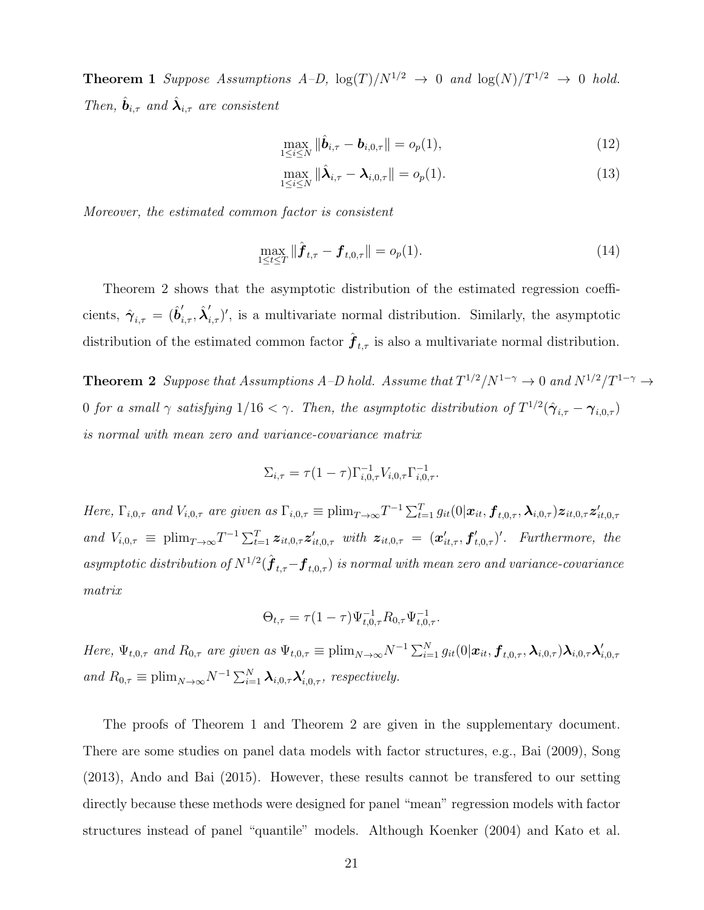**Theorem 1** *Suppose Assumptions A–D, $\log(T)/N^{1/2} \to 0$ and $\log(N)/T^{1/2} \to 0$ hold. Then, $\hat{\boldsymbol{b}}_{i,\tau}$ and $\hat{\boldsymbol{\lambda}}_{i,\tau}$ are consistent*

$$\max_{1\le i\le N} \|\hat{\boldsymbol{b}}_{i,\tau} - \boldsymbol{b}_{i,0,\tau}\| = o_p(1), \tag{12}$$

$$\max_{1\le i\le N} \|\hat{\boldsymbol{\lambda}}_{i,\tau} - \boldsymbol{\lambda}_{i,0,\tau}\| = o_p(1). \tag{13}$$

*Moreover, the estimated common factor is consistent*

$$\max_{1\le t\le T} \|\hat{\boldsymbol{f}}_{t,\tau} - \boldsymbol{f}_{t,0,\tau}\| = o_p(1). \tag{14}$$

Theorem 2 shows that the asymptotic distribution of the estimated regression coefficients, $\hat{\boldsymbol{\gamma}}_{i,\tau} = (\hat{\boldsymbol{b}}'_{i,\tau}, \hat{\boldsymbol{\lambda}}'_{i,\tau})'$, is a multivariate normal distribution. Similarly, the asymptotic distribution of the estimated common factor $\hat{\boldsymbol{f}}_{t,\tau}$ is also a multivariate normal distribution.

**Theorem 2** *Suppose that Assumptions A–D hold. Assume that $T^{1/2}/N^{1-\gamma} \to 0$ and $N^{1/2}/T^{1-\gamma} \to 0$ for a small $\gamma$ satisfying $1/16 < \gamma$. Then, the asymptotic distribution of $T^{1/2}(\hat{\boldsymbol{\gamma}}_{i,\tau} - \boldsymbol{\gamma}_{i,0,\tau})$ is normal with mean zero and variance-covariance matrix*

$$\Sigma_{i,\tau} = \tau(1-\tau)\Gamma_{i,0,\tau}^{-1} V_{i,0,\tau} \Gamma_{i,0,\tau}^{-1}.$$

*Here, $\Gamma_{i,0,\tau}$ and $V_{i,0,\tau}$ are given as $\Gamma_{i,0,\tau} \equiv \text{plim}_{T\to\infty} T^{-1} \sum_{t=1}^T g_{it}(0|\boldsymbol{x}_{it}, \boldsymbol{f}_{t,0,\tau}, \boldsymbol{\lambda}_{i,0,\tau}) \boldsymbol{z}_{it,0,\tau} \boldsymbol{z}'_{it,0,\tau}$ and $V_{i,0,\tau} \equiv \text{plim}_{T\to\infty} T^{-1} \sum_{t=1}^T \boldsymbol{z}_{it,0,\tau} \boldsymbol{z}'_{it,0,\tau}$ with $\boldsymbol{z}_{it,0,\tau} = (\boldsymbol{x}'_{it,\tau}, \boldsymbol{f}'_{t,0,\tau})'$. Furthermore, the asymptotic distribution of $N^{1/2}(\hat{\boldsymbol{f}}_{t,\tau} - \boldsymbol{f}_{t,0,\tau})$ is normal with mean zero and variance-covariance matrix*

$$\Theta_{t,\tau} = \tau(1-\tau)\Psi_{t,0,\tau}^{-1} R_{0,\tau} \Psi_{t,0,\tau}^{-1}.$$

*Here, $\Psi_{t,0,\tau}$ and $R_{0,\tau}$ are given as $\Psi_{t,0,\tau} \equiv \text{plim}_{N\to\infty} N^{-1} \sum_{i=1}^N g_{it}(0|\boldsymbol{x}_{it}, \boldsymbol{f}_{t,0,\tau}, \boldsymbol{\lambda}_{i,0,\tau}) \boldsymbol{\lambda}_{i,0,\tau} \boldsymbol{\lambda}'_{i,0,\tau}$ and $R_{0,\tau} \equiv \text{plim}_{N\to\infty} N^{-1} \sum_{i=1}^N \boldsymbol{\lambda}_{i,0,\tau} \boldsymbol{\lambda}'_{i,0,\tau}$, respectively.*

The proofs of Theorem 1 and Theorem 2 are given in the supplementary document. There are some studies on panel data models with factor structures, e.g., Bai (2009), Song (2013), Ando and Bai (2015). However, these results cannot be transfered to our setting directly because these methods were designed for panel "mean" regression models with factor structures instead of panel "quantile" models. Although Koenker (2004) and Kato et al.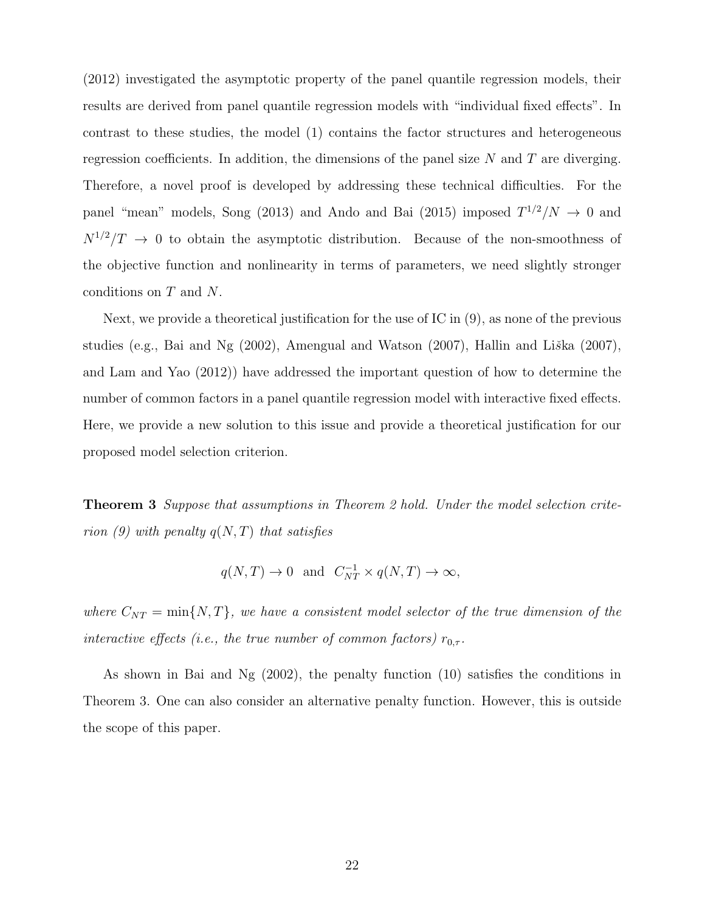(2012) investigated the asymptotic property of the panel quantile regression models, their results are derived from panel quantile regression models with "individual fixed effects". In contrast to these studies, the model (1) contains the factor structures and heterogeneous regression coefficients. In addition, the dimensions of the panel size $N$ and $T$ are diverging. Therefore, a novel proof is developed by addressing these technical difficulties. For the panel "mean" models, Song (2013) and Ando and Bai (2015) imposed $T^{1/2}/N \to 0$ and $N^{1/2}/T \to 0$ to obtain the asymptotic distribution. Because of the non-smoothness of the objective function and nonlinearity in terms of parameters, we need slightly stronger conditions on $T$ and $N$.

Next, we provide a theoretical justification for the use of IC in (9), as none of the previous studies (e.g., Bai and Ng (2002), Amengual and Watson (2007), Hallin and Liška (2007), and Lam and Yao (2012)) have addressed the important question of how to determine the number of common factors in a panel quantile regression model with interactive fixed effects. Here, we provide a new solution to this issue and provide a theoretical justification for our proposed model selection criterion.

**Theorem 3** *Suppose that assumptions in Theorem 2 hold. Under the model selection criterion (9) with penalty $q(N,T)$ that satisfies*

$$q(N,T) \to 0 \quad \text{and} \quad C_{NT}^{-1} \times q(N,T) \to \infty,$$

*where $C_{NT} = \min\{N, T\}$, we have a consistent model selector of the true dimension of the interactive effects (i.e., the true number of common factors) $r_{0,\tau}$.*

As shown in Bai and Ng (2002), the penalty function (10) satisfies the conditions in Theorem 3. One can also consider an alternative penalty function. However, this is outside the scope of this paper.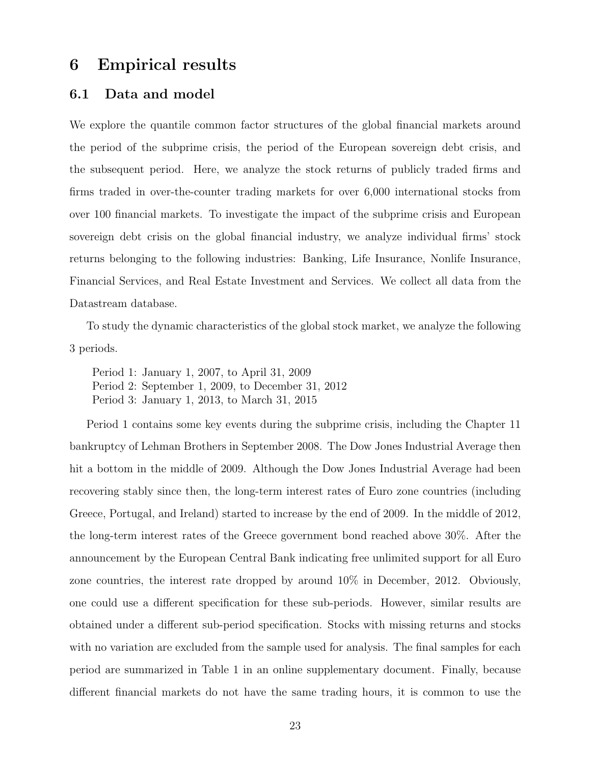# 6 Empirical results

## 6.1 Data and model

We explore the quantile common factor structures of the global financial markets around the period of the subprime crisis, the period of the European sovereign debt crisis, and the subsequent period. Here, we analyze the stock returns of publicly traded firms and firms traded in over-the-counter trading markets for over 6,000 international stocks from over 100 financial markets. To investigate the impact of the subprime crisis and European sovereign debt crisis on the global financial industry, we analyze individual firms' stock returns belonging to the following industries: Banking, Life Insurance, Nonlife Insurance, Financial Services, and Real Estate Investment and Services. We collect all data from the Datastream database.

To study the dynamic characteristics of the global stock market, we analyze the following 3 periods.

Period 1: January 1, 2007, to April 31, 2009
Period 2: September 1, 2009, to December 31, 2012
Period 3: January 1, 2013, to March 31, 2015

Period 1 contains some key events during the subprime crisis, including the Chapter 11 bankruptcy of Lehman Brothers in September 2008. The Dow Jones Industrial Average then hit a bottom in the middle of 2009. Although the Dow Jones Industrial Average had been recovering stably since then, the long-term interest rates of Euro zone countries (including Greece, Portugal, and Ireland) started to increase by the end of 2009. In the middle of 2012, the long-term interest rates of the Greece government bond reached above 30%. After the announcement by the European Central Bank indicating free unlimited support for all Euro zone countries, the interest rate dropped by around 10% in December, 2012. Obviously, one could use a different specification for these sub-periods. However, similar results are obtained under a different sub-period specification. Stocks with missing returns and stocks with no variation are excluded from the sample used for analysis. The final samples for each period are summarized in Table 1 in an online supplementary document. Finally, because different financial markets do not have the same trading hours, it is common to use the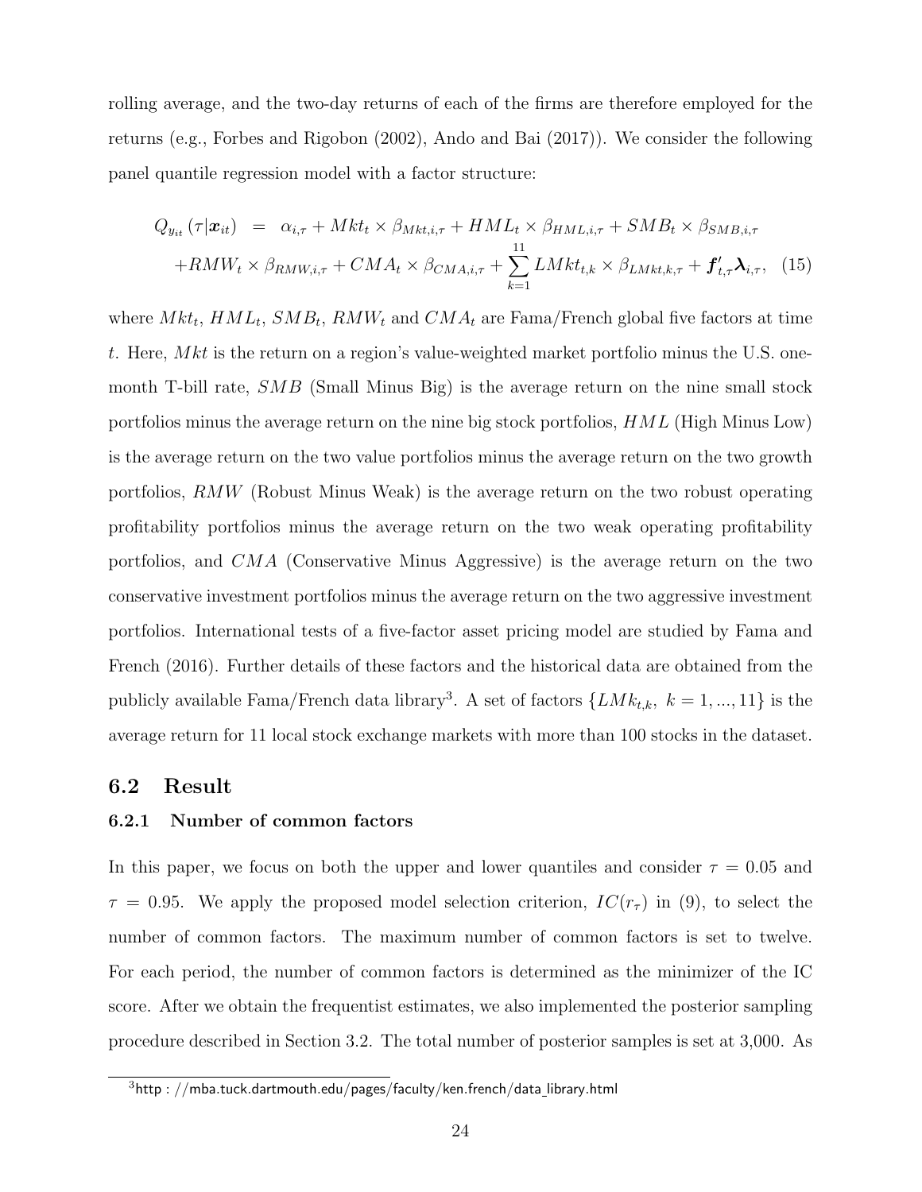rolling average, and the two-day returns of each of the firms are therefore employed for the returns (e.g., Forbes and Rigobon (2002), Ando and Bai (2017)). We consider the following panel quantile regression model with a factor structure:

$$
\begin{aligned}
Q_{y_{it}}(\tau|\boldsymbol{x}_{it}) \;&=\; \alpha_{i,\tau} + Mkt_t \times \beta_{Mkt,i,\tau} + HML_t \times \beta_{HML,i,\tau} + SMB_t \times \beta_{SMB,i,\tau} \\
&\quad + RMW_t \times \beta_{RMW,i,\tau} + CMA_t \times \beta_{CMA,i,\tau} + \sum_{k=1}^{11} LMkt_{t,k} \times \beta_{LMkt,k,\tau} + \boldsymbol{f}'_{t,\tau}\boldsymbol{\lambda}_{i,\tau}, \quad (15)
\end{aligned}
$$

where $Mkt_t$, $HML_t$, $SMB_t$, $RMW_t$ and $CMA_t$ are Fama/French global five factors at time $t$. Here, $Mkt$ is the return on a region's value-weighted market portfolio minus the U.S. one-month T-bill rate, $SMB$ (Small Minus Big) is the average return on the nine small stock portfolios minus the average return on the nine big stock portfolios, $HML$ (High Minus Low) is the average return on the two value portfolios minus the average return on the two growth portfolios, $RMW$ (Robust Minus Weak) is the average return on the two robust operating profitability portfolios minus the average return on the two weak operating profitability portfolios, and $CMA$ (Conservative Minus Aggressive) is the average return on the two conservative investment portfolios minus the average return on the two aggressive investment portfolios. International tests of a five-factor asset pricing model are studied by Fama and French (2016). Further details of these factors and the historical data are obtained from the publicly available Fama/French data library[3]. A set of factors $\{LMk_{t,k},\ k = 1, ..., 11\}$ is the average return for 11 local stock exchange markets with more than 100 stocks in the dataset.

## 6.2 Result

### 6.2.1 Number of common factors

In this paper, we focus on both the upper and lower quantiles and consider $\tau = 0.05$ and $\tau = 0.95$. We apply the proposed model selection criterion, $IC(r_\tau)$ in (9), to select the number of common factors. The maximum number of common factors is set to twelve. For each period, the number of common factors is determined as the minimizer of the IC score. After we obtain the frequentist estimates, we also implemented the posterior sampling procedure described in Section 3.2. The total number of posterior samples is set at 3,000. As

[3] http : //mba.tuck.dartmouth.edu/pages/faculty/ken.french/data_library.html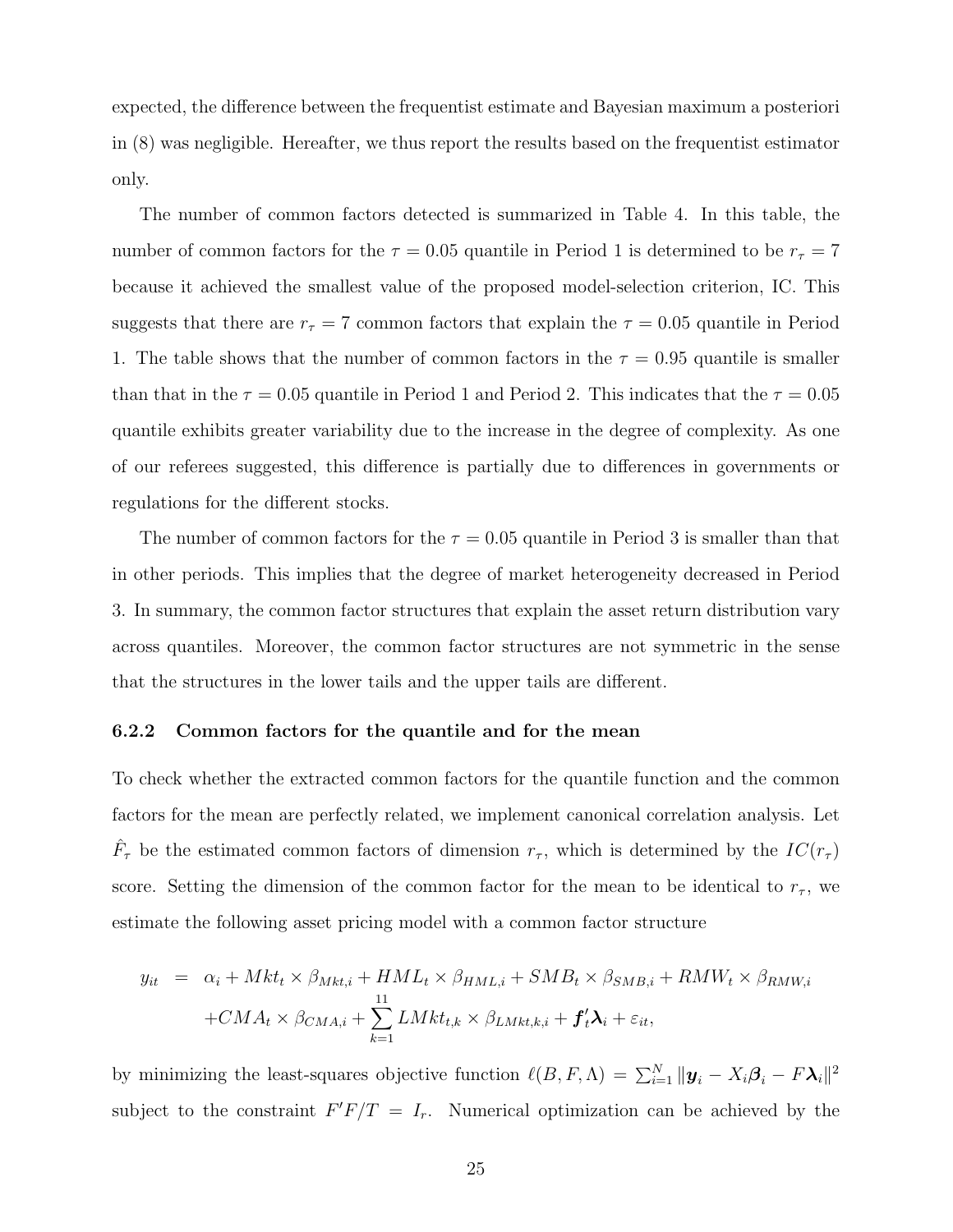expected, the difference between the frequentist estimate and Bayesian maximum a posteriori in (8) was negligible. Hereafter, we thus report the results based on the frequentist estimator only.

The number of common factors detected is summarized in Table 4. In this table, the number of common factors for the $\tau = 0.05$ quantile in Period 1 is determined to be $r_\tau = 7$ because it achieved the smallest value of the proposed model-selection criterion, IC. This suggests that there are $r_\tau = 7$ common factors that explain the $\tau = 0.05$ quantile in Period 1. The table shows that the number of common factors in the $\tau = 0.95$ quantile is smaller than that in the $\tau = 0.05$ quantile in Period 1 and Period 2. This indicates that the $\tau = 0.05$ quantile exhibits greater variability due to the increase in the degree of complexity. As one of our referees suggested, this difference is partially due to differences in governments or regulations for the different stocks.

The number of common factors for the $\tau = 0.05$ quantile in Period 3 is smaller than that in other periods. This implies that the degree of market heterogeneity decreased in Period 3. In summary, the common factor structures that explain the asset return distribution vary across quantiles. Moreover, the common factor structures are not symmetric in the sense that the structures in the lower tails and the upper tails are different.

### 6.2.2 Common factors for the quantile and for the mean

To check whether the extracted common factors for the quantile function and the common factors for the mean are perfectly related, we implement canonical correlation analysis. Let $\hat{F}_\tau$ be the estimated common factors of dimension $r_\tau$, which is determined by the $IC(r_\tau)$ score. Setting the dimension of the common factor for the mean to be identical to $r_\tau$, we estimate the following asset pricing model with a common factor structure

$$
\begin{aligned}
y_{it} &= \alpha_i + Mkt_t \times \beta_{Mkt,i} + HML_t \times \beta_{HML,i} + SMB_t \times \beta_{SMB,i} + RMW_t \times \beta_{RMW,i} \\
&\quad + CMA_t \times \beta_{CMA,i} + \sum_{k=1}^{11} LMkt_{t,k} \times \beta_{LMkt,k,i} + \boldsymbol{f}_t' \boldsymbol{\lambda}_i + \varepsilon_{it},
\end{aligned}
$$

by minimizing the least-squares objective function $\ell(B, F, \Lambda) = \sum_{i=1}^N \|\boldsymbol{y}_i - X_i \boldsymbol{\beta}_i - F\boldsymbol{\lambda}_i\|^2$ subject to the constraint $F'F/T = I_r$. Numerical optimization can be achieved by the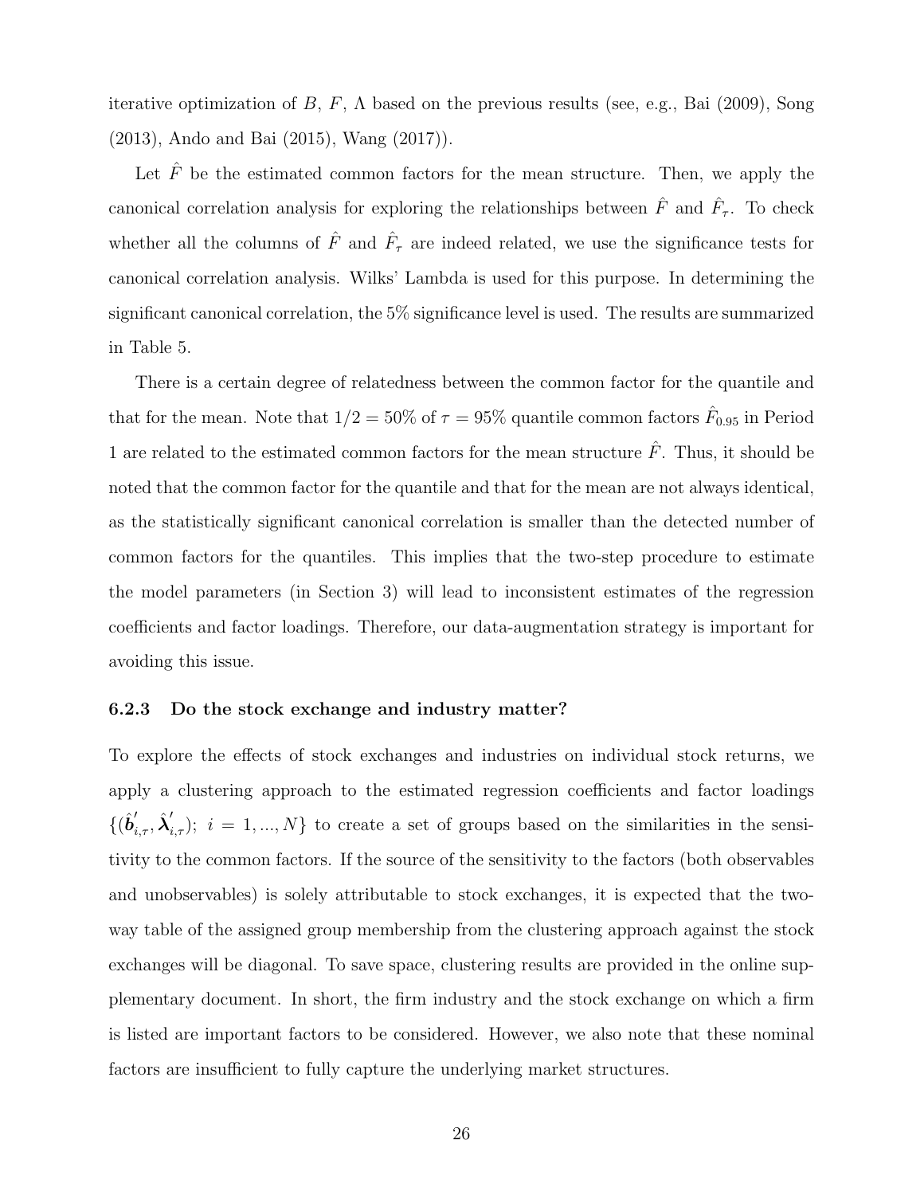iterative optimization of $B$, $F$, $\Lambda$ based on the previous results (see, e.g., Bai (2009), Song (2013), Ando and Bai (2015), Wang (2017)).

Let $\hat{F}$ be the estimated common factors for the mean structure. Then, we apply the canonical correlation analysis for exploring the relationships between $\hat{F}$ and $\hat{F}_\tau$. To check whether all the columns of $\hat{F}$ and $\hat{F}_\tau$ are indeed related, we use the significance tests for canonical correlation analysis. Wilks' Lambda is used for this purpose. In determining the significant canonical correlation, the 5% significance level is used. The results are summarized in Table 5.

There is a certain degree of relatedness between the common factor for the quantile and that for the mean. Note that $1/2 = 50\%$ of $\tau = 95\%$ quantile common factors $\hat{F}_{0.95}$ in Period 1 are related to the estimated common factors for the mean structure $\hat{F}$. Thus, it should be noted that the common factor for the quantile and that for the mean are not always identical, as the statistically significant canonical correlation is smaller than the detected number of common factors for the quantiles. This implies that the two-step procedure to estimate the model parameters (in Section 3) will lead to inconsistent estimates of the regression coefficients and factor loadings. Therefore, our data-augmentation strategy is important for avoiding this issue.

### 6.2.3 Do the stock exchange and industry matter?

To explore the effects of stock exchanges and industries on individual stock returns, we apply a clustering approach to the estimated regression coefficients and factor loadings $\{(\hat{\boldsymbol{b}}_{i,\tau}', \hat{\boldsymbol{\lambda}}_{i,\tau}');\ i = 1, ..., N\}$ to create a set of groups based on the similarities in the sensitivity to the common factors. If the source of the sensitivity to the factors (both observables and unobservables) is solely attributable to stock exchanges, it is expected that the two-way table of the assigned group membership from the clustering approach against the stock exchanges will be diagonal. To save space, clustering results are provided in the online supplementary document. In short, the firm industry and the stock exchange on which a firm is listed are important factors to be considered. However, we also note that these nominal factors are insufficient to fully capture the underlying market structures.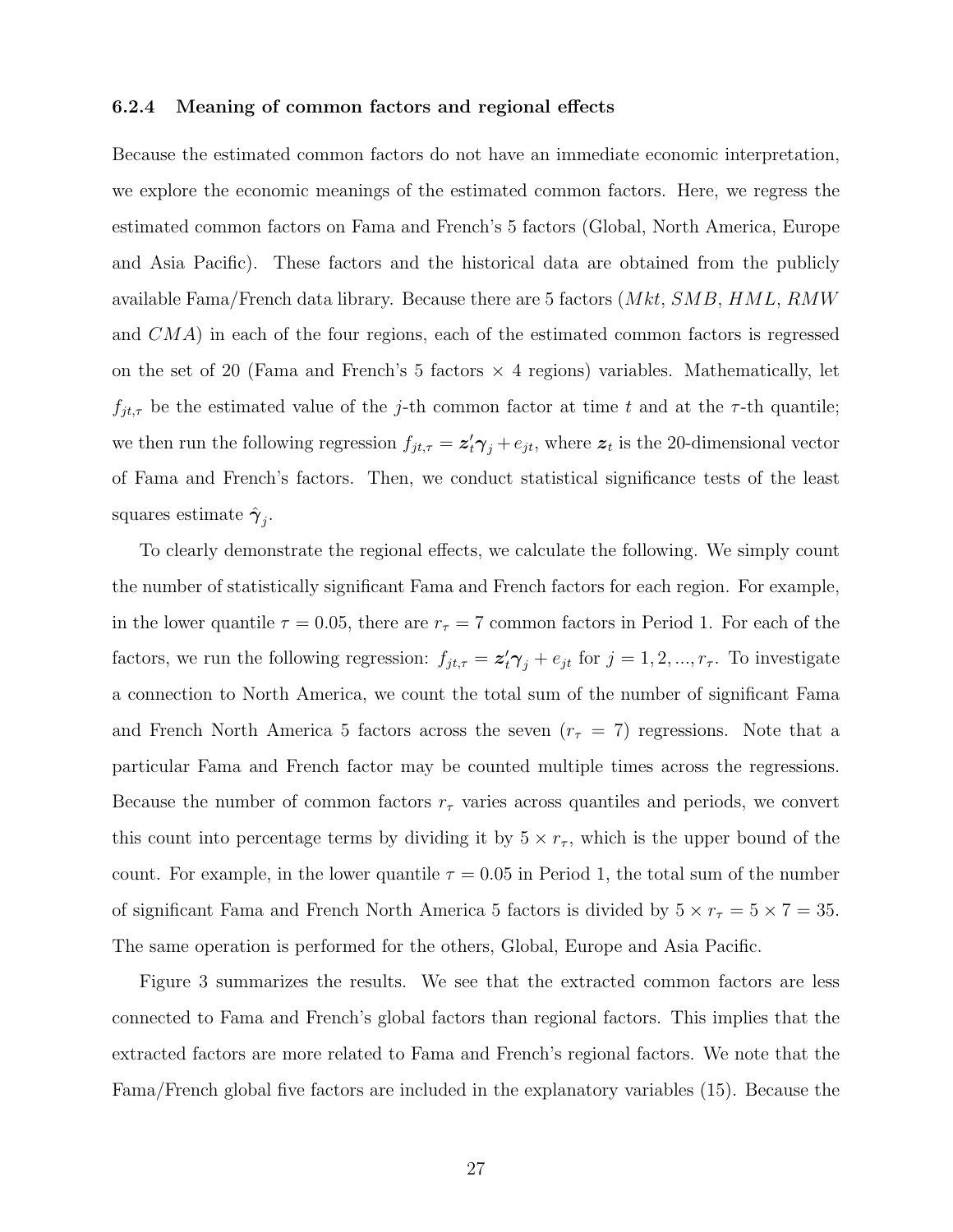### 6.2.4 Meaning of common factors and regional effects

Because the estimated common factors do not have an immediate economic interpretation, we explore the economic meanings of the estimated common factors. Here, we regress the estimated common factors on Fama and French's 5 factors (Global, North America, Europe and Asia Pacific). These factors and the historical data are obtained from the publicly available Fama/French data library. Because there are 5 factors ($Mkt$, $SMB$, $HML$, $RMW$ and $CMA$) in each of the four regions, each of the estimated common factors is regressed on the set of 20 (Fama and French's 5 factors $\times$ 4 regions) variables. Mathematically, let $f_{jt,\tau}$ be the estimated value of the $j$-th common factor at time $t$ and at the $\tau$-th quantile; we then run the following regression $f_{jt,\tau} = \boldsymbol{z}_t'\boldsymbol{\gamma}_j + e_{jt}$, where $\boldsymbol{z}_t$ is the 20-dimensional vector of Fama and French's factors. Then, we conduct statistical significance tests of the least squares estimate $\hat{\boldsymbol{\gamma}}_j$.

To clearly demonstrate the regional effects, we calculate the following. We simply count the number of statistically significant Fama and French factors for each region. For example, in the lower quantile $\tau = 0.05$, there are $r_\tau = 7$ common factors in Period 1. For each of the factors, we run the following regression: $f_{jt,\tau} = \boldsymbol{z}_t'\boldsymbol{\gamma}_j + e_{jt}$ for $j = 1, 2, ..., r_\tau$. To investigate a connection to North America, we count the total sum of the number of significant Fama and French North America 5 factors across the seven ($r_\tau = 7$) regressions. Note that a particular Fama and French factor may be counted multiple times across the regressions. Because the number of common factors $r_\tau$ varies across quantiles and periods, we convert this count into percentage terms by dividing it by $5 \times r_\tau$, which is the upper bound of the count. For example, in the lower quantile $\tau = 0.05$ in Period 1, the total sum of the number of significant Fama and French North America 5 factors is divided by $5 \times r_\tau = 5 \times 7 = 35$. The same operation is performed for the others, Global, Europe and Asia Pacific.

Figure 3 summarizes the results. We see that the extracted common factors are less connected to Fama and French's global factors than regional factors. This implies that the extracted factors are more related to Fama and French's regional factors. We note that the Fama/French global five factors are included in the explanatory variables (15). Because the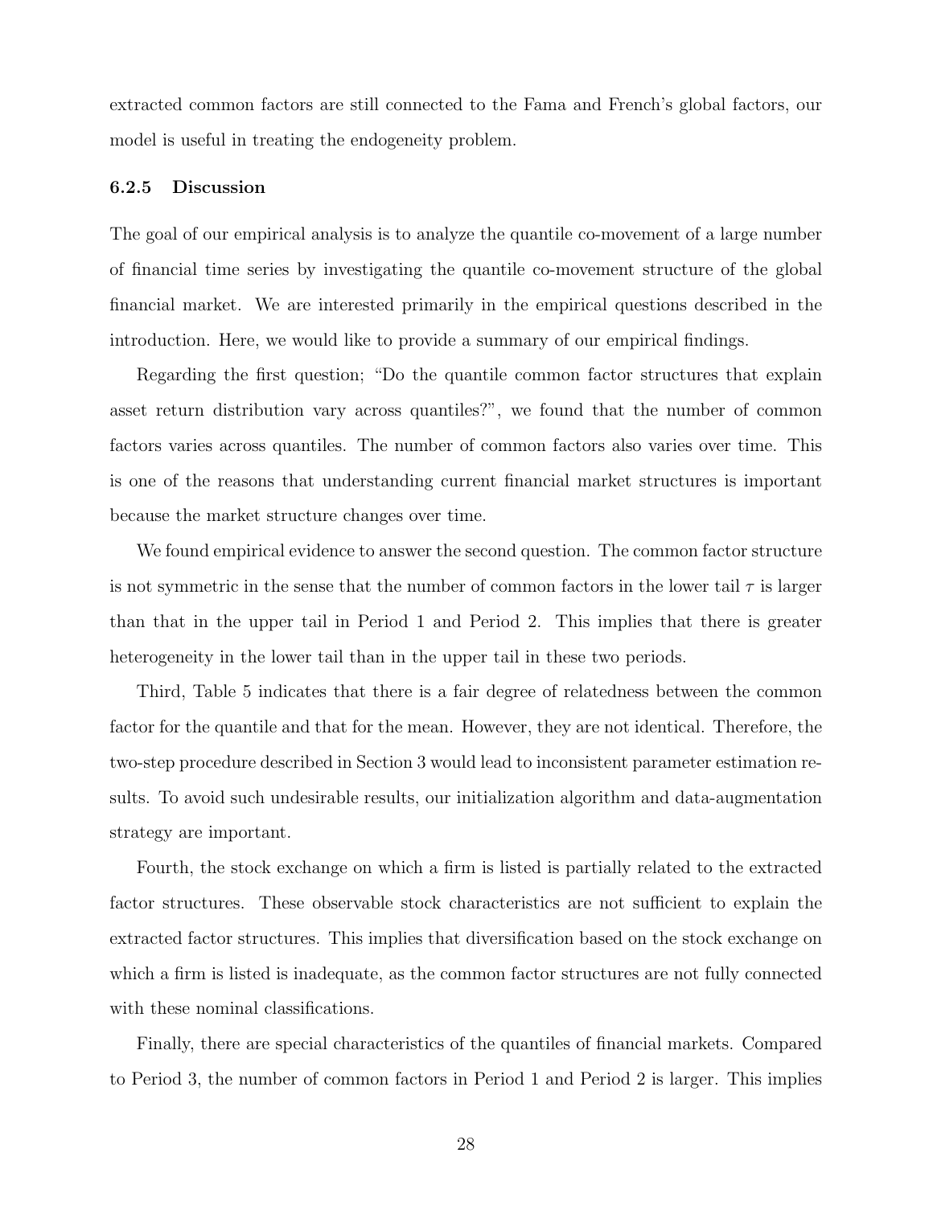extracted common factors are still connected to the Fama and French's global factors, our model is useful in treating the endogeneity problem.

### 6.2.5 Discussion

The goal of our empirical analysis is to analyze the quantile co-movement of a large number of financial time series by investigating the quantile co-movement structure of the global financial market. We are interested primarily in the empirical questions described in the introduction. Here, we would like to provide a summary of our empirical findings.

Regarding the first question; "Do the quantile common factor structures that explain asset return distribution vary across quantiles?", we found that the number of common factors varies across quantiles. The number of common factors also varies over time. This is one of the reasons that understanding current financial market structures is important because the market structure changes over time.

We found empirical evidence to answer the second question. The common factor structure is not symmetric in the sense that the number of common factors in the lower tail $\tau$ is larger than that in the upper tail in Period 1 and Period 2. This implies that there is greater heterogeneity in the lower tail than in the upper tail in these two periods.

Third, Table 5 indicates that there is a fair degree of relatedness between the common factor for the quantile and that for the mean. However, they are not identical. Therefore, the two-step procedure described in Section 3 would lead to inconsistent parameter estimation results. To avoid such undesirable results, our initialization algorithm and data-augmentation strategy are important.

Fourth, the stock exchange on which a firm is listed is partially related to the extracted factor structures. These observable stock characteristics are not sufficient to explain the extracted factor structures. This implies that diversification based on the stock exchange on which a firm is listed is inadequate, as the common factor structures are not fully connected with these nominal classifications.

Finally, there are special characteristics of the quantiles of financial markets. Compared to Period 3, the number of common factors in Period 1 and Period 2 is larger. This implies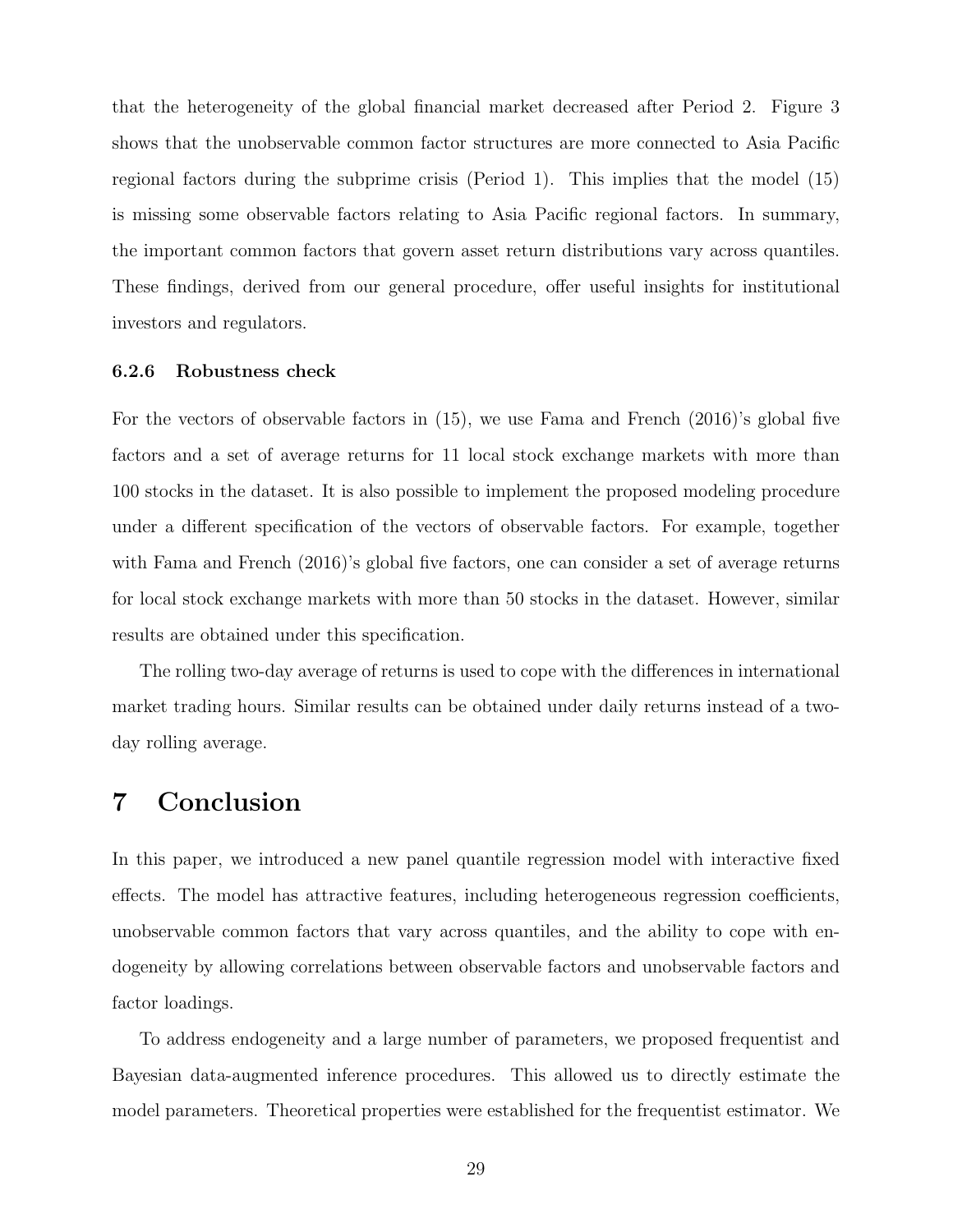that the heterogeneity of the global financial market decreased after Period 2. Figure 3 shows that the unobservable common factor structures are more connected to Asia Pacific regional factors during the subprime crisis (Period 1). This implies that the model (15) is missing some observable factors relating to Asia Pacific regional factors. In summary, the important common factors that govern asset return distributions vary across quantiles. These findings, derived from our general procedure, offer useful insights for institutional investors and regulators.

#### 6.2.6 Robustness check

For the vectors of observable factors in (15), we use Fama and French (2016)'s global five factors and a set of average returns for 11 local stock exchange markets with more than 100 stocks in the dataset. It is also possible to implement the proposed modeling procedure under a different specification of the vectors of observable factors. For example, together with Fama and French (2016)'s global five factors, one can consider a set of average returns for local stock exchange markets with more than 50 stocks in the dataset. However, similar results are obtained under this specification.

The rolling two-day average of returns is used to cope with the differences in international market trading hours. Similar results can be obtained under daily returns instead of a two-day rolling average.

# 7 Conclusion

In this paper, we introduced a new panel quantile regression model with interactive fixed effects. The model has attractive features, including heterogeneous regression coefficients, unobservable common factors that vary across quantiles, and the ability to cope with endogeneity by allowing correlations between observable factors and unobservable factors and factor loadings.

To address endogeneity and a large number of parameters, we proposed frequentist and Bayesian data-augmented inference procedures. This allowed us to directly estimate the model parameters. Theoretical properties were established for the frequentist estimator. We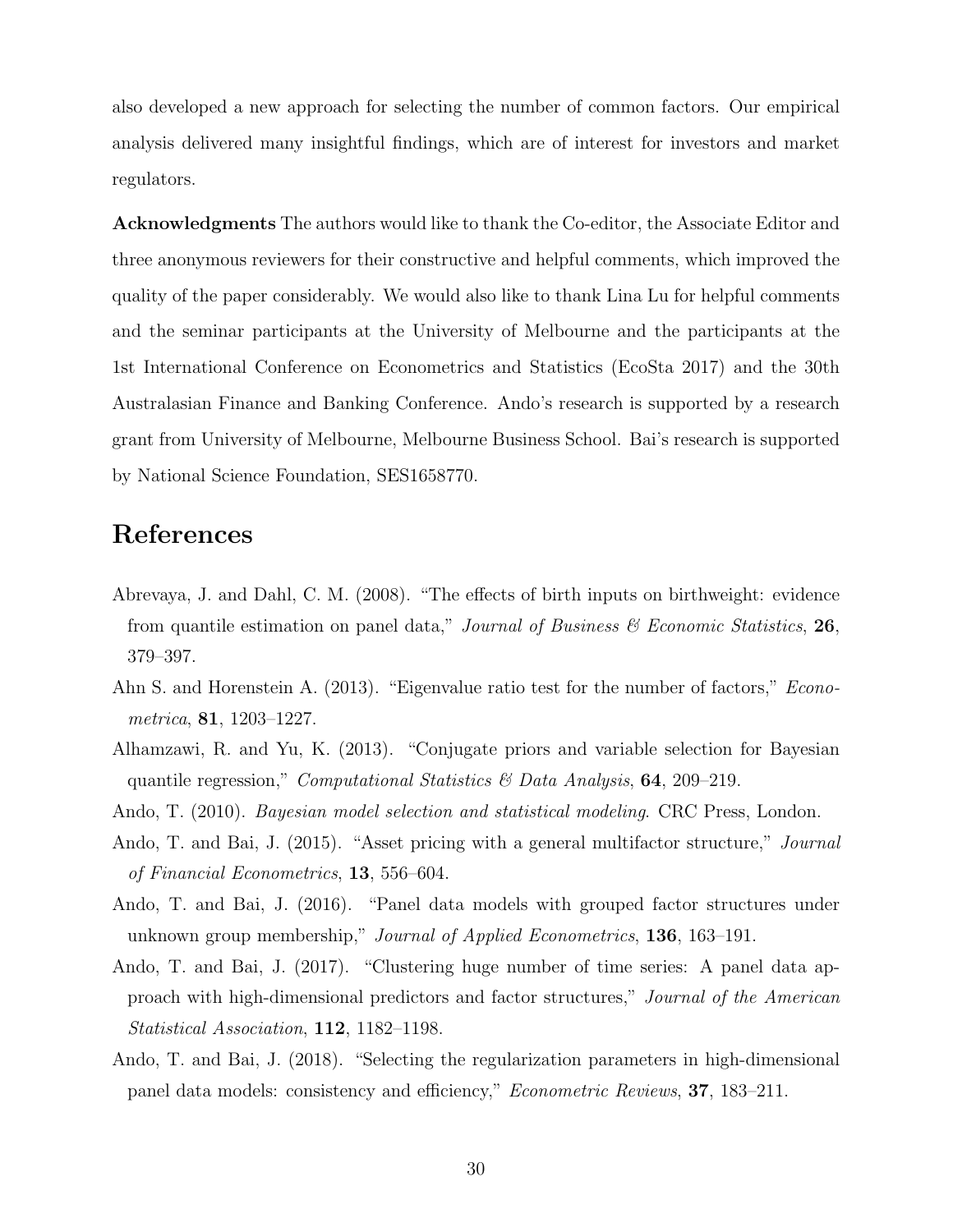also developed a new approach for selecting the number of common factors. Our empirical analysis delivered many insightful findings, which are of interest for investors and market regulators.

**Acknowledgments** The authors would like to thank the Co-editor, the Associate Editor and three anonymous reviewers for their constructive and helpful comments, which improved the quality of the paper considerably. We would also like to thank Lina Lu for helpful comments and the seminar participants at the University of Melbourne and the participants at the 1st International Conference on Econometrics and Statistics (EcoSta 2017) and the 30th Australasian Finance and Banking Conference. Ando's research is supported by a research grant from University of Melbourne, Melbourne Business School. Bai's research is supported by National Science Foundation, SES1658770.

# References

Abrevaya, J. and Dahl, C. M. (2008). "The effects of birth inputs on birthweight: evidence from quantile estimation on panel data," *Journal of Business & Economic Statistics*, **26**, 379–397.

Ahn S. and Horenstein A. (2013). "Eigenvalue ratio test for the number of factors," *Econometrica*, **81**, 1203–1227.

Alhamzawi, R. and Yu, K. (2013). "Conjugate priors and variable selection for Bayesian quantile regression," *Computational Statistics & Data Analysis*, **64**, 209–219.

Ando, T. (2010). *Bayesian model selection and statistical modeling*. CRC Press, London.

Ando, T. and Bai, J. (2015). "Asset pricing with a general multifactor structure," *Journal of Financial Econometrics*, **13**, 556–604.

Ando, T. and Bai, J. (2016). "Panel data models with grouped factor structures under unknown group membership," *Journal of Applied Econometrics*, **136**, 163–191.

Ando, T. and Bai, J. (2017). "Clustering huge number of time series: A panel data approach with high-dimensional predictors and factor structures," *Journal of the American Statistical Association*, **112**, 1182–1198.

Ando, T. and Bai, J. (2018). "Selecting the regularization parameters in high-dimensional panel data models: consistency and efficiency," *Econometric Reviews*, **37**, 183–211.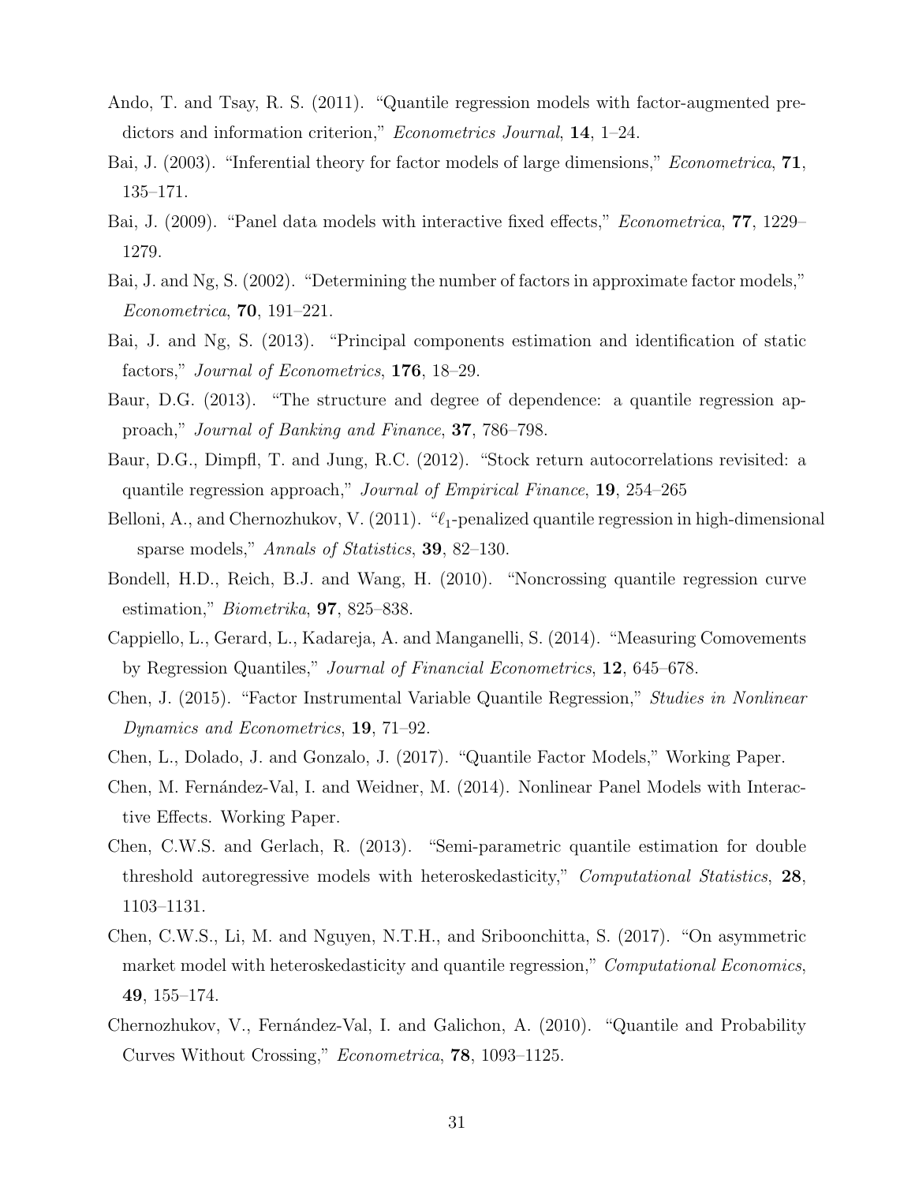Ando, T. and Tsay, R. S. (2011). "Quantile regression models with factor-augmented predictors and information criterion," *Econometrics Journal*, **14**, 1–24.

Bai, J. (2003). "Inferential theory for factor models of large dimensions," *Econometrica*, **71**, 135–171.

Bai, J. (2009). "Panel data models with interactive fixed effects," *Econometrica*, **77**, 1229–1279.

Bai, J. and Ng, S. (2002). "Determining the number of factors in approximate factor models," *Econometrica*, **70**, 191–221.

Bai, J. and Ng, S. (2013). "Principal components estimation and identification of static factors," *Journal of Econometrics*, **176**, 18–29.

Baur, D.G. (2013). "The structure and degree of dependence: a quantile regression approach," *Journal of Banking and Finance*, **37**, 786–798.

Baur, D.G., Dimpfl, T. and Jung, R.C. (2012). "Stock return autocorrelations revisited: a quantile regression approach," *Journal of Empirical Finance*, **19**, 254–265

Belloni, A., and Chernozhukov, V. (2011). "$\ell_1$-penalized quantile regression in high-dimensional sparse models," *Annals of Statistics*, **39**, 82–130.

Bondell, H.D., Reich, B.J. and Wang, H. (2010). "Noncrossing quantile regression curve estimation," *Biometrika*, **97**, 825–838.

Cappiello, L., Gerard, L., Kadareja, A. and Manganelli, S. (2014). "Measuring Comovements by Regression Quantiles," *Journal of Financial Econometrics*, **12**, 645–678.

Chen, J. (2015). "Factor Instrumental Variable Quantile Regression," *Studies in Nonlinear Dynamics and Econometrics*, **19**, 71–92.

Chen, L., Dolado, J. and Gonzalo, J. (2017). "Quantile Factor Models," Working Paper.

Chen, M. Fernández-Val, I. and Weidner, M. (2014). Nonlinear Panel Models with Interactive Effects. Working Paper.

Chen, C.W.S. and Gerlach, R. (2013). "Semi-parametric quantile estimation for double threshold autoregressive models with heteroskedasticity," *Computational Statistics*, **28**, 1103–1131.

Chen, C.W.S., Li, M. and Nguyen, N.T.H., and Sriboonchitta, S. (2017). "On asymmetric market model with heteroskedasticity and quantile regression," *Computational Economics*, **49**, 155–174.

Chernozhukov, V., Fernández-Val, I. and Galichon, A. (2010). "Quantile and Probability Curves Without Crossing," *Econometrica*, **78**, 1093–1125.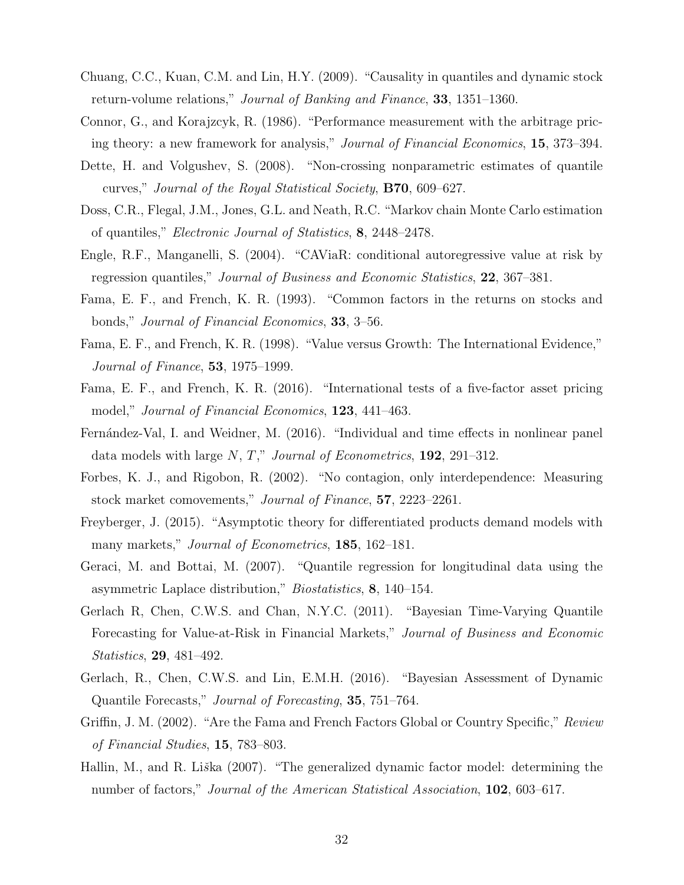Chuang, C.C., Kuan, C.M. and Lin, H.Y. (2009). "Causality in quantiles and dynamic stock return-volume relations," *Journal of Banking and Finance*, **33**, 1351–1360.

Connor, G., and Korajzcyk, R. (1986). "Performance measurement with the arbitrage pricing theory: a new framework for analysis," *Journal of Financial Economics*, **15**, 373–394.

Dette, H. and Volgushev, S. (2008). "Non-crossing nonparametric estimates of quantile curves," *Journal of the Royal Statistical Society*, **B70**, 609–627.

Doss, C.R., Flegal, J.M., Jones, G.L. and Neath, R.C. "Markov chain Monte Carlo estimation of quantiles," *Electronic Journal of Statistics*, **8**, 2448–2478.

Engle, R.F., Manganelli, S. (2004). "CAViaR: conditional autoregressive value at risk by regression quantiles," *Journal of Business and Economic Statistics*, **22**, 367–381.

Fama, E. F., and French, K. R. (1993). "Common factors in the returns on stocks and bonds," *Journal of Financial Economics*, **33**, 3–56.

Fama, E. F., and French, K. R. (1998). "Value versus Growth: The International Evidence," *Journal of Finance*, **53**, 1975–1999.

Fama, E. F., and French, K. R. (2016). "International tests of a five-factor asset pricing model," *Journal of Financial Economics*, **123**, 441–463.

Fernández-Val, I. and Weidner, M. (2016). "Individual and time effects in nonlinear panel data models with large $N$, $T$," *Journal of Econometrics*, **192**, 291–312.

Forbes, K. J., and Rigobon, R. (2002). "No contagion, only interdependence: Measuring stock market comovements," *Journal of Finance*, **57**, 2223–2261.

Freyberger, J. (2015). "Asymptotic theory for differentiated products demand models with many markets," *Journal of Econometrics*, **185**, 162–181.

Geraci, M. and Bottai, M. (2007). "Quantile regression for longitudinal data using the asymmetric Laplace distribution," *Biostatistics*, **8**, 140–154.

Gerlach R, Chen, C.W.S. and Chan, N.Y.C. (2011). "Bayesian Time-Varying Quantile Forecasting for Value-at-Risk in Financial Markets," *Journal of Business and Economic Statistics*, **29**, 481–492.

Gerlach, R., Chen, C.W.S. and Lin, E.M.H. (2016). "Bayesian Assessment of Dynamic Quantile Forecasts," *Journal of Forecasting*, **35**, 751–764.

Griffin, J. M. (2002). "Are the Fama and French Factors Global or Country Specific," *Review of Financial Studies*, **15**, 783–803.

Hallin, M., and R. Liška (2007). "The generalized dynamic factor model: determining the number of factors," *Journal of the American Statistical Association*, **102**, 603–617.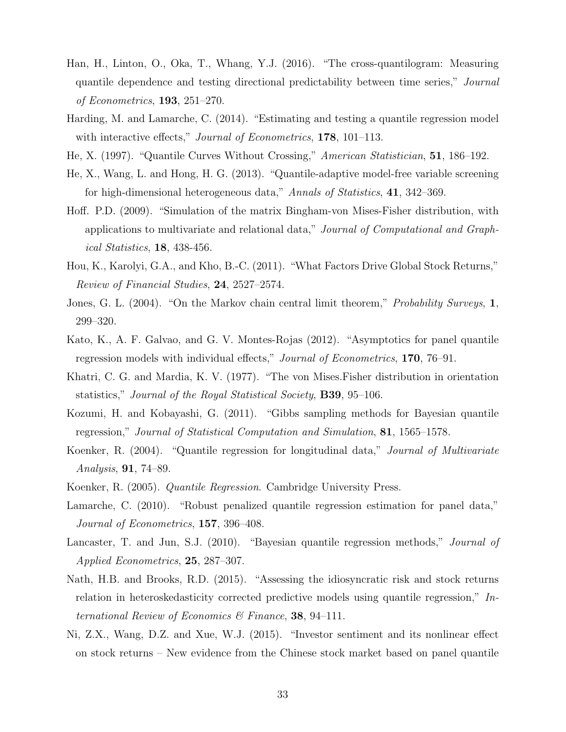Han, H., Linton, O., Oka, T., Whang, Y.J. (2016). "The cross-quantilogram: Measuring quantile dependence and testing directional predictability between time series," *Journal of Econometrics*, **193**, 251–270.

Harding, M. and Lamarche, C. (2014). "Estimating and testing a quantile regression model with interactive effects," *Journal of Econometrics*, **178**, 101–113.

He, X. (1997). "Quantile Curves Without Crossing," *American Statistician*, **51**, 186–192.

He, X., Wang, L. and Hong, H. G. (2013). "Quantile-adaptive model-free variable screening for high-dimensional heterogeneous data," *Annals of Statistics*, **41**, 342–369.

Hoff. P.D. (2009). "Simulation of the matrix Bingham-von Mises-Fisher distribution, with applications to multivariate and relational data," *Journal of Computational and Graphical Statistics*, **18**, 438-456.

Hou, K., Karolyi, G.A., and Kho, B.-C. (2011). "What Factors Drive Global Stock Returns," *Review of Financial Studies*, **24**, 2527–2574.

Jones, G. L. (2004). "On the Markov chain central limit theorem," *Probability Surveys*, **1**, 299–320.

Kato, K., A. F. Galvao, and G. V. Montes-Rojas (2012). "Asymptotics for panel quantile regression models with individual effects," *Journal of Econometrics*, **170**, 76–91.

Khatri, C. G. and Mardia, K. V. (1977). "The von Mises.Fisher distribution in orientation statistics," *Journal of the Royal Statistical Society*, **B39**, 95–106.

Kozumi, H. and Kobayashi, G. (2011). "Gibbs sampling methods for Bayesian quantile regression," *Journal of Statistical Computation and Simulation*, **81**, 1565–1578.

Koenker, R. (2004). "Quantile regression for longitudinal data," *Journal of Multivariate Analysis*, **91**, 74–89.

Koenker, R. (2005). *Quantile Regression*. Cambridge University Press.

Lamarche, C. (2010). "Robust penalized quantile regression estimation for panel data," *Journal of Econometrics*, **157**, 396–408.

Lancaster, T. and Jun, S.J. (2010). "Bayesian quantile regression methods," *Journal of Applied Econometrics*, **25**, 287–307.

Nath, H.B. and Brooks, R.D. (2015). "Assessing the idiosyncratic risk and stock returns relation in heteroskedasticity corrected predictive models using quantile regression," *International Review of Economics & Finance*, **38**, 94–111.

Ni, Z.X., Wang, D.Z. and Xue, W.J. (2015). "Investor sentiment and its nonlinear effect on stock returns – New evidence from the Chinese stock market based on panel quantile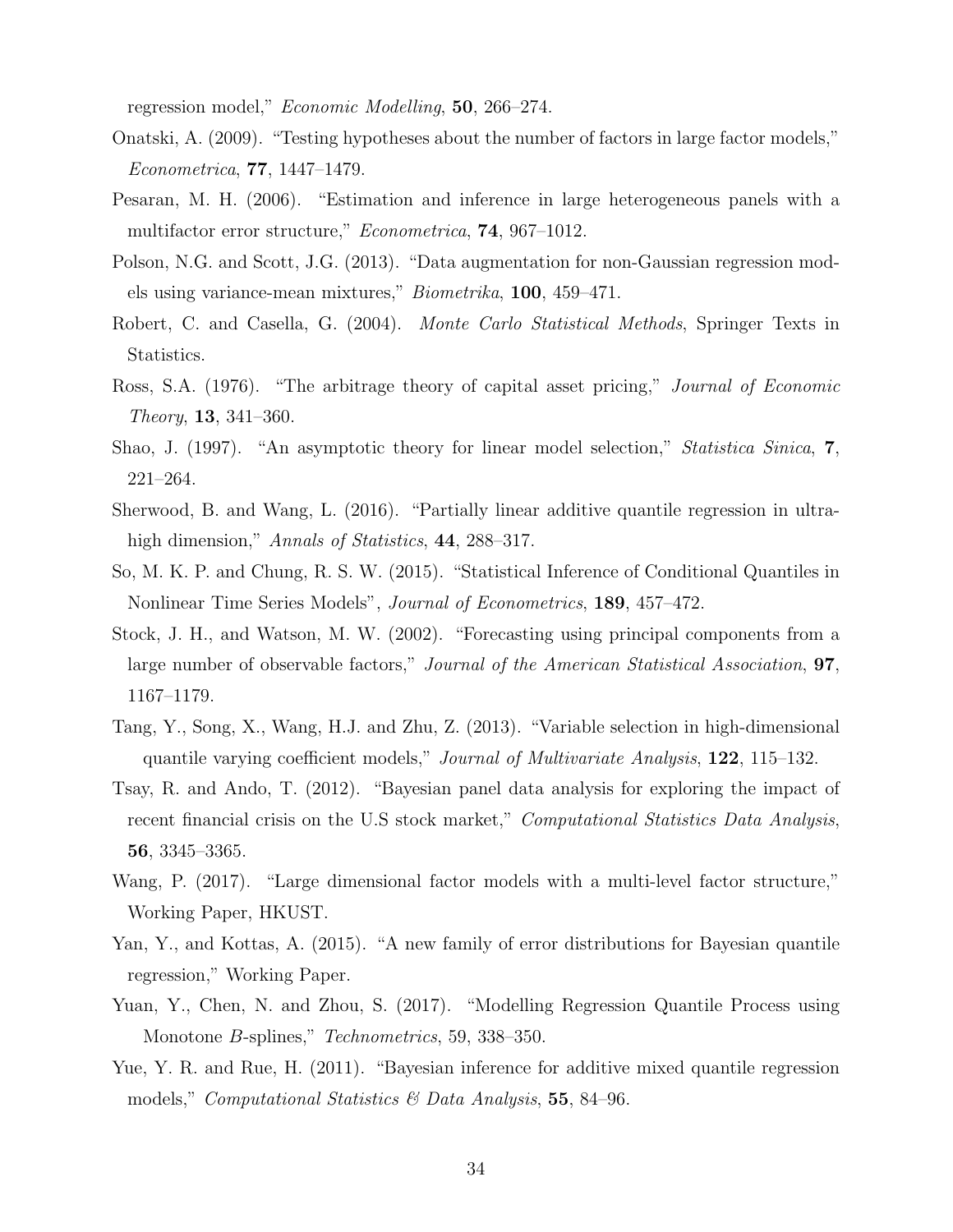regression model," *Economic Modelling*, **50**, 266–274.

Onatski, A. (2009). "Testing hypotheses about the number of factors in large factor models," *Econometrica*, **77**, 1447–1479.

Pesaran, M. H. (2006). "Estimation and inference in large heterogeneous panels with a multifactor error structure," *Econometrica*, **74**, 967–1012.

Polson, N.G. and Scott, J.G. (2013). "Data augmentation for non-Gaussian regression models using variance-mean mixtures," *Biometrika*, **100**, 459–471.

Robert, C. and Casella, G. (2004). *Monte Carlo Statistical Methods*, Springer Texts in Statistics.

Ross, S.A. (1976). "The arbitrage theory of capital asset pricing," *Journal of Economic Theory*, **13**, 341–360.

Shao, J. (1997). "An asymptotic theory for linear model selection," *Statistica Sinica*, **7**, 221–264.

Sherwood, B. and Wang, L. (2016). "Partially linear additive quantile regression in ultra-high dimension," *Annals of Statistics*, **44**, 288–317.

So, M. K. P. and Chung, R. S. W. (2015). "Statistical Inference of Conditional Quantiles in Nonlinear Time Series Models", *Journal of Econometrics*, **189**, 457–472.

Stock, J. H., and Watson, M. W. (2002). "Forecasting using principal components from a large number of observable factors," *Journal of the American Statistical Association*, **97**, 1167–1179.

Tang, Y., Song, X., Wang, H.J. and Zhu, Z. (2013). "Variable selection in high-dimensional quantile varying coefficient models," *Journal of Multivariate Analysis*, **122**, 115–132.

Tsay, R. and Ando, T. (2012). "Bayesian panel data analysis for exploring the impact of recent financial crisis on the U.S stock market," *Computational Statistics Data Analysis*, **56**, 3345–3365.

Wang, P. (2017). "Large dimensional factor models with a multi-level factor structure," Working Paper, HKUST.

Yan, Y., and Kottas, A. (2015). "A new family of error distributions for Bayesian quantile regression," Working Paper.

Yuan, Y., Chen, N. and Zhou, S. (2017). "Modelling Regression Quantile Process using Monotone *B*-splines," *Technometrics*, 59, 338–350.

Yue, Y. R. and Rue, H. (2011). "Bayesian inference for additive mixed quantile regression models," *Computational Statistics & Data Analysis*, **55**, 84–96.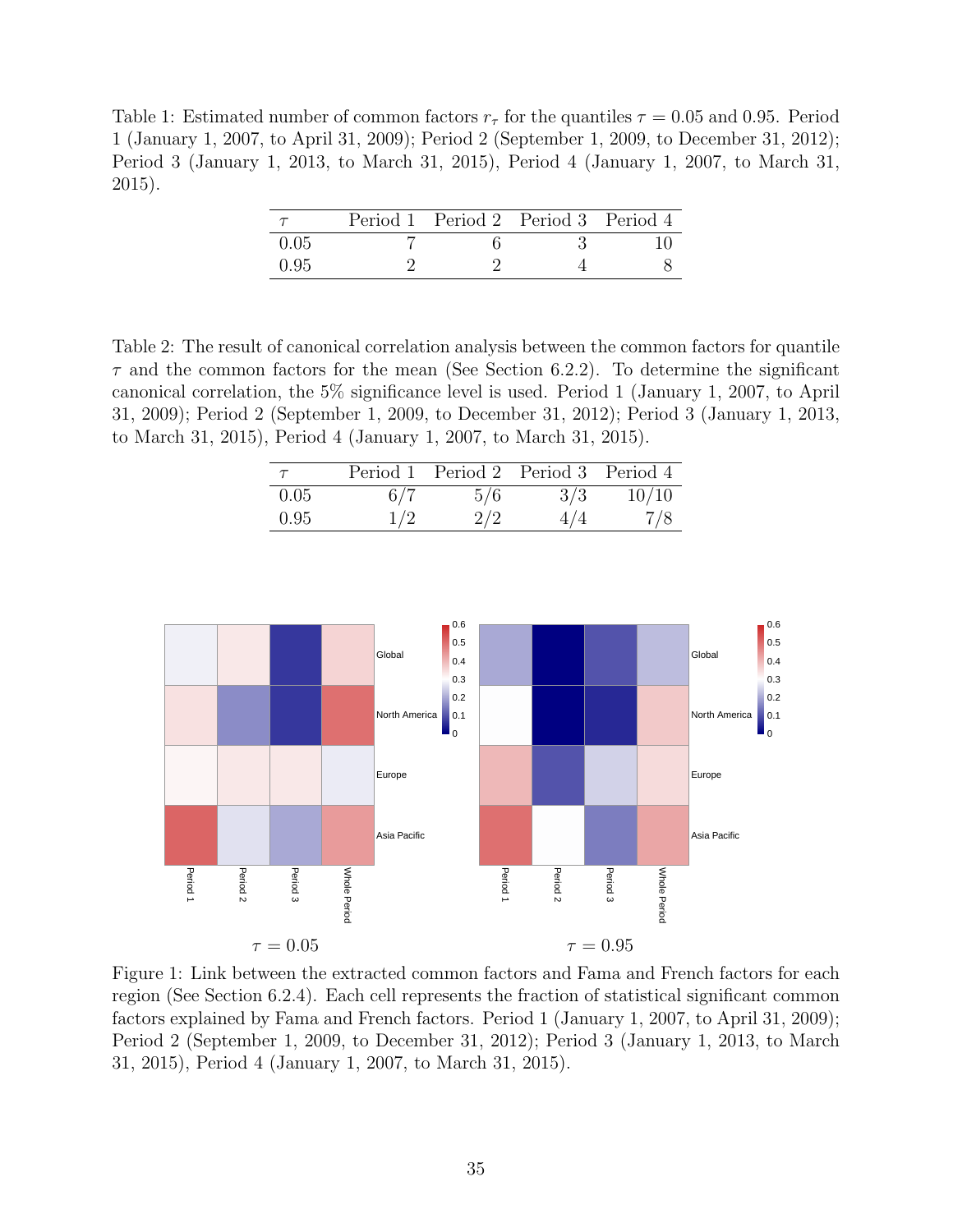Table 1: Estimated number of common factors $r_\tau$ for the quantiles $\tau = 0.05$ and 0.95. Period 1 (January 1, 2007, to April 31, 2009); Period 2 (September 1, 2009, to December 31, 2012); Period 3 (January 1, 2013, to March 31, 2015), Period 4 (January 1, 2007, to March 31, 2015).

| $\tau$ | Period 1 | Period 2 | Period 3 | Period 4 |
|---|---|---|---|---|
| 0.05 | 7 | 6 | 3 | 10 |
| 0.95 | 2 | 2 | 4 | 8 |

Table 2: The result of canonical correlation analysis between the common factors for quantile $\tau$ and the common factors for the mean (See Section 6.2.2). To determine the significant canonical correlation, the 5% significance level is used. Period 1 (January 1, 2007, to April 31, 2009); Period 2 (September 1, 2009, to December 31, 2012); Period 3 (January 1, 2013, to March 31, 2015), Period 4 (January 1, 2007, to March 31, 2015).

| $\tau$ | Period 1 | Period 2 | Period 3 | Period 4 |
|---|---|---|---|---|
| 0.05 | 6/7 | 5/6 | 3/3 | 10/10 |
| 0.95 | 1/2 | 2/2 | 4/4 | 7/8 |

$\tau = 0.05$ $\tau = 0.95$

Figure 1: Link between the extracted common factors and Fama and French factors for each region (See Section 6.2.4). Each cell represents the fraction of statistical significant common factors explained by Fama and French factors. Period 1 (January 1, 2007, to April 31, 2009); Period 2 (September 1, 2009, to December 31, 2012); Period 3 (January 1, 2013, to March 31, 2015), Period 4 (January 1, 2007, to March 31, 2015).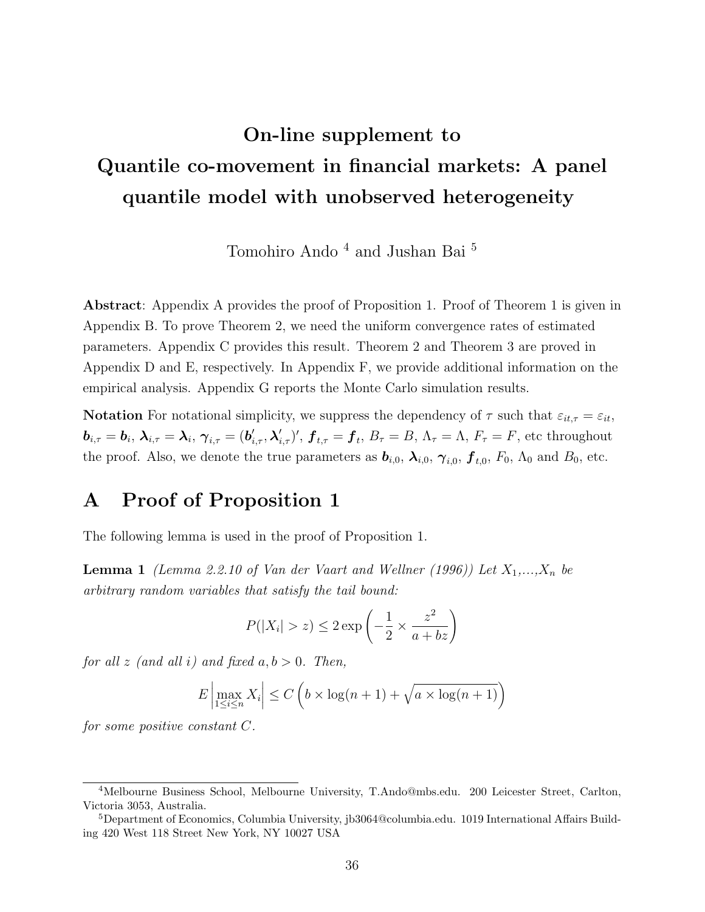# On-line supplement to Quantile co-movement in financial markets: A panel quantile model with unobserved heterogeneity

Tomohiro Ando [4] and Jushan Bai [5]

**Abstract**: Appendix A provides the proof of Proposition 1. Proof of Theorem 1 is given in Appendix B. To prove Theorem 2, we need the uniform convergence rates of estimated parameters. Appendix C provides this result. Theorem 2 and Theorem 3 are proved in Appendix D and E, respectively. In Appendix F, we provide additional information on the empirical analysis. Appendix G reports the Monte Carlo simulation results.

**Notation** For notational simplicity, we suppress the dependency of $\tau$ such that $\varepsilon_{it,\tau} = \varepsilon_{it}$, $\boldsymbol{b}_{i,\tau} = \boldsymbol{b}_i$, $\boldsymbol{\lambda}_{i,\tau} = \boldsymbol{\lambda}_i$, $\boldsymbol{\gamma}_{i,\tau} = (\boldsymbol{b}'_{i,\tau}, \boldsymbol{\lambda}'_{i,\tau})'$, $\boldsymbol{f}_{t,\tau} = \boldsymbol{f}_t$, $B_\tau = B$, $\Lambda_\tau = \Lambda$, $F_\tau = F$, etc throughout the proof. Also, we denote the true parameters as $\boldsymbol{b}_{i,0}$, $\boldsymbol{\lambda}_{i,0}$, $\boldsymbol{\gamma}_{i,0}$, $\boldsymbol{f}_{t,0}$, $F_0$, $\Lambda_0$ and $B_0$, etc.

## A Proof of Proposition 1

The following lemma is used in the proof of Proposition 1.

**Lemma 1** *(Lemma 2.2.10 of Van der Vaart and Wellner (1996)) Let $X_1$,...,$X_n$ be arbitrary random variables that satisfy the tail bound:*

$$P(|X_i| > z) \leq 2\exp\left(-\frac{1}{2} \times \frac{z^2}{a + bz}\right)$$

*for all $z$ (and all $i$) and fixed $a, b > 0$. Then,*

$$E\left|\max_{1\leq i\leq n} X_i\right| \leq C\left(b \times \log(n+1) + \sqrt{a \times \log(n+1)}\right)$$

*for some positive constant $C$.*

[4] Melbourne Business School, Melbourne University, T.Ando@mbs.edu. 200 Leicester Street, Carlton, Victoria 3053, Australia.

[5] Department of Economics, Columbia University, jb3064@columbia.edu. 1019 International Affairs Building 420 West 118 Street New York, NY 10027 USA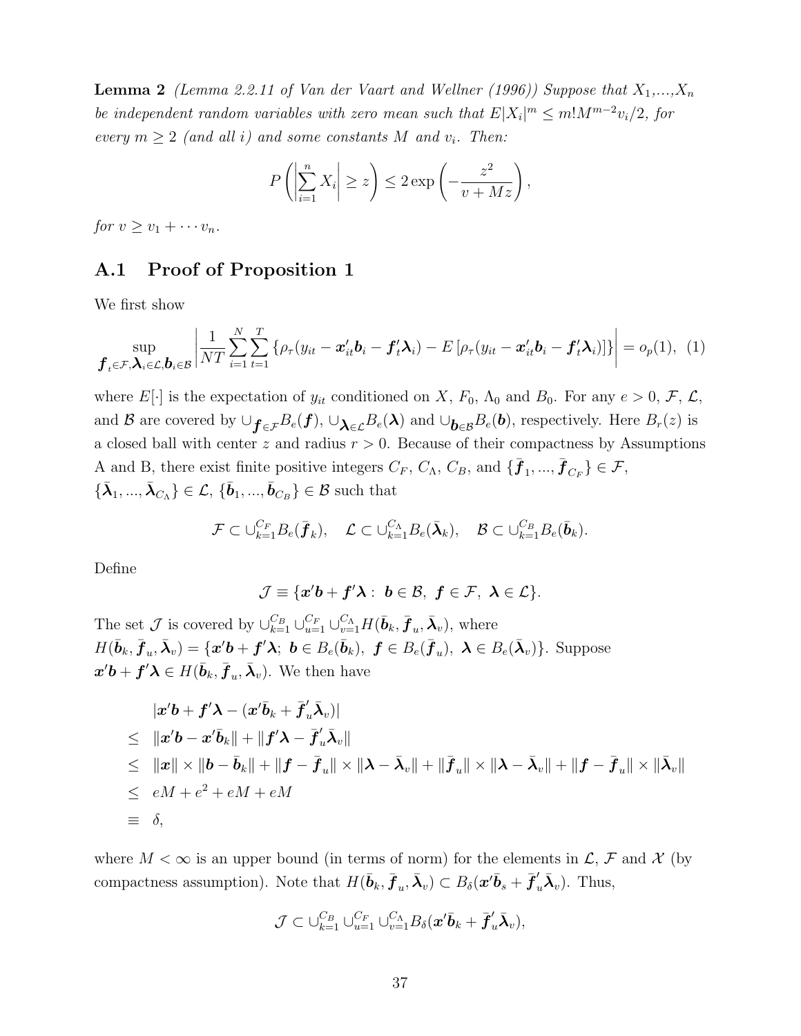**Lemma 2** *(Lemma 2.2.11 of Van der Vaart and Wellner (1996)) Suppose that $X_1$,...,$X_n$ be independent random variables with zero mean such that $E|X_i|^m \leq m!M^{m-2}v_i/2$, for every $m \geq 2$ (and all $i$) and some constants $M$ and $v_i$. Then:*

$$
P\left(\left|\sum_{i=1}^{n} X_i\right| \geq z\right) \leq 2\exp\left(-\frac{z^2}{v + Mz}\right),
$$

*for $v \geq v_1 + \cdots v_n$.*

## A.1 Proof of Proposition 1

We first show

$$
\sup_{\boldsymbol{f}_t \in \mathcal{F}, \boldsymbol{\lambda}_i \in \mathcal{L}, \boldsymbol{b}_i \in \mathcal{B}} \left| \frac{1}{NT} \sum_{i=1}^{N} \sum_{t=1}^{T} \left\{ \rho_\tau(y_{it} - \boldsymbol{x}_{it}'\boldsymbol{b}_i - \boldsymbol{f}_t'\boldsymbol{\lambda}_i) - E\left[\rho_\tau(y_{it} - \boldsymbol{x}_{it}'\boldsymbol{b}_i - \boldsymbol{f}_t'\boldsymbol{\lambda}_i)\right] \right\} \right| = o_p(1), \quad (1)
$$

where $E[\cdot]$ is the expectation of $y_{it}$ conditioned on $X$, $F_0$, $\Lambda_0$ and $B_0$. For any $e > 0$, $\mathcal{F}$, $\mathcal{L}$, and $\mathcal{B}$ are covered by $\cup_{\boldsymbol{f} \in \mathcal{F}} B_e(\boldsymbol{f})$, $\cup_{\boldsymbol{\lambda} \in \mathcal{L}} B_e(\boldsymbol{\lambda})$ and $\cup_{\boldsymbol{b} \in \mathcal{B}} B_e(\boldsymbol{b})$, respectively. Here $B_r(z)$ is a closed ball with center $z$ and radius $r > 0$. Because of their compactness by Assumptions A and B, there exist finite positive integers $C_F$, $C_\Lambda$, $C_B$, and $\{\bar{\boldsymbol{f}}_1, ..., \bar{\boldsymbol{f}}_{C_F}\} \in \mathcal{F}$, $\{\bar{\boldsymbol{\lambda}}_1, ..., \bar{\boldsymbol{\lambda}}_{C_\Lambda}\} \in \mathcal{L}$, $\{\bar{\boldsymbol{b}}_1, ..., \bar{\boldsymbol{b}}_{C_B}\} \in \mathcal{B}$ such that

$$
\mathcal{F} \subset \cup_{k=1}^{C_F} B_e(\bar{\boldsymbol{f}}_k), \quad \mathcal{L} \subset \cup_{k=1}^{C_\Lambda} B_e(\bar{\boldsymbol{\lambda}}_k), \quad \mathcal{B} \subset \cup_{k=1}^{C_B} B_e(\bar{\boldsymbol{b}}_k).
$$

Define

$$
\mathcal{J} \equiv \{\boldsymbol{x}'\boldsymbol{b} + \boldsymbol{f}'\boldsymbol{\lambda} : \ \boldsymbol{b} \in \mathcal{B}, \ \boldsymbol{f} \in \mathcal{F}, \ \boldsymbol{\lambda} \in \mathcal{L}\}.
$$

The set $\mathcal{J}$ is covered by $\cup_{k=1}^{C_B} \cup_{u=1}^{C_F} \cup_{v=1}^{C_\Lambda} H(\bar{\boldsymbol{b}}_k, \bar{\boldsymbol{f}}_u, \bar{\boldsymbol{\lambda}}_v)$, where $H(\bar{\boldsymbol{b}}_k, \bar{\boldsymbol{f}}_u, \bar{\boldsymbol{\lambda}}_v) = \{\boldsymbol{x}'\boldsymbol{b} + \boldsymbol{f}'\boldsymbol{\lambda}; \ \boldsymbol{b} \in B_e(\bar{\boldsymbol{b}}_k), \ \boldsymbol{f} \in B_e(\bar{\boldsymbol{f}}_u), \ \boldsymbol{\lambda} \in B_e(\bar{\boldsymbol{\lambda}}_v)\}$. Suppose $\boldsymbol{x}'\boldsymbol{b} + \boldsymbol{f}'\boldsymbol{\lambda} \in H(\bar{\boldsymbol{b}}_k, \bar{\boldsymbol{f}}_u, \bar{\boldsymbol{\lambda}}_v)$. We then have

$$
\begin{aligned}
& |\boldsymbol{x}'\boldsymbol{b} + \boldsymbol{f}'\boldsymbol{\lambda} - (\boldsymbol{x}'\bar{\boldsymbol{b}}_k + \bar{\boldsymbol{f}}_u'\bar{\boldsymbol{\lambda}}_v)| \\
\leq \ & \|\boldsymbol{x}'\boldsymbol{b} - \boldsymbol{x}'\bar{\boldsymbol{b}}_k\| + \|\boldsymbol{f}'\boldsymbol{\lambda} - \bar{\boldsymbol{f}}_u'\bar{\boldsymbol{\lambda}}_v\| \\
\leq \ & \|\boldsymbol{x}\| \times \|\boldsymbol{b} - \bar{\boldsymbol{b}}_k\| + \|\boldsymbol{f} - \bar{\boldsymbol{f}}_u\| \times \|\boldsymbol{\lambda} - \bar{\boldsymbol{\lambda}}_v\| + \|\bar{\boldsymbol{f}}_u\| \times \|\boldsymbol{\lambda} - \bar{\boldsymbol{\lambda}}_v\| + \|\boldsymbol{f} - \bar{\boldsymbol{f}}_u\| \times \|\bar{\boldsymbol{\lambda}}_v\| \\
\leq \ & eM + e^2 + eM + eM \\
\equiv \ & \delta,
\end{aligned}
$$

where $M < \infty$ is an upper bound (in terms of norm) for the elements in $\mathcal{L}$, $\mathcal{F}$ and $\mathcal{X}$ (by compactness assumption). Note that $H(\bar{\boldsymbol{b}}_k, \bar{\boldsymbol{f}}_u, \bar{\boldsymbol{\lambda}}_v) \subset B_\delta(\boldsymbol{x}'\bar{\boldsymbol{b}}_s + \bar{\boldsymbol{f}}_u'\bar{\boldsymbol{\lambda}}_v)$. Thus,

$$
\mathcal{J} \subset \cup_{k=1}^{C_B} \cup_{u=1}^{C_F} \cup_{v=1}^{C_\Lambda} B_\delta(\boldsymbol{x}'\bar{\boldsymbol{b}}_k + \bar{\boldsymbol{f}}_u'\bar{\boldsymbol{\lambda}}_v),
$$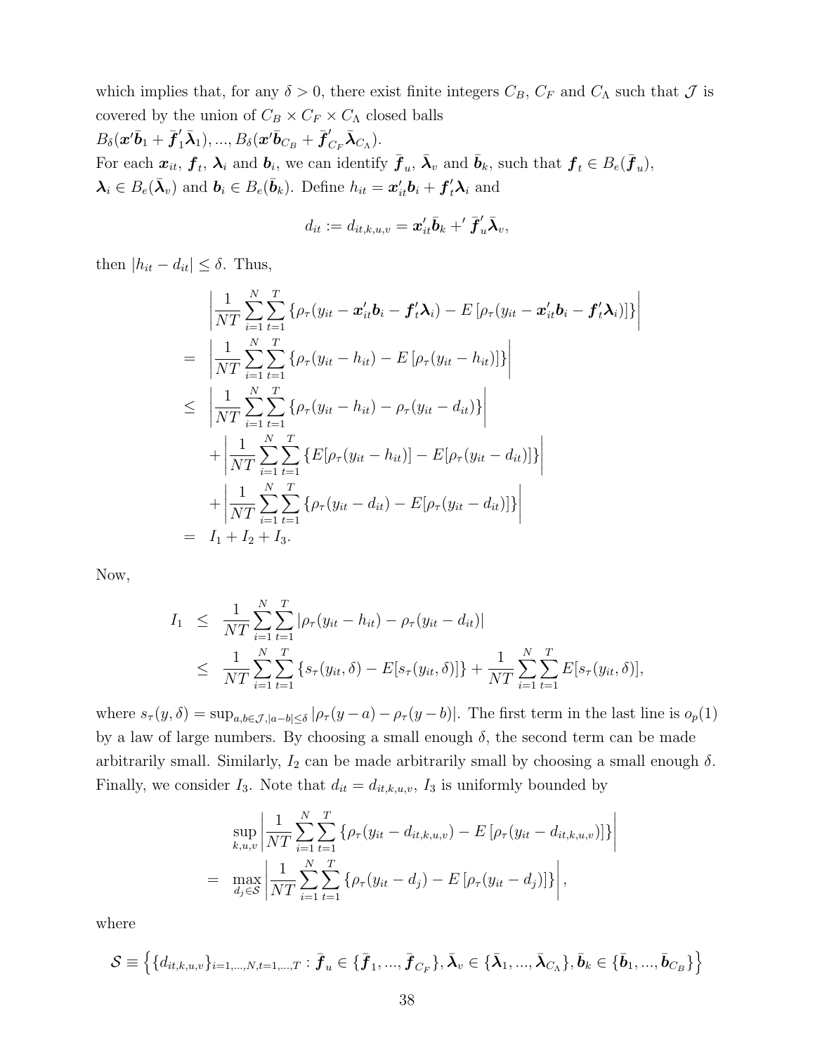which implies that, for any $\delta > 0$, there exist finite integers $C_B$, $C_F$ and $C_\Lambda$ such that $\mathcal{J}$ is covered by the union of $C_B \times C_F \times C_\Lambda$ closed balls

$B_\delta(\boldsymbol{x}'\bar{\boldsymbol{b}}_1 + \bar{\boldsymbol{f}}_1'\bar{\boldsymbol{\lambda}}_1), ..., B_\delta(\boldsymbol{x}'\bar{\boldsymbol{b}}_{C_B} + \bar{\boldsymbol{f}}_{C_F}'\bar{\boldsymbol{\lambda}}_{C_\Lambda})$.

For each $\boldsymbol{x}_{it}$, $\boldsymbol{f}_t$, $\boldsymbol{\lambda}_i$ and $\boldsymbol{b}_i$, we can identify $\bar{\boldsymbol{f}}_u$, $\bar{\boldsymbol{\lambda}}_v$ and $\bar{\boldsymbol{b}}_k$, such that $\boldsymbol{f}_t \in B_e(\bar{\boldsymbol{f}}_u)$, $\boldsymbol{\lambda}_i \in B_e(\bar{\boldsymbol{\lambda}}_v)$ and $\boldsymbol{b}_i \in B_e(\bar{\boldsymbol{b}}_k)$. Define $h_{it} = \boldsymbol{x}_{it}'\boldsymbol{b}_i + \boldsymbol{f}_t'\boldsymbol{\lambda}_i$ and

$$d_{it} := d_{it,k,u,v} = \boldsymbol{x}_{it}'\bar{\boldsymbol{b}}_k +' \bar{\boldsymbol{f}}_u'\bar{\boldsymbol{\lambda}}_v,$$

then $|h_{it} - d_{it}| \leq \delta$. Thus,

$$\begin{aligned}
& \left| \frac{1}{NT} \sum_{i=1}^{N} \sum_{t=1}^{T} \{ \rho_\tau(y_{it} - \boldsymbol{x}_{it}'\boldsymbol{b}_i - \boldsymbol{f}_t'\boldsymbol{\lambda}_i) - E\left[\rho_\tau(y_{it} - \boldsymbol{x}_{it}'\boldsymbol{b}_i - \boldsymbol{f}_t'\boldsymbol{\lambda}_i)\right] \} \right| \\
= & \left| \frac{1}{NT} \sum_{i=1}^{N} \sum_{t=1}^{T} \{ \rho_\tau(y_{it} - h_{it}) - E\left[\rho_\tau(y_{it} - h_{it})\right] \} \right| \\
\leq & \left| \frac{1}{NT} \sum_{i=1}^{N} \sum_{t=1}^{T} \{ \rho_\tau(y_{it} - h_{it}) - \rho_\tau(y_{it} - d_{it}) \} \right| \\
& + \left| \frac{1}{NT} \sum_{i=1}^{N} \sum_{t=1}^{T} \{ E[\rho_\tau(y_{it} - h_{it})] - E[\rho_\tau(y_{it} - d_{it})] \} \right| \\
& + \left| \frac{1}{NT} \sum_{i=1}^{N} \sum_{t=1}^{T} \{ \rho_\tau(y_{it} - d_{it}) - E[\rho_\tau(y_{it} - d_{it})] \} \right| \\
= & \ I_1 + I_2 + I_3.
\end{aligned}$$

Now,

$$\begin{aligned}
I_1 & \leq \frac{1}{NT} \sum_{i=1}^{N} \sum_{t=1}^{T} |\rho_\tau(y_{it} - h_{it}) - \rho_\tau(y_{it} - d_{it})| \\
& \leq \frac{1}{NT} \sum_{i=1}^{N} \sum_{t=1}^{T} \{ s_\tau(y_{it}, \delta) - E[s_\tau(y_{it}, \delta)] \} + \frac{1}{NT} \sum_{i=1}^{N} \sum_{t=1}^{T} E[s_\tau(y_{it}, \delta)],
\end{aligned}$$

where $s_\tau(y, \delta) = \sup_{a,b \in \mathcal{J}, |a-b| \leq \delta} |\rho_\tau(y - a) - \rho_\tau(y - b)|$. The first term in the last line is $o_p(1)$ by a law of large numbers. By choosing a small enough $\delta$, the second term can be made arbitrarily small. Similarly, $I_2$ can be made arbitrarily small by choosing a small enough $\delta$. Finally, we consider $I_3$. Note that $d_{it} = d_{it,k,u,v}$, $I_3$ is uniformly bounded by

$$\begin{aligned}
& \sup_{k,u,v} \left| \frac{1}{NT} \sum_{i=1}^{N} \sum_{t=1}^{T} \{ \rho_\tau(y_{it} - d_{it,k,u,v}) - E\left[\rho_\tau(y_{it} - d_{it,k,u,v})\right] \} \right| \\
= & \max_{d_j \in \mathcal{S}} \left| \frac{1}{NT} \sum_{i=1}^{N} \sum_{t=1}^{T} \{ \rho_\tau(y_{it} - d_j) - E\left[\rho_\tau(y_{it} - d_j)\right] \} \right|,
\end{aligned}$$

where

$$\mathcal{S} \equiv \left\{ \{d_{it,k,u,v}\}_{i=1,...,N, t=1,...,T} : \bar{\boldsymbol{f}}_u \in \{\bar{\boldsymbol{f}}_1, ..., \bar{\boldsymbol{f}}_{C_F}\}, \bar{\boldsymbol{\lambda}}_v \in \{\bar{\boldsymbol{\lambda}}_1, ..., \bar{\boldsymbol{\lambda}}_{C_\Lambda}\}, \bar{\boldsymbol{b}}_k \in \{\bar{\boldsymbol{b}}_1, ..., \bar{\boldsymbol{b}}_{C_B}\} \right\}$$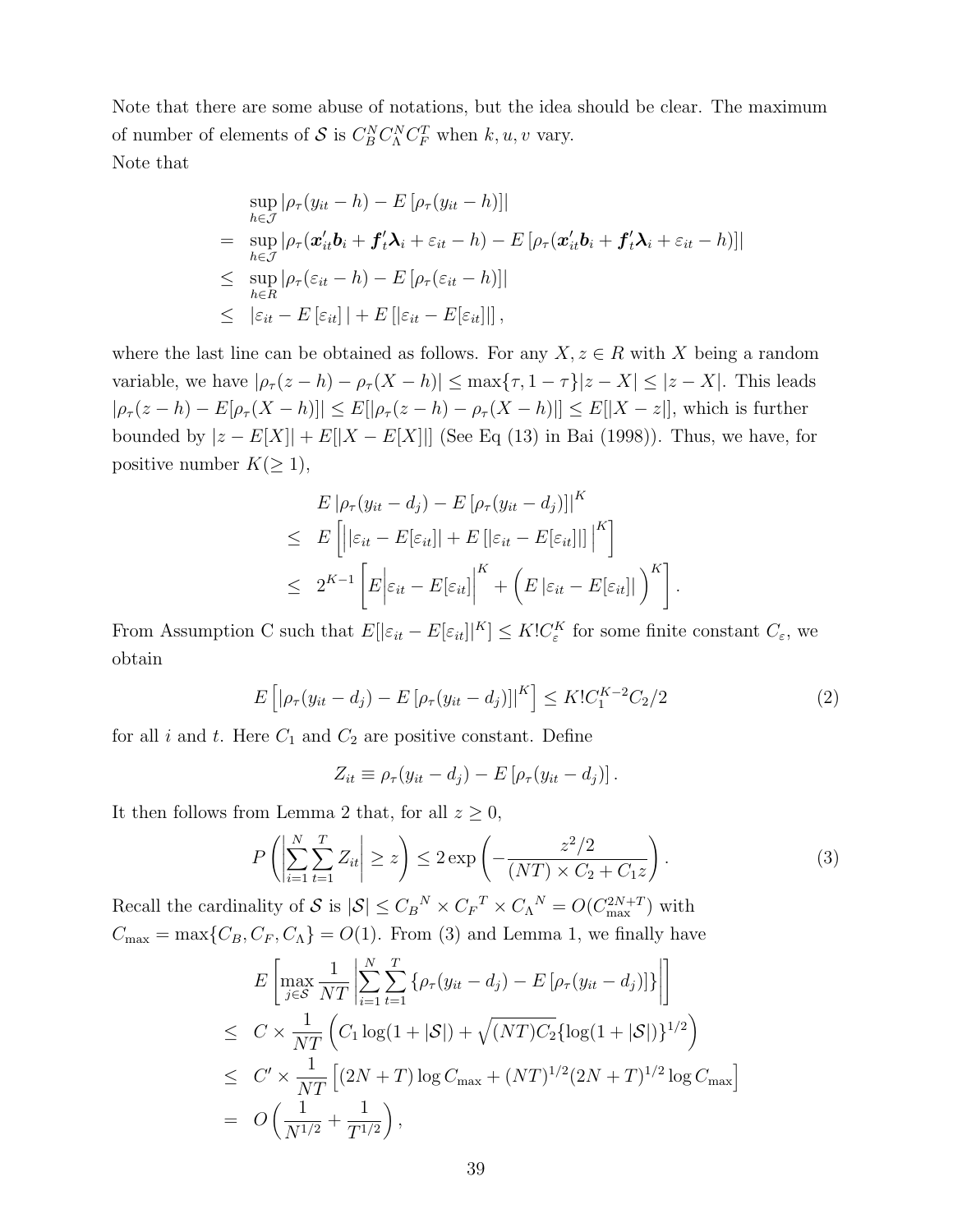Note that there are some abuse of notations, but the idea should be clear. The maximum of number of elements of $\mathcal{S}$ is $C_B^N C_\Lambda^N C_F^T$ when $k, u, v$ vary.
Note that

$$
\begin{aligned}
& \sup_{h \in \mathcal{J}} |\rho_\tau(y_{it} - h) - E[\rho_\tau(y_{it} - h)]| \\
= \ & \sup_{h \in \mathcal{J}} |\rho_\tau(\boldsymbol{x}_{it}' \boldsymbol{b}_i + \boldsymbol{f}_t' \boldsymbol{\lambda}_i + \varepsilon_{it} - h) - E[\rho_\tau(\boldsymbol{x}_{it}' \boldsymbol{b}_i + \boldsymbol{f}_t' \boldsymbol{\lambda}_i + \varepsilon_{it} - h)]| \\
\leq \ & \sup_{h \in R} |\rho_\tau(\varepsilon_{it} - h) - E[\rho_\tau(\varepsilon_{it} - h)]| \\
\leq \ & |\varepsilon_{it} - E[\varepsilon_{it}]| + E[|\varepsilon_{it} - E[\varepsilon_{it}]|],
\end{aligned}
$$

where the last line can be obtained as follows. For any $X, z \in R$ with $X$ being a random variable, we have $|\rho_\tau(z - h) - \rho_\tau(X - h)| \leq \max\{\tau, 1 - \tau\}|z - X| \leq |z - X|$. This leads $|\rho_\tau(z - h) - E[\rho_\tau(X - h)]| \leq E[|\rho_\tau(z - h) - \rho_\tau(X - h)|] \leq E[|X - z|]$, which is further bounded by $|z - E[X]| + E[|X - E[X]|]$ (See Eq (13) in Bai (1998)). Thus, we have, for positive number $K (\geq 1)$,

$$
\begin{aligned}
& E\left|\rho_\tau(y_{it} - d_j) - E[\rho_\tau(y_{it} - d_j)]\right|^K \\
\leq \ & E\left[\Big||\varepsilon_{it} - E[\varepsilon_{it}]| + E[|\varepsilon_{it} - E[\varepsilon_{it}]|]\Big|^K\right] \\
\leq \ & 2^{K-1}\left[E\Big|\varepsilon_{it} - E[\varepsilon_{it}]\Big|^K + \Big(E|\varepsilon_{it} - E[\varepsilon_{it}]|\Big)^K\right].
\end{aligned}
$$

From Assumption C such that $E[|\varepsilon_{it} - E[\varepsilon_{it}]|^K] \leq K! C_\varepsilon^K$ for some finite constant $C_\varepsilon$, we obtain

$$
E\left[\left|\rho_\tau(y_{it} - d_j) - E[\rho_\tau(y_{it} - d_j)]\right|^K\right] \leq K! C_1^{K-2} C_2 / 2 \tag{2}
$$

for all $i$ and $t$. Here $C_1$ and $C_2$ are positive constant. Define

$$
Z_{it} \equiv \rho_\tau(y_{it} - d_j) - E[\rho_\tau(y_{it} - d_j)].
$$

It then follows from Lemma 2 that, for all $z \geq 0$,

$$
P\left(\left|\sum_{i=1}^N \sum_{t=1}^T Z_{it}\right| \geq z\right) \leq 2 \exp\left(-\frac{z^2/2}{(NT) \times C_2 + C_1 z}\right). \tag{3}
$$

Recall the cardinality of $\mathcal{S}$ is $|\mathcal{S}| \leq {C_B}^N \times {C_F}^T \times {C_\Lambda}^N = O(C_{\max}^{2N+T})$ with $C_{\max} = \max\{C_B, C_F, C_\Lambda\} = O(1)$. From (3) and Lemma 1, we finally have

$$
\begin{aligned}
& E\left[\max_{j \in \mathcal{S}} \frac{1}{NT}\left|\sum_{i=1}^N \sum_{t=1}^T \{\rho_\tau(y_{it} - d_j) - E[\rho_\tau(y_{it} - d_j)]\}\right|\right] \\
\leq \ & C \times \frac{1}{NT}\left(C_1 \log(1 + |\mathcal{S}|) + \sqrt{(NT) C_2}\{\log(1 + |\mathcal{S}|)\}^{1/2}\right) \\
\leq \ & C' \times \frac{1}{NT}\left[(2N + T)\log C_{\max} + (NT)^{1/2}(2N + T)^{1/2}\log C_{\max}\right] \\
= \ & O\left(\frac{1}{N^{1/2}} + \frac{1}{T^{1/2}}\right),
\end{aligned}
$$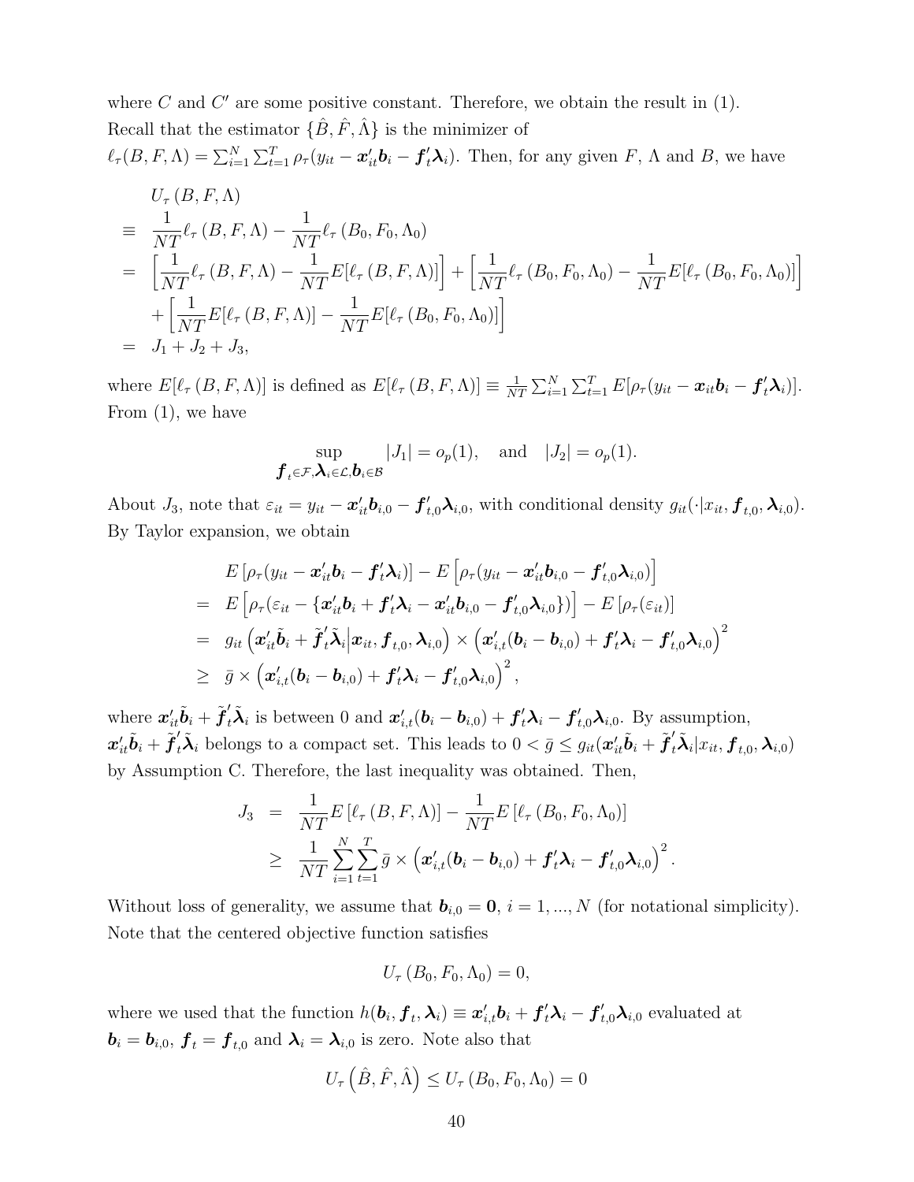where $C$ and $C'$ are some positive constant. Therefore, we obtain the result in (1).

Recall that the estimator $\{\hat{B}, \hat{F}, \hat{\Lambda}\}$ is the minimizer of

$\ell_\tau(B, F, \Lambda) = \sum_{i=1}^N \sum_{t=1}^T \rho_\tau(y_{it} - \boldsymbol{x}_{it}'\boldsymbol{b}_i - \boldsymbol{f}_t'\boldsymbol{\lambda}_i)$. Then, for any given $F$, $\Lambda$ and $B$, we have

$$
\begin{aligned}
& U_\tau(B, F, \Lambda) \\
\equiv\ & \frac{1}{NT}\ell_\tau(B, F, \Lambda) - \frac{1}{NT}\ell_\tau(B_0, F_0, \Lambda_0) \\
=\ & \left[\frac{1}{NT}\ell_\tau(B, F, \Lambda) - \frac{1}{NT}E[\ell_\tau(B, F, \Lambda)]\right] + \left[\frac{1}{NT}\ell_\tau(B_0, F_0, \Lambda_0) - \frac{1}{NT}E[\ell_\tau(B_0, F_0, \Lambda_0)]\right] \\
& + \left[\frac{1}{NT}E[\ell_\tau(B, F, \Lambda)] - \frac{1}{NT}E[\ell_\tau(B_0, F_0, \Lambda_0)]\right] \\
=\ & J_1 + J_2 + J_3,
\end{aligned}
$$

where $E[\ell_\tau(B, F, \Lambda)]$ is defined as $E[\ell_\tau(B, F, \Lambda)] \equiv \frac{1}{NT}\sum_{i=1}^N \sum_{t=1}^T E[\rho_\tau(y_{it} - \boldsymbol{x}_{it}\boldsymbol{b}_i - \boldsymbol{f}_t'\boldsymbol{\lambda}_i)]$.

From (1), we have

$$
\sup_{\boldsymbol{f}_t \in \mathcal{F}, \boldsymbol{\lambda}_i \in \mathcal{L}, \boldsymbol{b}_i \in \mathcal{B}} |J_1| = o_p(1), \quad \text{and} \quad |J_2| = o_p(1).
$$

About $J_3$, note that $\varepsilon_{it} = y_{it} - \boldsymbol{x}_{it}'\boldsymbol{b}_{i,0} - \boldsymbol{f}_{t,0}'\boldsymbol{\lambda}_{i,0}$, with conditional density $g_{it}(\cdot|x_{it}, \boldsymbol{f}_{t,0}, \boldsymbol{\lambda}_{i,0})$. By Taylor expansion, we obtain

$$
\begin{aligned}
& E\left[\rho_\tau(y_{it} - \boldsymbol{x}_{it}'\boldsymbol{b}_i - \boldsymbol{f}_t'\boldsymbol{\lambda}_i)\right] - E\left[\rho_\tau(y_{it} - \boldsymbol{x}_{it}'\boldsymbol{b}_{i,0} - \boldsymbol{f}_{t,0}'\boldsymbol{\lambda}_{i,0})\right] \\
=\ & E\left[\rho_\tau(\varepsilon_{it} - \{\boldsymbol{x}_{it}'\boldsymbol{b}_i + \boldsymbol{f}_t'\boldsymbol{\lambda}_i - \boldsymbol{x}_{it}'\boldsymbol{b}_{i,0} - \boldsymbol{f}_{t,0}'\boldsymbol{\lambda}_{i,0}\})\right] - E\left[\rho_\tau(\varepsilon_{it})\right] \\
=\ & g_{it}\left(\boldsymbol{x}_{it}'\tilde{\boldsymbol{b}}_i + \tilde{\boldsymbol{f}}_t'\tilde{\boldsymbol{\lambda}}_i \Big| \boldsymbol{x}_{it}, \boldsymbol{f}_{t,0}, \boldsymbol{\lambda}_{i,0}\right) \times \left(\boldsymbol{x}_{i,t}'(\boldsymbol{b}_i - \boldsymbol{b}_{i,0}) + \boldsymbol{f}_t'\boldsymbol{\lambda}_i - \boldsymbol{f}_{t,0}'\boldsymbol{\lambda}_{i,0}\right)^2 \\
\geq\ & \bar{g} \times \left(\boldsymbol{x}_{i,t}'(\boldsymbol{b}_i - \boldsymbol{b}_{i,0}) + \boldsymbol{f}_t'\boldsymbol{\lambda}_i - \boldsymbol{f}_{t,0}'\boldsymbol{\lambda}_{i,0}\right)^2,
\end{aligned}
$$

where $\boldsymbol{x}_{it}'\tilde{\boldsymbol{b}}_i + \tilde{\boldsymbol{f}}_t'\tilde{\boldsymbol{\lambda}}_i$ is between 0 and $\boldsymbol{x}_{i,t}'(\boldsymbol{b}_i - \boldsymbol{b}_{i,0}) + \boldsymbol{f}_t'\boldsymbol{\lambda}_i - \boldsymbol{f}_{t,0}'\boldsymbol{\lambda}_{i,0}$. By assumption, $\boldsymbol{x}_{it}'\tilde{\boldsymbol{b}}_i + \tilde{\boldsymbol{f}}_t'\tilde{\boldsymbol{\lambda}}_i$ belongs to a compact set. This leads to $0 < \bar{g} \leq g_{it}(\boldsymbol{x}_{it}'\tilde{\boldsymbol{b}}_i + \tilde{\boldsymbol{f}}_t'\tilde{\boldsymbol{\lambda}}_i | x_{it}, \boldsymbol{f}_{t,0}, \boldsymbol{\lambda}_{i,0})$ by Assumption C. Therefore, the last inequality was obtained. Then,

$$
\begin{aligned}
J_3 &= \frac{1}{NT}E\left[\ell_\tau(B, F, \Lambda)\right] - \frac{1}{NT}E\left[\ell_\tau(B_0, F_0, \Lambda_0)\right] \\
&\geq \frac{1}{NT}\sum_{i=1}^N \sum_{t=1}^T \bar{g} \times \left(\boldsymbol{x}_{i,t}'(\boldsymbol{b}_i - \boldsymbol{b}_{i,0}) + \boldsymbol{f}_t'\boldsymbol{\lambda}_i - \boldsymbol{f}_{t,0}'\boldsymbol{\lambda}_{i,0}\right)^2.
\end{aligned}
$$

Without loss of generality, we assume that $\boldsymbol{b}_{i,0} = \boldsymbol{0}$, $i = 1, ..., N$ (for notational simplicity). Note that the centered objective function satisfies

$$
U_\tau(B_0, F_0, \Lambda_0) = 0,
$$

where we used that the function $h(\boldsymbol{b}_i, \boldsymbol{f}_t, \boldsymbol{\lambda}_i) \equiv \boldsymbol{x}_{i,t}'\boldsymbol{b}_i + \boldsymbol{f}_t'\boldsymbol{\lambda}_i - \boldsymbol{f}_{t,0}'\boldsymbol{\lambda}_{i,0}$ evaluated at $\boldsymbol{b}_i = \boldsymbol{b}_{i,0}$, $\boldsymbol{f}_t = \boldsymbol{f}_{t,0}$ and $\boldsymbol{\lambda}_i = \boldsymbol{\lambda}_{i,0}$ is zero. Note also that

$$
U_\tau\left(\hat{B}, \hat{F}, \hat{\Lambda}\right) \leq U_\tau(B_0, F_0, \Lambda_0) = 0
$$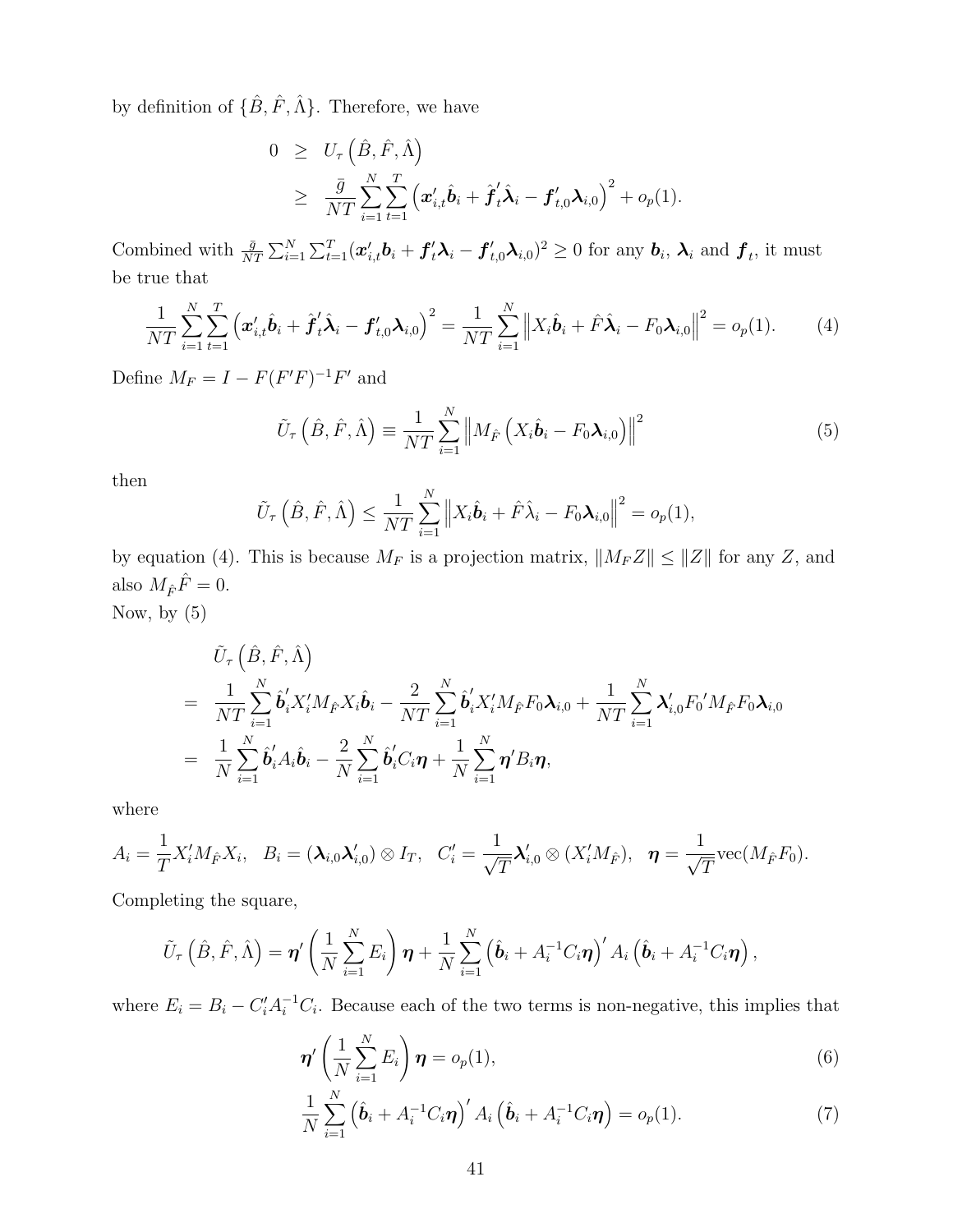by definition of $\{\hat{B}, \hat{F}, \hat{\Lambda}\}$. Therefore, we have

$$
\begin{aligned}
0 &\geq U_\tau\left(\hat{B}, \hat{F}, \hat{\Lambda}\right) \\
&\geq \frac{\bar{g}}{NT}\sum_{i=1}^{N}\sum_{t=1}^{T}\left(\boldsymbol{x}_{i,t}'\hat{\boldsymbol{b}}_i + \hat{\boldsymbol{f}}_t'\hat{\boldsymbol{\lambda}}_i - \boldsymbol{f}_{t,0}'\boldsymbol{\lambda}_{i,0}\right)^2 + o_p(1).
\end{aligned}
$$

Combined with $\frac{\bar{g}}{NT}\sum_{i=1}^{N}\sum_{t=1}^{T}(\boldsymbol{x}_{i,t}'\boldsymbol{b}_i + \boldsymbol{f}_t'\boldsymbol{\lambda}_i - \boldsymbol{f}_{t,0}'\boldsymbol{\lambda}_{i,0})^2 \geq 0$ for any $\boldsymbol{b}_i$, $\boldsymbol{\lambda}_i$ and $\boldsymbol{f}_t$, it must be true that

$$
\frac{1}{NT}\sum_{i=1}^{N}\sum_{t=1}^{T}\left(\boldsymbol{x}_{i,t}'\hat{\boldsymbol{b}}_i + \hat{\boldsymbol{f}}_t'\hat{\boldsymbol{\lambda}}_i - \boldsymbol{f}_{t,0}'\boldsymbol{\lambda}_{i,0}\right)^2 = \frac{1}{NT}\sum_{i=1}^{N}\left\|X_i\hat{\boldsymbol{b}}_i + \hat{F}\hat{\boldsymbol{\lambda}}_i - F_0\boldsymbol{\lambda}_{i,0}\right\|^2 = o_p(1). \tag{4}
$$

Define $M_F = I - F(F'F)^{-1}F'$ and

$$
\tilde{U}_\tau\left(\hat{B}, \hat{F}, \hat{\Lambda}\right) \equiv \frac{1}{NT}\sum_{i=1}^{N}\left\|M_{\hat{F}}\left(X_i\hat{\boldsymbol{b}}_i - F_0\boldsymbol{\lambda}_{i,0}\right)\right\|^2 \tag{5}
$$

then

$$
\tilde{U}_\tau\left(\hat{B}, \hat{F}, \hat{\Lambda}\right) \leq \frac{1}{NT}\sum_{i=1}^{N}\left\|X_i\hat{\boldsymbol{b}}_i + \hat{F}\hat{\lambda}_i - F_0\boldsymbol{\lambda}_{i,0}\right\|^2 = o_p(1),
$$

by equation (4). This is because $M_F$ is a projection matrix, $\|M_F Z\| \leq \|Z\|$ for any $Z$, and also $M_{\hat{F}}\hat{F} = 0$.

Now, by (5)

$$
\begin{aligned}
&\tilde{U}_\tau\left(\hat{B}, \hat{F}, \hat{\Lambda}\right) \\
= &\frac{1}{NT}\sum_{i=1}^{N}\hat{\boldsymbol{b}}_i'X_i'M_{\hat{F}}X_i\hat{\boldsymbol{b}}_i - \frac{2}{NT}\sum_{i=1}^{N}\hat{\boldsymbol{b}}_i'X_i'M_{\hat{F}}F_0\boldsymbol{\lambda}_{i,0} + \frac{1}{NT}\sum_{i=1}^{N}\boldsymbol{\lambda}_{i,0}'F_0{}'M_{\hat{F}}F_0\boldsymbol{\lambda}_{i,0} \\
= &\frac{1}{N}\sum_{i=1}^{N}\hat{\boldsymbol{b}}_i'A_i\hat{\boldsymbol{b}}_i - \frac{2}{N}\sum_{i=1}^{N}\hat{\boldsymbol{b}}_i'C_i\boldsymbol{\eta} + \frac{1}{N}\sum_{i=1}^{N}\boldsymbol{\eta}'B_i\boldsymbol{\eta},
\end{aligned}
$$

where

$$
A_i = \frac{1}{T}X_i'M_{\hat{F}}X_i, \quad B_i = (\boldsymbol{\lambda}_{i,0}\boldsymbol{\lambda}_{i,0}') \otimes I_T, \quad C_i' = \frac{1}{\sqrt{T}}\boldsymbol{\lambda}_{i,0}' \otimes (X_i'M_{\hat{F}}), \quad \boldsymbol{\eta} = \frac{1}{\sqrt{T}}\text{vec}(M_{\hat{F}}F_0).
$$

Completing the square,

$$
\tilde{U}_\tau\left(\hat{B}, \hat{F}, \hat{\Lambda}\right) = \boldsymbol{\eta}'\left(\frac{1}{N}\sum_{i=1}^{N}E_i\right)\boldsymbol{\eta} + \frac{1}{N}\sum_{i=1}^{N}\left(\hat{\boldsymbol{b}}_i + A_i^{-1}C_i\boldsymbol{\eta}\right)'A_i\left(\hat{\boldsymbol{b}}_i + A_i^{-1}C_i\boldsymbol{\eta}\right),
$$

where $E_i = B_i - C_i'A_i^{-1}C_i$. Because each of the two terms is non-negative, this implies that

$$
\boldsymbol{\eta}'\left(\frac{1}{N}\sum_{i=1}^{N}E_i\right)\boldsymbol{\eta} = o_p(1), \tag{6}
$$

$$
\frac{1}{N}\sum_{i=1}^{N}\left(\hat{\boldsymbol{b}}_i + A_i^{-1}C_i\boldsymbol{\eta}\right)'A_i\left(\hat{\boldsymbol{b}}_i + A_i^{-1}C_i\boldsymbol{\eta}\right) = o_p(1). \tag{7}
$$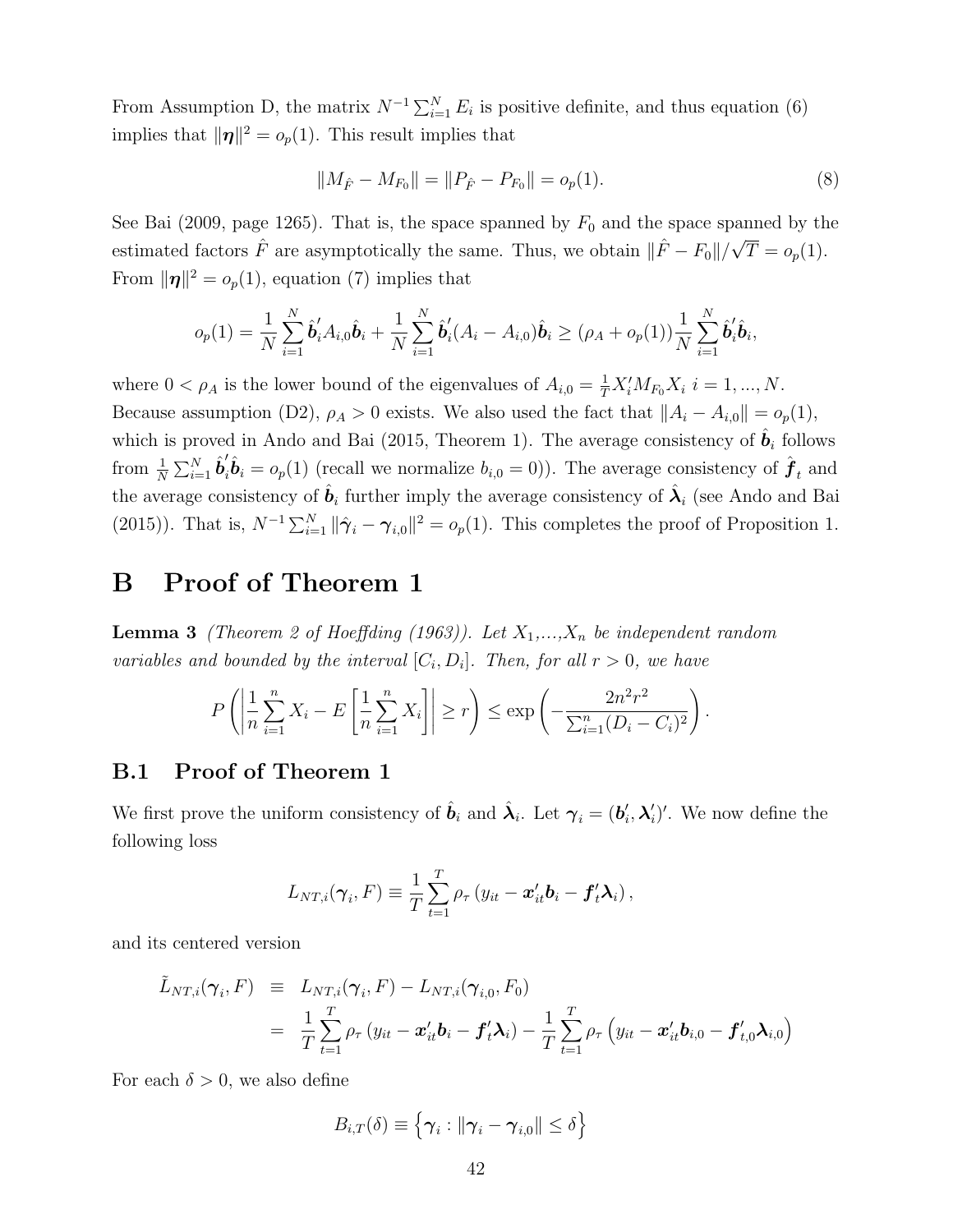From Assumption D, the matrix $N^{-1}\sum_{i=1}^{N} E_i$ is positive definite, and thus equation (6) implies that $\|\boldsymbol{\eta}\|^2 = o_p(1)$. This result implies that

$$\|M_{\hat{F}} - M_{F_0}\| = \|P_{\hat{F}} - P_{F_0}\| = o_p(1). \tag{8}$$

See Bai (2009, page 1265). That is, the space spanned by $F_0$ and the space spanned by the estimated factors $\hat{F}$ are asymptotically the same. Thus, we obtain $\|\hat{F} - F_0\|/\sqrt{T} = o_p(1)$. From $\|\boldsymbol{\eta}\|^2 = o_p(1)$, equation (7) implies that

$$o_p(1) = \frac{1}{N}\sum_{i=1}^{N} \hat{\boldsymbol{b}}_i' A_{i,0} \hat{\boldsymbol{b}}_i + \frac{1}{N}\sum_{i=1}^{N} \hat{\boldsymbol{b}}_i'(A_i - A_{i,0})\hat{\boldsymbol{b}}_i \geq (\rho_A + o_p(1))\frac{1}{N}\sum_{i=1}^{N} \hat{\boldsymbol{b}}_i'\hat{\boldsymbol{b}}_i,$$

where $0 < \rho_A$ is the lower bound of the eigenvalues of $A_{i,0} = \frac{1}{T}X_i' M_{F_0} X_i \; i = 1, ..., N$. Because assumption (D2), $\rho_A > 0$ exists. We also used the fact that $\|A_i - A_{i,0}\| = o_p(1)$, which is proved in Ando and Bai (2015, Theorem 1). The average consistency of $\hat{\boldsymbol{b}}_i$ follows from $\frac{1}{N}\sum_{i=1}^{N} \hat{\boldsymbol{b}}_i'\hat{\boldsymbol{b}}_i = o_p(1)$ (recall we normalize $b_{i,0} = 0$)). The average consistency of $\hat{\boldsymbol{f}}_t$ and the average consistency of $\hat{\boldsymbol{b}}_i$ further imply the average consistency of $\hat{\boldsymbol{\lambda}}_i$ (see Ando and Bai (2015)). That is, $N^{-1}\sum_{i=1}^{N} \|\hat{\boldsymbol{\gamma}}_i - \boldsymbol{\gamma}_{i,0}\|^2 = o_p(1)$. This completes the proof of Proposition 1.

# B Proof of Theorem 1

**Lemma 3** *(Theorem 2 of Hoeffding (1963)). Let $X_1$,...,$X_n$ be independent random variables and bounded by the interval $[C_i, D_i]$. Then, for all $r > 0$, we have*

$$P\left(\left|\frac{1}{n}\sum_{i=1}^{n} X_i - E\left[\frac{1}{n}\sum_{i=1}^{n} X_i\right]\right| \geq r\right) \leq \exp\left(-\frac{2n^2 r^2}{\sum_{i=1}^{n}(D_i - C_i)^2}\right).$$

## B.1 Proof of Theorem 1

We first prove the uniform consistency of $\hat{\boldsymbol{b}}_i$ and $\hat{\boldsymbol{\lambda}}_i$. Let $\boldsymbol{\gamma}_i = (\boldsymbol{b}_i', \boldsymbol{\lambda}_i')'$. We now define the following loss

$$L_{NT,i}(\boldsymbol{\gamma}_i, F) \equiv \frac{1}{T}\sum_{t=1}^{T} \rho_\tau\left(y_{it} - \boldsymbol{x}_{it}'\boldsymbol{b}_i - \boldsymbol{f}_t'\boldsymbol{\lambda}_i\right),$$

and its centered version

$$\begin{aligned}
\tilde{L}_{NT,i}(\boldsymbol{\gamma}_i, F) &\equiv L_{NT,i}(\boldsymbol{\gamma}_i, F) - L_{NT,i}(\boldsymbol{\gamma}_{i,0}, F_0) \\
&= \frac{1}{T}\sum_{t=1}^{T} \rho_\tau\left(y_{it} - \boldsymbol{x}_{it}'\boldsymbol{b}_i - \boldsymbol{f}_t'\boldsymbol{\lambda}_i\right) - \frac{1}{T}\sum_{t=1}^{T} \rho_\tau\left(y_{it} - \boldsymbol{x}_{it}'\boldsymbol{b}_{i,0} - \boldsymbol{f}_{t,0}'\boldsymbol{\lambda}_{i,0}\right)
\end{aligned}$$

For each $\delta > 0$, we also define

$$B_{i,T}(\delta) \equiv \left\{\boldsymbol{\gamma}_i : \|\boldsymbol{\gamma}_i - \boldsymbol{\gamma}_{i,0}\| \leq \delta\right\}$$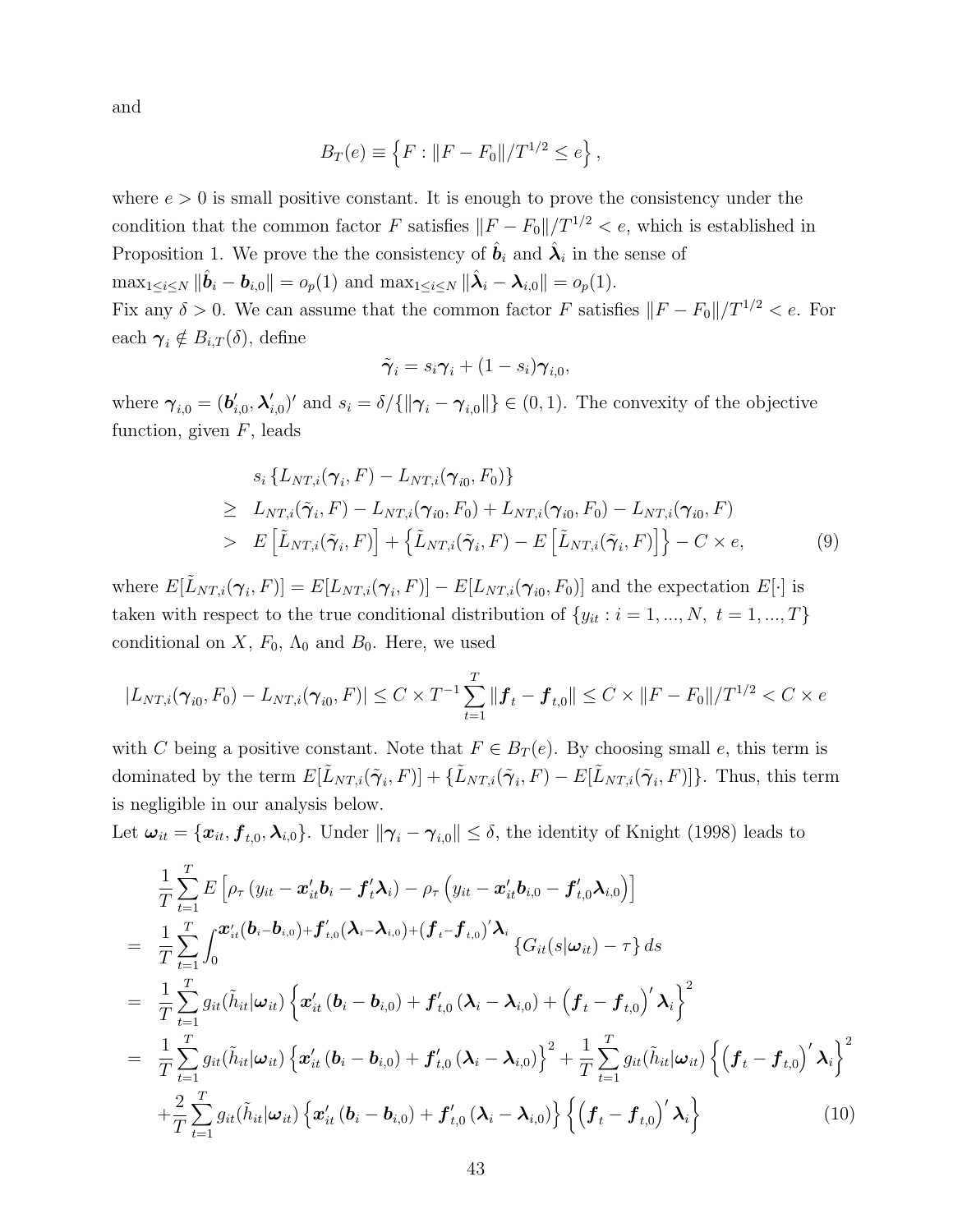and

$$B_T(e) \equiv \left\{ F : \|F - F_0\|/T^{1/2} \leq e \right\},$$

where $e > 0$ is small positive constant. It is enough to prove the consistency under the condition that the common factor $F$ satisfies $\|F - F_0\|/T^{1/2} < e$, which is established in Proposition 1. We prove the the consistency of $\hat{\boldsymbol{b}}_i$ and $\hat{\boldsymbol{\lambda}}_i$ in the sense of $\max_{1\leq i\leq N} \|\hat{\boldsymbol{b}}_i - \boldsymbol{b}_{i,0}\| = o_p(1)$ and $\max_{1\leq i\leq N} \|\hat{\boldsymbol{\lambda}}_i - \boldsymbol{\lambda}_{i,0}\| = o_p(1)$.

Fix any $\delta > 0$. We can assume that the common factor $F$ satisfies $\|F - F_0\|/T^{1/2} < e$. For each $\boldsymbol{\gamma}_i \notin B_{i,T}(\delta)$, define

$$\tilde{\boldsymbol{\gamma}}_i = s_i \boldsymbol{\gamma}_i + (1 - s_i)\boldsymbol{\gamma}_{i,0},$$

where $\boldsymbol{\gamma}_{i,0} = (\boldsymbol{b}'_{i,0}, \boldsymbol{\lambda}'_{i,0})'$ and $s_i = \delta/\{\|\boldsymbol{\gamma}_i - \boldsymbol{\gamma}_{i,0}\|\} \in (0,1)$. The convexity of the objective function, given $F$, leads

$$\begin{aligned}
& s_i \left\{ L_{NT,i}(\boldsymbol{\gamma}_i, F) - L_{NT,i}(\boldsymbol{\gamma}_{i0}, F_0) \right\} \\
\geq\ & L_{NT,i}(\tilde{\boldsymbol{\gamma}}_i, F) - L_{NT,i}(\boldsymbol{\gamma}_{i0}, F_0) + L_{NT,i}(\boldsymbol{\gamma}_{i0}, F_0) - L_{NT,i}(\boldsymbol{\gamma}_{i0}, F) \\
>\ & E\left[\tilde{L}_{NT,i}(\tilde{\boldsymbol{\gamma}}_i, F)\right] + \left\{ \tilde{L}_{NT,i}(\tilde{\boldsymbol{\gamma}}_i, F) - E\left[\tilde{L}_{NT,i}(\tilde{\boldsymbol{\gamma}}_i, F)\right] \right\} - C \times e,
\end{aligned} \tag{9}$$

where $E[\tilde{L}_{NT,i}(\boldsymbol{\gamma}_i, F)] = E[L_{NT,i}(\boldsymbol{\gamma}_i, F)] - E[L_{NT,i}(\boldsymbol{\gamma}_{i0}, F_0)]$ and the expectation $E[\cdot]$ is taken with respect to the true conditional distribution of $\{y_{it} : i = 1, ..., N,\ t = 1, ..., T\}$ conditional on $X$, $F_0$, $\Lambda_0$ and $B_0$. Here, we used

$$|L_{NT,i}(\boldsymbol{\gamma}_{i0}, F_0) - L_{NT,i}(\boldsymbol{\gamma}_{i0}, F)| \leq C \times T^{-1} \sum_{t=1}^{T} \|\boldsymbol{f}_t - \boldsymbol{f}_{t,0}\| \leq C \times \|F - F_0\|/T^{1/2} < C \times e$$

with $C$ being a positive constant. Note that $F \in B_T(e)$. By choosing small $e$, this term is dominated by the term $E[\tilde{L}_{NT,i}(\tilde{\boldsymbol{\gamma}}_i, F)] + \{\tilde{L}_{NT,i}(\tilde{\boldsymbol{\gamma}}_i, F) - E[\tilde{L}_{NT,i}(\tilde{\boldsymbol{\gamma}}_i, F)]\}$. Thus, this term is negligible in our analysis below.

Let $\boldsymbol{\omega}_{it} = \{\boldsymbol{x}_{it}, \boldsymbol{f}_{t,0}, \boldsymbol{\lambda}_{i,0}\}$. Under $\|\boldsymbol{\gamma}_i - \boldsymbol{\gamma}_{i,0}\| \leq \delta$, the identity of Knight (1998) leads to

$$\begin{aligned}
& \frac{1}{T}\sum_{t=1}^{T} E\left[\rho_\tau\left(y_{it} - \boldsymbol{x}'_{it}\boldsymbol{b}_i - \boldsymbol{f}'_t\boldsymbol{\lambda}_i\right) - \rho_\tau\left(y_{it} - \boldsymbol{x}'_{it}\boldsymbol{b}_{i,0} - \boldsymbol{f}'_{t,0}\boldsymbol{\lambda}_{i,0}\right)\right] \\
=\ & \frac{1}{T}\sum_{t=1}^{T} \int_0^{\boldsymbol{x}'_{it}(\boldsymbol{b}_i - \boldsymbol{b}_{i,0}) + \boldsymbol{f}'_{t,0}(\boldsymbol{\lambda}_i - \boldsymbol{\lambda}_{i,0}) + (\boldsymbol{f}_t - \boldsymbol{f}_{t,0})'\boldsymbol{\lambda}_i} \left\{G_{it}(s|\boldsymbol{\omega}_{it}) - \tau\right\} ds \\
=\ & \frac{1}{T}\sum_{t=1}^{T} g_{it}(\tilde{h}_{it}|\boldsymbol{\omega}_{it}) \left\{\boldsymbol{x}'_{it}\left(\boldsymbol{b}_i - \boldsymbol{b}_{i,0}\right) + \boldsymbol{f}'_{t,0}\left(\boldsymbol{\lambda}_i - \boldsymbol{\lambda}_{i,0}\right) + \left(\boldsymbol{f}_t - \boldsymbol{f}_{t,0}\right)'\boldsymbol{\lambda}_i\right\}^2 \\
=\ & \frac{1}{T}\sum_{t=1}^{T} g_{it}(\tilde{h}_{it}|\boldsymbol{\omega}_{it}) \left\{\boldsymbol{x}'_{it}\left(\boldsymbol{b}_i - \boldsymbol{b}_{i,0}\right) + \boldsymbol{f}'_{t,0}\left(\boldsymbol{\lambda}_i - \boldsymbol{\lambda}_{i,0}\right)\right\}^2 + \frac{1}{T}\sum_{t=1}^{T} g_{it}(\tilde{h}_{it}|\boldsymbol{\omega}_{it}) \left\{\left(\boldsymbol{f}_t - \boldsymbol{f}_{t,0}\right)'\boldsymbol{\lambda}_i\right\}^2 \\
& + \frac{2}{T}\sum_{t=1}^{T} g_{it}(\tilde{h}_{it}|\boldsymbol{\omega}_{it}) \left\{\boldsymbol{x}'_{it}\left(\boldsymbol{b}_i - \boldsymbol{b}_{i,0}\right) + \boldsymbol{f}'_{t,0}\left(\boldsymbol{\lambda}_i - \boldsymbol{\lambda}_{i,0}\right)\right\}\left\{\left(\boldsymbol{f}_t - \boldsymbol{f}_{t,0}\right)'\boldsymbol{\lambda}_i\right\}
\end{aligned} \tag{10}$$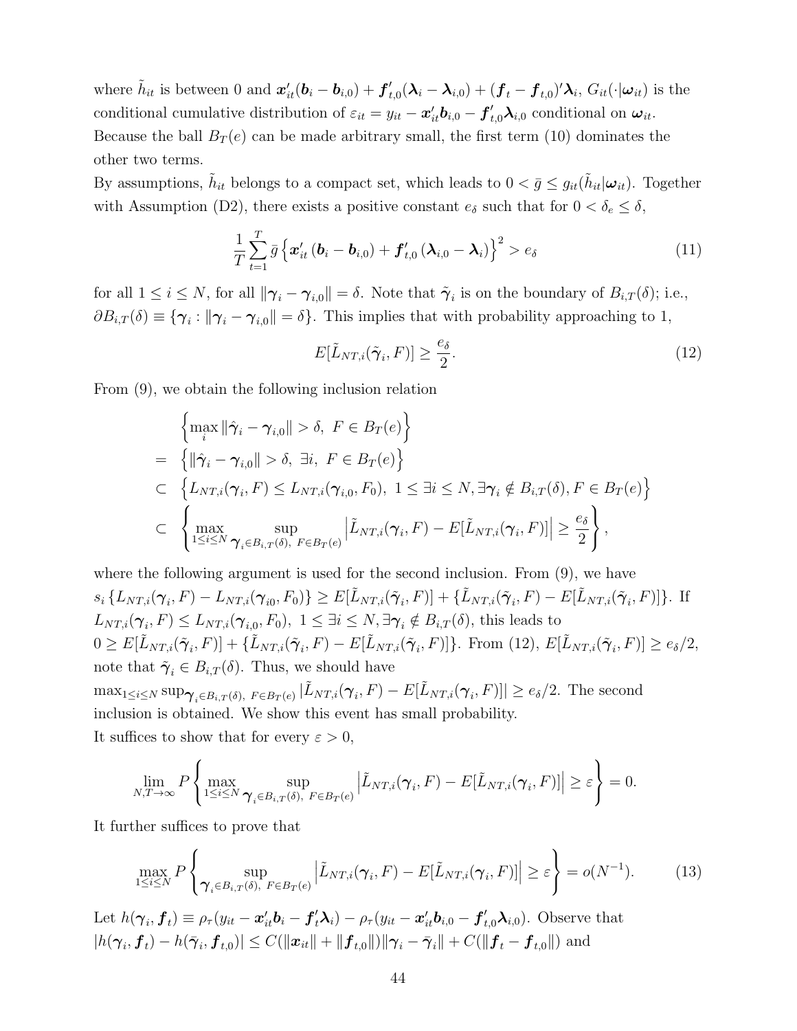where $\tilde{h}_{it}$ is between 0 and $\boldsymbol{x}_{it}'(\boldsymbol{b}_i - \boldsymbol{b}_{i,0}) + \boldsymbol{f}_{t,0}'(\boldsymbol{\lambda}_i - \boldsymbol{\lambda}_{i,0}) + (\boldsymbol{f}_t - \boldsymbol{f}_{t,0})'\boldsymbol{\lambda}_i$, $G_{it}(\cdot|\boldsymbol{\omega}_{it})$ is the conditional cumulative distribution of $\varepsilon_{it} = y_{it} - \boldsymbol{x}_{it}'\boldsymbol{b}_{i,0} - \boldsymbol{f}_{t,0}'\boldsymbol{\lambda}_{i,0}$ conditional on $\boldsymbol{\omega}_{it}$. Because the ball $B_T(e)$ can be made arbitrary small, the first term (10) dominates the other two terms.

By assumptions, $\tilde{h}_{it}$ belongs to a compact set, which leads to $0 < \bar{g} \leq g_{it}(\tilde{h}_{it}|\boldsymbol{\omega}_{it})$. Together with Assumption (D2), there exists a positive constant $e_\delta$ such that for $0 < \delta_e \leq \delta$,

$$\frac{1}{T}\sum_{t=1}^{T} \bar{g}\left\{\boldsymbol{x}_{it}'\left(\boldsymbol{b}_i - \boldsymbol{b}_{i,0}\right) + \boldsymbol{f}_{t,0}'\left(\boldsymbol{\lambda}_{i,0} - \boldsymbol{\lambda}_i\right)\right\}^2 > e_\delta \tag{11}$$

for all $1 \leq i \leq N$, for all $\|\boldsymbol{\gamma}_i - \boldsymbol{\gamma}_{i,0}\| = \delta$. Note that $\tilde{\boldsymbol{\gamma}}_i$ is on the boundary of $B_{i,T}(\delta)$; i.e., $\partial B_{i,T}(\delta) \equiv \{\boldsymbol{\gamma}_i : \|\boldsymbol{\gamma}_i - \boldsymbol{\gamma}_{i,0}\| = \delta\}$. This implies that with probability approaching to 1,

$$E[\tilde{L}_{NT,i}(\tilde{\boldsymbol{\gamma}}_i, F)] \geq \frac{e_\delta}{2}. \tag{12}$$

From (9), we obtain the following inclusion relation

$$\begin{aligned}
& \left\{\max_i \|\hat{\boldsymbol{\gamma}}_i - \boldsymbol{\gamma}_{i,0}\| > \delta,\ F \in B_T(e)\right\} \\
= & \left\{\|\hat{\boldsymbol{\gamma}}_i - \boldsymbol{\gamma}_{i,0}\| > \delta,\ \exists i,\ F \in B_T(e)\right\} \\
\subset & \left\{L_{NT,i}(\boldsymbol{\gamma}_i, F) \leq L_{NT,i}(\boldsymbol{\gamma}_{i,0}, F_0),\ 1 \leq \exists i \leq N, \exists \boldsymbol{\gamma}_i \notin B_{i,T}(\delta), F \in B_T(e)\right\} \\
\subset & \left\{\max_{1\leq i\leq N} \sup_{\boldsymbol{\gamma}_i \in B_{i,T}(\delta),\ F\in B_T(e)} \left|\tilde{L}_{NT,i}(\boldsymbol{\gamma}_i, F) - E[\tilde{L}_{NT,i}(\boldsymbol{\gamma}_i, F)]\right| \geq \frac{e_\delta}{2}\right\},
\end{aligned}$$

where the following argument is used for the second inclusion. From (9), we have $s_i\left\{L_{NT,i}(\boldsymbol{\gamma}_i, F) - L_{NT,i}(\boldsymbol{\gamma}_{i0}, F_0)\right\} \geq E[\tilde{L}_{NT,i}(\tilde{\boldsymbol{\gamma}}_i, F)] + \{\tilde{L}_{NT,i}(\tilde{\boldsymbol{\gamma}}_i, F) - E[\tilde{L}_{NT,i}(\tilde{\boldsymbol{\gamma}}_i, F)]\}$. If $L_{NT,i}(\boldsymbol{\gamma}_i, F) \leq L_{NT,i}(\boldsymbol{\gamma}_{i,0}, F_0),\ 1 \leq \exists i \leq N, \exists \boldsymbol{\gamma}_i \notin B_{i,T}(\delta)$, this leads to $0 \geq E[\tilde{L}_{NT,i}(\tilde{\boldsymbol{\gamma}}_i, F)] + \{\tilde{L}_{NT,i}(\tilde{\boldsymbol{\gamma}}_i, F) - E[\tilde{L}_{NT,i}(\tilde{\boldsymbol{\gamma}}_i, F)]\}$. From (12), $E[\tilde{L}_{NT,i}(\tilde{\boldsymbol{\gamma}}_i, F)] \geq e_\delta/2$, note that $\tilde{\boldsymbol{\gamma}}_i \in B_{i,T}(\delta)$. Thus, we should have $\max_{1\leq i\leq N} \sup_{\boldsymbol{\gamma}_i\in B_{i,T}(\delta),\ F\in B_T(e)} |\tilde{L}_{NT,i}(\boldsymbol{\gamma}_i, F) - E[\tilde{L}_{NT,i}(\boldsymbol{\gamma}_i, F)]| \geq e_\delta/2$. The second inclusion is obtained. We show this event has small probability.

It suffices to show that for every $\varepsilon > 0$,

$$\lim_{N,T\to\infty} P\left\{\max_{1\leq i\leq N} \sup_{\boldsymbol{\gamma}_i\in B_{i,T}(\delta),\ F\in B_T(e)} \left|\tilde{L}_{NT,i}(\boldsymbol{\gamma}_i, F) - E[\tilde{L}_{NT,i}(\boldsymbol{\gamma}_i, F)]\right| \geq \varepsilon\right\} = 0.$$

It further suffices to prove that

$$\max_{1\leq i\leq N} P\left\{\sup_{\boldsymbol{\gamma}_i\in B_{i,T}(\delta),\ F\in B_T(e)} \left|\tilde{L}_{NT,i}(\boldsymbol{\gamma}_i, F) - E[\tilde{L}_{NT,i}(\boldsymbol{\gamma}_i, F)]\right| \geq \varepsilon\right\} = o(N^{-1}). \tag{13}$$

Let $h(\boldsymbol{\gamma}_i, \boldsymbol{f}_t) \equiv \rho_\tau(y_{it} - \boldsymbol{x}_{it}'\boldsymbol{b}_i - \boldsymbol{f}_t'\boldsymbol{\lambda}_i) - \rho_\tau(y_{it} - \boldsymbol{x}_{it}'\boldsymbol{b}_{i,0} - \boldsymbol{f}_{t,0}'\boldsymbol{\lambda}_{i,0})$. Observe that $|h(\boldsymbol{\gamma}_i, \boldsymbol{f}_t) - h(\bar{\boldsymbol{\gamma}}_i, \boldsymbol{f}_{t,0})| \leq C(\|\boldsymbol{x}_{it}\| + \|\boldsymbol{f}_{t,0}\|)\|\boldsymbol{\gamma}_i - \bar{\boldsymbol{\gamma}}_i\| + C(\|\boldsymbol{f}_t - \boldsymbol{f}_{t,0}\|)$ and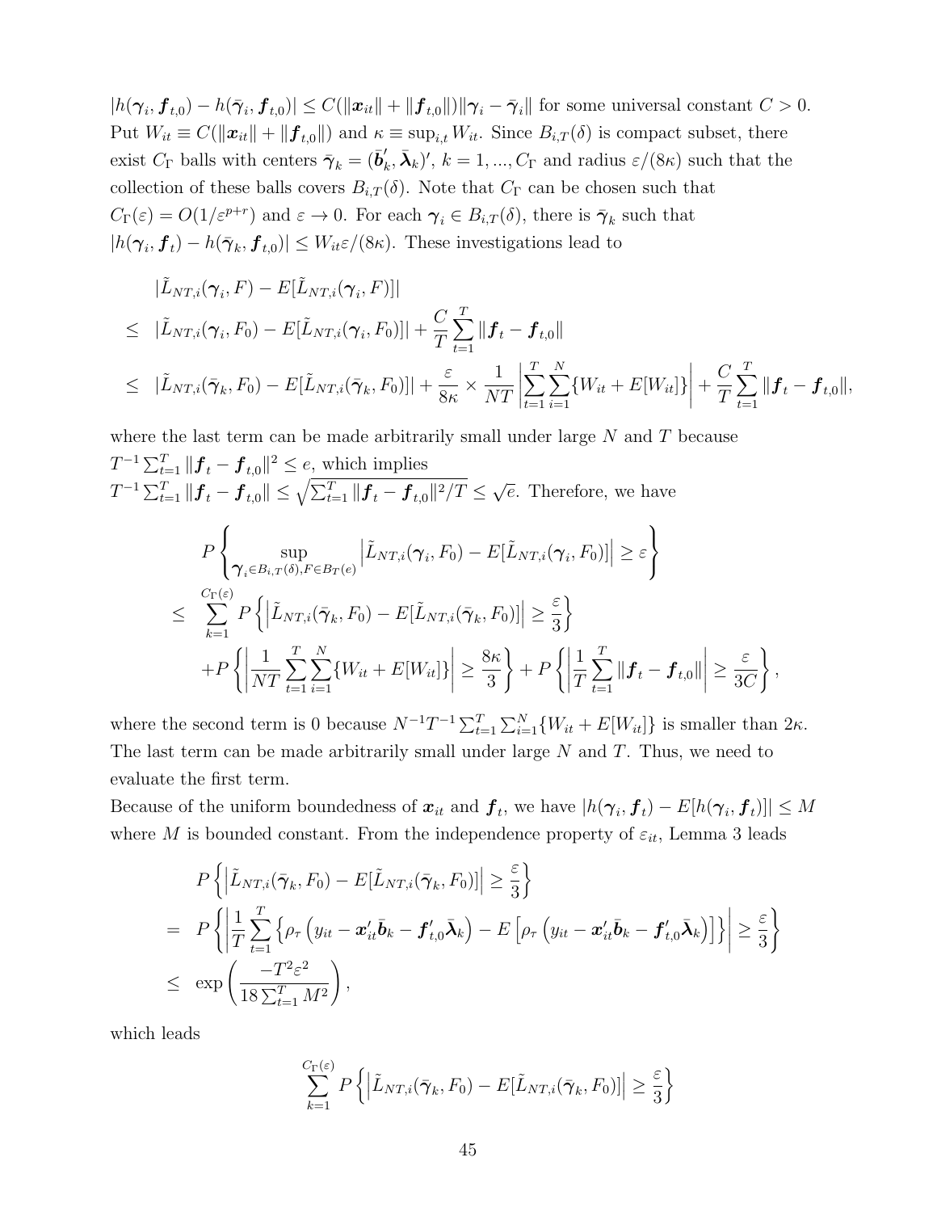$|h(\boldsymbol{\gamma}_i, \boldsymbol{f}_{t,0}) - h(\bar{\boldsymbol{\gamma}}_i, \boldsymbol{f}_{t,0})| \leq C(\|\boldsymbol{x}_{it}\| + \|\boldsymbol{f}_{t,0}\|)\|\boldsymbol{\gamma}_i - \bar{\boldsymbol{\gamma}}_i\|$ for some universal constant $C > 0$. Put $W_{it} \equiv C(\|\boldsymbol{x}_{it}\| + \|\boldsymbol{f}_{t,0}\|)$ and $\kappa \equiv \sup_{i,t} W_{it}$. Since $B_{i,T}(\delta)$ is compact subset, there exist $C_\Gamma$ balls with centers $\bar{\boldsymbol{\gamma}}_k = (\bar{\boldsymbol{b}}_k', \bar{\boldsymbol{\lambda}}_k)'$, $k = 1, ..., C_\Gamma$ and radius $\varepsilon/(8\kappa)$ such that the collection of these balls covers $B_{i,T}(\delta)$. Note that $C_\Gamma$ can be chosen such that $C_\Gamma(\varepsilon) = O(1/\varepsilon^{p+r})$ and $\varepsilon \to 0$. For each $\boldsymbol{\gamma}_i \in B_{i,T}(\delta)$, there is $\bar{\boldsymbol{\gamma}}_k$ such that $|h(\boldsymbol{\gamma}_i, \boldsymbol{f}_t) - h(\bar{\boldsymbol{\gamma}}_k, \boldsymbol{f}_{t,0})| \leq W_{it}\varepsilon/(8\kappa)$. These investigations lead to

$$
\begin{aligned}
& |\tilde{L}_{NT,i}(\boldsymbol{\gamma}_i, F) - E[\tilde{L}_{NT,i}(\boldsymbol{\gamma}_i, F)]| \\
\leq \ & |\tilde{L}_{NT,i}(\boldsymbol{\gamma}_i, F_0) - E[\tilde{L}_{NT,i}(\boldsymbol{\gamma}_i, F_0)]| + \frac{C}{T}\sum_{t=1}^{T} \|\boldsymbol{f}_t - \boldsymbol{f}_{t,0}\| \\
\leq \ & |\tilde{L}_{NT,i}(\bar{\boldsymbol{\gamma}}_k, F_0) - E[\tilde{L}_{NT,i}(\bar{\boldsymbol{\gamma}}_k, F_0)]| + \frac{\varepsilon}{8\kappa} \times \frac{1}{NT}\left|\sum_{t=1}^{T}\sum_{i=1}^{N}\{W_{it} + E[W_{it}]\}\right| + \frac{C}{T}\sum_{t=1}^{T} \|\boldsymbol{f}_t - \boldsymbol{f}_{t,0}\|,
\end{aligned}
$$

where the last term can be made arbitrarily small under large $N$ and $T$ because $T^{-1}\sum_{t=1}^{T}\|\boldsymbol{f}_t - \boldsymbol{f}_{t,0}\|^2 \leq e$, which implies $T^{-1}\sum_{t=1}^{T}\|\boldsymbol{f}_t - \boldsymbol{f}_{t,0}\| \leq \sqrt{\sum_{t=1}^{T}\|\boldsymbol{f}_t - \boldsymbol{f}_{t,0}\|^2/T} \leq \sqrt{e}$. Therefore, we have

$$
\begin{aligned}
& P\left\{\sup_{\boldsymbol{\gamma}_i \in B_{i,T}(\delta), F \in B_T(e)} \left|\tilde{L}_{NT,i}(\boldsymbol{\gamma}_i, F_0) - E[\tilde{L}_{NT,i}(\boldsymbol{\gamma}_i, F_0)]\right| \geq \varepsilon\right\} \\
\leq \ & \sum_{k=1}^{C_\Gamma(\varepsilon)} P\left\{\left|\tilde{L}_{NT,i}(\bar{\boldsymbol{\gamma}}_k, F_0) - E[\tilde{L}_{NT,i}(\bar{\boldsymbol{\gamma}}_k, F_0)]\right| \geq \frac{\varepsilon}{3}\right\} \\
& + P\left\{\left|\frac{1}{NT}\sum_{t=1}^{T}\sum_{i=1}^{N}\{W_{it} + E[W_{it}]\}\right| \geq \frac{8\kappa}{3}\right\} + P\left\{\left|\frac{1}{T}\sum_{t=1}^{T}\|\boldsymbol{f}_t - \boldsymbol{f}_{t,0}\|\right| \geq \frac{\varepsilon}{3C}\right\},
\end{aligned}
$$

where the second term is 0 because $N^{-1}T^{-1}\sum_{t=1}^{T}\sum_{i=1}^{N}\{W_{it} + E[W_{it}]\}$ is smaller than $2\kappa$. The last term can be made arbitrarily small under large $N$ and $T$. Thus, we need to evaluate the first term.

Because of the uniform boundedness of $\boldsymbol{x}_{it}$ and $\boldsymbol{f}_t$, we have $|h(\boldsymbol{\gamma}_i, \boldsymbol{f}_t) - E[h(\boldsymbol{\gamma}_i, \boldsymbol{f}_t)]| \leq M$ where $M$ is bounded constant. From the independence property of $\varepsilon_{it}$, Lemma 3 leads

$$
\begin{aligned}
& P\left\{\left|\tilde{L}_{NT,i}(\bar{\boldsymbol{\gamma}}_k, F_0) - E[\tilde{L}_{NT,i}(\bar{\boldsymbol{\gamma}}_k, F_0)]\right| \geq \frac{\varepsilon}{3}\right\} \\
= \ & P\left\{\left|\frac{1}{T}\sum_{t=1}^{T}\left\{\rho_\tau\left(y_{it} - \boldsymbol{x}_{it}'\bar{\boldsymbol{b}}_k - \boldsymbol{f}_{t,0}'\bar{\boldsymbol{\lambda}}_k\right) - E\left[\rho_\tau\left(y_{it} - \boldsymbol{x}_{it}'\bar{\boldsymbol{b}}_k - \boldsymbol{f}_{t,0}'\bar{\boldsymbol{\lambda}}_k\right)\right]\right\}\right| \geq \frac{\varepsilon}{3}\right\} \\
\leq \ & \exp\left(\frac{-T^2\varepsilon^2}{18\sum_{t=1}^{T}M^2}\right),
\end{aligned}
$$

which leads

$$
\sum_{k=1}^{C_\Gamma(\varepsilon)} P\left\{\left|\tilde{L}_{NT,i}(\bar{\boldsymbol{\gamma}}_k, F_0) - E[\tilde{L}_{NT,i}(\bar{\boldsymbol{\gamma}}_k, F_0)]\right| \geq \frac{\varepsilon}{3}\right\}
$$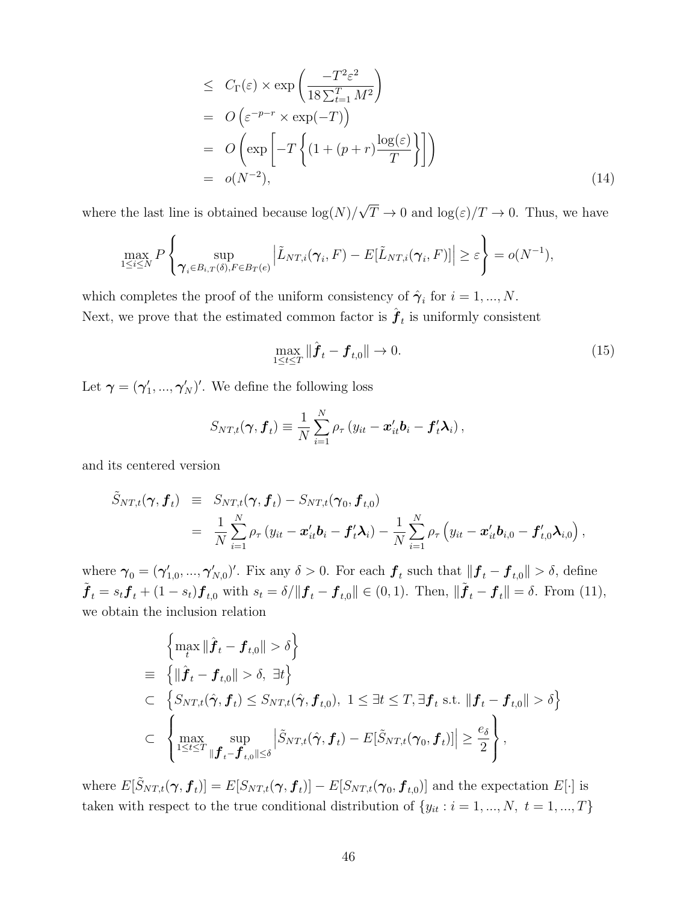$$
\begin{aligned}
&\leq \; C_\Gamma(\varepsilon) \times \exp\left( \frac{-T^2 \varepsilon^2}{18 \sum_{t=1}^T M^2} \right) \\
&= \; O\left( \varepsilon^{-p-r} \times \exp(-T) \right) \\
&= \; O\left( \exp\left[ -T \left\{ (1 + (p+r) \frac{\log(\varepsilon)}{T} \right\} \right] \right) \\
&= \; o(N^{-2}), \qquad (14)
\end{aligned}
$$

where the last line is obtained because $\log(N)/\sqrt{T} \to 0$ and $\log(\varepsilon)/T \to 0$. Thus, we have

$$
\max_{1 \leq i \leq N} P \left\{ \sup_{\boldsymbol{\gamma}_i \in B_{i,T}(\delta), F \in B_T(e)} \left| \tilde{L}_{NT,i}(\boldsymbol{\gamma}_i, F) - E[\tilde{L}_{NT,i}(\boldsymbol{\gamma}_i, F)] \right| \geq \varepsilon \right\} = o(N^{-1}),
$$

which completes the proof of the uniform consistency of $\hat{\boldsymbol{\gamma}}_i$ for $i = 1, ..., N$.
Next, we prove that the estimated common factor is $\hat{\boldsymbol{f}}_t$ is uniformly consistent

$$
\max_{1 \leq t \leq T} \| \hat{\boldsymbol{f}}_t - \boldsymbol{f}_{t,0} \| \to 0. \qquad (15)
$$

Let $\boldsymbol{\gamma} = (\boldsymbol{\gamma}'_1, ..., \boldsymbol{\gamma}'_N)'$. We define the following loss

$$
S_{NT,t}(\boldsymbol{\gamma}, \boldsymbol{f}_t) \equiv \frac{1}{N} \sum_{i=1}^N \rho_\tau \left( y_{it} - \boldsymbol{x}'_{it} \boldsymbol{b}_i - \boldsymbol{f}'_t \boldsymbol{\lambda}_i \right),
$$

and its centered version

$$
\begin{aligned}
\tilde{S}_{NT,t}(\boldsymbol{\gamma}, \boldsymbol{f}_t) \;&\equiv\; S_{NT,t}(\boldsymbol{\gamma}, \boldsymbol{f}_t) - S_{NT,t}(\boldsymbol{\gamma}_0, \boldsymbol{f}_{t,0}) \\
&=\; \frac{1}{N} \sum_{i=1}^N \rho_\tau \left( y_{it} - \boldsymbol{x}'_{it} \boldsymbol{b}_i - \boldsymbol{f}'_t \boldsymbol{\lambda}_i \right) - \frac{1}{N} \sum_{i=1}^N \rho_\tau \left( y_{it} - \boldsymbol{x}'_{it} \boldsymbol{b}_{i,0} - \boldsymbol{f}'_{t,0} \boldsymbol{\lambda}_{i,0} \right),
\end{aligned}
$$

where $\boldsymbol{\gamma}_0 = (\boldsymbol{\gamma}'_{1,0}, ..., \boldsymbol{\gamma}'_{N,0})'$. Fix any $\delta > 0$. For each $\boldsymbol{f}_t$ such that $\|\boldsymbol{f}_t - \boldsymbol{f}_{t,0}\| > \delta$, define $\tilde{\boldsymbol{f}}_t = s_t \boldsymbol{f}_t + (1 - s_t) \boldsymbol{f}_{t,0}$ with $s_t = \delta / \|\boldsymbol{f}_t - \boldsymbol{f}_{t,0}\| \in (0, 1)$. Then, $\|\tilde{\boldsymbol{f}}_t - \boldsymbol{f}_t\| = \delta$. From (11), we obtain the inclusion relation

$$
\begin{aligned}
& \left\{ \max_t \| \hat{\boldsymbol{f}}_t - \boldsymbol{f}_{t,0} \| > \delta \right\} \\
\equiv \; & \left\{ \| \hat{\boldsymbol{f}}_t - \boldsymbol{f}_{t,0} \| > \delta, \; \exists t \right\} \\
\subset \; & \left\{ S_{NT,t}(\hat{\boldsymbol{\gamma}}, \boldsymbol{f}_t) \leq S_{NT,t}(\hat{\boldsymbol{\gamma}}, \boldsymbol{f}_{t,0}), \; 1 \leq \exists t \leq T, \exists \boldsymbol{f}_t \text{ s.t. } \|\boldsymbol{f}_t - \boldsymbol{f}_{t,0}\| > \delta \right\} \\
\subset \; & \left\{ \max_{1 \leq t \leq T} \sup_{\|\boldsymbol{f}_t - \boldsymbol{f}_{t,0}\| \leq \delta} \left| \tilde{S}_{NT,t}(\hat{\boldsymbol{\gamma}}, \boldsymbol{f}_t) - E[\tilde{S}_{NT,t}(\boldsymbol{\gamma}_0, \boldsymbol{f}_t)] \right| \geq \frac{e_\delta}{2} \right\},
\end{aligned}
$$

where $E[\tilde{S}_{NT,t}(\boldsymbol{\gamma}, \boldsymbol{f}_t)] = E[S_{NT,t}(\boldsymbol{\gamma}, \boldsymbol{f}_t)] - E[S_{NT,t}(\boldsymbol{\gamma}_0, \boldsymbol{f}_{t,0})]$ and the expectation $E[\cdot]$ is taken with respect to the true conditional distribution of $\{y_{it} : i = 1, ..., N, \; t = 1, ..., T\}$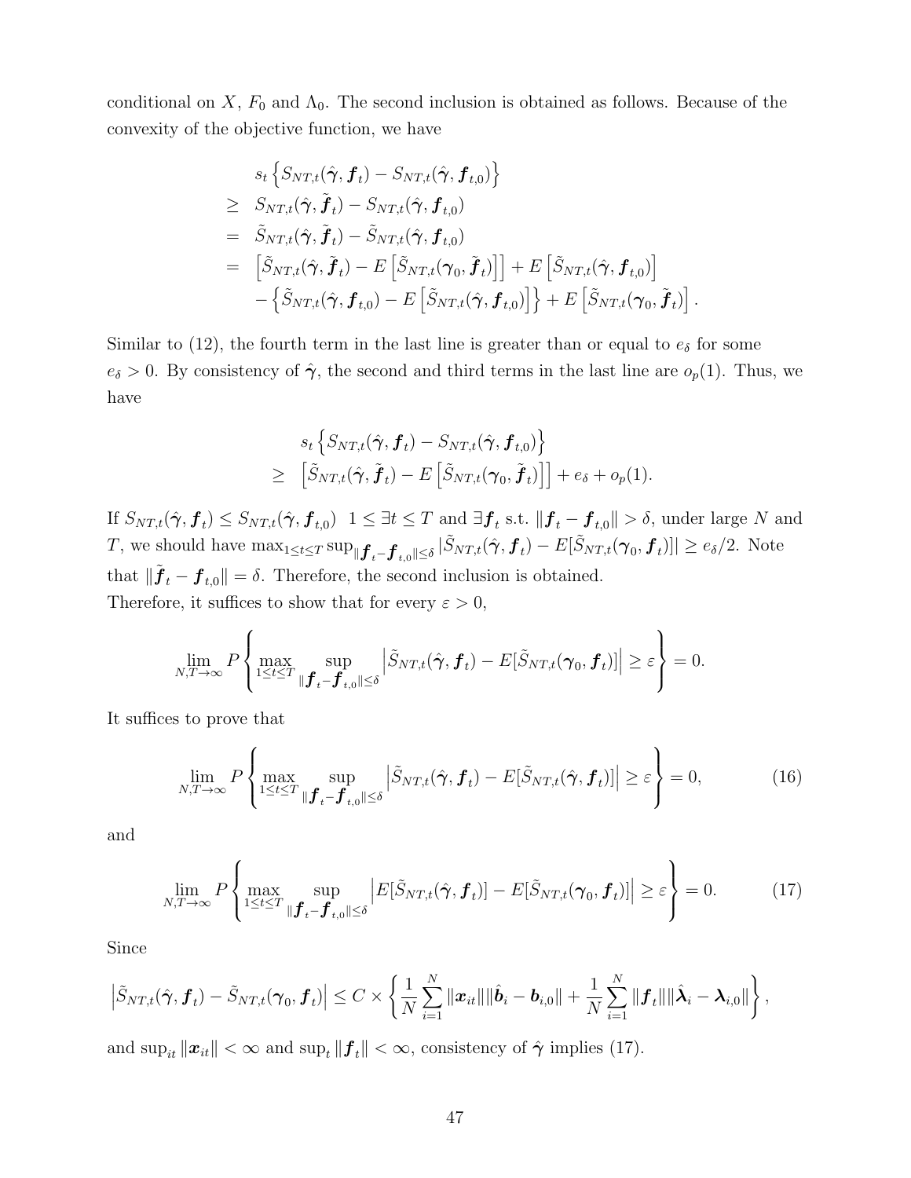conditional on $X$, $F_0$ and $\Lambda_0$. The second inclusion is obtained as follows. Because of the convexity of the objective function, we have

$$
\begin{aligned}
& s_t \left\{ S_{NT,t}(\hat{\boldsymbol{\gamma}}, \boldsymbol{f}_t) - S_{NT,t}(\hat{\boldsymbol{\gamma}}, \boldsymbol{f}_{t,0}) \right\} \\
\geq \;& S_{NT,t}(\hat{\boldsymbol{\gamma}}, \tilde{\boldsymbol{f}}_t) - S_{NT,t}(\hat{\boldsymbol{\gamma}}, \boldsymbol{f}_{t,0}) \\
= \;& \tilde{S}_{NT,t}(\hat{\boldsymbol{\gamma}}, \tilde{\boldsymbol{f}}_t) - \tilde{S}_{NT,t}(\hat{\boldsymbol{\gamma}}, \boldsymbol{f}_{t,0}) \\
= \;& \left[ \tilde{S}_{NT,t}(\hat{\boldsymbol{\gamma}}, \tilde{\boldsymbol{f}}_t) - E\left[ \tilde{S}_{NT,t}(\boldsymbol{\gamma}_0, \tilde{\boldsymbol{f}}_t) \right] \right] + E\left[ \tilde{S}_{NT,t}(\hat{\boldsymbol{\gamma}}, \boldsymbol{f}_{t,0}) \right] \\
& - \left\{ \tilde{S}_{NT,t}(\hat{\boldsymbol{\gamma}}, \boldsymbol{f}_{t,0}) - E\left[ \tilde{S}_{NT,t}(\hat{\boldsymbol{\gamma}}, \boldsymbol{f}_{t,0}) \right] \right\} + E\left[ \tilde{S}_{NT,t}(\boldsymbol{\gamma}_0, \tilde{\boldsymbol{f}}_t) \right].
\end{aligned}
$$

Similar to (12), the fourth term in the last line is greater than or equal to $e_\delta$ for some $e_\delta > 0$. By consistency of $\hat{\boldsymbol{\gamma}}$, the second and third terms in the last line are $o_p(1)$. Thus, we have

$$
\begin{aligned}
& s_t \left\{ S_{NT,t}(\hat{\boldsymbol{\gamma}}, \boldsymbol{f}_t) - S_{NT,t}(\hat{\boldsymbol{\gamma}}, \boldsymbol{f}_{t,0}) \right\} \\
\geq \;& \left[ \tilde{S}_{NT,t}(\hat{\boldsymbol{\gamma}}, \tilde{\boldsymbol{f}}_t) - E\left[ \tilde{S}_{NT,t}(\boldsymbol{\gamma}_0, \tilde{\boldsymbol{f}}_t) \right] \right] + e_\delta + o_p(1).
\end{aligned}
$$

If $S_{NT,t}(\hat{\boldsymbol{\gamma}}, \boldsymbol{f}_t) \leq S_{NT,t}(\hat{\boldsymbol{\gamma}}, \boldsymbol{f}_{t,0})$ $\;1 \leq \exists t \leq T$ and $\exists \boldsymbol{f}_t$ s.t. $\|\boldsymbol{f}_t - \boldsymbol{f}_{t,0}\| > \delta$, under large $N$ and $T$, we should have $\max_{1 \leq t \leq T} \sup_{\|\boldsymbol{f}_t - \boldsymbol{f}_{t,0}\| \leq \delta} |\tilde{S}_{NT,t}(\hat{\boldsymbol{\gamma}}, \boldsymbol{f}_t) - E[\tilde{S}_{NT,t}(\boldsymbol{\gamma}_0, \boldsymbol{f}_t)]| \geq e_\delta/2$. Note that $\|\tilde{\boldsymbol{f}}_t - \boldsymbol{f}_{t,0}\| = \delta$. Therefore, the second inclusion is obtained.
Therefore, it suffices to show that for every $\varepsilon > 0$,

$$
\lim_{N,T \to \infty} P\left\{ \max_{1 \leq t \leq T} \sup_{\|\boldsymbol{f}_t - \boldsymbol{f}_{t,0}\| \leq \delta} \left| \tilde{S}_{NT,t}(\hat{\boldsymbol{\gamma}}, \boldsymbol{f}_t) - E[\tilde{S}_{NT,t}(\boldsymbol{\gamma}_0, \boldsymbol{f}_t)] \right| \geq \varepsilon \right\} = 0.
$$

It suffices to prove that

$$
\lim_{N,T \to \infty} P\left\{ \max_{1 \leq t \leq T} \sup_{\|\boldsymbol{f}_t - \boldsymbol{f}_{t,0}\| \leq \delta} \left| \tilde{S}_{NT,t}(\hat{\boldsymbol{\gamma}}, \boldsymbol{f}_t) - E[\tilde{S}_{NT,t}(\hat{\boldsymbol{\gamma}}, \boldsymbol{f}_t)] \right| \geq \varepsilon \right\} = 0, \tag{16}
$$

and

$$
\lim_{N,T \to \infty} P\left\{ \max_{1 \leq t \leq T} \sup_{\|\boldsymbol{f}_t - \boldsymbol{f}_{t,0}\| \leq \delta} \left| E[\tilde{S}_{NT,t}(\hat{\boldsymbol{\gamma}}, \boldsymbol{f}_t)] - E[\tilde{S}_{NT,t}(\boldsymbol{\gamma}_0, \boldsymbol{f}_t)] \right| \geq \varepsilon \right\} = 0. \tag{17}
$$

Since

$$
\left| \tilde{S}_{NT,t}(\hat{\boldsymbol{\gamma}}, \boldsymbol{f}_t) - \tilde{S}_{NT,t}(\boldsymbol{\gamma}_0, \boldsymbol{f}_t) \right| \leq C \times \left\{ \frac{1}{N} \sum_{i=1}^{N} \|\boldsymbol{x}_{it}\| \|\hat{\boldsymbol{b}}_i - \boldsymbol{b}_{i,0}\| + \frac{1}{N} \sum_{i=1}^{N} \|\boldsymbol{f}_t\| \|\hat{\boldsymbol{\lambda}}_i - \boldsymbol{\lambda}_{i,0}\| \right\},
$$

and $\sup_{it} \|\boldsymbol{x}_{it}\| < \infty$ and $\sup_t \|\boldsymbol{f}_t\| < \infty$, consistency of $\hat{\boldsymbol{\gamma}}$ implies (17).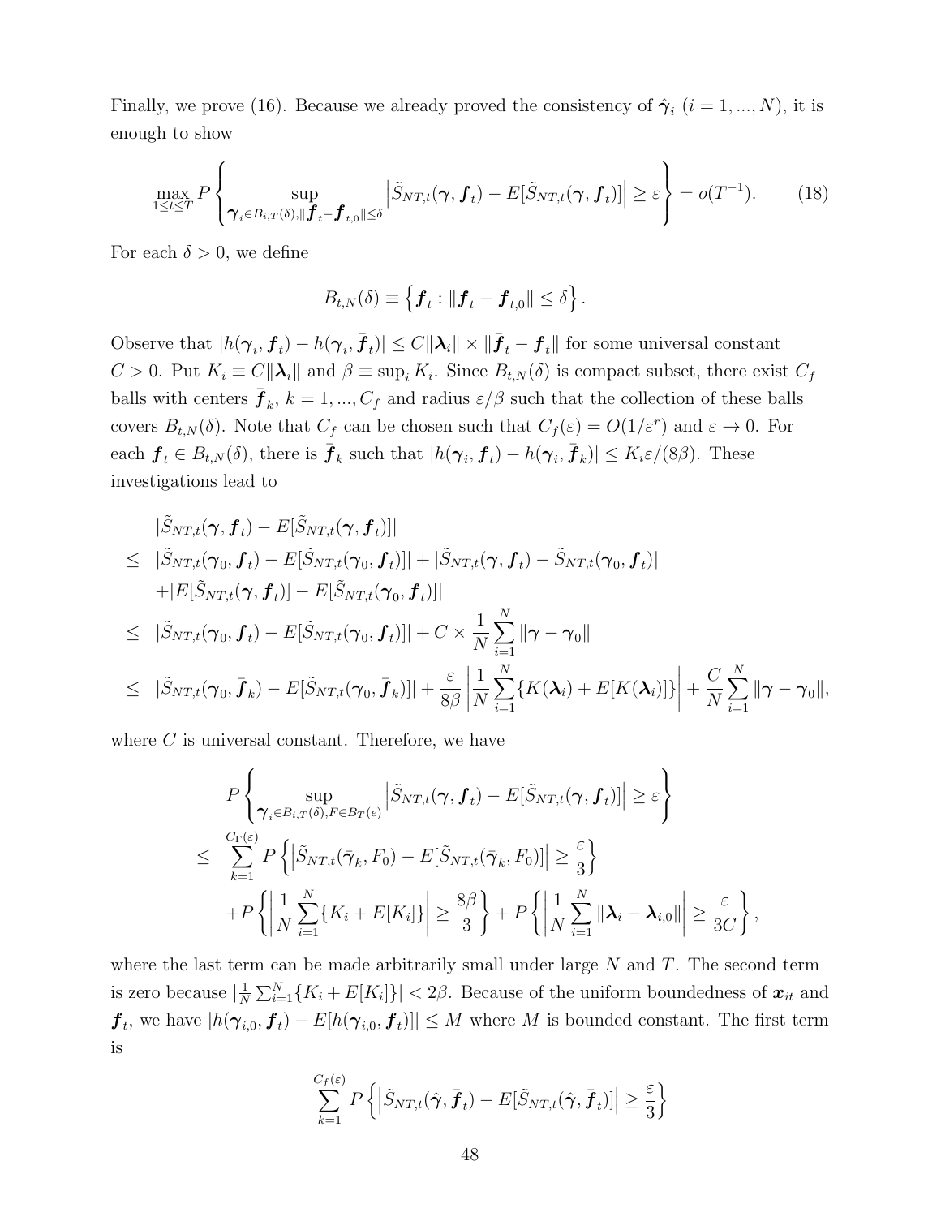Finally, we prove (16). Because we already proved the consistency of $\hat{\boldsymbol{\gamma}}_i$ $(i = 1, ..., N)$, it is enough to show

$$
\max_{1\leq t\leq T} P\left\{ \sup_{\boldsymbol{\gamma}_i \in B_{i,T}(\delta), \|\boldsymbol{f}_t - \boldsymbol{f}_{t,0}\| \leq \delta} \left| \tilde{S}_{NT,t}(\boldsymbol{\gamma}, \boldsymbol{f}_t) - E[\tilde{S}_{NT,t}(\boldsymbol{\gamma}, \boldsymbol{f}_t)] \right| \geq \varepsilon \right\} = o(T^{-1}). \tag{18}
$$

For each $\delta > 0$, we define

$$
B_{t,N}(\delta) \equiv \left\{ \boldsymbol{f}_t : \|\boldsymbol{f}_t - \boldsymbol{f}_{t,0}\| \leq \delta \right\}.
$$

Observe that $|h(\boldsymbol{\gamma}_i, \boldsymbol{f}_t) - h(\boldsymbol{\gamma}_i, \bar{\boldsymbol{f}}_t)| \leq C\|\boldsymbol{\lambda}_i\| \times \|\bar{\boldsymbol{f}}_t - \boldsymbol{f}_t\|$ for some universal constant $C > 0$. Put $K_i \equiv C\|\boldsymbol{\lambda}_i\|$ and $\beta \equiv \sup_i K_i$. Since $B_{t,N}(\delta)$ is compact subset, there exist $C_f$ balls with centers $\bar{\boldsymbol{f}}_k$, $k = 1, ..., C_f$ and radius $\varepsilon/\beta$ such that the collection of these balls covers $B_{t,N}(\delta)$. Note that $C_f$ can be chosen such that $C_f(\varepsilon) = O(1/\varepsilon^r)$ and $\varepsilon \to 0$. For each $\boldsymbol{f}_t \in B_{t,N}(\delta)$, there is $\bar{\boldsymbol{f}}_k$ such that $|h(\boldsymbol{\gamma}_i, \boldsymbol{f}_t) - h(\boldsymbol{\gamma}_i, \bar{\boldsymbol{f}}_k)| \leq K_i\varepsilon/(8\beta)$. These investigations lead to

$$
\begin{aligned}
& |\tilde{S}_{NT,t}(\boldsymbol{\gamma}, \boldsymbol{f}_t) - E[\tilde{S}_{NT,t}(\boldsymbol{\gamma}, \boldsymbol{f}_t)]| \\
\leq \; & |\tilde{S}_{NT,t}(\boldsymbol{\gamma}_0, \boldsymbol{f}_t) - E[\tilde{S}_{NT,t}(\boldsymbol{\gamma}_0, \boldsymbol{f}_t)]| + |\tilde{S}_{NT,t}(\boldsymbol{\gamma}, \boldsymbol{f}_t) - \tilde{S}_{NT,t}(\boldsymbol{\gamma}_0, \boldsymbol{f}_t)| \\
& + |E[\tilde{S}_{NT,t}(\boldsymbol{\gamma}, \boldsymbol{f}_t)] - E[\tilde{S}_{NT,t}(\boldsymbol{\gamma}_0, \boldsymbol{f}_t)]| \\
\leq \; & |\tilde{S}_{NT,t}(\boldsymbol{\gamma}_0, \boldsymbol{f}_t) - E[\tilde{S}_{NT,t}(\boldsymbol{\gamma}_0, \boldsymbol{f}_t)]| + C \times \frac{1}{N}\sum_{i=1}^N \|\boldsymbol{\gamma} - \boldsymbol{\gamma}_0\| \\
\leq \; & |\tilde{S}_{NT,t}(\boldsymbol{\gamma}_0, \bar{\boldsymbol{f}}_k) - E[\tilde{S}_{NT,t}(\boldsymbol{\gamma}_0, \bar{\boldsymbol{f}}_k)]| + \frac{\varepsilon}{8\beta}\left| \frac{1}{N}\sum_{i=1}^N \{K(\boldsymbol{\lambda}_i) + E[K(\boldsymbol{\lambda}_i)]\} \right| + \frac{C}{N}\sum_{i=1}^N \|\boldsymbol{\gamma} - \boldsymbol{\gamma}_0\|,
\end{aligned}
$$

where $C$ is universal constant. Therefore, we have

$$
\begin{aligned}
& P\left\{ \sup_{\boldsymbol{\gamma}_i \in B_{i,T}(\delta), F \in B_T(e)} \left| \tilde{S}_{NT,t}(\boldsymbol{\gamma}, \boldsymbol{f}_t) - E[\tilde{S}_{NT,t}(\boldsymbol{\gamma}, \boldsymbol{f}_t)] \right| \geq \varepsilon \right\} \\
\leq \; & \sum_{k=1}^{C_\Gamma(\varepsilon)} P\left\{ \left| \tilde{S}_{NT,t}(\bar{\boldsymbol{\gamma}}_k, F_0) - E[\tilde{S}_{NT,t}(\bar{\boldsymbol{\gamma}}_k, F_0)] \right| \geq \frac{\varepsilon}{3} \right\} \\
& + P\left\{ \left| \frac{1}{N}\sum_{i=1}^N \{K_i + E[K_i]\} \right| \geq \frac{8\beta}{3} \right\} + P\left\{ \left| \frac{1}{N}\sum_{i=1}^N \|\boldsymbol{\lambda}_i - \boldsymbol{\lambda}_{i,0}\| \right| \geq \frac{\varepsilon}{3C} \right\},
\end{aligned}
$$

where the last term can be made arbitrarily small under large $N$ and $T$. The second term is zero because $|\frac{1}{N}\sum_{i=1}^N \{K_i + E[K_i]\}| < 2\beta$. Because of the uniform boundedness of $\boldsymbol{x}_{it}$ and $\boldsymbol{f}_t$, we have $|h(\boldsymbol{\gamma}_{i,0}, \boldsymbol{f}_t) - E[h(\boldsymbol{\gamma}_{i,0}, \boldsymbol{f}_t)]| \leq M$ where $M$ is bounded constant. The first term is

$$
\sum_{k=1}^{C_f(\varepsilon)} P\left\{ \left| \tilde{S}_{NT,t}(\hat{\boldsymbol{\gamma}}, \bar{\boldsymbol{f}}_t) - E[\tilde{S}_{NT,t}(\hat{\boldsymbol{\gamma}}, \bar{\boldsymbol{f}}_t)] \right| \geq \frac{\varepsilon}{3} \right\}
$$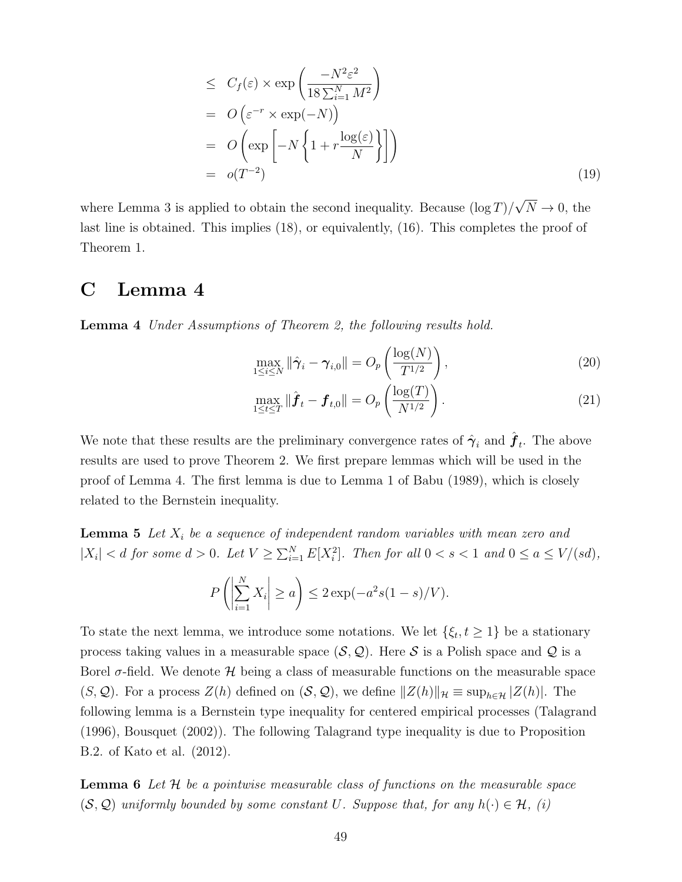$$
\begin{aligned}
&\leq \; C_f(\varepsilon) \times \exp\left(\frac{-N^2\varepsilon^2}{18\sum_{i=1}^N M^2}\right) \\
&= \; O\left(\varepsilon^{-r} \times \exp(-N)\right) \\
&= \; O\left(\exp\left[-N\left\{1 + r\frac{\log(\varepsilon)}{N}\right\}\right]\right) \\
&= \; o(T^{-2}) \qquad (19)
\end{aligned}
$$

where Lemma 3 is applied to obtain the second inequality. Because $(\log T)/\sqrt{N} \to 0$, the last line is obtained. This implies (18), or equivalently, (16). This completes the proof of Theorem 1.

# C Lemma 4

**Lemma 4** *Under Assumptions of Theorem 2, the following results hold.*

$$
\max_{1 \leq i \leq N} \|\hat{\boldsymbol{\gamma}}_i - \boldsymbol{\gamma}_{i,0}\| = O_p\left(\frac{\log(N)}{T^{1/2}}\right), \qquad (20)
$$

$$
\max_{1 \leq t \leq T} \|\hat{\boldsymbol{f}}_t - \boldsymbol{f}_{t,0}\| = O_p\left(\frac{\log(T)}{N^{1/2}}\right). \qquad (21)
$$

We note that these results are the preliminary convergence rates of $\hat{\boldsymbol{\gamma}}_i$ and $\hat{\boldsymbol{f}}_t$. The above results are used to prove Theorem 2. We first prepare lemmas which will be used in the proof of Lemma 4. The first lemma is due to Lemma 1 of Babu (1989), which is closely related to the Bernstein inequality.

**Lemma 5** *Let $X_i$ be a sequence of independent random variables with mean zero and $|X_i| < d$ for some $d > 0$. Let $V \geq \sum_{i=1}^N E[X_i^2]$. Then for all $0 < s < 1$ and $0 \leq a \leq V/(sd)$,*

$$
P\left(\left|\sum_{i=1}^N X_i\right| \geq a\right) \leq 2\exp(-a^2 s(1-s)/V).
$$

To state the next lemma, we introduce some notations. We let $\{\xi_t, t \geq 1\}$ be a stationary process taking values in a measurable space $(\mathcal{S}, \mathcal{Q})$. Here $\mathcal{S}$ is a Polish space and $\mathcal{Q}$ is a Borel $\sigma$-field. We denote $\mathcal{H}$ being a class of measurable functions on the measurable space $(S, \mathcal{Q})$. For a process $Z(h)$ defined on $(\mathcal{S}, \mathcal{Q})$, we define $\|Z(h)\|_{\mathcal{H}} \equiv \sup_{h \in \mathcal{H}} |Z(h)|$. The following lemma is a Bernstein type inequality for centered empirical processes (Talagrand (1996), Bousquet (2002)). The following Talagrand type inequality is due to Proposition B.2. of Kato et al. (2012).

**Lemma 6** *Let $\mathcal{H}$ be a pointwise measurable class of functions on the measurable space $(\mathcal{S}, \mathcal{Q})$ uniformly bounded by some constant $U$. Suppose that, for any $h(\cdot) \in \mathcal{H}$, (i)*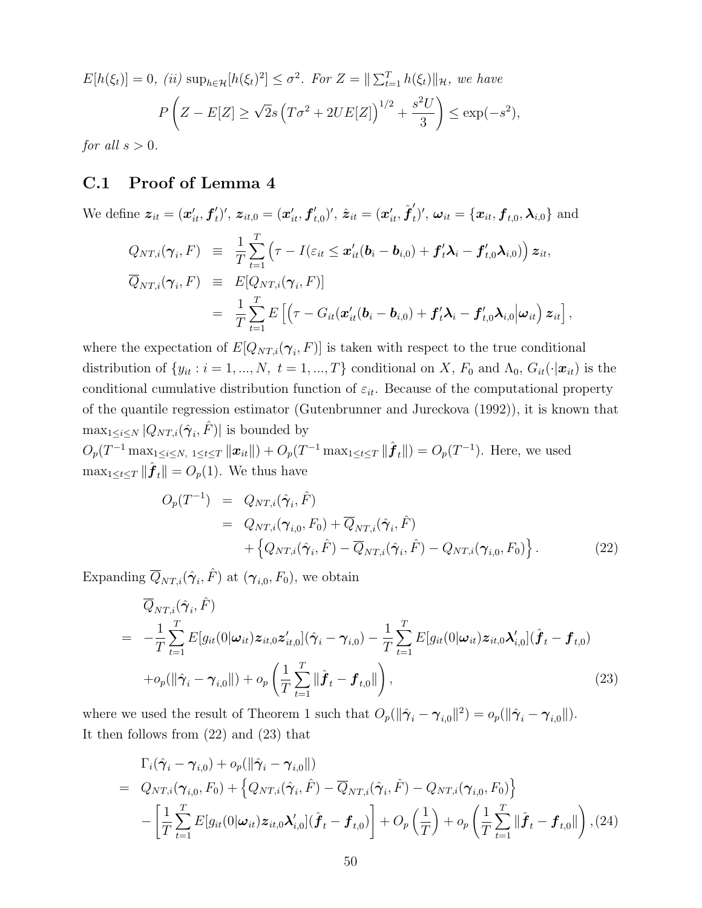$E[h(\xi_t)] = 0$, *(ii)* $\sup_{h \in \mathcal{H}} [h(\xi_t)^2] \leq \sigma^2$. *For* $Z = \| \sum_{t=1}^T h(\xi_t) \|_{\mathcal{H}}$, *we have*

$$P\left( Z - E[Z] \geq \sqrt{2} s \left( T\sigma^2 + 2UE[Z] \right)^{1/2} + \frac{s^2 U}{3} \right) \leq \exp(-s^2),$$

*for all* $s > 0$.

## C.1 Proof of Lemma 4

We define $\boldsymbol{z}_{it} = (\boldsymbol{x}_{it}', \boldsymbol{f}_t')'$, $\boldsymbol{z}_{it,0} = (\boldsymbol{x}_{it}', \boldsymbol{f}_{t,0}')'$, $\hat{\boldsymbol{z}}_{it} = (\boldsymbol{x}_{it}', \hat{\boldsymbol{f}}_t')'$, $\boldsymbol{\omega}_{it} = \{\boldsymbol{x}_{it}, \boldsymbol{f}_{t,0}, \boldsymbol{\lambda}_{i,0}\}$ and

$$\begin{aligned}
Q_{NT,i}(\boldsymbol{\gamma}_i, F) &\equiv \frac{1}{T} \sum_{t=1}^T \left( \tau - I(\varepsilon_{it} \leq \boldsymbol{x}_{it}'(\boldsymbol{b}_i - \boldsymbol{b}_{i,0}) + \boldsymbol{f}_t' \boldsymbol{\lambda}_i - \boldsymbol{f}_{t,0}' \boldsymbol{\lambda}_{i,0}) \right) \boldsymbol{z}_{it}, \\
\overline{Q}_{NT,i}(\boldsymbol{\gamma}_i, F) &\equiv E[Q_{NT,i}(\boldsymbol{\gamma}_i, F)] \\
&= \frac{1}{T} \sum_{t=1}^T E\left[ \left( \tau - G_{it}(\boldsymbol{x}_{it}'(\boldsymbol{b}_i - \boldsymbol{b}_{i,0}) + \boldsymbol{f}_t' \boldsymbol{\lambda}_i - \boldsymbol{f}_{t,0}' \boldsymbol{\lambda}_{i,0} \middle| \boldsymbol{\omega}_{it} \right) \boldsymbol{z}_{it} \right],
\end{aligned}$$

where the expectation of $E[Q_{NT,i}(\boldsymbol{\gamma}_i, F)]$ is taken with respect to the true conditional distribution of $\{y_{it} : i = 1, ..., N,\ t = 1, ..., T\}$ conditional on $X$, $F_0$ and $\Lambda_0$, $G_{it}(\cdot|\boldsymbol{x}_{it})$ is the conditional cumulative distribution function of $\varepsilon_{it}$. Because of the computational property of the quantile regression estimator (Gutenbrunner and Jureckova (1992)), it is known that $\max_{1 \leq i \leq N} |Q_{NT,i}(\hat{\boldsymbol{\gamma}}_i, \hat{F})|$ is bounded by
$O_p(T^{-1} \max_{1 \leq i \leq N,\ 1 \leq t \leq T} \|\boldsymbol{x}_{it}\|) + O_p(T^{-1} \max_{1 \leq t \leq T} \|\hat{\boldsymbol{f}}_t\|) = O_p(T^{-1})$. Here, we used $\max_{1 \leq t \leq T} \|\hat{\boldsymbol{f}}_t\| = O_p(1)$. We thus have

$$\begin{aligned}
O_p(T^{-1}) &= Q_{NT,i}(\hat{\boldsymbol{\gamma}}_i, \hat{F}) \\
&= Q_{NT,i}(\boldsymbol{\gamma}_{i,0}, F_0) + \overline{Q}_{NT,i}(\hat{\boldsymbol{\gamma}}_i, \hat{F}) \\
&\quad + \left\{ Q_{NT,i}(\hat{\boldsymbol{\gamma}}_i, \hat{F}) - \overline{Q}_{NT,i}(\hat{\boldsymbol{\gamma}}_i, \hat{F}) - Q_{NT,i}(\boldsymbol{\gamma}_{i,0}, F_0) \right\}. \qquad (22)
\end{aligned}$$

Expanding $\overline{Q}_{NT,i}(\hat{\boldsymbol{\gamma}}_i, \hat{F})$ at $(\boldsymbol{\gamma}_{i,0}, F_0)$, we obtain

$$\begin{aligned}
&\overline{Q}_{NT,i}(\hat{\boldsymbol{\gamma}}_i, \hat{F}) \\
= &-\frac{1}{T} \sum_{t=1}^T E[g_{it}(0|\boldsymbol{\omega}_{it}) \boldsymbol{z}_{it,0} \boldsymbol{z}_{it,0}'](\hat{\boldsymbol{\gamma}}_i - \boldsymbol{\gamma}_{i,0}) - \frac{1}{T} \sum_{t=1}^T E[g_{it}(0|\boldsymbol{\omega}_{it}) \boldsymbol{z}_{it,0} \boldsymbol{\lambda}_{i,0}'](\hat{\boldsymbol{f}}_t - \boldsymbol{f}_{t,0}) \\
&+ o_p(\|\hat{\boldsymbol{\gamma}}_i - \boldsymbol{\gamma}_{i,0}\|) + o_p\left( \frac{1}{T} \sum_{t=1}^T \|\hat{\boldsymbol{f}}_t - \boldsymbol{f}_{t,0}\| \right), \qquad (23)
\end{aligned}$$

where we used the result of Theorem 1 such that $O_p(\|\hat{\boldsymbol{\gamma}}_i - \boldsymbol{\gamma}_{i,0}\|^2) = o_p(\|\hat{\boldsymbol{\gamma}}_i - \boldsymbol{\gamma}_{i,0}\|)$.
It then follows from (22) and (23) that

$$\begin{aligned}
&\Gamma_i(\hat{\boldsymbol{\gamma}}_i - \boldsymbol{\gamma}_{i,0}) + o_p(\|\hat{\boldsymbol{\gamma}}_i - \boldsymbol{\gamma}_{i,0}\|) \\
= &\ Q_{NT,i}(\boldsymbol{\gamma}_{i,0}, F_0) + \left\{ Q_{NT,i}(\hat{\boldsymbol{\gamma}}_i, \hat{F}) - \overline{Q}_{NT,i}(\hat{\boldsymbol{\gamma}}_i, \hat{F}) - Q_{NT,i}(\boldsymbol{\gamma}_{i,0}, F_0) \right\} \\
&- \left[ \frac{1}{T} \sum_{t=1}^T E[g_{it}(0|\boldsymbol{\omega}_{it}) \boldsymbol{z}_{it,0} \boldsymbol{\lambda}_{i,0}'](\hat{\boldsymbol{f}}_t - \boldsymbol{f}_{t,0}) \right] + O_p\left( \frac{1}{T} \right) + o_p\left( \frac{1}{T} \sum_{t=1}^T \|\hat{\boldsymbol{f}}_t - \boldsymbol{f}_{t,0}\| \right), (24)
\end{aligned}$$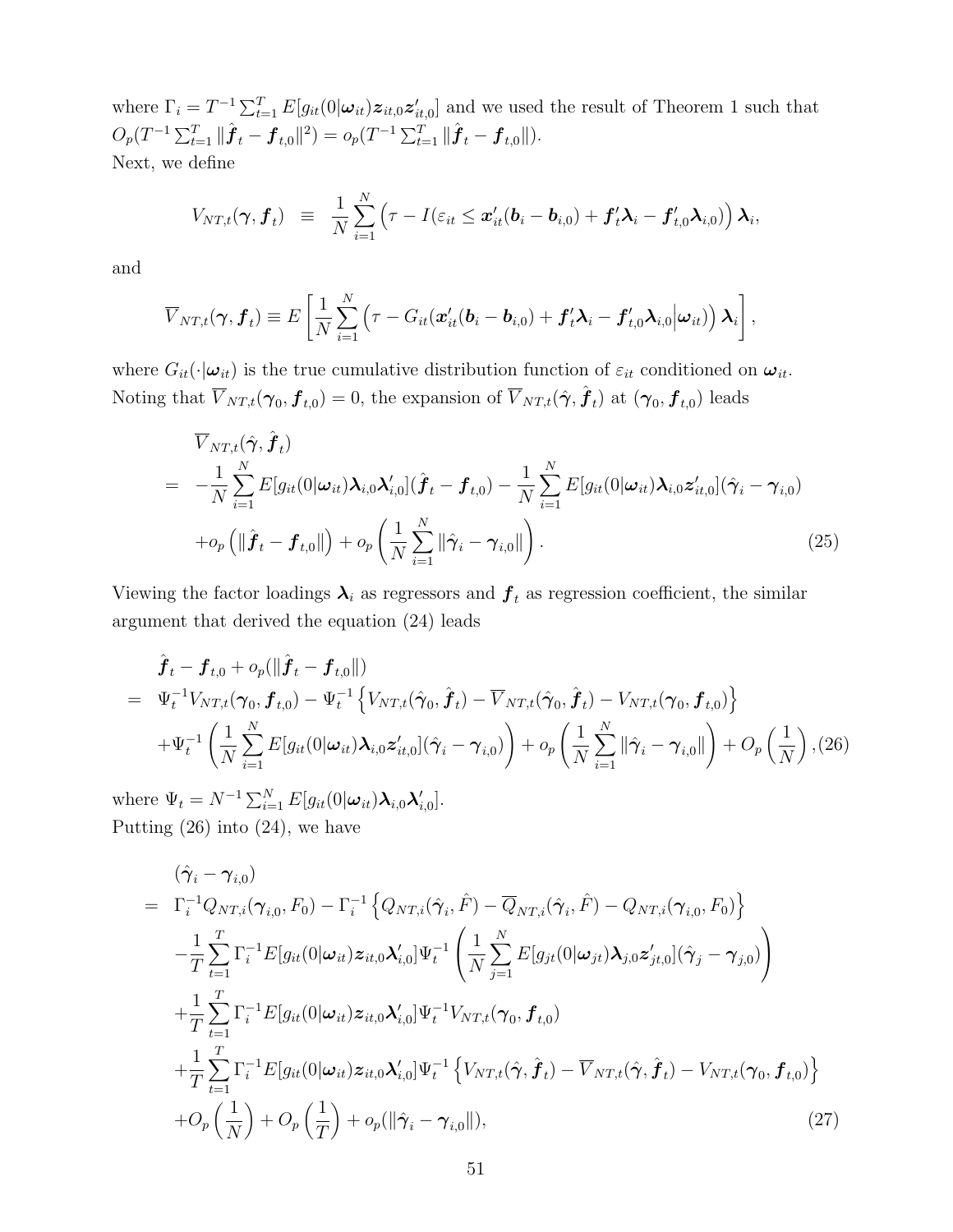where $\Gamma_i = T^{-1}\sum_{t=1}^{T} E[g_{it}(0|\boldsymbol{\omega}_{it})\boldsymbol{z}_{it,0}\boldsymbol{z}'_{it,0}]$ and we used the result of Theorem 1 such that $O_p(T^{-1}\sum_{t=1}^{T}\|\hat{\boldsymbol{f}}_t - \boldsymbol{f}_{t,0}\|^2) = o_p(T^{-1}\sum_{t=1}^{T}\|\hat{\boldsymbol{f}}_t - \boldsymbol{f}_{t,0}\|)$.
Next, we define

$$
V_{NT,t}(\boldsymbol{\gamma}, \boldsymbol{f}_t) \equiv \frac{1}{N}\sum_{i=1}^{N}\left(\tau - I(\varepsilon_{it} \le \boldsymbol{x}'_{it}(\boldsymbol{b}_i - \boldsymbol{b}_{i,0}) + \boldsymbol{f}'_t\boldsymbol{\lambda}_i - \boldsymbol{f}'_{t,0}\boldsymbol{\lambda}_{i,0})\right)\boldsymbol{\lambda}_i,
$$

and

$$
\overline{V}_{NT,t}(\boldsymbol{\gamma}, \boldsymbol{f}_t) \equiv E\left[\frac{1}{N}\sum_{i=1}^{N}\left(\tau - G_{it}(\boldsymbol{x}'_{it}(\boldsymbol{b}_i - \boldsymbol{b}_{i,0}) + \boldsymbol{f}'_t\boldsymbol{\lambda}_i - \boldsymbol{f}'_{t,0}\boldsymbol{\lambda}_{i,0}\big|\boldsymbol{\omega}_{it})\right)\boldsymbol{\lambda}_i\right],
$$

where $G_{it}(\cdot|\boldsymbol{\omega}_{it})$ is the true cumulative distribution function of $\varepsilon_{it}$ conditioned on $\boldsymbol{\omega}_{it}$.
Noting that $\overline{V}_{NT,t}(\boldsymbol{\gamma}_0, \boldsymbol{f}_{t,0}) = 0$, the expansion of $\overline{V}_{NT,t}(\hat{\boldsymbol{\gamma}}, \hat{\boldsymbol{f}}_t)$ at $(\boldsymbol{\gamma}_0, \boldsymbol{f}_{t,0})$ leads

$$
\begin{aligned}
&\overline{V}_{NT,t}(\hat{\boldsymbol{\gamma}}, \hat{\boldsymbol{f}}_t) \\
=\;& -\frac{1}{N}\sum_{i=1}^{N} E[g_{it}(0|\boldsymbol{\omega}_{it})\boldsymbol{\lambda}_{i,0}\boldsymbol{\lambda}'_{i,0}](\hat{\boldsymbol{f}}_t - \boldsymbol{f}_{t,0}) - \frac{1}{N}\sum_{i=1}^{N} E[g_{it}(0|\boldsymbol{\omega}_{it})\boldsymbol{\lambda}_{i,0}\boldsymbol{z}'_{it,0}](\hat{\boldsymbol{\gamma}}_i - \boldsymbol{\gamma}_{i,0}) \\
&+ o_p\left(\|\hat{\boldsymbol{f}}_t - \boldsymbol{f}_{t,0}\|\right) + o_p\left(\frac{1}{N}\sum_{i=1}^{N}\|\hat{\boldsymbol{\gamma}}_i - \boldsymbol{\gamma}_{i,0}\|\right). \qquad (25)
\end{aligned}
$$

Viewing the factor loadings $\boldsymbol{\lambda}_i$ as regressors and $\boldsymbol{f}_t$ as regression coefficient, the similar argument that derived the equation (24) leads

$$
\begin{aligned}
&\hat{\boldsymbol{f}}_t - \boldsymbol{f}_{t,0} + o_p(\|\hat{\boldsymbol{f}}_t - \boldsymbol{f}_{t,0}\|) \\
=\;& \Psi_t^{-1}V_{NT,t}(\boldsymbol{\gamma}_0, \boldsymbol{f}_{t,0}) - \Psi_t^{-1}\left\{V_{NT,t}(\hat{\boldsymbol{\gamma}}_0, \hat{\boldsymbol{f}}_t) - \overline{V}_{NT,t}(\hat{\boldsymbol{\gamma}}_0, \hat{\boldsymbol{f}}_t) - V_{NT,t}(\boldsymbol{\gamma}_0, \boldsymbol{f}_{t,0})\right\} \\
&+ \Psi_t^{-1}\left(\frac{1}{N}\sum_{i=1}^{N} E[g_{it}(0|\boldsymbol{\omega}_{it})\boldsymbol{\lambda}_{i,0}\boldsymbol{z}'_{it,0}](\hat{\boldsymbol{\gamma}}_i - \boldsymbol{\gamma}_{i,0})\right) + o_p\left(\frac{1}{N}\sum_{i=1}^{N}\|\hat{\boldsymbol{\gamma}}_i - \boldsymbol{\gamma}_{i,0}\|\right) + O_p\left(\frac{1}{N}\right), \qquad (26)
\end{aligned}
$$

where $\Psi_t = N^{-1}\sum_{i=1}^{N} E[g_{it}(0|\boldsymbol{\omega}_{it})\boldsymbol{\lambda}_{i,0}\boldsymbol{\lambda}'_{i,0}]$.
Putting (26) into (24), we have

$$
\begin{aligned}
&(\hat{\boldsymbol{\gamma}}_i - \boldsymbol{\gamma}_{i,0}) \\
=\;& \Gamma_i^{-1}Q_{NT,i}(\boldsymbol{\gamma}_{i,0}, F_0) - \Gamma_i^{-1}\left\{Q_{NT,i}(\hat{\boldsymbol{\gamma}}_i, \hat{F}) - \overline{Q}_{NT,i}(\hat{\boldsymbol{\gamma}}_i, \hat{F}) - Q_{NT,i}(\boldsymbol{\gamma}_{i,0}, F_0)\right\} \\
&- \frac{1}{T}\sum_{t=1}^{T}\Gamma_i^{-1}E[g_{it}(0|\boldsymbol{\omega}_{it})\boldsymbol{z}_{it,0}\boldsymbol{\lambda}'_{i,0}]\Psi_t^{-1}\left(\frac{1}{N}\sum_{j=1}^{N} E[g_{jt}(0|\boldsymbol{\omega}_{jt})\boldsymbol{\lambda}_{j,0}\boldsymbol{z}'_{jt,0}](\hat{\boldsymbol{\gamma}}_j - \boldsymbol{\gamma}_{j,0})\right) \\
&+ \frac{1}{T}\sum_{t=1}^{T}\Gamma_i^{-1}E[g_{it}(0|\boldsymbol{\omega}_{it})\boldsymbol{z}_{it,0}\boldsymbol{\lambda}'_{i,0}]\Psi_t^{-1}V_{NT,t}(\boldsymbol{\gamma}_0, \boldsymbol{f}_{t,0}) \\
&+ \frac{1}{T}\sum_{t=1}^{T}\Gamma_i^{-1}E[g_{it}(0|\boldsymbol{\omega}_{it})\boldsymbol{z}_{it,0}\boldsymbol{\lambda}'_{i,0}]\Psi_t^{-1}\left\{V_{NT,t}(\hat{\boldsymbol{\gamma}}, \hat{\boldsymbol{f}}_t) - \overline{V}_{NT,t}(\hat{\boldsymbol{\gamma}}, \hat{\boldsymbol{f}}_t) - V_{NT,t}(\boldsymbol{\gamma}_0, \boldsymbol{f}_{t,0})\right\} \\
&+ O_p\left(\frac{1}{N}\right) + O_p\left(\frac{1}{T}\right) + o_p(\|\hat{\boldsymbol{\gamma}}_i - \boldsymbol{\gamma}_{i,0}\|), \qquad (27)
\end{aligned}
$$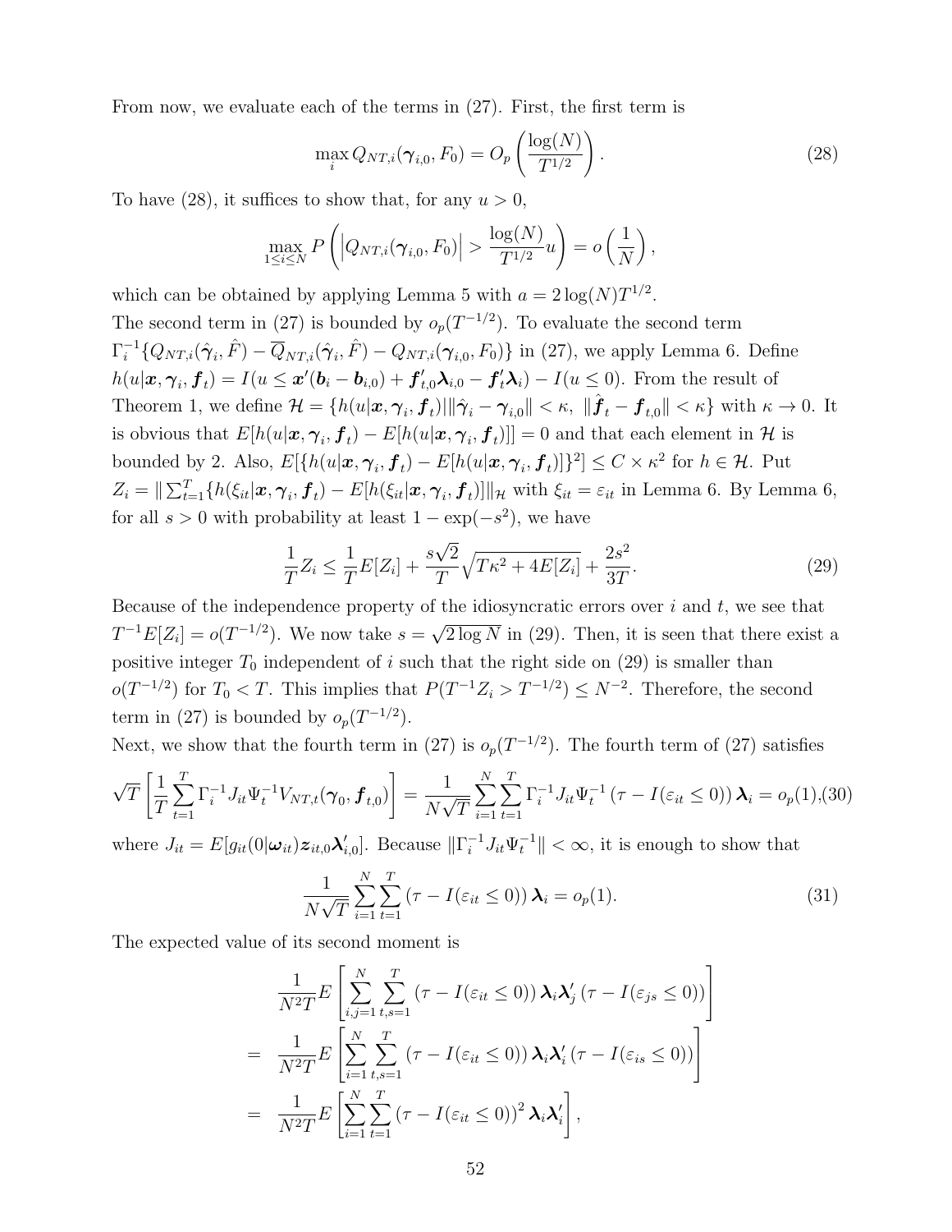From now, we evaluate each of the terms in (27). First, the first term is

$$\max_i Q_{NT,i}(\boldsymbol{\gamma}_{i,0}, F_0) = O_p\left(\frac{\log(N)}{T^{1/2}}\right). \tag{28}$$

To have (28), it suffices to show that, for any $u > 0$,

$$\max_{1\leq i\leq N} P\left(\left|Q_{NT,i}(\boldsymbol{\gamma}_{i,0}, F_0)\right| > \frac{\log(N)}{T^{1/2}}u\right) = o\left(\frac{1}{N}\right),$$

which can be obtained by applying Lemma 5 with $a = 2\log(N)T^{1/2}$.

The second term in (27) is bounded by $o_p(T^{-1/2})$. To evaluate the second term $\Gamma_i^{-1}\{Q_{NT,i}(\hat{\boldsymbol{\gamma}}_i, \hat{F}) - \overline{Q}_{NT,i}(\hat{\boldsymbol{\gamma}}_i, \hat{F}) - Q_{NT,i}(\boldsymbol{\gamma}_{i,0}, F_0)\}$ in (27), we apply Lemma 6. Define $h(u|\boldsymbol{x}, \boldsymbol{\gamma}_i, \boldsymbol{f}_t) = I(u \leq \boldsymbol{x}'(\boldsymbol{b}_i - \boldsymbol{b}_{i,0}) + \boldsymbol{f}_{t,0}'\boldsymbol{\lambda}_{i,0} - \boldsymbol{f}_t'\boldsymbol{\lambda}_i) - I(u \leq 0)$. From the result of Theorem 1, we define $\mathcal{H} = \{h(u|\boldsymbol{x}, \boldsymbol{\gamma}_i, \boldsymbol{f}_t) | \|\hat{\boldsymbol{\gamma}}_i - \boldsymbol{\gamma}_{i,0}\| < \kappa,\ \|\hat{\boldsymbol{f}}_t - \boldsymbol{f}_{t,0}\| < \kappa\}$ with $\kappa \to 0$. It is obvious that $E[h(u|\boldsymbol{x}, \boldsymbol{\gamma}_i, \boldsymbol{f}_t) - E[h(u|\boldsymbol{x}, \boldsymbol{\gamma}_i, \boldsymbol{f}_t)]] = 0$ and that each element in $\mathcal{H}$ is bounded by 2. Also, $E[\{h(u|\boldsymbol{x}, \boldsymbol{\gamma}_i, \boldsymbol{f}_t) - E[h(u|\boldsymbol{x}, \boldsymbol{\gamma}_i, \boldsymbol{f}_t)]\}^2] \leq C \times \kappa^2$ for $h \in \mathcal{H}$. Put $Z_i = \|\sum_{t=1}^T \{h(\xi_{it}|\boldsymbol{x}, \boldsymbol{\gamma}_i, \boldsymbol{f}_t) - E[h(\xi_{it}|\boldsymbol{x}, \boldsymbol{\gamma}_i, \boldsymbol{f}_t)]\|_{\mathcal{H}}$ with $\xi_{it} = \varepsilon_{it}$ in Lemma 6. By Lemma 6, for all $s > 0$ with probability at least $1 - \exp(-s^2)$, we have

$$\frac{1}{T}Z_i \leq \frac{1}{T}E[Z_i] + \frac{s\sqrt{2}}{T}\sqrt{T\kappa^2 + 4E[Z_i]} + \frac{2s^2}{3T}. \tag{29}$$

Because of the independence property of the idiosyncratic errors over $i$ and $t$, we see that $T^{-1}E[Z_i] = o(T^{-1/2})$. We now take $s = \sqrt{2\log N}$ in (29). Then, it is seen that there exist a positive integer $T_0$ independent of $i$ such that the right side on (29) is smaller than $o(T^{-1/2})$ for $T_0 < T$. This implies that $P(T^{-1}Z_i > T^{-1/2}) \leq N^{-2}$. Therefore, the second term in (27) is bounded by $o_p(T^{-1/2})$.

Next, we show that the fourth term in (27) is $o_p(T^{-1/2})$. The fourth term of (27) satisfies

$$\sqrt{T}\left[\frac{1}{T}\sum_{t=1}^T \Gamma_i^{-1} J_{it}\Psi_t^{-1} V_{NT,t}(\boldsymbol{\gamma}_0, \boldsymbol{f}_{t,0})\right] = \frac{1}{N\sqrt{T}}\sum_{i=1}^N\sum_{t=1}^T \Gamma_i^{-1} J_{it}\Psi_t^{-1}\left(\tau - I(\varepsilon_{it} \leq 0)\right)\boldsymbol{\lambda}_i = o_p(1), \tag{30}$$

where $J_{it} = E[g_{it}(0|\boldsymbol{\omega}_{it})\boldsymbol{z}_{it,0}\boldsymbol{\lambda}_{i,0}']$. Because $\|\Gamma_i^{-1}J_{it}\Psi_t^{-1}\| < \infty$, it is enough to show that

$$\frac{1}{N\sqrt{T}}\sum_{i=1}^N\sum_{t=1}^T \left(\tau - I(\varepsilon_{it} \leq 0)\right)\boldsymbol{\lambda}_i = o_p(1). \tag{31}$$

The expected value of its second moment is

$$\begin{aligned}
& \frac{1}{N^2T}E\left[\sum_{i,j=1}^N\sum_{t,s=1}^T \left(\tau - I(\varepsilon_{it} \leq 0)\right)\boldsymbol{\lambda}_i\boldsymbol{\lambda}_j'\left(\tau - I(\varepsilon_{js} \leq 0)\right)\right] \\
=\ & \frac{1}{N^2T}E\left[\sum_{i=1}^N\sum_{t,s=1}^T \left(\tau - I(\varepsilon_{it} \leq 0)\right)\boldsymbol{\lambda}_i\boldsymbol{\lambda}_i'\left(\tau - I(\varepsilon_{is} \leq 0)\right)\right] \\
=\ & \frac{1}{N^2T}E\left[\sum_{i=1}^N\sum_{t=1}^T \left(\tau - I(\varepsilon_{it} \leq 0)\right)^2\boldsymbol{\lambda}_i\boldsymbol{\lambda}_i'\right],
\end{aligned}$$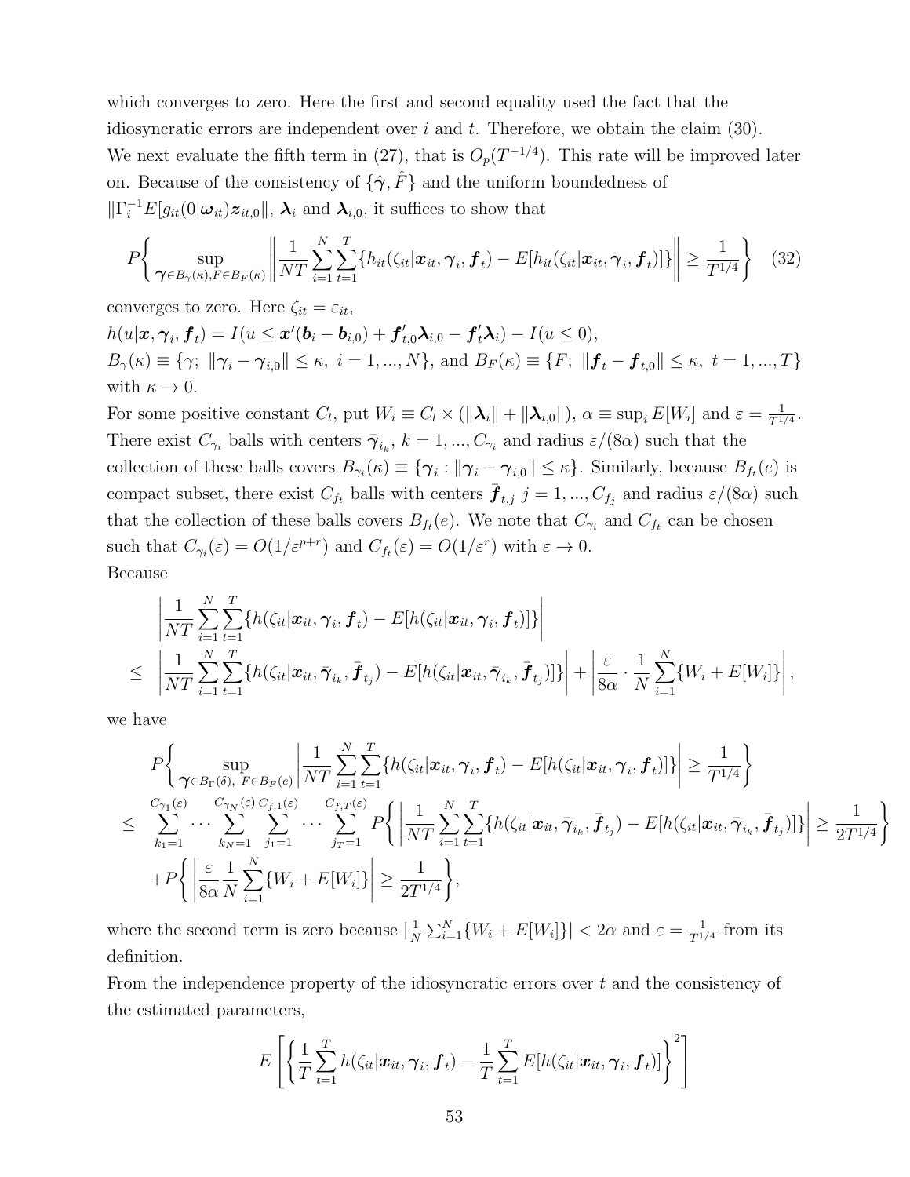which converges to zero. Here the first and second equality used the fact that the idiosyncratic errors are independent over $i$ and $t$. Therefore, we obtain the claim (30).

We next evaluate the fifth term in (27), that is $O_p(T^{-1/4})$. This rate will be improved later on. Because of the consistency of $\{\hat{\boldsymbol{\gamma}}, \hat{F}\}$ and the uniform boundedness of $\|\Gamma_i^{-1}E[g_{it}(0|\boldsymbol{\omega}_{it})\boldsymbol{z}_{it,0}\|$, $\boldsymbol{\lambda}_i$ and $\boldsymbol{\lambda}_{i,0}$, it suffices to show that

$$P\left\{ \sup_{\boldsymbol{\gamma}\in B_\gamma(\kappa), F\in B_F(\kappa)} \left\| \frac{1}{NT}\sum_{i=1}^{N}\sum_{t=1}^{T}\{h_{it}(\zeta_{it}|\boldsymbol{x}_{it},\boldsymbol{\gamma}_i,\boldsymbol{f}_t) - E[h_{it}(\zeta_{it}|\boldsymbol{x}_{it},\boldsymbol{\gamma}_i,\boldsymbol{f}_t)]\}\right\| \geq \frac{1}{T^{1/4}} \right\} \quad (32)$$

converges to zero. Here $\zeta_{it} = \varepsilon_{it}$,

$h(u|\boldsymbol{x},\boldsymbol{\gamma}_i,\boldsymbol{f}_t) = I(u \leq \boldsymbol{x}'(\boldsymbol{b}_i - \boldsymbol{b}_{i,0}) + \boldsymbol{f}_{t,0}'\boldsymbol{\lambda}_{i,0} - \boldsymbol{f}_t'\boldsymbol{\lambda}_i) - I(u\leq 0)$,

$B_\gamma(\kappa) \equiv \{\gamma;\ \|\boldsymbol{\gamma}_i - \boldsymbol{\gamma}_{i,0}\| \leq \kappa,\ i=1,...,N\}$, and $B_F(\kappa)\equiv\{F;\ \|\boldsymbol{f}_t - \boldsymbol{f}_{t,0}\|\leq\kappa,\ t=1,...,T\}$ with $\kappa\to 0$.

For some positive constant $C_l$, put $W_i \equiv C_l\times(\|\boldsymbol{\lambda}_i\| + \|\boldsymbol{\lambda}_{i,0}\|)$, $\alpha\equiv\sup_i E[W_i]$ and $\varepsilon = \frac{1}{T^{1/4}}$. There exist $C_{\gamma_i}$ balls with centers $\bar{\boldsymbol{\gamma}}_{i_k}$, $k=1,...,C_{\gamma_i}$ and radius $\varepsilon/(8\alpha)$ such that the collection of these balls covers $B_{\gamma_i}(\kappa)\equiv\{\boldsymbol{\gamma}_i : \|\boldsymbol{\gamma}_i - \boldsymbol{\gamma}_{i,0}\|\leq\kappa\}$. Similarly, because $B_{f_t}(e)$ is compact subset, there exist $C_{f_t}$ balls with centers $\bar{\boldsymbol{f}}_{t,j}$ $j=1,...,C_{f_j}$ and radius $\varepsilon/(8\alpha)$ such that the collection of these balls covers $B_{f_t}(e)$. We note that $C_{\gamma_i}$ and $C_{f_t}$ can be chosen such that $C_{\gamma_i}(\varepsilon) = O(1/\varepsilon^{p+r})$ and $C_{f_t}(\varepsilon) = O(1/\varepsilon^r)$ with $\varepsilon\to 0$.

Because

$$\begin{aligned}
&\left|\frac{1}{NT}\sum_{i=1}^{N}\sum_{t=1}^{T}\{h(\zeta_{it}|\boldsymbol{x}_{it},\boldsymbol{\gamma}_i,\boldsymbol{f}_t) - E[h(\zeta_{it}|\boldsymbol{x}_{it},\boldsymbol{\gamma}_i,\boldsymbol{f}_t)]\}\right| \\
\leq\ &\left|\frac{1}{NT}\sum_{i=1}^{N}\sum_{t=1}^{T}\{h(\zeta_{it}|\boldsymbol{x}_{it},\bar{\boldsymbol{\gamma}}_{i_k},\bar{\boldsymbol{f}}_{t_j}) - E[h(\zeta_{it}|\boldsymbol{x}_{it},\bar{\boldsymbol{\gamma}}_{i_k},\bar{\boldsymbol{f}}_{t_j})]\}\right| + \left|\frac{\varepsilon}{8\alpha}\cdot\frac{1}{N}\sum_{i=1}^{N}\{W_i + E[W_i]\}\right|,
\end{aligned}$$

we have

$$\begin{aligned}
&P\left\{\sup_{\boldsymbol{\gamma}\in B_\Gamma(\delta),\ F\in B_F(e)}\left|\frac{1}{NT}\sum_{i=1}^{N}\sum_{t=1}^{T}\{h(\zeta_{it}|\boldsymbol{x}_{it},\boldsymbol{\gamma}_i,\boldsymbol{f}_t) - E[h(\zeta_{it}|\boldsymbol{x}_{it},\boldsymbol{\gamma}_i,\boldsymbol{f}_t)]\}\right|\geq\frac{1}{T^{1/4}}\right\} \\
\leq\ &\sum_{k_1=1}^{C_{\gamma_1}(\varepsilon)}\cdots\sum_{k_N=1}^{C_{\gamma_N}(\varepsilon)}\sum_{j_1=1}^{C_{f,1}(\varepsilon)}\cdots\sum_{j_T=1}^{C_{f,T}(\varepsilon)} P\left\{\left|\frac{1}{NT}\sum_{i=1}^{N}\sum_{t=1}^{T}\{h(\zeta_{it}|\boldsymbol{x}_{it},\bar{\boldsymbol{\gamma}}_{i_k},\bar{\boldsymbol{f}}_{t_j}) - E[h(\zeta_{it}|\boldsymbol{x}_{it},\bar{\boldsymbol{\gamma}}_{i_k},\bar{\boldsymbol{f}}_{t_j})]\}\right|\geq\frac{1}{2T^{1/4}}\right\} \\
&+P\left\{\left|\frac{\varepsilon}{8\alpha}\frac{1}{N}\sum_{i=1}^{N}\{W_i + E[W_i]\}\right|\geq\frac{1}{2T^{1/4}}\right\},
\end{aligned}$$

where the second term is zero because $|\frac{1}{N}\sum_{i=1}^{N}\{W_i + E[W_i]\}| < 2\alpha$ and $\varepsilon = \frac{1}{T^{1/4}}$ from its definition.

From the independence property of the idiosyncratic errors over $t$ and the consistency of the estimated parameters,

$$E\left[\left\{\frac{1}{T}\sum_{t=1}^{T}h(\zeta_{it}|\boldsymbol{x}_{it},\boldsymbol{\gamma}_i,\boldsymbol{f}_t) - \frac{1}{T}\sum_{t=1}^{T}E[h(\zeta_{it}|\boldsymbol{x}_{it},\boldsymbol{\gamma}_i,\boldsymbol{f}_t)]\right\}^2\right]$$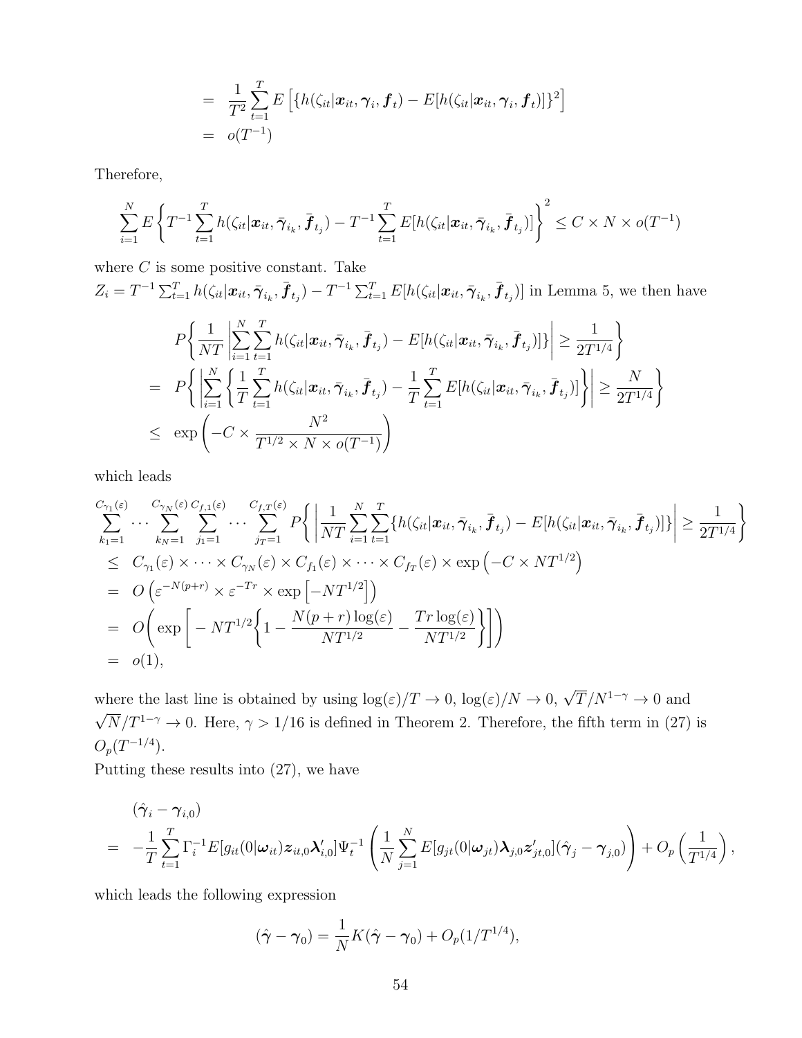$$
\begin{aligned}
&= \frac{1}{T^2}\sum_{t=1}^{T} E\left[\{h(\zeta_{it}|\boldsymbol{x}_{it},\boldsymbol{\gamma}_i,\boldsymbol{f}_t) - E[h(\zeta_{it}|\boldsymbol{x}_{it},\boldsymbol{\gamma}_i,\boldsymbol{f}_t)]\}^2\right] \\
&= o(T^{-1})
\end{aligned}
$$

Therefore,

$$
\sum_{i=1}^{N} E\left\{T^{-1}\sum_{t=1}^{T} h(\zeta_{it}|\boldsymbol{x}_{it},\bar{\boldsymbol{\gamma}}_{i_k},\bar{\boldsymbol{f}}_{t_j}) - T^{-1}\sum_{t=1}^{T} E[h(\zeta_{it}|\boldsymbol{x}_{it},\bar{\boldsymbol{\gamma}}_{i_k},\bar{\boldsymbol{f}}_{t_j})]\right\}^2 \leq C \times N \times o(T^{-1})
$$

where $C$ is some positive constant. Take
$Z_i = T^{-1}\sum_{t=1}^{T} h(\zeta_{it}|\boldsymbol{x}_{it},\bar{\boldsymbol{\gamma}}_{i_k},\bar{\boldsymbol{f}}_{t_j}) - T^{-1}\sum_{t=1}^{T} E[h(\zeta_{it}|\boldsymbol{x}_{it},\bar{\boldsymbol{\gamma}}_{i_k},\bar{\boldsymbol{f}}_{t_j})]$ in Lemma 5, we then have

$$
\begin{aligned}
& P\bigg\{\frac{1}{NT}\left|\sum_{i=1}^{N}\sum_{t=1}^{T} h(\zeta_{it}|\boldsymbol{x}_{it},\bar{\boldsymbol{\gamma}}_{i_k},\bar{\boldsymbol{f}}_{t_j}) - E[h(\zeta_{it}|\boldsymbol{x}_{it},\bar{\boldsymbol{\gamma}}_{i_k},\bar{\boldsymbol{f}}_{t_j})]\}\right| \geq \frac{1}{2T^{1/4}}\bigg\} \\
= \;& P\bigg\{\left|\sum_{i=1}^{N}\left\{\frac{1}{T}\sum_{t=1}^{T} h(\zeta_{it}|\boldsymbol{x}_{it},\bar{\boldsymbol{\gamma}}_{i_k},\bar{\boldsymbol{f}}_{t_j}) - \frac{1}{T}\sum_{t=1}^{T} E[h(\zeta_{it}|\boldsymbol{x}_{it},\bar{\boldsymbol{\gamma}}_{i_k},\bar{\boldsymbol{f}}_{t_j})]\right\}\right| \geq \frac{N}{2T^{1/4}}\bigg\} \\
\leq \;& \exp\left(-C \times \frac{N^2}{T^{1/2} \times N \times o(T^{-1})}\right)
\end{aligned}
$$

which leads

$$
\begin{aligned}
& \sum_{k_1=1}^{C_{\gamma_1}(\varepsilon)} \cdots \sum_{k_N=1}^{C_{\gamma_N}(\varepsilon)} \sum_{j_1=1}^{C_{f,1}(\varepsilon)} \cdots \sum_{j_T=1}^{C_{f,T}(\varepsilon)} P\bigg\{\left|\frac{1}{NT}\sum_{i=1}^{N}\sum_{t=1}^{T}\{h(\zeta_{it}|\boldsymbol{x}_{it},\bar{\boldsymbol{\gamma}}_{i_k},\bar{\boldsymbol{f}}_{t_j}) - E[h(\zeta_{it}|\boldsymbol{x}_{it},\bar{\boldsymbol{\gamma}}_{i_k},\bar{\boldsymbol{f}}_{t_j})]\}\right| \geq \frac{1}{2T^{1/4}}\bigg\} \\
\leq \;& C_{\gamma_1}(\varepsilon) \times \cdots \times C_{\gamma_N}(\varepsilon) \times C_{f_1}(\varepsilon) \times \cdots \times C_{f_T}(\varepsilon) \times \exp\left(-C \times NT^{1/2}\right) \\
= \;& O\left(\varepsilon^{-N(p+r)} \times \varepsilon^{-Tr} \times \exp\left[-NT^{1/2}\right]\right) \\
= \;& O\bigg(\exp\bigg[-NT^{1/2}\bigg\{1 - \frac{N(p+r)\log(\varepsilon)}{NT^{1/2}} - \frac{Tr\log(\varepsilon)}{NT^{1/2}}\bigg\}\bigg]\bigg) \\
= \;& o(1),
\end{aligned}
$$

where the last line is obtained by using $\log(\varepsilon)/T \to 0$, $\log(\varepsilon)/N \to 0$, $\sqrt{T}/N^{1-\gamma} \to 0$ and $\sqrt{N}/T^{1-\gamma} \to 0$. Here, $\gamma > 1/16$ is defined in Theorem 2. Therefore, the fifth term in (27) is $O_p(T^{-1/4})$.
Putting these results into (27), we have

$$
\begin{aligned}
& (\hat{\boldsymbol{\gamma}}_i - \boldsymbol{\gamma}_{i,0}) \\
= \;& -\frac{1}{T}\sum_{t=1}^{T}\Gamma_i^{-1}E[g_{it}(0|\boldsymbol{\omega}_{it})\boldsymbol{z}_{it,0}\boldsymbol{\lambda}'_{i,0}]\Psi_t^{-1}\left(\frac{1}{N}\sum_{j=1}^{N}E[g_{jt}(0|\boldsymbol{\omega}_{jt})\boldsymbol{\lambda}_{j,0}\boldsymbol{z}'_{jt,0}](\hat{\boldsymbol{\gamma}}_j - \boldsymbol{\gamma}_{j,0})\right) + O_p\left(\frac{1}{T^{1/4}}\right),
\end{aligned}
$$

which leads the following expression

$$
(\hat{\boldsymbol{\gamma}} - \boldsymbol{\gamma}_0) = \frac{1}{N}K(\hat{\boldsymbol{\gamma}} - \boldsymbol{\gamma}_0) + O_p(1/T^{1/4}),
$$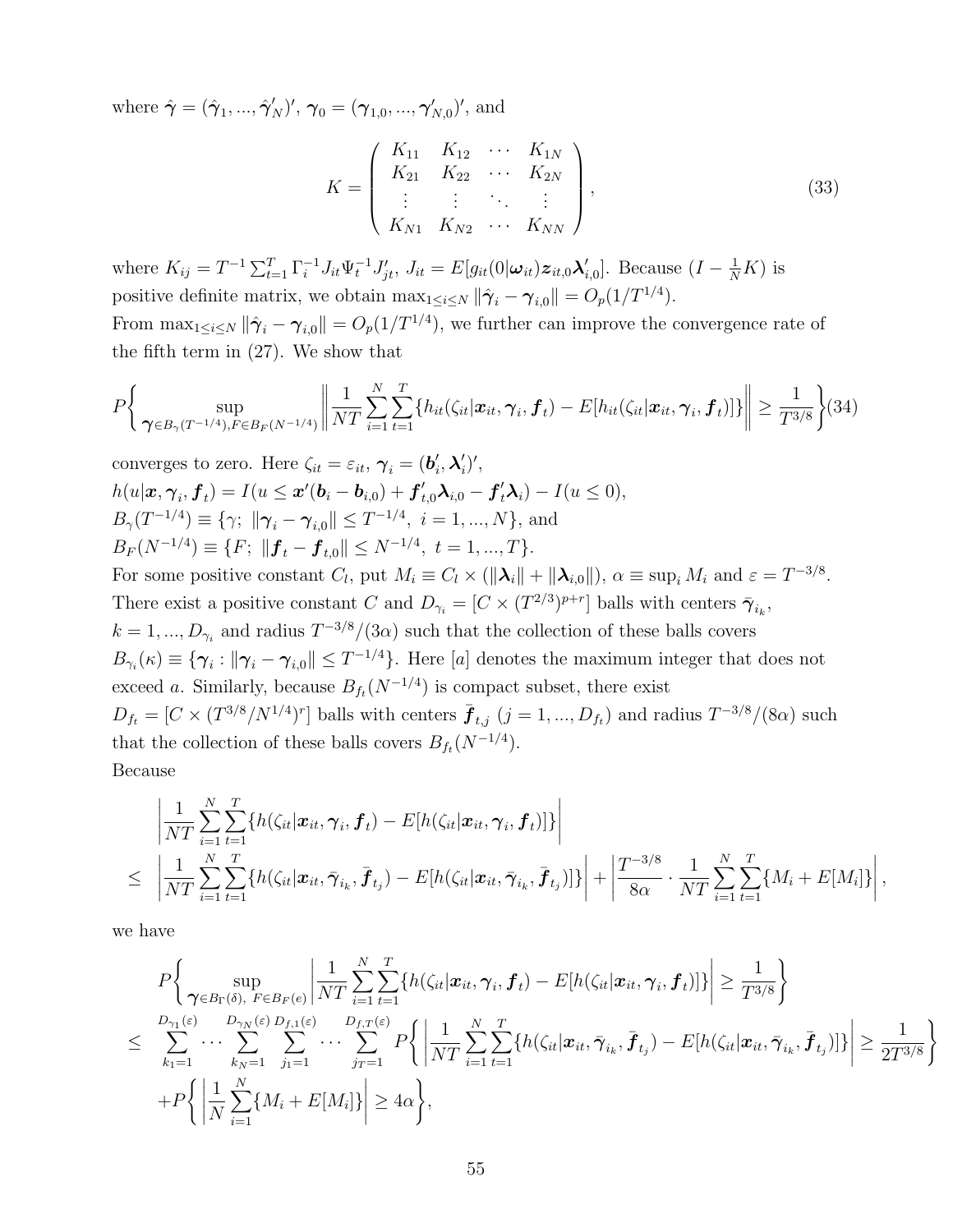where $\hat{\boldsymbol{\gamma}} = (\hat{\boldsymbol{\gamma}}_1, ..., \hat{\boldsymbol{\gamma}}'_N)'$, $\boldsymbol{\gamma}_0 = (\boldsymbol{\gamma}_{1,0}, ..., \boldsymbol{\gamma}'_{N,0})'$, and

$$K = \begin{pmatrix} K_{11} & K_{12} & \cdots & K_{1N} \\ K_{21} & K_{22} & \cdots & K_{2N} \\ \vdots & \vdots & \ddots & \vdots \\ K_{N1} & K_{N2} & \cdots & K_{NN} \end{pmatrix}, \tag{33}$$

where $K_{ij} = T^{-1}\sum_{t=1}^{T} \Gamma_i^{-1} J_{it} \Psi_t^{-1} J'_{jt}$, $J_{it} = E[g_{it}(0|\boldsymbol{\omega}_{it})\boldsymbol{z}_{it,0}\boldsymbol{\lambda}'_{i,0}]$. Because $(I - \frac{1}{N}K)$ is positive definite matrix, we obtain $\max_{1\le i\le N} \|\hat{\boldsymbol{\gamma}}_i - \boldsymbol{\gamma}_{i,0}\| = O_p(1/T^{1/4})$.

From $\max_{1\le i\le N} \|\hat{\boldsymbol{\gamma}}_i - \boldsymbol{\gamma}_{i,0}\| = O_p(1/T^{1/4})$, we further can improve the convergence rate of the fifth term in (27). We show that

$$P\left\{ \sup_{\boldsymbol{\gamma}\in B_\gamma(T^{-1/4}), F\in B_F(N^{-1/4})} \left\| \frac{1}{NT}\sum_{i=1}^{N}\sum_{t=1}^{T}\{h_{it}(\zeta_{it}|\boldsymbol{x}_{it}, \boldsymbol{\gamma}_i, \boldsymbol{f}_t) - E[h_{it}(\zeta_{it}|\boldsymbol{x}_{it}, \boldsymbol{\gamma}_i, \boldsymbol{f}_t)]\} \right\| \ge \frac{1}{T^{3/8}} \right\} \tag{34}$$

converges to zero. Here $\zeta_{it} = \varepsilon_{it}$, $\boldsymbol{\gamma}_i = (\boldsymbol{b}'_i, \boldsymbol{\lambda}'_i)'$,
$h(u|\boldsymbol{x}, \boldsymbol{\gamma}_i, \boldsymbol{f}_t) = I(u \le \boldsymbol{x}'(\boldsymbol{b}_i - \boldsymbol{b}_{i,0}) + \boldsymbol{f}'_{t,0}\boldsymbol{\lambda}_{i,0} - \boldsymbol{f}'_t\boldsymbol{\lambda}_i) - I(u \le 0)$,
$B_\gamma(T^{-1/4}) \equiv \{\gamma;\ \|\boldsymbol{\gamma}_i - \boldsymbol{\gamma}_{i,0}\| \le T^{-1/4},\ i = 1, ..., N\}$, and
$B_F(N^{-1/4}) \equiv \{F;\ \|\boldsymbol{f}_t - \boldsymbol{f}_{t,0}\| \le N^{-1/4},\ t = 1, ..., T\}$.
For some positive constant $C_l$, put $M_i \equiv C_l \times (\|\boldsymbol{\lambda}_i\| + \|\boldsymbol{\lambda}_{i,0}\|)$, $\alpha \equiv \sup_i M_i$ and $\varepsilon = T^{-3/8}$. There exist a positive constant $C$ and $D_{\gamma_i} = [C \times (T^{2/3})^{p+r}]$ balls with centers $\bar{\boldsymbol{\gamma}}_{i_k}$, $k = 1, ..., D_{\gamma_i}$ and radius $T^{-3/8}/(3\alpha)$ such that the collection of these balls covers $B_{\gamma_i}(\kappa) \equiv \{\boldsymbol{\gamma}_i : \|\boldsymbol{\gamma}_i - \boldsymbol{\gamma}_{i,0}\| \le T^{-1/4}\}$. Here $[a]$ denotes the maximum integer that does not exceed $a$. Similarly, because $B_{f_t}(N^{-1/4})$ is compact subset, there exist $D_{f_t} = [C \times (T^{3/8}/N^{1/4})^r]$ balls with centers $\bar{\boldsymbol{f}}_{t,j}$ $(j = 1, ..., D_{f_t})$ and radius $T^{-3/8}/(8\alpha)$ such that the collection of these balls covers $B_{f_t}(N^{-1/4})$.
Because

$$\begin{aligned}
&\left| \frac{1}{NT}\sum_{i=1}^{N}\sum_{t=1}^{T}\{h(\zeta_{it}|\boldsymbol{x}_{it}, \boldsymbol{\gamma}_i, \boldsymbol{f}_t) - E[h(\zeta_{it}|\boldsymbol{x}_{it}, \boldsymbol{\gamma}_i, \boldsymbol{f}_t)]\} \right| \\
\le\ & \left| \frac{1}{NT}\sum_{i=1}^{N}\sum_{t=1}^{T}\{h(\zeta_{it}|\boldsymbol{x}_{it}, \bar{\boldsymbol{\gamma}}_{i_k}, \bar{\boldsymbol{f}}_{t_j}) - E[h(\zeta_{it}|\boldsymbol{x}_{it}, \bar{\boldsymbol{\gamma}}_{i_k}, \bar{\boldsymbol{f}}_{t_j})]\} \right| + \left| \frac{T^{-3/8}}{8\alpha} \cdot \frac{1}{NT}\sum_{i=1}^{N}\sum_{t=1}^{T}\{M_i + E[M_i]\} \right|,
\end{aligned}$$

we have

$$\begin{aligned}
&P\left\{ \sup_{\boldsymbol{\gamma}\in B_\Gamma(\delta),\ F\in B_F(e)} \left| \frac{1}{NT}\sum_{i=1}^{N}\sum_{t=1}^{T}\{h(\zeta_{it}|\boldsymbol{x}_{it}, \boldsymbol{\gamma}_i, \boldsymbol{f}_t) - E[h(\zeta_{it}|\boldsymbol{x}_{it}, \boldsymbol{\gamma}_i, \boldsymbol{f}_t)]\} \right| \ge \frac{1}{T^{3/8}} \right\} \\
\le\ & \sum_{k_1=1}^{D_{\gamma_1}(\varepsilon)} \cdots \sum_{k_N=1}^{D_{\gamma_N}(\varepsilon)} \sum_{j_1=1}^{D_{f,1}(\varepsilon)} \cdots \sum_{j_T=1}^{D_{f,T}(\varepsilon)} P\left\{ \left| \frac{1}{NT}\sum_{i=1}^{N}\sum_{t=1}^{T}\{h(\zeta_{it}|\boldsymbol{x}_{it}, \bar{\boldsymbol{\gamma}}_{i_k}, \bar{\boldsymbol{f}}_{t_j}) - E[h(\zeta_{it}|\boldsymbol{x}_{it}, \bar{\boldsymbol{\gamma}}_{i_k}, \bar{\boldsymbol{f}}_{t_j})]\} \right| \ge \frac{1}{2T^{3/8}} \right\} \\
& + P\left\{ \left| \frac{1}{N}\sum_{i=1}^{N}\{M_i + E[M_i]\} \right| \ge 4\alpha \right\},
\end{aligned}$$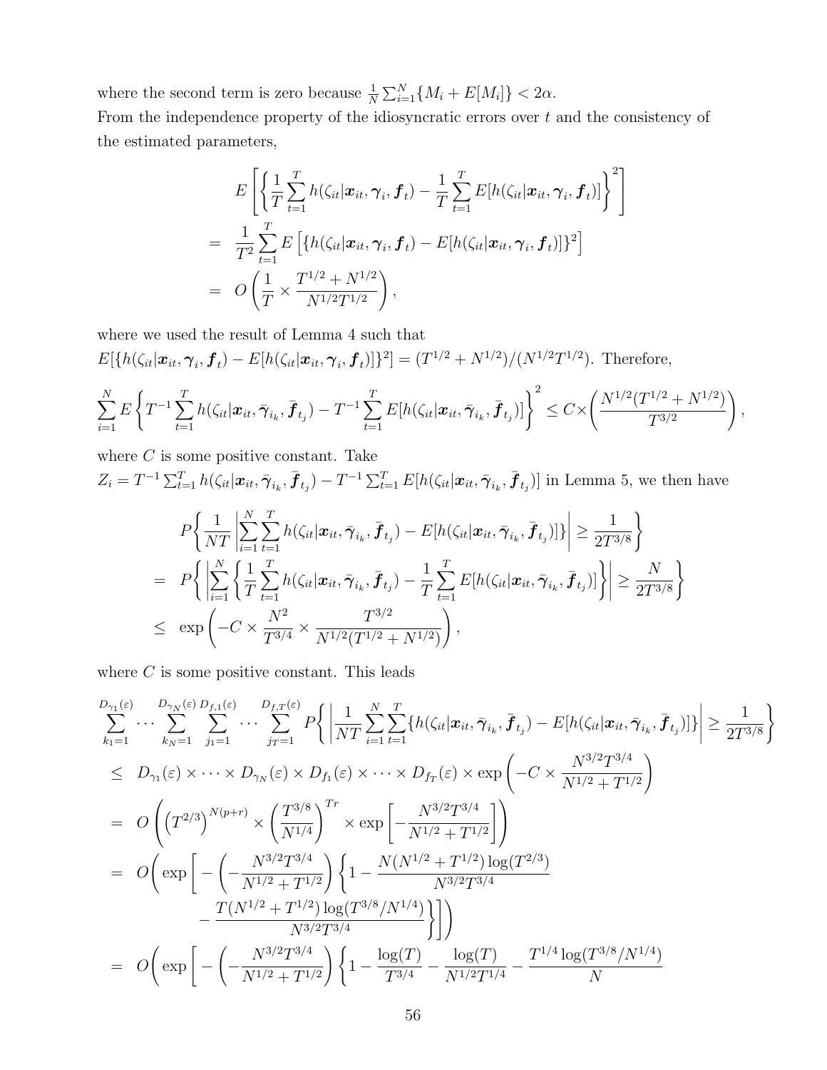where the second term is zero because $\frac{1}{N}\sum_{i=1}^{N}\{M_i + E[M_i]\} < 2\alpha$.
From the independence property of the idiosyncratic errors over $t$ and the consistency of the estimated parameters,

$$
\begin{aligned}
& E\left[\left\{\frac{1}{T}\sum_{t=1}^{T} h(\zeta_{it}|\boldsymbol{x}_{it},\boldsymbol{\gamma}_i,\boldsymbol{f}_t) - \frac{1}{T}\sum_{t=1}^{T} E[h(\zeta_{it}|\boldsymbol{x}_{it},\boldsymbol{\gamma}_i,\boldsymbol{f}_t)]\right\}^2\right] \\
= \ & \frac{1}{T^2}\sum_{t=1}^{T} E\left[\{h(\zeta_{it}|\boldsymbol{x}_{it},\boldsymbol{\gamma}_i,\boldsymbol{f}_t) - E[h(\zeta_{it}|\boldsymbol{x}_{it},\boldsymbol{\gamma}_i,\boldsymbol{f}_t)]\}^2\right] \\
= \ & O\left(\frac{1}{T} \times \frac{T^{1/2}+N^{1/2}}{N^{1/2}T^{1/2}}\right),
\end{aligned}
$$

where we used the result of Lemma 4 such that
$E[\{h(\zeta_{it}|\boldsymbol{x}_{it},\boldsymbol{\gamma}_i,\boldsymbol{f}_t) - E[h(\zeta_{it}|\boldsymbol{x}_{it},\boldsymbol{\gamma}_i,\boldsymbol{f}_t)]\}^2] = (T^{1/2}+N^{1/2})/(N^{1/2}T^{1/2})$. Therefore,

$$
\sum_{i=1}^{N} E\left\{T^{-1}\sum_{t=1}^{T} h(\zeta_{it}|\boldsymbol{x}_{it},\bar{\boldsymbol{\gamma}}_{i_k},\bar{\boldsymbol{f}}_{t_j}) - T^{-1}\sum_{t=1}^{T} E[h(\zeta_{it}|\boldsymbol{x}_{it},\bar{\boldsymbol{\gamma}}_{i_k},\bar{\boldsymbol{f}}_{t_j})]\right\}^2 \le C \times \left(\frac{N^{1/2}(T^{1/2}+N^{1/2})}{T^{3/2}}\right),
$$

where $C$ is some positive constant. Take
$Z_i = T^{-1}\sum_{t=1}^{T} h(\zeta_{it}|\boldsymbol{x}_{it},\bar{\boldsymbol{\gamma}}_{i_k},\bar{\boldsymbol{f}}_{t_j}) - T^{-1}\sum_{t=1}^{T} E[h(\zeta_{it}|\boldsymbol{x}_{it},\bar{\boldsymbol{\gamma}}_{i_k},\bar{\boldsymbol{f}}_{t_j})]$ in Lemma 5, we then have

$$
\begin{aligned}
& P\left\{\frac{1}{NT}\left|\sum_{i=1}^{N}\sum_{t=1}^{T} h(\zeta_{it}|\boldsymbol{x}_{it},\bar{\boldsymbol{\gamma}}_{i_k},\bar{\boldsymbol{f}}_{t_j}) - E[h(\zeta_{it}|\boldsymbol{x}_{it},\bar{\boldsymbol{\gamma}}_{i_k},\bar{\boldsymbol{f}}_{t_j})]\}\right| \ge \frac{1}{2T^{3/8}}\right\} \\
= \ & P\left\{\left|\sum_{i=1}^{N}\left\{\frac{1}{T}\sum_{t=1}^{T} h(\zeta_{it}|\boldsymbol{x}_{it},\bar{\boldsymbol{\gamma}}_{i_k},\bar{\boldsymbol{f}}_{t_j}) - \frac{1}{T}\sum_{t=1}^{T} E[h(\zeta_{it}|\boldsymbol{x}_{it},\bar{\boldsymbol{\gamma}}_{i_k},\bar{\boldsymbol{f}}_{t_j})]\right\}\right| \ge \frac{N}{2T^{3/8}}\right\} \\
\le \ & \exp\left(-C \times \frac{N^2}{T^{3/4}} \times \frac{T^{3/2}}{N^{1/2}(T^{1/2}+N^{1/2})}\right),
\end{aligned}
$$

where $C$ is some positive constant. This leads

$$
\begin{aligned}
& \sum_{k_1=1}^{D_{\gamma_1}(\varepsilon)} \cdots \sum_{k_N=1}^{D_{\gamma_N}(\varepsilon)} \sum_{j_1=1}^{D_{f,1}(\varepsilon)} \cdots \sum_{j_T=1}^{D_{f,T}(\varepsilon)} P\left\{\left|\frac{1}{NT}\sum_{i=1}^{N}\sum_{t=1}^{T}\{h(\zeta_{it}|\boldsymbol{x}_{it},\bar{\boldsymbol{\gamma}}_{i_k},\bar{\boldsymbol{f}}_{t_j}) - E[h(\zeta_{it}|\boldsymbol{x}_{it},\bar{\boldsymbol{\gamma}}_{i_k},\bar{\boldsymbol{f}}_{t_j})]\}\right| \ge \frac{1}{2T^{3/8}}\right\} \\
\le \ & D_{\gamma_1}(\varepsilon) \times \cdots \times D_{\gamma_N}(\varepsilon) \times D_{f_1}(\varepsilon) \times \cdots \times D_{f_T}(\varepsilon) \times \exp\left(-C \times \frac{N^{3/2}T^{3/4}}{N^{1/2}+T^{1/2}}\right) \\
= \ & O\left(\left(T^{2/3}\right)^{N(p+r)} \times \left(\frac{T^{3/8}}{N^{1/4}}\right)^{Tr} \times \exp\left[-\frac{N^{3/2}T^{3/4}}{N^{1/2}+T^{1/2}}\right]\right) \\
= \ & O\Bigg(\exp\Bigg[-\left(-\frac{N^{3/2}T^{3/4}}{N^{1/2}+T^{1/2}}\right)\Bigg\{1 - \frac{N(N^{1/2}+T^{1/2})\log(T^{2/3})}{N^{3/2}T^{3/4}} \\
& \qquad - \frac{T(N^{1/2}+T^{1/2})\log(T^{3/8}/N^{1/4})}{N^{3/2}T^{3/4}}\Bigg\}\Bigg]\Bigg) \\
= \ & O\Bigg(\exp\Bigg[-\left(-\frac{N^{3/2}T^{3/4}}{N^{1/2}+T^{1/2}}\right)\Bigg\{1 - \frac{\log(T)}{T^{3/4}} - \frac{\log(T)}{N^{1/2}T^{1/4}} - \frac{T^{1/4}\log(T^{3/8}/N^{1/4})}{N}
\end{aligned}
$$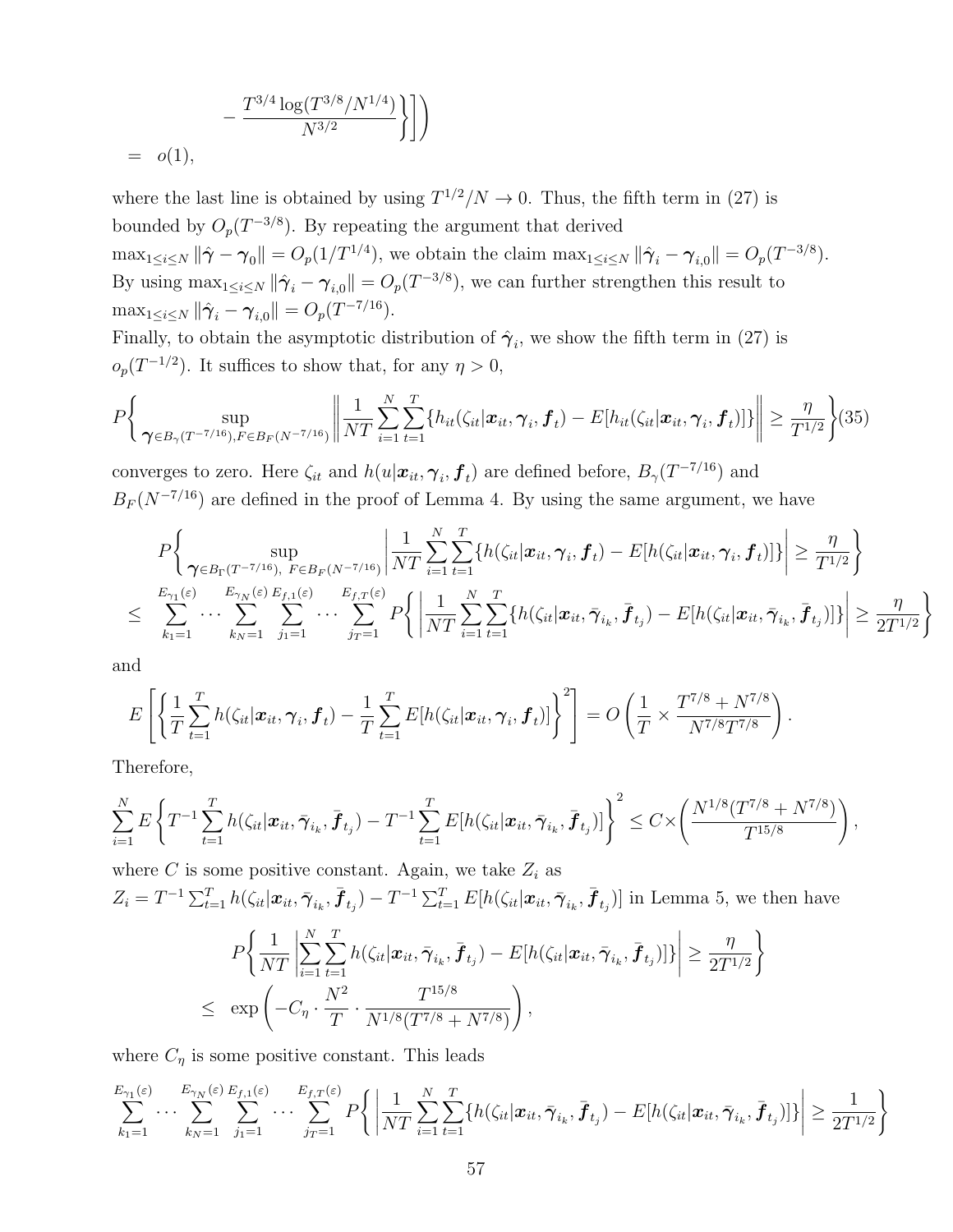$$
- \frac{T^{3/4}\log(T^{3/8}/N^{1/4})}{N^{3/2}}\Big\}\Big]\Big]\Big)
$$

$$
= \quad o(1),
$$

where the last line is obtained by using $T^{1/2}/N \to 0$. Thus, the fifth term in (27) is bounded by $O_p(T^{-3/8})$. By repeating the argument that derived $\max_{1\le i\le N}\|\hat{\boldsymbol{\gamma}} - \boldsymbol{\gamma}_0\| = O_p(1/T^{1/4})$, we obtain the claim $\max_{1\le i\le N}\|\hat{\boldsymbol{\gamma}}_i - \boldsymbol{\gamma}_{i,0}\| = O_p(T^{-3/8})$. By using $\max_{1\le i\le N}\|\hat{\boldsymbol{\gamma}}_i - \boldsymbol{\gamma}_{i,0}\| = O_p(T^{-3/8})$, we can further strengthen this result to $\max_{1\le i\le N}\|\hat{\boldsymbol{\gamma}}_i - \boldsymbol{\gamma}_{i,0}\| = O_p(T^{-7/16})$.

Finally, to obtain the asymptotic distribution of $\hat{\boldsymbol{\gamma}}_i$, we show the fifth term in (27) is $o_p(T^{-1/2})$. It suffices to show that, for any $\eta > 0$,

$$
P\Bigg\{\sup_{\boldsymbol{\gamma}\in B_\gamma(T^{-7/16}), F\in B_F(N^{-7/16})}\left\|\frac{1}{NT}\sum_{i=1}^N\sum_{t=1}^T\{h_{it}(\zeta_{it}|\boldsymbol{x}_{it},\boldsymbol{\gamma}_i,\boldsymbol{f}_t) - E[h_{it}(\zeta_{it}|\boldsymbol{x}_{it},\boldsymbol{\gamma}_i,\boldsymbol{f}_t)]\}\right\| \ge \frac{\eta}{T^{1/2}}\Bigg\} \quad (35)
$$

converges to zero. Here $\zeta_{it}$ and $h(u|\boldsymbol{x}_{it},\boldsymbol{\gamma}_i,\boldsymbol{f}_t)$ are defined before, $B_\gamma(T^{-7/16})$ and $B_F(N^{-7/16})$ are defined in the proof of Lemma 4. By using the same argument, we have

$$
\begin{aligned}
& P\Bigg\{\sup_{\boldsymbol{\gamma}\in B_\Gamma(T^{-7/16}),\ F\in B_F(N^{-7/16})}\left|\frac{1}{NT}\sum_{i=1}^N\sum_{t=1}^T\{h(\zeta_{it}|\boldsymbol{x}_{it},\boldsymbol{\gamma}_i,\boldsymbol{f}_t) - E[h(\zeta_{it}|\boldsymbol{x}_{it},\boldsymbol{\gamma}_i,\boldsymbol{f}_t)]\}\right| \ge \frac{\eta}{T^{1/2}}\Bigg\} \\
\le\ & \sum_{k_1=1}^{E_{\gamma_1}(\varepsilon)}\cdots\sum_{k_N=1}^{E_{\gamma_N}(\varepsilon)}\sum_{j_1=1}^{E_{f,1}(\varepsilon)}\cdots\sum_{j_T=1}^{E_{f,T}(\varepsilon)} P\Bigg\{\left|\frac{1}{NT}\sum_{i=1}^N\sum_{t=1}^T\{h(\zeta_{it}|\boldsymbol{x}_{it},\bar{\boldsymbol{\gamma}}_{i_k},\bar{\boldsymbol{f}}_{t_j}) - E[h(\zeta_{it}|\boldsymbol{x}_{it},\bar{\boldsymbol{\gamma}}_{i_k},\bar{\boldsymbol{f}}_{t_j})]\}\right| \ge \frac{\eta}{2T^{1/2}}\Bigg\}
\end{aligned}
$$

and

$$
E\left[\left\{\frac{1}{T}\sum_{t=1}^T h(\zeta_{it}|\boldsymbol{x}_{it},\boldsymbol{\gamma}_i,\boldsymbol{f}_t) - \frac{1}{T}\sum_{t=1}^T E[h(\zeta_{it}|\boldsymbol{x}_{it},\boldsymbol{\gamma}_i,\boldsymbol{f}_t)]\right\}^2\right] = O\left(\frac{1}{T}\times\frac{T^{7/8}+N^{7/8}}{N^{7/8}T^{7/8}}\right).
$$

Therefore,

$$
\sum_{i=1}^N E\left\{T^{-1}\sum_{t=1}^T h(\zeta_{it}|\boldsymbol{x}_{it},\bar{\boldsymbol{\gamma}}_{i_k},\bar{\boldsymbol{f}}_{t_j}) - T^{-1}\sum_{t=1}^T E[h(\zeta_{it}|\boldsymbol{x}_{it},\bar{\boldsymbol{\gamma}}_{i_k},\bar{\boldsymbol{f}}_{t_j})]\right\}^2 \le C\times\left(\frac{N^{1/8}(T^{7/8}+N^{7/8})}{T^{15/8}}\right),
$$

where $C$ is some positive constant. Again, we take $Z_i$ as $Z_i = T^{-1}\sum_{t=1}^T h(\zeta_{it}|\boldsymbol{x}_{it},\bar{\boldsymbol{\gamma}}_{i_k},\bar{\boldsymbol{f}}_{t_j}) - T^{-1}\sum_{t=1}^T E[h(\zeta_{it}|\boldsymbol{x}_{it},\bar{\boldsymbol{\gamma}}_{i_k},\bar{\boldsymbol{f}}_{t_j})]$ in Lemma 5, we then have

$$
\begin{aligned}
& P\Bigg\{\frac{1}{NT}\left|\sum_{i=1}^N\sum_{t=1}^T h(\zeta_{it}|\boldsymbol{x}_{it},\bar{\boldsymbol{\gamma}}_{i_k},\bar{\boldsymbol{f}}_{t_j}) - E[h(\zeta_{it}|\boldsymbol{x}_{it},\bar{\boldsymbol{\gamma}}_{i_k},\bar{\boldsymbol{f}}_{t_j})]\}\right| \ge \frac{\eta}{2T^{1/2}}\Bigg\} \\
\le\ & \exp\left(-C_\eta\cdot\frac{N^2}{T}\cdot\frac{T^{15/8}}{N^{1/8}(T^{7/8}+N^{7/8})}\right),
\end{aligned}
$$

where $C_\eta$ is some positive constant. This leads

$$
\sum_{k_1=1}^{E_{\gamma_1}(\varepsilon)}\cdots\sum_{k_N=1}^{E_{\gamma_N}(\varepsilon)}\sum_{j_1=1}^{E_{f,1}(\varepsilon)}\cdots\sum_{j_T=1}^{E_{f,T}(\varepsilon)} P\Bigg\{\left|\frac{1}{NT}\sum_{i=1}^N\sum_{t=1}^T\{h(\zeta_{it}|\boldsymbol{x}_{it},\bar{\boldsymbol{\gamma}}_{i_k},\bar{\boldsymbol{f}}_{t_j}) - E[h(\zeta_{it}|\boldsymbol{x}_{it},\bar{\boldsymbol{\gamma}}_{i_k},\bar{\boldsymbol{f}}_{t_j})]\}\right| \ge \frac{1}{2T^{1/2}}\Bigg\}
$$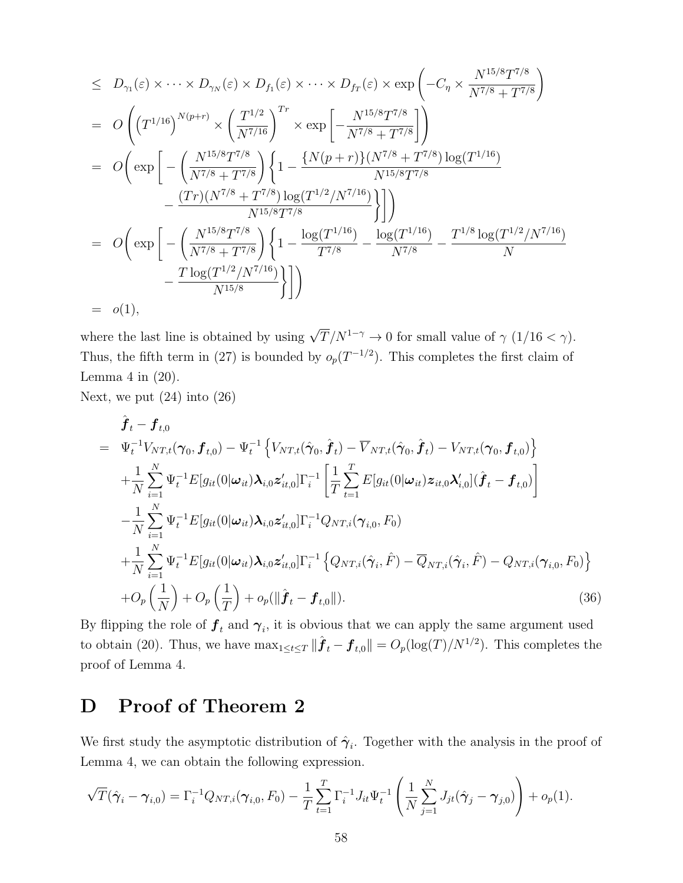$$
\begin{aligned}
&\leq \; D_{\gamma_1}(\varepsilon) \times \cdots \times D_{\gamma_N}(\varepsilon) \times D_{f_1}(\varepsilon) \times \cdots \times D_{f_T}(\varepsilon) \times \exp\left( -C_\eta \times \frac{N^{15/8}T^{7/8}}{N^{7/8} + T^{7/8}} \right) \\
&= \; O\left( \left(T^{1/16}\right)^{N(p+r)} \times \left( \frac{T^{1/2}}{N^{7/16}} \right)^{Tr} \times \exp\left[ -\frac{N^{15/8}T^{7/8}}{N^{7/8} + T^{7/8}} \right] \right) \\
&= \; O\Bigg( \exp\Bigg[ -\left( \frac{N^{15/8}T^{7/8}}{N^{7/8} + T^{7/8}} \right) \Bigg\{ 1 - \frac{\{N(p+r)\}(N^{7/8} + T^{7/8}) \log(T^{1/16})}{N^{15/8}T^{7/8}} \\
&\qquad - \frac{(Tr)(N^{7/8} + T^{7/8}) \log(T^{1/2}/N^{7/16})}{N^{15/8}T^{7/8}} \Bigg\} \Bigg] \Bigg) \\
&= \; O\Bigg( \exp\Bigg[ -\left( \frac{N^{15/8}T^{7/8}}{N^{7/8} + T^{7/8}} \right) \Bigg\{ 1 - \frac{\log(T^{1/16})}{T^{7/8}} - \frac{\log(T^{1/16})}{N^{7/8}} - \frac{T^{1/8}\log(T^{1/2}/N^{7/16})}{N} \\
&\qquad - \frac{T \log(T^{1/2}/N^{7/16})}{N^{15/8}} \Bigg\} \Bigg] \Bigg) \\
&= \; o(1),
\end{aligned}
$$

where the last line is obtained by using $\sqrt{T}/N^{1-\gamma} \to 0$ for small value of $\gamma$ $(1/16 < \gamma)$. Thus, the fifth term in (27) is bounded by $o_p(T^{-1/2})$. This completes the first claim of Lemma 4 in (20).

Next, we put (24) into (26)

$$
\begin{aligned}
&\hat{\boldsymbol{f}}_t - \boldsymbol{f}_{t,0} \\
&= \; \Psi_t^{-1} V_{NT,t}(\boldsymbol{\gamma}_0, \boldsymbol{f}_{t,0}) - \Psi_t^{-1} \left\{ V_{NT,t}(\hat{\boldsymbol{\gamma}}_0, \hat{\boldsymbol{f}}_t) - \overline{V}_{NT,t}(\hat{\boldsymbol{\gamma}}_0, \hat{\boldsymbol{f}}_t) - V_{NT,t}(\boldsymbol{\gamma}_0, \boldsymbol{f}_{t,0}) \right\} \\
&\quad + \frac{1}{N} \sum_{i=1}^{N} \Psi_t^{-1} E[g_{it}(0|\boldsymbol{\omega}_{it}) \boldsymbol{\lambda}_{i,0} \boldsymbol{z}'_{it,0}] \Gamma_i^{-1} \left[ \frac{1}{T} \sum_{t=1}^{T} E[g_{it}(0|\boldsymbol{\omega}_{it}) \boldsymbol{z}_{it,0} \boldsymbol{\lambda}'_{i,0}] (\hat{\boldsymbol{f}}_t - \boldsymbol{f}_{t,0}) \right] \\
&\quad - \frac{1}{N} \sum_{i=1}^{N} \Psi_t^{-1} E[g_{it}(0|\boldsymbol{\omega}_{it}) \boldsymbol{\lambda}_{i,0} \boldsymbol{z}'_{it,0}] \Gamma_i^{-1} Q_{NT,i}(\boldsymbol{\gamma}_{i,0}, F_0) \\
&\quad + \frac{1}{N} \sum_{i=1}^{N} \Psi_t^{-1} E[g_{it}(0|\boldsymbol{\omega}_{it}) \boldsymbol{\lambda}_{i,0} \boldsymbol{z}'_{it,0}] \Gamma_i^{-1} \left\{ Q_{NT,i}(\hat{\boldsymbol{\gamma}}_i, \hat{F}) - \overline{Q}_{NT,i}(\hat{\boldsymbol{\gamma}}_i, \hat{F}) - Q_{NT,i}(\boldsymbol{\gamma}_{i,0}, F_0) \right\} \\
&\quad + O_p\left(\frac{1}{N}\right) + O_p\left(\frac{1}{T}\right) + o_p(\|\hat{\boldsymbol{f}}_t - \boldsymbol{f}_{t,0}\|). \qquad (36)
\end{aligned}
$$

By flipping the role of $\boldsymbol{f}_t$ and $\boldsymbol{\gamma}_i$, it is obvious that we can apply the same argument used to obtain (20). Thus, we have $\max_{1 \leq t \leq T} \|\hat{\boldsymbol{f}}_t - \boldsymbol{f}_{t,0}\| = O_p(\log(T)/N^{1/2})$. This completes the proof of Lemma 4.

# D Proof of Theorem 2

We first study the asymptotic distribution of $\hat{\boldsymbol{\gamma}}_i$. Together with the analysis in the proof of Lemma 4, we can obtain the following expression.

$$
\sqrt{T}(\hat{\boldsymbol{\gamma}}_i - \boldsymbol{\gamma}_{i,0}) = \Gamma_i^{-1} Q_{NT,i}(\boldsymbol{\gamma}_{i,0}, F_0) - \frac{1}{T} \sum_{t=1}^{T} \Gamma_i^{-1} J_{it} \Psi_t^{-1} \left( \frac{1}{N} \sum_{j=1}^{N} J_{jt} (\hat{\boldsymbol{\gamma}}_j - \boldsymbol{\gamma}_{j,0}) \right) + o_p(1).
$$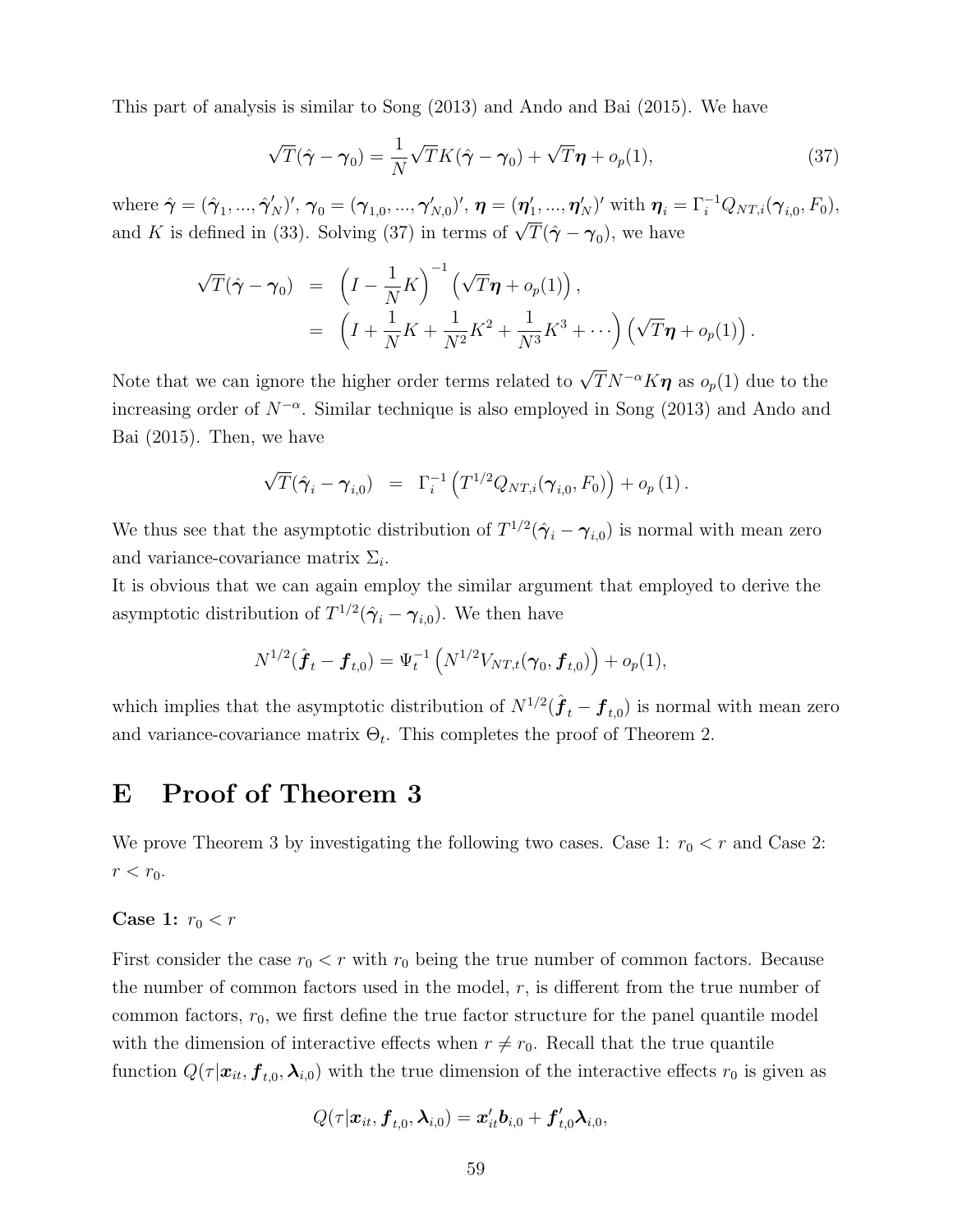This part of analysis is similar to Song (2013) and Ando and Bai (2015). We have

$$\sqrt{T}(\hat{\boldsymbol{\gamma}} - \boldsymbol{\gamma}_0) = \frac{1}{N}\sqrt{T}K(\hat{\boldsymbol{\gamma}} - \boldsymbol{\gamma}_0) + \sqrt{T}\boldsymbol{\eta} + o_p(1), \tag{37}$$

where $\hat{\boldsymbol{\gamma}} = (\hat{\boldsymbol{\gamma}}_1, ..., \hat{\boldsymbol{\gamma}}'_N)'$, $\boldsymbol{\gamma}_0 = (\boldsymbol{\gamma}_{1,0}, ..., \boldsymbol{\gamma}'_{N,0})'$, $\boldsymbol{\eta} = (\boldsymbol{\eta}'_1, ..., \boldsymbol{\eta}'_N)'$ with $\boldsymbol{\eta}_i = \Gamma_i^{-1} Q_{NT,i}(\boldsymbol{\gamma}_{i,0}, F_0)$, and $K$ is defined in (33). Solving (37) in terms of $\sqrt{T}(\hat{\boldsymbol{\gamma}} - \boldsymbol{\gamma}_0)$, we have

$$\begin{aligned}
\sqrt{T}(\hat{\boldsymbol{\gamma}} - \boldsymbol{\gamma}_0) &= \left(I - \frac{1}{N}K\right)^{-1}\left(\sqrt{T}\boldsymbol{\eta} + o_p(1)\right), \\
&= \left(I + \frac{1}{N}K + \frac{1}{N^2}K^2 + \frac{1}{N^3}K^3 + \cdots\right)\left(\sqrt{T}\boldsymbol{\eta} + o_p(1)\right).
\end{aligned}$$

Note that we can ignore the higher order terms related to $\sqrt{T}N^{-\alpha}K\boldsymbol{\eta}$ as $o_p(1)$ due to the increasing order of $N^{-\alpha}$. Similar technique is also employed in Song (2013) and Ando and Bai (2015). Then, we have

$$\sqrt{T}(\hat{\boldsymbol{\gamma}}_i - \boldsymbol{\gamma}_{i,0}) = \Gamma_i^{-1}\left(T^{1/2}Q_{NT,i}(\boldsymbol{\gamma}_{i,0}, F_0)\right) + o_p(1).$$

We thus see that the asymptotic distribution of $T^{1/2}(\hat{\boldsymbol{\gamma}}_i - \boldsymbol{\gamma}_{i,0})$ is normal with mean zero and variance-covariance matrix $\Sigma_i$.

It is obvious that we can again employ the similar argument that employed to derive the asymptotic distribution of $T^{1/2}(\hat{\boldsymbol{\gamma}}_i - \boldsymbol{\gamma}_{i,0})$. We then have

$$N^{1/2}(\hat{\boldsymbol{f}}_t - \boldsymbol{f}_{t,0}) = \Psi_t^{-1}\left(N^{1/2}V_{NT,t}(\boldsymbol{\gamma}_0, \boldsymbol{f}_{t,0})\right) + o_p(1),$$

which implies that the asymptotic distribution of $N^{1/2}(\hat{\boldsymbol{f}}_t - \boldsymbol{f}_{t,0})$ is normal with mean zero and variance-covariance matrix $\Theta_t$. This completes the proof of Theorem 2.

# E Proof of Theorem 3

We prove Theorem 3 by investigating the following two cases. Case 1: $r_0 < r$ and Case 2: $r < r_0$.

**Case 1:** $r_0 < r$

First consider the case $r_0 < r$ with $r_0$ being the true number of common factors. Because the number of common factors used in the model, $r$, is different from the true number of common factors, $r_0$, we first define the true factor structure for the panel quantile model with the dimension of interactive effects when $r \neq r_0$. Recall that the true quantile function $Q(\tau|\boldsymbol{x}_{it}, \boldsymbol{f}_{t,0}, \boldsymbol{\lambda}_{i,0})$ with the true dimension of the interactive effects $r_0$ is given as

$$Q(\tau|\boldsymbol{x}_{it}, \boldsymbol{f}_{t,0}, \boldsymbol{\lambda}_{i,0}) = \boldsymbol{x}'_{it}\boldsymbol{b}_{i,0} + \boldsymbol{f}'_{t,0}\boldsymbol{\lambda}_{i,0},$$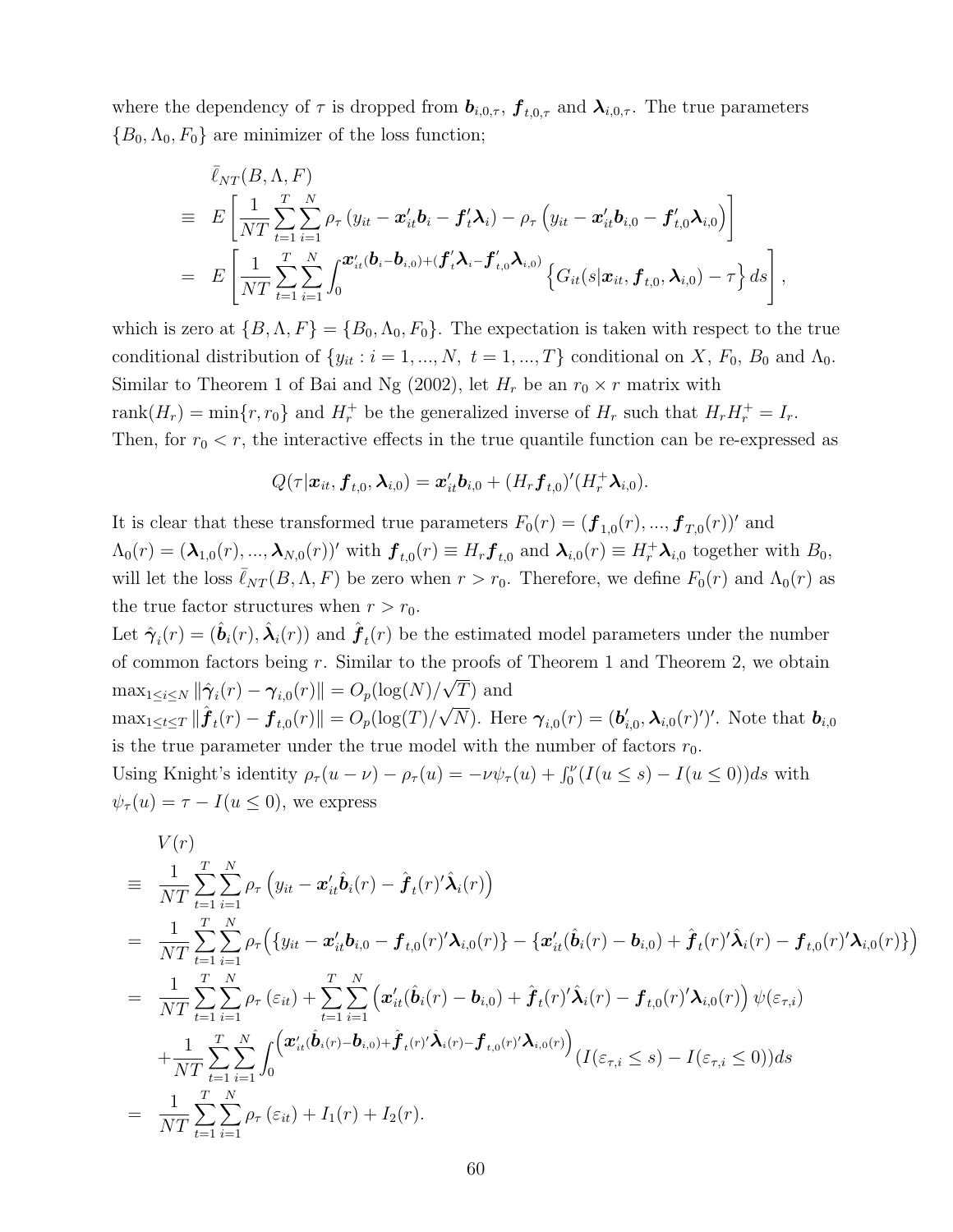where the dependency of $\tau$ is dropped from $\boldsymbol{b}_{i,0,\tau}$, $\boldsymbol{f}_{t,0,\tau}$ and $\boldsymbol{\lambda}_{i,0,\tau}$. The true parameters $\{B_0, \Lambda_0, F_0\}$ are minimizer of the loss function;

$$
\begin{aligned}
& \bar{\ell}_{NT}(B, \Lambda, F) \\
\equiv \; & E\left[\frac{1}{NT}\sum_{t=1}^{T}\sum_{i=1}^{N}\rho_\tau\left(y_{it} - \boldsymbol{x}_{it}'\boldsymbol{b}_i - \boldsymbol{f}_t'\boldsymbol{\lambda}_i\right) - \rho_\tau\left(y_{it} - \boldsymbol{x}_{it}'\boldsymbol{b}_{i,0} - \boldsymbol{f}_{t,0}'\boldsymbol{\lambda}_{i,0}\right)\right] \\
= \; & E\left[\frac{1}{NT}\sum_{t=1}^{T}\sum_{i=1}^{N}\int_0^{\boldsymbol{x}_{it}'(\boldsymbol{b}_i - \boldsymbol{b}_{i,0}) + (\boldsymbol{f}_t'\boldsymbol{\lambda}_i - \boldsymbol{f}_{t,0}'\boldsymbol{\lambda}_{i,0})}\left\{G_{it}(s|\boldsymbol{x}_{it}, \boldsymbol{f}_{t,0}, \boldsymbol{\lambda}_{i,0}) - \tau\right\}ds\right],
\end{aligned}
$$

which is zero at $\{B, \Lambda, F\} = \{B_0, \Lambda_0, F_0\}$. The expectation is taken with respect to the true conditional distribution of $\{y_{it} : i = 1, ..., N,\ t = 1, ..., T\}$ conditional on $X$, $F_0$, $B_0$ and $\Lambda_0$. Similar to Theorem 1 of Bai and Ng (2002), let $H_r$ be an $r_0 \times r$ matrix with $\text{rank}(H_r) = \min\{r, r_0\}$ and $H_r^+$ be the generalized inverse of $H_r$ such that $H_r H_r^+ = I_r$. Then, for $r_0 < r$, the interactive effects in the true quantile function can be re-expressed as

$$
Q(\tau|\boldsymbol{x}_{it}, \boldsymbol{f}_{t,0}, \boldsymbol{\lambda}_{i,0}) = \boldsymbol{x}_{it}'\boldsymbol{b}_{i,0} + (H_r\boldsymbol{f}_{t,0})'(H_r^+\boldsymbol{\lambda}_{i,0}).
$$

It is clear that these transformed true parameters $F_0(r) = (\boldsymbol{f}_{1,0}(r), ..., \boldsymbol{f}_{T,0}(r))'$ and $\Lambda_0(r) = (\boldsymbol{\lambda}_{1,0}(r), ..., \boldsymbol{\lambda}_{N,0}(r))'$ with $\boldsymbol{f}_{t,0}(r) \equiv H_r\boldsymbol{f}_{t,0}$ and $\boldsymbol{\lambda}_{i,0}(r) \equiv H_r^+\boldsymbol{\lambda}_{i,0}$ together with $B_0$, will let the loss $\bar{\ell}_{NT}(B, \Lambda, F)$ be zero when $r > r_0$. Therefore, we define $F_0(r)$ and $\Lambda_0(r)$ as the true factor structures when $r > r_0$.
Let $\hat{\boldsymbol{\gamma}}_i(r) = (\hat{\boldsymbol{b}}_i(r), \hat{\boldsymbol{\lambda}}_i(r))$ and $\hat{\boldsymbol{f}}_t(r)$ be the estimated model parameters under the number of common factors being $r$. Similar to the proofs of Theorem 1 and Theorem 2, we obtain $\max_{1\le i\le N}\|\hat{\boldsymbol{\gamma}}_i(r) - \boldsymbol{\gamma}_{i,0}(r)\| = O_p(\log(N)/\sqrt{T})$ and
$\max_{1\le t\le T}\|\hat{\boldsymbol{f}}_t(r) - \boldsymbol{f}_{t,0}(r)\| = O_p(\log(T)/\sqrt{N})$. Here $\boldsymbol{\gamma}_{i,0}(r) = (\boldsymbol{b}_{i,0}', \boldsymbol{\lambda}_{i,0}(r)')'$. Note that $\boldsymbol{b}_{i,0}$ is the true parameter under the true model with the number of factors $r_0$.
Using Knight's identity $\rho_\tau(u - \nu) - \rho_\tau(u) = -\nu\psi_\tau(u) + \int_0^\nu (I(u \le s) - I(u \le 0))ds$ with $\psi_\tau(u) = \tau - I(u \le 0)$, we express

$$
\begin{aligned}
& V(r) \\
\equiv \; & \frac{1}{NT}\sum_{t=1}^{T}\sum_{i=1}^{N}\rho_\tau\left(y_{it} - \boldsymbol{x}_{it}'\hat{\boldsymbol{b}}_i(r) - \hat{\boldsymbol{f}}_t(r)'\hat{\boldsymbol{\lambda}}_i(r)\right) \\
= \; & \frac{1}{NT}\sum_{t=1}^{T}\sum_{i=1}^{N}\rho_\tau\Big(\{y_{it} - \boldsymbol{x}_{it}'\boldsymbol{b}_{i,0} - \boldsymbol{f}_{t,0}(r)'\boldsymbol{\lambda}_{i,0}(r)\} - \{\boldsymbol{x}_{it}'(\hat{\boldsymbol{b}}_i(r) - \boldsymbol{b}_{i,0}) + \hat{\boldsymbol{f}}_t(r)'\hat{\boldsymbol{\lambda}}_i(r) - \boldsymbol{f}_{t,0}(r)'\boldsymbol{\lambda}_{i,0}(r)\}\Big) \\
= \; & \frac{1}{NT}\sum_{t=1}^{T}\sum_{i=1}^{N}\rho_\tau(\varepsilon_{it}) + \sum_{t=1}^{T}\sum_{i=1}^{N}\left(\boldsymbol{x}_{it}'(\hat{\boldsymbol{b}}_i(r) - \boldsymbol{b}_{i,0}) + \hat{\boldsymbol{f}}_t(r)'\hat{\boldsymbol{\lambda}}_i(r) - \boldsymbol{f}_{t,0}(r)'\boldsymbol{\lambda}_{i,0}(r)\right)\psi(\varepsilon_{\tau,i}) \\
& + \frac{1}{NT}\sum_{t=1}^{T}\sum_{i=1}^{N}\int_0^{\left(\boldsymbol{x}_{it}'(\hat{\boldsymbol{b}}_i(r) - \boldsymbol{b}_{i,0}) + \hat{\boldsymbol{f}}_t(r)'\hat{\boldsymbol{\lambda}}_i(r) - \boldsymbol{f}_{t,0}(r)'\boldsymbol{\lambda}_{i,0}(r)\right)}(I(\varepsilon_{\tau,i} \le s) - I(\varepsilon_{\tau,i} \le 0))ds \\
= \; & \frac{1}{NT}\sum_{t=1}^{T}\sum_{i=1}^{N}\rho_\tau(\varepsilon_{it}) + I_1(r) + I_2(r).
\end{aligned}
$$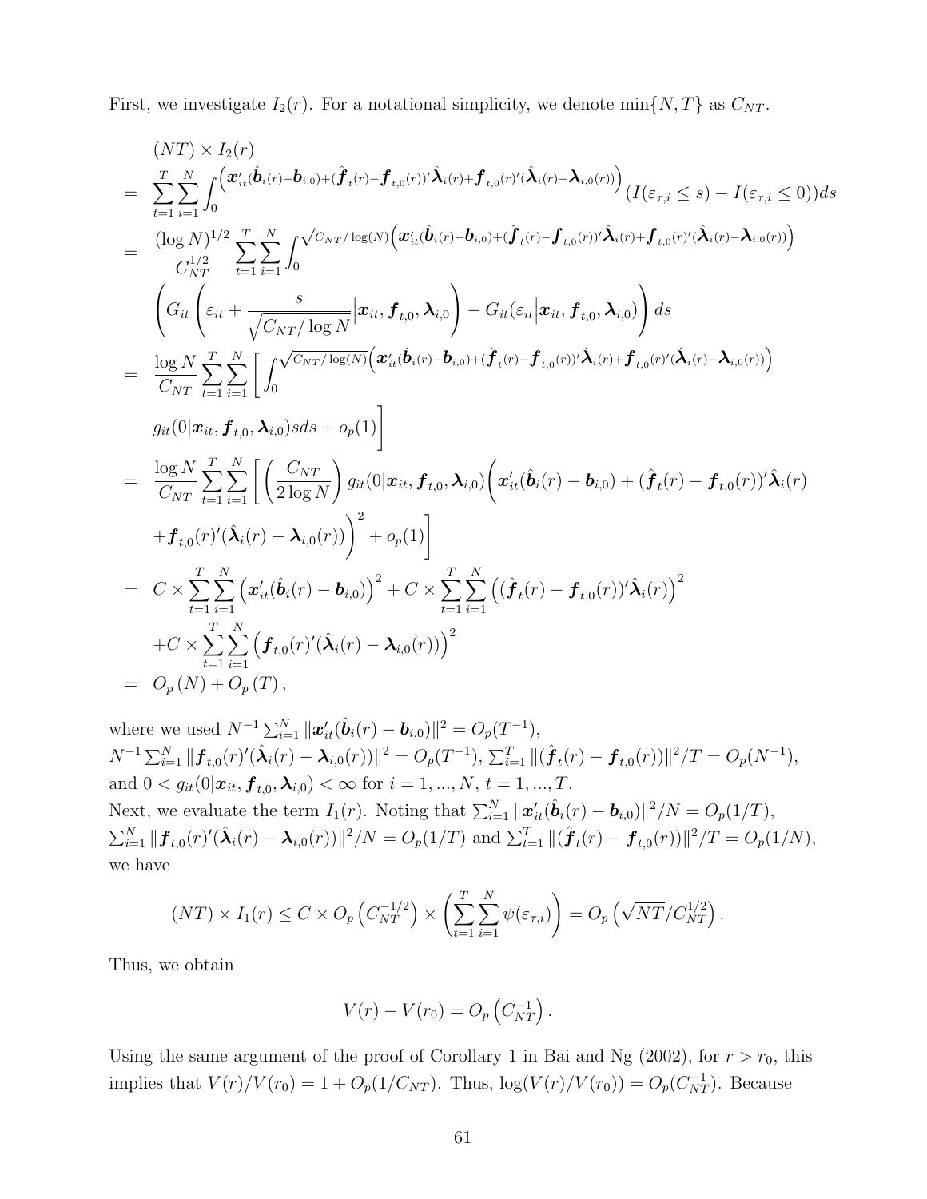First, we investigate $I_2(r)$. For a notational simplicity, we denote $\min\{N, T\}$ as $C_{NT}$.

$$
\begin{aligned}
& (NT) \times I_2(r) \\
= \;& \sum_{t=1}^{T}\sum_{i=1}^{N} \int_0^{\left(\boldsymbol{x}_{it}'(\hat{\boldsymbol{b}}_i(r)-\boldsymbol{b}_{i,0})+(\hat{\boldsymbol{f}}_t(r)-\boldsymbol{f}_{t,0}(r))'\hat{\boldsymbol{\lambda}}_i(r)+\boldsymbol{f}_{t,0}(r)'(\hat{\boldsymbol{\lambda}}_i(r)-\boldsymbol{\lambda}_{i,0}(r))\right)} (I(\varepsilon_{\tau,i} \le s) - I(\varepsilon_{\tau,i} \le 0))ds \\
= \;& \frac{(\log N)^{1/2}}{C_{NT}^{1/2}} \sum_{t=1}^{T}\sum_{i=1}^{N} \int_0^{\sqrt{C_{NT}/\log(N)}\left(\boldsymbol{x}_{it}'(\hat{\boldsymbol{b}}_i(r)-\boldsymbol{b}_{i,0})+(\hat{\boldsymbol{f}}_t(r)-\boldsymbol{f}_{t,0}(r))'\hat{\boldsymbol{\lambda}}_i(r)+\boldsymbol{f}_{t,0}(r)'(\hat{\boldsymbol{\lambda}}_i(r)-\boldsymbol{\lambda}_{i,0}(r))\right)} \\
& \left( G_{it}\left( \varepsilon_{it} + \frac{s}{\sqrt{C_{NT}/\log N}} \Big| \boldsymbol{x}_{it}, \boldsymbol{f}_{t,0}, \boldsymbol{\lambda}_{i,0} \right) - G_{it}(\varepsilon_{it} \big| \boldsymbol{x}_{it}, \boldsymbol{f}_{t,0}, \boldsymbol{\lambda}_{i,0}) \right) ds \\
= \;& \frac{\log N}{C_{NT}} \sum_{t=1}^{T}\sum_{i=1}^{N} \Bigg[ \int_0^{\sqrt{C_{NT}/\log(N)}\left(\boldsymbol{x}_{it}'(\hat{\boldsymbol{b}}_i(r)-\boldsymbol{b}_{i,0})+(\hat{\boldsymbol{f}}_t(r)-\boldsymbol{f}_{t,0}(r))'\hat{\boldsymbol{\lambda}}_i(r)+\boldsymbol{f}_{t,0}(r)'(\hat{\boldsymbol{\lambda}}_i(r)-\boldsymbol{\lambda}_{i,0}(r))\right)} \\
& g_{it}(0|\boldsymbol{x}_{it}, \boldsymbol{f}_{t,0}, \boldsymbol{\lambda}_{i,0}) s ds + o_p(1) \Bigg] \\
= \;& \frac{\log N}{C_{NT}} \sum_{t=1}^{T}\sum_{i=1}^{N} \Bigg[ \left( \frac{C_{NT}}{2\log N} \right) g_{it}(0|\boldsymbol{x}_{it}, \boldsymbol{f}_{t,0}, \boldsymbol{\lambda}_{i,0}) \Big( \boldsymbol{x}_{it}'(\hat{\boldsymbol{b}}_i(r) - \boldsymbol{b}_{i,0}) + (\hat{\boldsymbol{f}}_t(r) - \boldsymbol{f}_{t,0}(r))'\hat{\boldsymbol{\lambda}}_i(r) \\
& + \boldsymbol{f}_{t,0}(r)'(\hat{\boldsymbol{\lambda}}_i(r) - \boldsymbol{\lambda}_{i,0}(r)) \Big)^2 + o_p(1) \Bigg] \\
= \;& C \times \sum_{t=1}^{T}\sum_{i=1}^{N} \left( \boldsymbol{x}_{it}'(\hat{\boldsymbol{b}}_i(r) - \boldsymbol{b}_{i,0}) \right)^2 + C \times \sum_{t=1}^{T}\sum_{i=1}^{N} \left( (\hat{\boldsymbol{f}}_t(r) - \boldsymbol{f}_{t,0}(r))'\hat{\boldsymbol{\lambda}}_i(r) \right)^2 \\
& + C \times \sum_{t=1}^{T}\sum_{i=1}^{N} \left( \boldsymbol{f}_{t,0}(r)'(\hat{\boldsymbol{\lambda}}_i(r) - \boldsymbol{\lambda}_{i,0}(r)) \right)^2 \\
= \;& O_p(N) + O_p(T),
\end{aligned}
$$

where we used $N^{-1}\sum_{i=1}^N \|\boldsymbol{x}_{it}'(\hat{\boldsymbol{b}}_i(r) - \boldsymbol{b}_{i,0})\|^2 = O_p(T^{-1})$, $N^{-1}\sum_{i=1}^N \|\boldsymbol{f}_{t,0}(r)'(\hat{\boldsymbol{\lambda}}_i(r) - \boldsymbol{\lambda}_{i,0}(r))\|^2 = O_p(T^{-1})$, $\sum_{t=1}^T \|(\hat{\boldsymbol{f}}_t(r) - \boldsymbol{f}_{t,0}(r))\|^2/T = O_p(N^{-1})$, and $0 < g_{it}(0|\boldsymbol{x}_{it}, \boldsymbol{f}_{t,0}, \boldsymbol{\lambda}_{i,0}) < \infty$ for $i = 1, ..., N$, $t = 1, ..., T$.

Next, we evaluate the term $I_1(r)$. Noting that $\sum_{i=1}^N \|\boldsymbol{x}_{it}'(\hat{\boldsymbol{b}}_i(r) - \boldsymbol{b}_{i,0})\|^2/N = O_p(1/T)$, $\sum_{i=1}^N \|\boldsymbol{f}_{t,0}(r)'(\hat{\boldsymbol{\lambda}}_i(r) - \boldsymbol{\lambda}_{i,0}(r))\|^2/N = O_p(1/T)$ and $\sum_{t=1}^T \|(\hat{\boldsymbol{f}}_t(r) - \boldsymbol{f}_{t,0}(r))\|^2/T = O_p(1/N)$, we have

$$
(NT) \times I_1(r) \le C \times O_p\left(C_{NT}^{-1/2}\right) \times \left( \sum_{t=1}^{T}\sum_{i=1}^{N} \psi(\varepsilon_{\tau,i}) \right) = O_p\left( \sqrt{NT}/C_{NT}^{1/2} \right).
$$

Thus, we obtain

$$
V(r) - V(r_0) = O_p\left(C_{NT}^{-1}\right).
$$

Using the same argument of the proof of Corollary 1 in Bai and Ng (2002), for $r > r_0$, this implies that $V(r)/V(r_0) = 1 + O_p(1/C_{NT})$. Thus, $\log(V(r)/V(r_0)) = O_p(C_{NT}^{-1})$. Because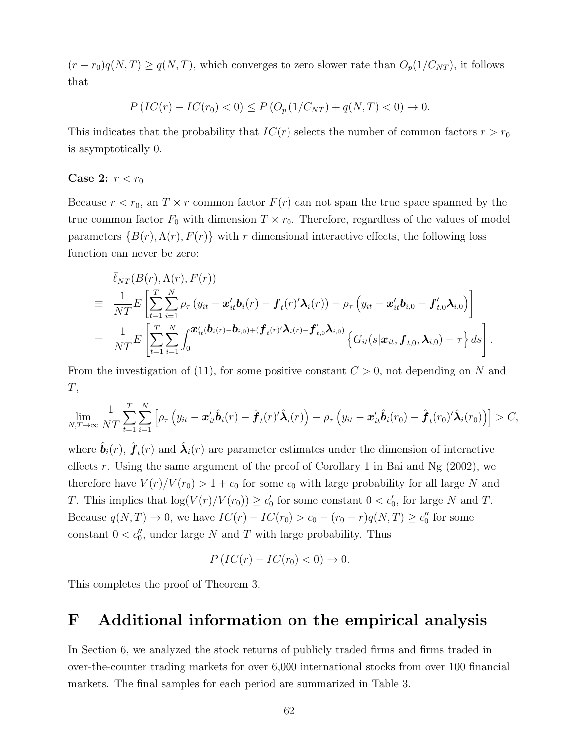$(r - r_0)q(N,T) \geq q(N,T)$, which converges to zero slower rate than $O_p(1/C_{NT})$, it follows that

$$P\left(IC(r) - IC(r_0) < 0\right) \leq P\left(O_p\left(1/C_{NT}\right) + q(N,T) < 0\right) \to 0.$$

This indicates that the probability that $IC(r)$ selects the number of common factors $r > r_0$ is asymptotically 0.

**Case 2:** $r < r_0$

Because $r < r_0$, an $T \times r$ common factor $F(r)$ can not span the true space spanned by the true common factor $F_0$ with dimension $T \times r_0$. Therefore, regardless of the values of model parameters $\{B(r), \Lambda(r), F(r)\}$ with $r$ dimensional interactive effects, the following loss function can never be zero:

$$\begin{aligned}
& \bar{\ell}_{NT}(B(r), \Lambda(r), F(r)) \\
\equiv\; & \frac{1}{NT} E\left[\sum_{t=1}^{T}\sum_{i=1}^{N} \rho_\tau\left(y_{it} - \boldsymbol{x}_{it}'\boldsymbol{b}_i(r) - \boldsymbol{f}_t(r)'\boldsymbol{\lambda}_i(r)\right) - \rho_\tau\left(y_{it} - \boldsymbol{x}_{it}'\boldsymbol{b}_{i,0} - \boldsymbol{f}_{t,0}'\boldsymbol{\lambda}_{i,0}\right)\right] \\
=\; & \frac{1}{NT} E\left[\sum_{t=1}^{T}\sum_{i=1}^{N} \int_0^{\boldsymbol{x}_{it}'(\boldsymbol{b}_i(r) - \boldsymbol{b}_{i,0}) + (\boldsymbol{f}_t(r)'\boldsymbol{\lambda}_i(r) - \boldsymbol{f}_{t,0}'\boldsymbol{\lambda}_{i,0})} \left\{G_{it}(s|\boldsymbol{x}_{it}, \boldsymbol{f}_{t,0}, \boldsymbol{\lambda}_{i,0}) - \tau\right\} ds\right].
\end{aligned}$$

From the investigation of (11), for some positive constant $C > 0$, not depending on $N$ and $T$,

$$\lim_{N,T\to\infty} \frac{1}{NT}\sum_{t=1}^{T}\sum_{i=1}^{N}\left[\rho_\tau\left(y_{it} - \boldsymbol{x}_{it}'\hat{\boldsymbol{b}}_i(r) - \hat{\boldsymbol{f}}_t(r)'\hat{\boldsymbol{\lambda}}_i(r)\right) - \rho_\tau\left(y_{it} - \boldsymbol{x}_{it}'\hat{\boldsymbol{b}}_i(r_0) - \hat{\boldsymbol{f}}_t(r_0)'\hat{\boldsymbol{\lambda}}_i(r_0)\right)\right] > C,$$

where $\hat{\boldsymbol{b}}_i(r)$, $\hat{\boldsymbol{f}}_t(r)$ and $\hat{\boldsymbol{\lambda}}_i(r)$ are parameter estimates under the dimension of interactive effects $r$. Using the same argument of the proof of Corollary 1 in Bai and Ng (2002), we therefore have $V(r)/V(r_0) > 1 + c_0$ for some $c_0$ with large probability for all large $N$ and $T$. This implies that $\log(V(r)/V(r_0)) \geq c_0'$ for some constant $0 < c_0'$, for large $N$ and $T$. Because $q(N,T) \to 0$, we have $IC(r) - IC(r_0) > c_0 - (r_0 - r)q(N,T) \geq c_0''$ for some constant $0 < c_0''$, under large $N$ and $T$ with large probability. Thus

$$P\left(IC(r) - IC(r_0) < 0\right) \to 0.$$

This completes the proof of Theorem 3.

# F Additional information on the empirical analysis

In Section 6, we analyzed the stock returns of publicly traded firms and firms traded in over-the-counter trading markets for over 6,000 international stocks from over 100 financial markets. The final samples for each period are summarized in Table 3.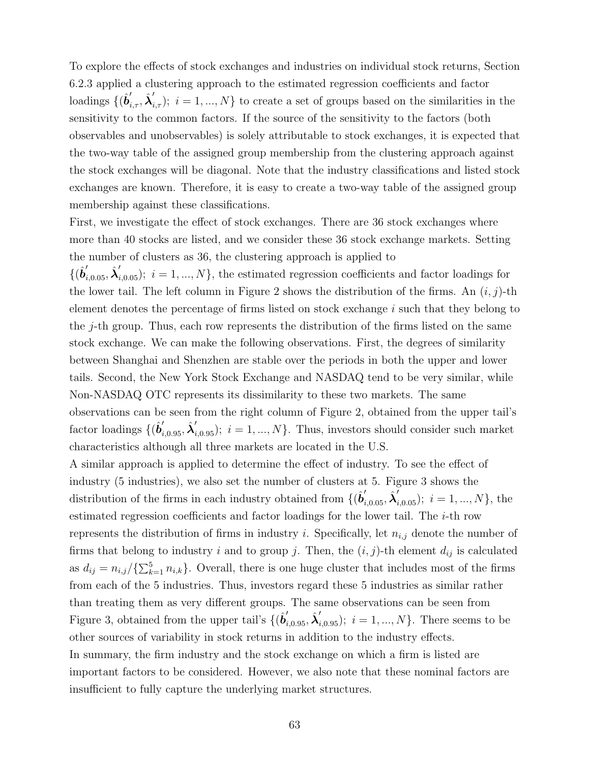To explore the effects of stock exchanges and industries on individual stock returns, Section 6.2.3 applied a clustering approach to the estimated regression coefficients and factor loadings $\{(\hat{\boldsymbol{b}}'_{i,\tau}, \hat{\boldsymbol{\lambda}}'_{i,\tau});\ i = 1, ..., N\}$ to create a set of groups based on the similarities in the sensitivity to the common factors. If the source of the sensitivity to the factors (both observables and unobservables) is solely attributable to stock exchanges, it is expected that the two-way table of the assigned group membership from the clustering approach against the stock exchanges will be diagonal. Note that the industry classifications and listed stock exchanges are known. Therefore, it is easy to create a two-way table of the assigned group membership against these classifications.

First, we investigate the effect of stock exchanges. There are 36 stock exchanges where more than 40 stocks are listed, and we consider these 36 stock exchange markets. Setting the number of clusters as 36, the clustering approach is applied to $\{(\hat{\boldsymbol{b}}'_{i,0.05}, \hat{\boldsymbol{\lambda}}'_{i,0.05});\ i = 1, ..., N\}$, the estimated regression coefficients and factor loadings for the lower tail. The left column in Figure 2 shows the distribution of the firms. An $(i, j)$-th element denotes the percentage of firms listed on stock exchange $i$ such that they belong to the $j$-th group. Thus, each row represents the distribution of the firms listed on the same stock exchange. We can make the following observations. First, the degrees of similarity between Shanghai and Shenzhen are stable over the periods in both the upper and lower tails. Second, the New York Stock Exchange and NASDAQ tend to be very similar, while Non-NASDAQ OTC represents its dissimilarity to these two markets. The same observations can be seen from the right column of Figure 2, obtained from the upper tail's factor loadings $\{(\hat{\boldsymbol{b}}'_{i,0.95}, \hat{\boldsymbol{\lambda}}'_{i,0.95});\ i = 1, ..., N\}$. Thus, investors should consider such market characteristics although all three markets are located in the U.S.

A similar approach is applied to determine the effect of industry. To see the effect of industry (5 industries), we also set the number of clusters at 5. Figure 3 shows the distribution of the firms in each industry obtained from $\{(\hat{\boldsymbol{b}}'_{i,0.05}, \hat{\boldsymbol{\lambda}}'_{i,0.05});\ i = 1, ..., N\}$, the estimated regression coefficients and factor loadings for the lower tail. The $i$-th row represents the distribution of firms in industry $i$. Specifically, let $n_{i,j}$ denote the number of firms that belong to industry $i$ and to group $j$. Then, the $(i, j)$-th element $d_{ij}$ is calculated as $d_{ij} = n_{i,j}/\{\sum_{k=1}^{5} n_{i,k}\}$. Overall, there is one huge cluster that includes most of the firms from each of the 5 industries. Thus, investors regard these 5 industries as similar rather than treating them as very different groups. The same observations can be seen from Figure 3, obtained from the upper tail's $\{(\hat{\boldsymbol{b}}'_{i,0.95}, \hat{\boldsymbol{\lambda}}'_{i,0.95});\ i = 1, ..., N\}$. There seems to be other sources of variability in stock returns in addition to the industry effects.

In summary, the firm industry and the stock exchange on which a firm is listed are important factors to be considered. However, we also note that these nominal factors are insufficient to fully capture the underlying market structures.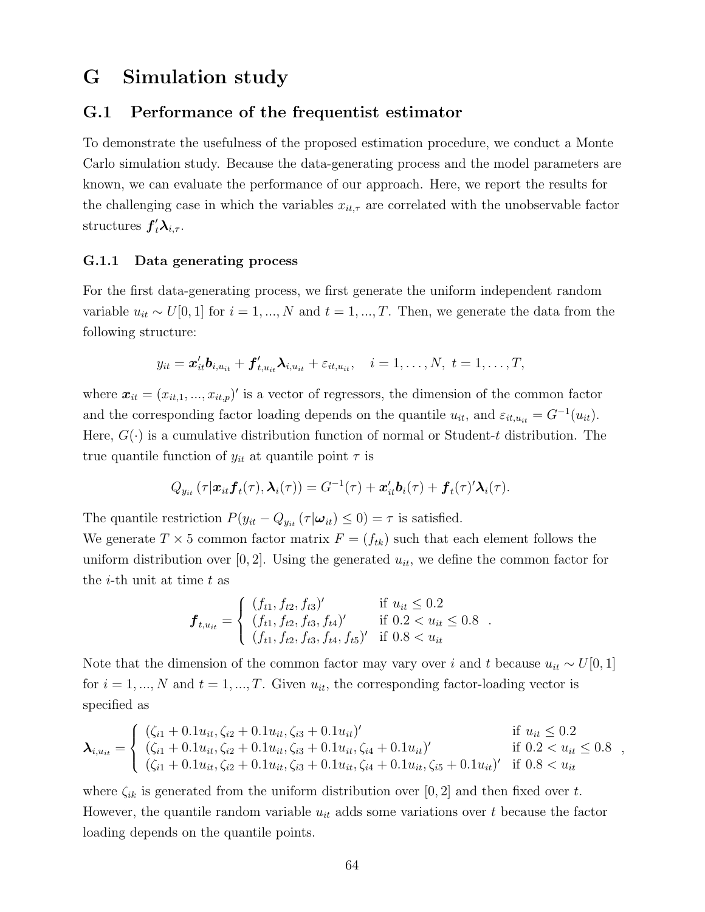# G Simulation study

## G.1 Performance of the frequentist estimator

To demonstrate the usefulness of the proposed estimation procedure, we conduct a Monte Carlo simulation study. Because the data-generating process and the model parameters are known, we can evaluate the performance of our approach. Here, we report the results for the challenging case in which the variables $x_{it,\tau}$ are correlated with the unobservable factor structures $\boldsymbol{f}_t'\boldsymbol{\lambda}_{i,\tau}$.

### G.1.1 Data generating process

For the first data-generating process, we first generate the uniform independent random variable $u_{it} \sim U[0,1]$ for $i = 1, ..., N$ and $t = 1, ..., T$. Then, we generate the data from the following structure:

$$y_{it} = \boldsymbol{x}_{it}'\boldsymbol{b}_{i,u_{it}} + \boldsymbol{f}_{t,u_{it}}'\boldsymbol{\lambda}_{i,u_{it}} + \varepsilon_{it,u_{it}}, \quad i = 1, \ldots, N, \ t = 1, \ldots, T,$$

where $\boldsymbol{x}_{it} = (x_{it,1}, ..., x_{it,p})'$ is a vector of regressors, the dimension of the common factor and the corresponding factor loading depends on the quantile $u_{it}$, and $\varepsilon_{it,u_{it}} = G^{-1}(u_{it})$. Here, $G(\cdot)$ is a cumulative distribution function of normal or Student-$t$ distribution. The true quantile function of $y_{it}$ at quantile point $\tau$ is

$$Q_{y_{it}}(\tau|\boldsymbol{x}_{it}\boldsymbol{f}_t(\tau), \boldsymbol{\lambda}_i(\tau)) = G^{-1}(\tau) + \boldsymbol{x}_{it}'\boldsymbol{b}_i(\tau) + \boldsymbol{f}_t(\tau)'\boldsymbol{\lambda}_i(\tau).$$

The quantile restriction $P(y_{it} - Q_{y_{it}}(\tau|\boldsymbol{\omega}_{it}) \leq 0) = \tau$ is satisfied.
We generate $T \times 5$ common factor matrix $F = (f_{tk})$ such that each element follows the uniform distribution over $[0, 2]$. Using the generated $u_{it}$, we define the common factor for the $i$-th unit at time $t$ as

$$\boldsymbol{f}_{t,u_{it}} = \begin{cases} (f_{t1}, f_{t2}, f_{t3})' & \text{if } u_{it} \leq 0.2 \\ (f_{t1}, f_{t2}, f_{t3}, f_{t4})' & \text{if } 0.2 < u_{it} \leq 0.8 \\ (f_{t1}, f_{t2}, f_{t3}, f_{t4}, f_{t5})' & \text{if } 0.8 < u_{it} \end{cases}.$$

Note that the dimension of the common factor may vary over $i$ and $t$ because $u_{it} \sim U[0,1]$ for $i = 1, ..., N$ and $t = 1, ..., T$. Given $u_{it}$, the corresponding factor-loading vector is specified as

$$\boldsymbol{\lambda}_{i,u_{it}} = \begin{cases} (\zeta_{i1} + 0.1u_{it}, \zeta_{i2} + 0.1u_{it}, \zeta_{i3} + 0.1u_{it})' & \text{if } u_{it} \leq 0.2 \\ (\zeta_{i1} + 0.1u_{it}, \zeta_{i2} + 0.1u_{it}, \zeta_{i3} + 0.1u_{it}, \zeta_{i4} + 0.1u_{it})' & \text{if } 0.2 < u_{it} \leq 0.8 \\ (\zeta_{i1} + 0.1u_{it}, \zeta_{i2} + 0.1u_{it}, \zeta_{i3} + 0.1u_{it}, \zeta_{i4} + 0.1u_{it}, \zeta_{i5} + 0.1u_{it})' & \text{if } 0.8 < u_{it} \end{cases},$$

where $\zeta_{ik}$ is generated from the uniform distribution over $[0, 2]$ and then fixed over $t$. However, the quantile random variable $u_{it}$ adds some variations over $t$ because the factor loading depends on the quantile points.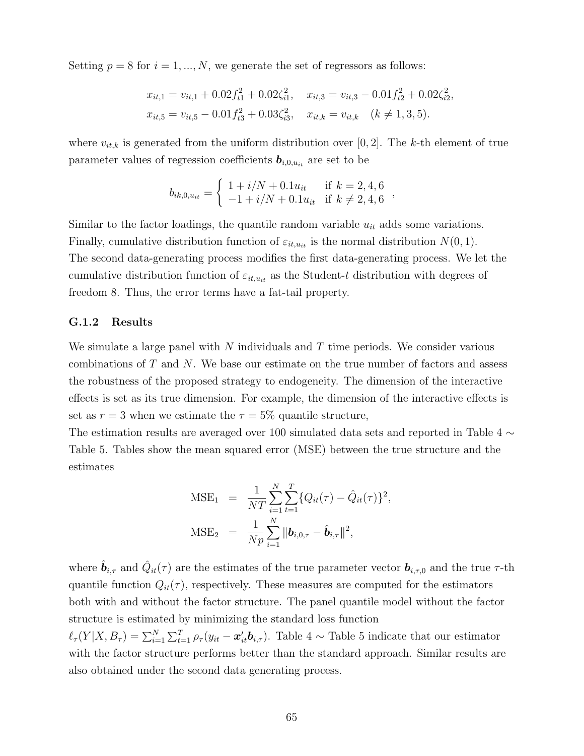Setting $p = 8$ for $i = 1, ..., N$, we generate the set of regressors as follows:

$$
\begin{aligned}
x_{it,1} &= v_{it,1} + 0.02 f_{t1}^2 + 0.02 \zeta_{i1}^2, \quad x_{it,3} = v_{it,3} - 0.01 f_{t2}^2 + 0.02 \zeta_{i2}^2, \\
x_{it,5} &= v_{it,5} - 0.01 f_{t3}^2 + 0.03 \zeta_{i3}^2, \quad x_{it,k} = v_{it,k} \quad (k \neq 1, 3, 5).
\end{aligned}
$$

where $v_{it,k}$ is generated from the uniform distribution over $[0, 2]$. The $k$-th element of true parameter values of regression coefficients $\boldsymbol{b}_{i,0,u_{it}}$ are set to be

$$
b_{ik,0,u_{it}} = \begin{cases} 1 + i/N + 0.1 u_{it} & \text{if } k = 2, 4, 6 \\ -1 + i/N + 0.1 u_{it} & \text{if } k \neq 2, 4, 6 \end{cases},
$$

Similar to the factor loadings, the quantile random variable $u_{it}$ adds some variations. Finally, cumulative distribution function of $\varepsilon_{it,u_{it}}$ is the normal distribution $N(0, 1)$.
The second data-generating process modifies the first data-generating process. We let the cumulative distribution function of $\varepsilon_{it,u_{it}}$ as the Student-$t$ distribution with degrees of freedom 8. Thus, the error terms have a fat-tail property.

### G.1.2 Results

We simulate a large panel with $N$ individuals and $T$ time periods. We consider various combinations of $T$ and $N$. We base our estimate on the true number of factors and assess the robustness of the proposed strategy to endogeneity. The dimension of the interactive effects is set as its true dimension. For example, the dimension of the interactive effects is set as $r = 3$ when we estimate the $\tau = 5\%$ quantile structure,
The estimation results are averaged over 100 simulated data sets and reported in Table 4 $\sim$ Table 5. Tables show the mean squared error (MSE) between the true structure and the estimates

$$
\begin{aligned}
\text{MSE}_1 &= \frac{1}{NT} \sum_{i=1}^{N} \sum_{t=1}^{T} \{Q_{it}(\tau) - \hat{Q}_{it}(\tau)\}^2, \\
\text{MSE}_2 &= \frac{1}{Np} \sum_{i=1}^{N} \|\boldsymbol{b}_{i,0,\tau} - \hat{\boldsymbol{b}}_{i,\tau}\|^2,
\end{aligned}
$$

where $\hat{\boldsymbol{b}}_{i,\tau}$ and $\hat{Q}_{it}(\tau)$ are the estimates of the true parameter vector $\boldsymbol{b}_{i,\tau,0}$ and the true $\tau$-th quantile function $Q_{it}(\tau)$, respectively. These measures are computed for the estimators both with and without the factor structure. The panel quantile model without the factor structure is estimated by minimizing the standard loss function
$\ell_\tau(Y|X, B_\tau) = \sum_{i=1}^{N} \sum_{t=1}^{T} \rho_\tau(y_{it} - \boldsymbol{x}_{it}' \boldsymbol{b}_{i,\tau})$. Table 4 $\sim$ Table 5 indicate that our estimator with the factor structure performs better than the standard approach. Similar results are also obtained under the second data generating process.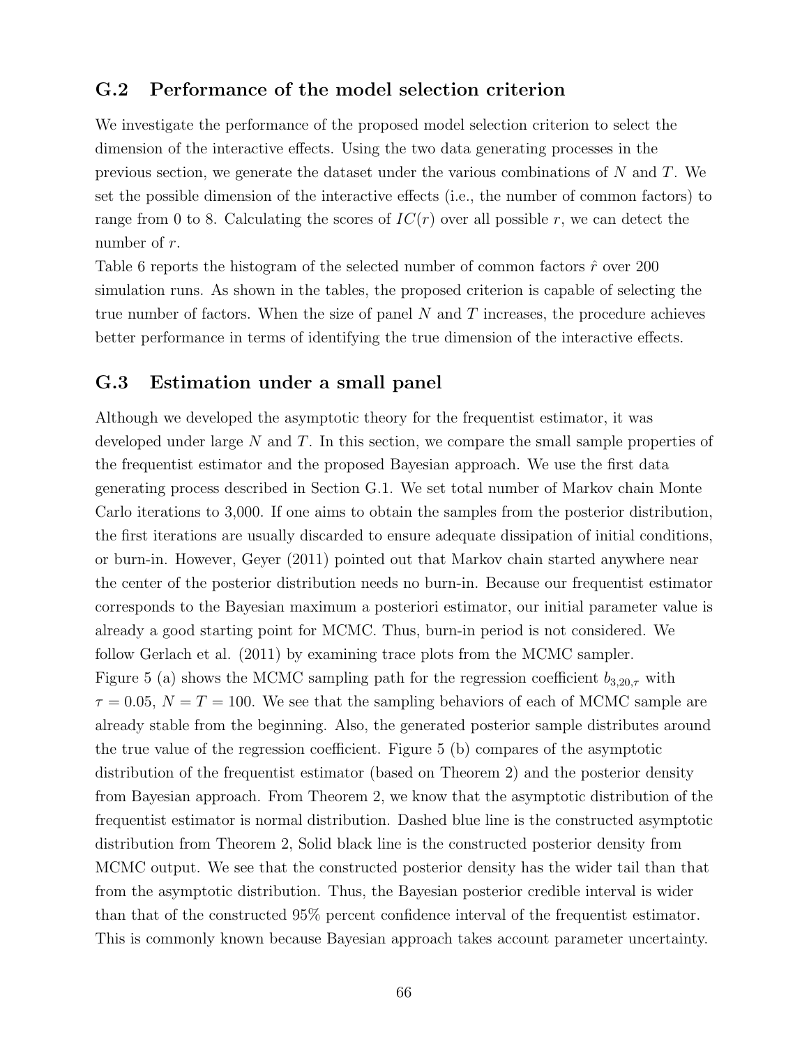## G.2 Performance of the model selection criterion

We investigate the performance of the proposed model selection criterion to select the dimension of the interactive effects. Using the two data generating processes in the previous section, we generate the dataset under the various combinations of $N$ and $T$. We set the possible dimension of the interactive effects (i.e., the number of common factors) to range from 0 to 8. Calculating the scores of $IC(r)$ over all possible $r$, we can detect the number of $r$.

Table 6 reports the histogram of the selected number of common factors $\hat{r}$ over 200 simulation runs. As shown in the tables, the proposed criterion is capable of selecting the true number of factors. When the size of panel $N$ and $T$ increases, the procedure achieves better performance in terms of identifying the true dimension of the interactive effects.

## G.3 Estimation under a small panel

Although we developed the asymptotic theory for the frequentist estimator, it was developed under large $N$ and $T$. In this section, we compare the small sample properties of the frequentist estimator and the proposed Bayesian approach. We use the first data generating process described in Section G.1. We set total number of Markov chain Monte Carlo iterations to 3,000. If one aims to obtain the samples from the posterior distribution, the first iterations are usually discarded to ensure adequate dissipation of initial conditions, or burn-in. However, Geyer (2011) pointed out that Markov chain started anywhere near the center of the posterior distribution needs no burn-in. Because our frequentist estimator corresponds to the Bayesian maximum a posteriori estimator, our initial parameter value is already a good starting point for MCMC. Thus, burn-in period is not considered. We follow Gerlach et al. (2011) by examining trace plots from the MCMC sampler.

Figure 5 (a) shows the MCMC sampling path for the regression coefficient $b_{3,20,\tau}$ with $\tau = 0.05$, $N = T = 100$. We see that the sampling behaviors of each of MCMC sample are already stable from the beginning. Also, the generated posterior sample distributes around the true value of the regression coefficient. Figure 5 (b) compares of the asymptotic distribution of the frequentist estimator (based on Theorem 2) and the posterior density from Bayesian approach. From Theorem 2, we know that the asymptotic distribution of the frequentist estimator is normal distribution. Dashed blue line is the constructed asymptotic distribution from Theorem 2, Solid black line is the constructed posterior density from MCMC output. We see that the constructed posterior density has the wider tail than that from the asymptotic distribution. Thus, the Bayesian posterior credible interval is wider than that of the constructed 95% percent confidence interval of the frequentist estimator. This is commonly known because Bayesian approach takes account parameter uncertainty.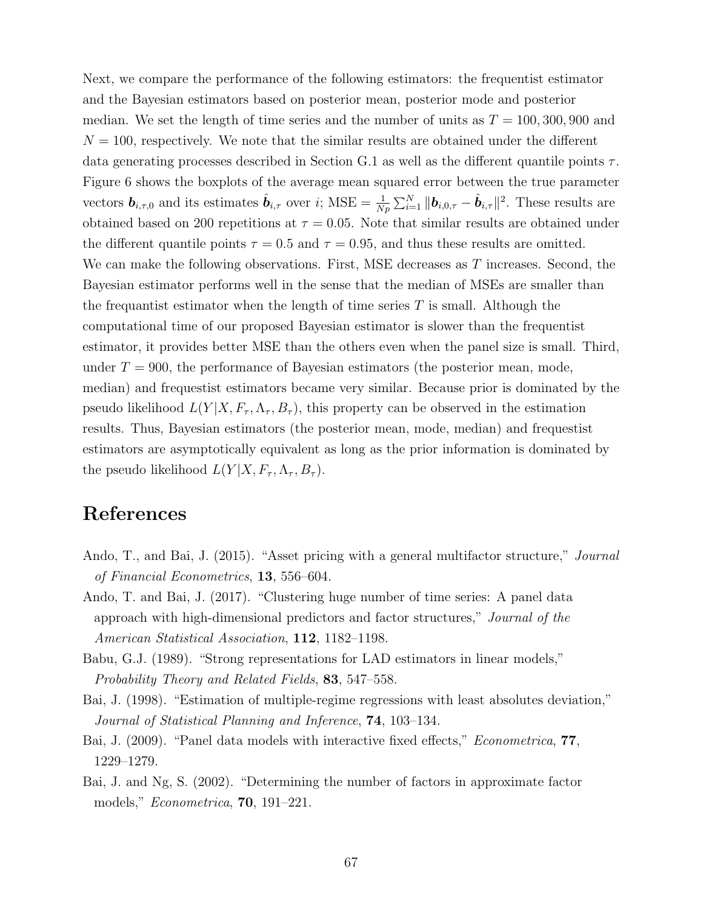Next, we compare the performance of the following estimators: the frequentist estimator and the Bayesian estimators based on posterior mean, posterior mode and posterior median. We set the length of time series and the number of units as $T = 100, 300, 900$ and $N = 100$, respectively. We note that the similar results are obtained under the different data generating processes described in Section G.1 as well as the different quantile points $\tau$. Figure 6 shows the boxplots of the average mean squared error between the true parameter vectors $\boldsymbol{b}_{i,\tau,0}$ and its estimates $\hat{\boldsymbol{b}}_{i,\tau}$ over $i$; $\text{MSE} = \frac{1}{Np}\sum_{i=1}^{N} \|\boldsymbol{b}_{i,0,\tau} - \hat{\boldsymbol{b}}_{i,\tau}\|^2$. These results are obtained based on 200 repetitions at $\tau = 0.05$. Note that similar results are obtained under the different quantile points $\tau = 0.5$ and $\tau = 0.95$, and thus these results are omitted. We can make the following observations. First, MSE decreases as $T$ increases. Second, the Bayesian estimator performs well in the sense that the median of MSEs are smaller than the frequantist estimator when the length of time series $T$ is small. Although the computational time of our proposed Bayesian estimator is slower than the frequentist estimator, it provides better MSE than the others even when the panel size is small. Third, under $T = 900$, the performance of Bayesian estimators (the posterior mean, mode, median) and frequestist estimators became very similar. Because prior is dominated by the pseudo likelihood $L(Y|X, F_\tau, \Lambda_\tau, B_\tau)$, this property can be observed in the estimation results. Thus, Bayesian estimators (the posterior mean, mode, median) and frequestist estimators are asymptotically equivalent as long as the prior information is dominated by the pseudo likelihood $L(Y|X, F_\tau, \Lambda_\tau, B_\tau)$.

# References

Ando, T., and Bai, J. (2015). "Asset pricing with a general multifactor structure," *Journal of Financial Econometrics*, **13**, 556–604.

Ando, T. and Bai, J. (2017). "Clustering huge number of time series: A panel data approach with high-dimensional predictors and factor structures," *Journal of the American Statistical Association*, **112**, 1182–1198.

Babu, G.J. (1989). "Strong representations for LAD estimators in linear models," *Probability Theory and Related Fields*, **83**, 547–558.

Bai, J. (1998). "Estimation of multiple-regime regressions with least absolutes deviation," *Journal of Statistical Planning and Inference*, **74**, 103–134.

Bai, J. (2009). "Panel data models with interactive fixed effects," *Econometrica*, **77**, 1229–1279.

Bai, J. and Ng, S. (2002). "Determining the number of factors in approximate factor models," *Econometrica*, **70**, 191–221.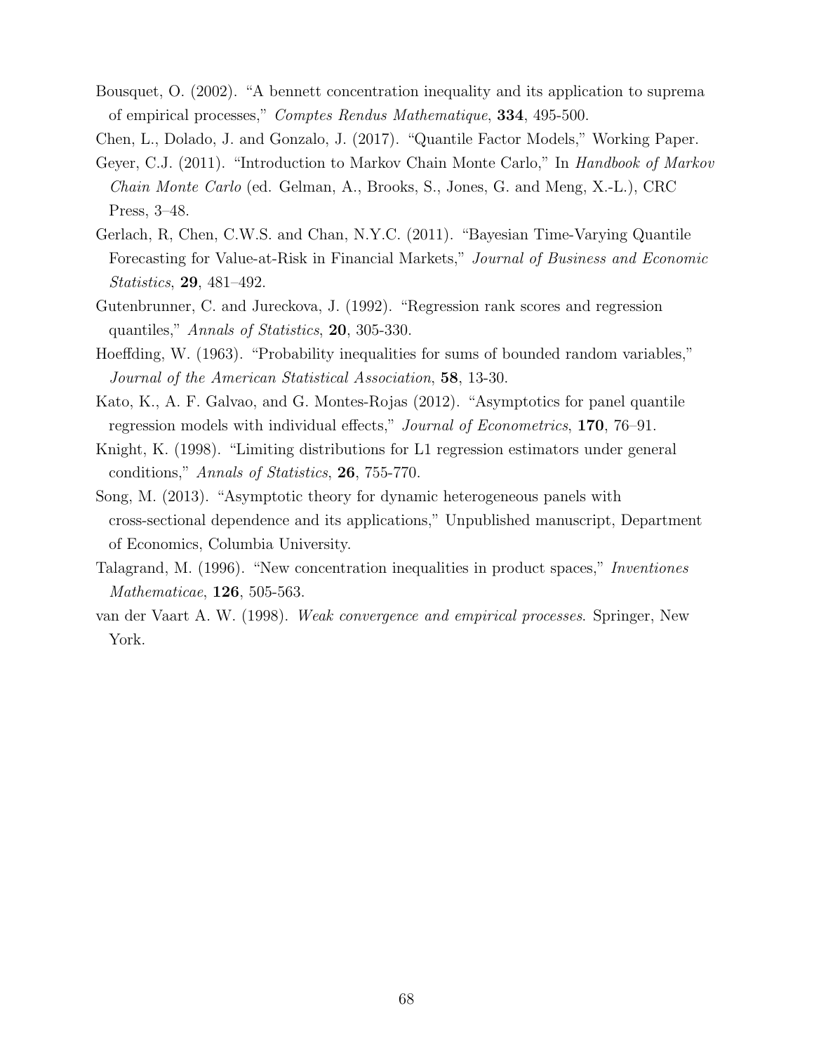Bousquet, O. (2002). "A bennett concentration inequality and its application to suprema of empirical processes," *Comptes Rendus Mathematique*, **334**, 495-500.

Chen, L., Dolado, J. and Gonzalo, J. (2017). "Quantile Factor Models," Working Paper.

Geyer, C.J. (2011). "Introduction to Markov Chain Monte Carlo," In *Handbook of Markov Chain Monte Carlo* (ed. Gelman, A., Brooks, S., Jones, G. and Meng, X.-L.), CRC Press, 3–48.

Gerlach, R, Chen, C.W.S. and Chan, N.Y.C. (2011). "Bayesian Time-Varying Quantile Forecasting for Value-at-Risk in Financial Markets," *Journal of Business and Economic Statistics*, **29**, 481–492.

Gutenbrunner, C. and Jureckova, J. (1992). "Regression rank scores and regression quantiles," *Annals of Statistics*, **20**, 305-330.

Hoeffding, W. (1963). "Probability inequalities for sums of bounded random variables," *Journal of the American Statistical Association*, **58**, 13-30.

Kato, K., A. F. Galvao, and G. Montes-Rojas (2012). "Asymptotics for panel quantile regression models with individual effects," *Journal of Econometrics*, **170**, 76–91.

Knight, K. (1998). "Limiting distributions for L1 regression estimators under general conditions," *Annals of Statistics*, **26**, 755-770.

Song, M. (2013). "Asymptotic theory for dynamic heterogeneous panels with cross-sectional dependence and its applications," Unpublished manuscript, Department of Economics, Columbia University.

Talagrand, M. (1996). "New concentration inequalities in product spaces," *Inventiones Mathematicae*, **126**, 505-563.

van der Vaart A. W. (1998). *Weak convergence and empirical processes*. Springer, New York.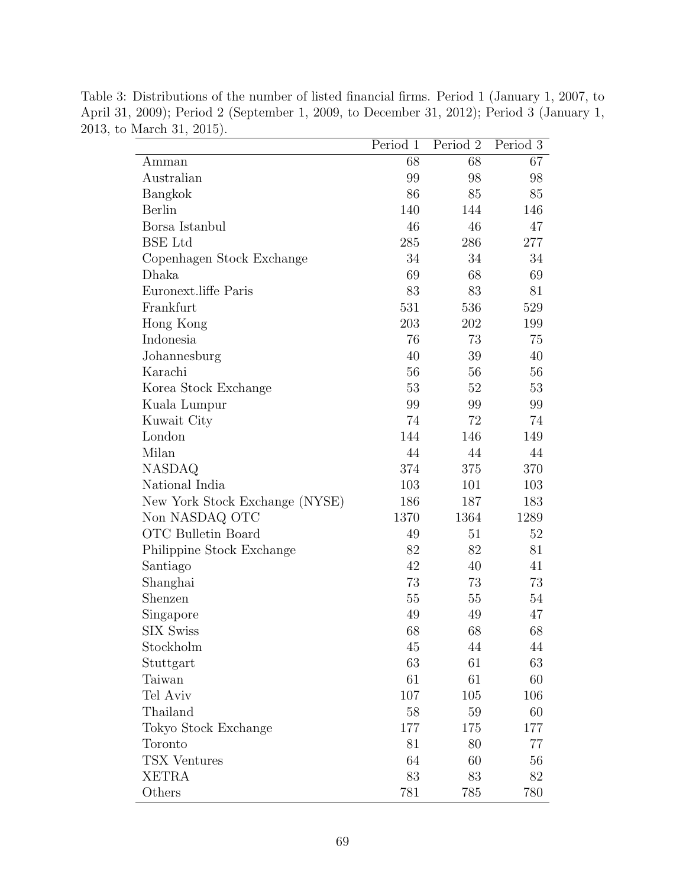Table 3: Distributions of the number of listed financial firms. Period 1 (January 1, 2007, to April 31, 2009); Period 2 (September 1, 2009, to December 31, 2012); Period 3 (January 1, 2013, to March 31, 2015).

| | Period 1 | Period 2 | Period 3 |
|---|---|---|---|
| Amman | 68 | 68 | 67 |
| Australian | 99 | 98 | 98 |
| Bangkok | 86 | 85 | 85 |
| Berlin | 140 | 144 | 146 |
| Borsa Istanbul | 46 | 46 | 47 |
| BSE Ltd | 285 | 286 | 277 |
| Copenhagen Stock Exchange | 34 | 34 | 34 |
| Dhaka | 69 | 68 | 69 |
| Euronext.liffe Paris | 83 | 83 | 81 |
| Frankfurt | 531 | 536 | 529 |
| Hong Kong | 203 | 202 | 199 |
| Indonesia | 76 | 73 | 75 |
| Johannesburg | 40 | 39 | 40 |
| Karachi | 56 | 56 | 56 |
| Korea Stock Exchange | 53 | 52 | 53 |
| Kuala Lumpur | 99 | 99 | 99 |
| Kuwait City | 74 | 72 | 74 |
| London | 144 | 146 | 149 |
| Milan | 44 | 44 | 44 |
| NASDAQ | 374 | 375 | 370 |
| National India | 103 | 101 | 103 |
| New York Stock Exchange (NYSE) | 186 | 187 | 183 |
| Non NASDAQ OTC | 1370 | 1364 | 1289 |
| OTC Bulletin Board | 49 | 51 | 52 |
| Philippine Stock Exchange | 82 | 82 | 81 |
| Santiago | 42 | 40 | 41 |
| Shanghai | 73 | 73 | 73 |
| Shenzen | 55 | 55 | 54 |
| Singapore | 49 | 49 | 47 |
| SIX Swiss | 68 | 68 | 68 |
| Stockholm | 45 | 44 | 44 |
| Stuttgart | 63 | 61 | 63 |
| Taiwan | 61 | 61 | 60 |
| Tel Aviv | 107 | 105 | 106 |
| Thailand | 58 | 59 | 60 |
| Tokyo Stock Exchange | 177 | 175 | 177 |
| Toronto | 81 | 80 | 77 |
| TSX Ventures | 64 | 60 | 56 |
| XETRA | 83 | 83 | 82 |
| Others | 781 | 785 | 780 |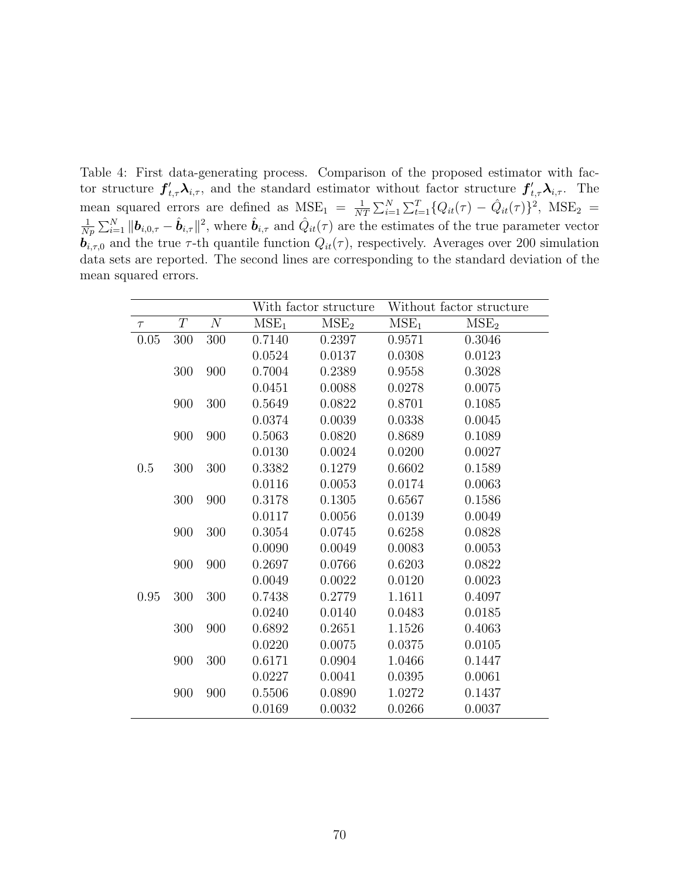Table 4: First data-generating process. Comparison of the proposed estimator with factor structure $\boldsymbol{f}_{t,\tau}'\boldsymbol{\lambda}_{i,\tau}$, and the standard estimator without factor structure $\boldsymbol{f}_{t,\tau}'\boldsymbol{\lambda}_{i,\tau}$. The mean squared errors are defined as $\text{MSE}_1 = \frac{1}{NT}\sum_{i=1}^{N}\sum_{t=1}^{T}\{Q_{it}(\tau) - \hat{Q}_{it}(\tau)\}^2$, $\text{MSE}_2 = \frac{1}{Np}\sum_{i=1}^{N}\|\boldsymbol{b}_{i,0,\tau} - \hat{\boldsymbol{b}}_{i,\tau}\|^2$, where $\hat{\boldsymbol{b}}_{i,\tau}$ and $\hat{Q}_{it}(\tau)$ are the estimates of the true parameter vector $\boldsymbol{b}_{i,\tau,0}$ and the true $\tau$-th quantile function $Q_{it}(\tau)$, respectively. Averages over 200 simulation data sets are reported. The second lines are corresponding to the standard deviation of the mean squared errors.

| | | | With factor structure | | Without factor structure | |
|---|---|---|---|---|---|---|
| $\tau$ | $T$ | $N$ | $\text{MSE}_1$ | $\text{MSE}_2$ | $\text{MSE}_1$ | $\text{MSE}_2$ |
| 0.05 | 300 | 300 | 0.7140 | 0.2397 | 0.9571 | 0.3046 |
| | | | 0.0524 | 0.0137 | 0.0308 | 0.0123 |
| | 300 | 900 | 0.7004 | 0.2389 | 0.9558 | 0.3028 |
| | | | 0.0451 | 0.0088 | 0.0278 | 0.0075 |
| | 900 | 300 | 0.5649 | 0.0822 | 0.8701 | 0.1085 |
| | | | 0.0374 | 0.0039 | 0.0338 | 0.0045 |
| | 900 | 900 | 0.5063 | 0.0820 | 0.8689 | 0.1089 |
| | | | 0.0130 | 0.0024 | 0.0200 | 0.0027 |
| 0.5 | 300 | 300 | 0.3382 | 0.1279 | 0.6602 | 0.1589 |
| | | | 0.0116 | 0.0053 | 0.0174 | 0.0063 |
| | 300 | 900 | 0.3178 | 0.1305 | 0.6567 | 0.1586 |
| | | | 0.0117 | 0.0056 | 0.0139 | 0.0049 |
| | 900 | 300 | 0.3054 | 0.0745 | 0.6258 | 0.0828 |
| | | | 0.0090 | 0.0049 | 0.0083 | 0.0053 |
| | 900 | 900 | 0.2697 | 0.0766 | 0.6203 | 0.0822 |
| | | | 0.0049 | 0.0022 | 0.0120 | 0.0023 |
| 0.95 | 300 | 300 | 0.7438 | 0.2779 | 1.1611 | 0.4097 |
| | | | 0.0240 | 0.0140 | 0.0483 | 0.0185 |
| | 300 | 900 | 0.6892 | 0.2651 | 1.1526 | 0.4063 |
| | | | 0.0220 | 0.0075 | 0.0375 | 0.0105 |
| | 900 | 300 | 0.6171 | 0.0904 | 1.0466 | 0.1447 |
| | | | 0.0227 | 0.0041 | 0.0395 | 0.0061 |
| | 900 | 900 | 0.5506 | 0.0890 | 1.0272 | 0.1437 |
| | | | 0.0169 | 0.0032 | 0.0266 | 0.0037 |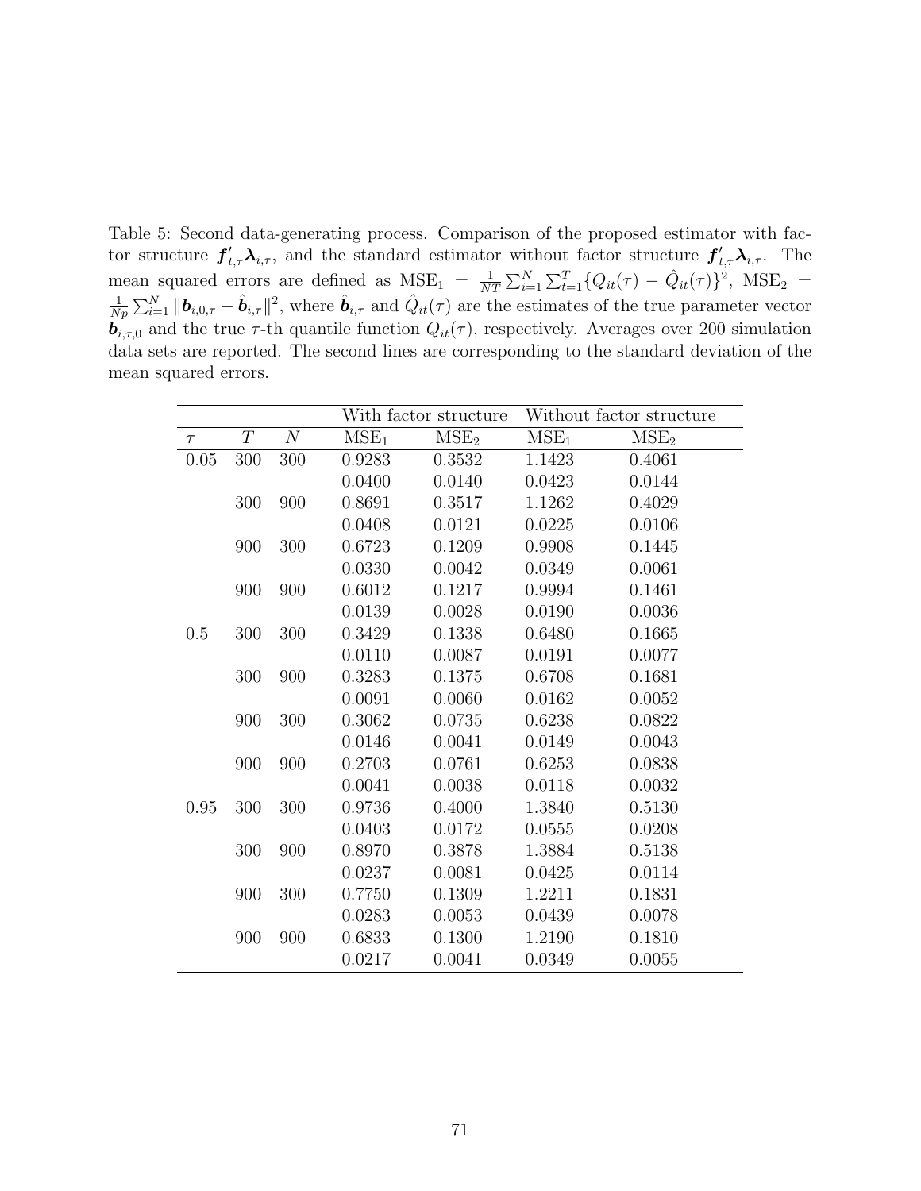Table 5: Second data-generating process. Comparison of the proposed estimator with factor structure $\boldsymbol{f}'_{t,\tau}\boldsymbol{\lambda}_{i,\tau}$, and the standard estimator without factor structure $\boldsymbol{f}'_{t,\tau}\boldsymbol{\lambda}_{i,\tau}$. The mean squared errors are defined as $\text{MSE}_1 = \frac{1}{NT}\sum_{i=1}^{N}\sum_{t=1}^{T}\{Q_{it}(\tau) - \hat{Q}_{it}(\tau)\}^2$, $\text{MSE}_2 = \frac{1}{Np}\sum_{i=1}^{N}\|\boldsymbol{b}_{i,0,\tau} - \hat{\boldsymbol{b}}_{i,\tau}\|^2$, where $\hat{\boldsymbol{b}}_{i,\tau}$ and $\hat{Q}_{it}(\tau)$ are the estimates of the true parameter vector $\boldsymbol{b}_{i,\tau,0}$ and the true $\tau$-th quantile function $Q_{it}(\tau)$, respectively. Averages over 200 simulation data sets are reported. The second lines are corresponding to the standard deviation of the mean squared errors.

| | | | With factor structure | | Without factor structure | |
|---|---|---|---|---|---|---|
| $\tau$ | $T$ | $N$ | $\text{MSE}_1$ | $\text{MSE}_2$ | $\text{MSE}_1$ | $\text{MSE}_2$ |
| 0.05 | 300 | 300 | 0.9283 | 0.3532 | 1.1423 | 0.4061 |
| | | | 0.0400 | 0.0140 | 0.0423 | 0.0144 |
| | 300 | 900 | 0.8691 | 0.3517 | 1.1262 | 0.4029 |
| | | | 0.0408 | 0.0121 | 0.0225 | 0.0106 |
| | 900 | 300 | 0.6723 | 0.1209 | 0.9908 | 0.1445 |
| | | | 0.0330 | 0.0042 | 0.0349 | 0.0061 |
| | 900 | 900 | 0.6012 | 0.1217 | 0.9994 | 0.1461 |
| | | | 0.0139 | 0.0028 | 0.0190 | 0.0036 |
| 0.5 | 300 | 300 | 0.3429 | 0.1338 | 0.6480 | 0.1665 |
| | | | 0.0110 | 0.0087 | 0.0191 | 0.0077 |
| | 300 | 900 | 0.3283 | 0.1375 | 0.6708 | 0.1681 |
| | | | 0.0091 | 0.0060 | 0.0162 | 0.0052 |
| | 900 | 300 | 0.3062 | 0.0735 | 0.6238 | 0.0822 |
| | | | 0.0146 | 0.0041 | 0.0149 | 0.0043 |
| | 900 | 900 | 0.2703 | 0.0761 | 0.6253 | 0.0838 |
| | | | 0.0041 | 0.0038 | 0.0118 | 0.0032 |
| 0.95 | 300 | 300 | 0.9736 | 0.4000 | 1.3840 | 0.5130 |
| | | | 0.0403 | 0.0172 | 0.0555 | 0.0208 |
| | 300 | 900 | 0.8970 | 0.3878 | 1.3884 | 0.5138 |
| | | | 0.0237 | 0.0081 | 0.0425 | 0.0114 |
| | 900 | 300 | 0.7750 | 0.1309 | 1.2211 | 0.1831 |
| | | | 0.0283 | 0.0053 | 0.0439 | 0.0078 |
| | 900 | 900 | 0.6833 | 0.1300 | 1.2190 | 0.1810 |
| | | | 0.0217 | 0.0041 | 0.0349 | 0.0055 |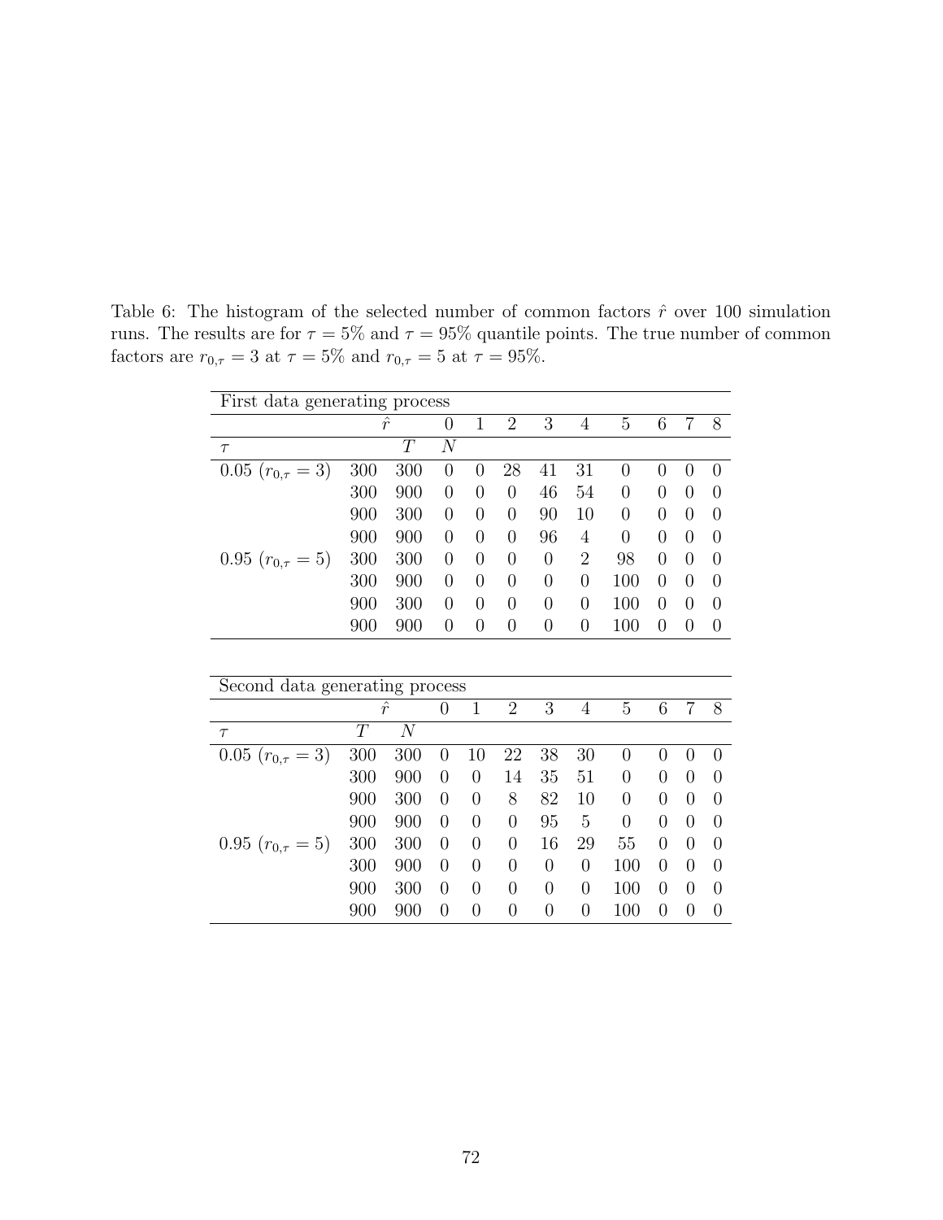Table 6: The histogram of the selected number of common factors $\hat{r}$ over 100 simulation runs. The results are for $\tau = 5\%$ and $\tau = 95\%$ quantile points. The true number of common factors are $r_{0,\tau} = 3$ at $\tau = 5\%$ and $r_{0,\tau} = 5$ at $\tau = 95\%$.

| First data generating process | | | | | | | | | | | |
|---|---|---|---|---|---|---|---|---|---|---|---|
| | $\hat{r}$ | | 0 | 1 | 2 | 3 | 4 | 5 | 6 | 7 | 8 |
| $\tau$ | | $T$ | $N$ | | | | | | | | |
| 0.05 ($r_{0,\tau} = 3$) | 300 | 300 | 0 | 0 | 28 | 41 | 31 | 0 | 0 | 0 | 0 |
| | 300 | 900 | 0 | 0 | 0 | 46 | 54 | 0 | 0 | 0 | 0 |
| | 900 | 300 | 0 | 0 | 0 | 90 | 10 | 0 | 0 | 0 | 0 |
| | 900 | 900 | 0 | 0 | 0 | 96 | 4 | 0 | 0 | 0 | 0 |
| 0.95 ($r_{0,\tau} = 5$) | 300 | 300 | 0 | 0 | 0 | 0 | 2 | 98 | 0 | 0 | 0 |
| | 300 | 900 | 0 | 0 | 0 | 0 | 0 | 100 | 0 | 0 | 0 |
| | 900 | 300 | 0 | 0 | 0 | 0 | 0 | 100 | 0 | 0 | 0 |
| | 900 | 900 | 0 | 0 | 0 | 0 | 0 | 100 | 0 | 0 | 0 |

| Second data generating process | | | | | | | | | | | |
|---|---|---|---|---|---|---|---|---|---|---|---|
| | $\hat{r}$ | | 0 | 1 | 2 | 3 | 4 | 5 | 6 | 7 | 8 |
| $\tau$ | $T$ | $N$ | | | | | | | | | |
| 0.05 ($r_{0,\tau} = 3$) | 300 | 300 | 0 | 10 | 22 | 38 | 30 | 0 | 0 | 0 | 0 |
| | 300 | 900 | 0 | 0 | 14 | 35 | 51 | 0 | 0 | 0 | 0 |
| | 900 | 300 | 0 | 0 | 8 | 82 | 10 | 0 | 0 | 0 | 0 |
| | 900 | 900 | 0 | 0 | 0 | 95 | 5 | 0 | 0 | 0 | 0 |
| 0.95 ($r_{0,\tau} = 5$) | 300 | 300 | 0 | 0 | 0 | 16 | 29 | 55 | 0 | 0 | 0 |
| | 300 | 900 | 0 | 0 | 0 | 0 | 0 | 100 | 0 | 0 | 0 |
| | 900 | 300 | 0 | 0 | 0 | 0 | 0 | 100 | 0 | 0 | 0 |
| | 900 | 900 | 0 | 0 | 0 | 0 | 0 | 100 | 0 | 0 | 0 |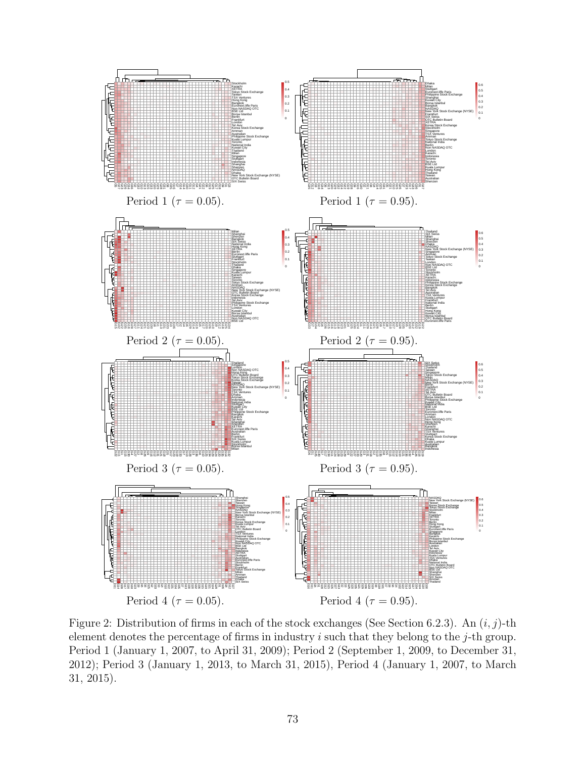Period 1 ($\tau = 0.05$).

Period 1 ($\tau = 0.95$).

Period 2 ($\tau = 0.05$).

Period 2 ($\tau = 0.95$).

Period 3 ($\tau = 0.05$).

Period 3 ($\tau = 0.95$).

Period 4 ($\tau = 0.05$).

Period 4 ($\tau = 0.95$).

Figure 2: Distribution of firms in each of the stock exchanges (See Section 6.2.3). An $(i, j)$-th element denotes the percentage of firms in industry $i$ such that they belong to the $j$-th group. Period 1 (January 1, 2007, to April 31, 2009); Period 2 (September 1, 2009, to December 31, 2012); Period 3 (January 1, 2013, to March 31, 2015), Period 4 (January 1, 2007, to March 31, 2015).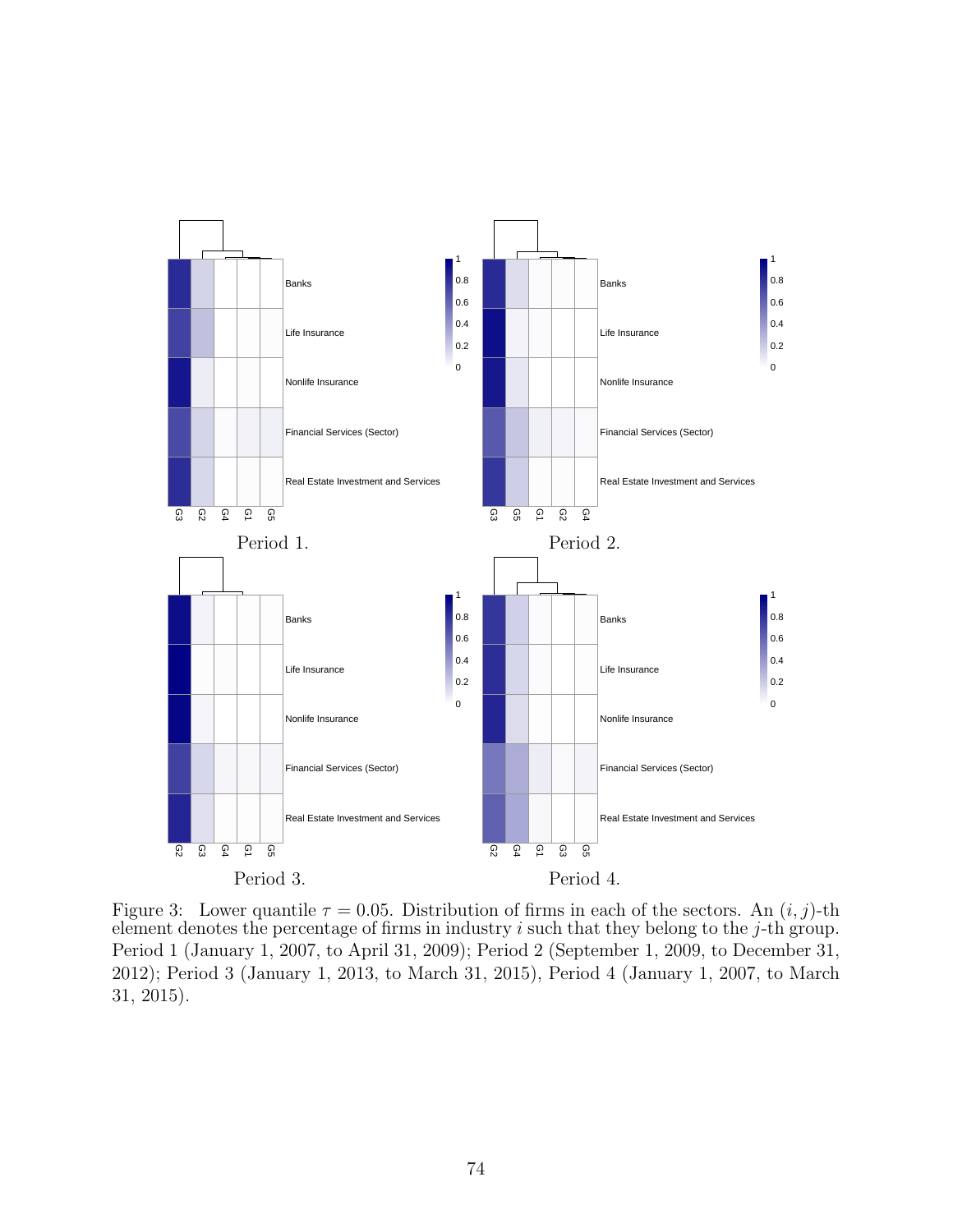Period 1.

Period 2.

Period 3.

Period 4.

Figure 3: Lower quantile $\tau = 0.05$. Distribution of firms in each of the sectors. An $(i, j)$-th element denotes the percentage of firms in industry $i$ such that they belong to the $j$-th group. Period 1 (January 1, 2007, to April 31, 2009); Period 2 (September 1, 2009, to December 31, 2012); Period 3 (January 1, 2013, to March 31, 2015), Period 4 (January 1, 2007, to March 31, 2015).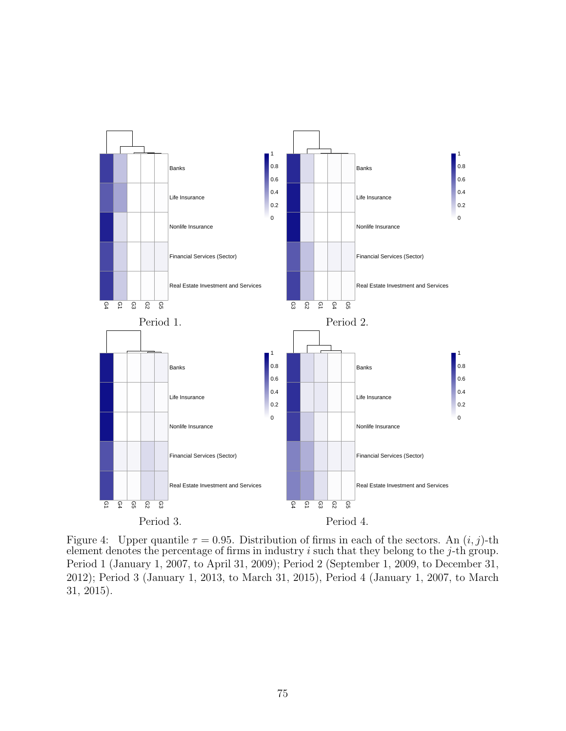Period 1.

Period 2.

Period 3.

Period 4.

Figure 4: Upper quantile $\tau = 0.95$. Distribution of firms in each of the sectors. An $(i, j)$-th element denotes the percentage of firms in industry $i$ such that they belong to the $j$-th group. Period 1 (January 1, 2007, to April 31, 2009); Period 2 (September 1, 2009, to December 31, 2012); Period 3 (January 1, 2013, to March 31, 2015), Period 4 (January 1, 2007, to March 31, 2015).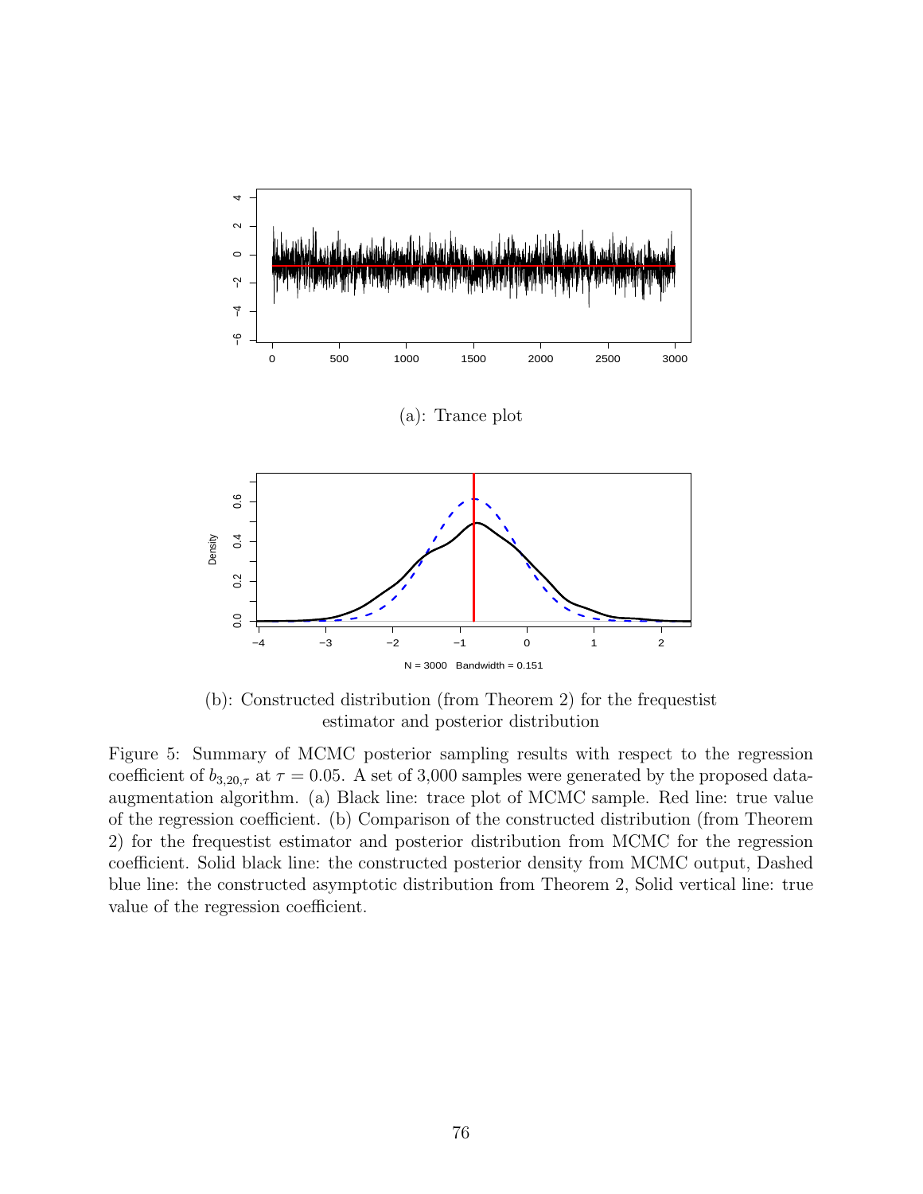(a): Trance plot

(b): Constructed distribution (from Theorem 2) for the frequestist estimator and posterior distribution

Figure 5: Summary of MCMC posterior sampling results with respect to the regression coefficient of $b_{3,20,\tau}$ at $\tau = 0.05$. A set of 3,000 samples were generated by the proposed data-augmentation algorithm. (a) Black line: trace plot of MCMC sample. Red line: true value of the regression coefficient. (b) Comparison of the constructed distribution (from Theorem 2) for the frequestist estimator and posterior distribution from MCMC for the regression coefficient. Solid black line: the constructed posterior density from MCMC output, Dashed blue line: the constructed asymptotic distribution from Theorem 2, Solid vertical line: true value of the regression coefficient.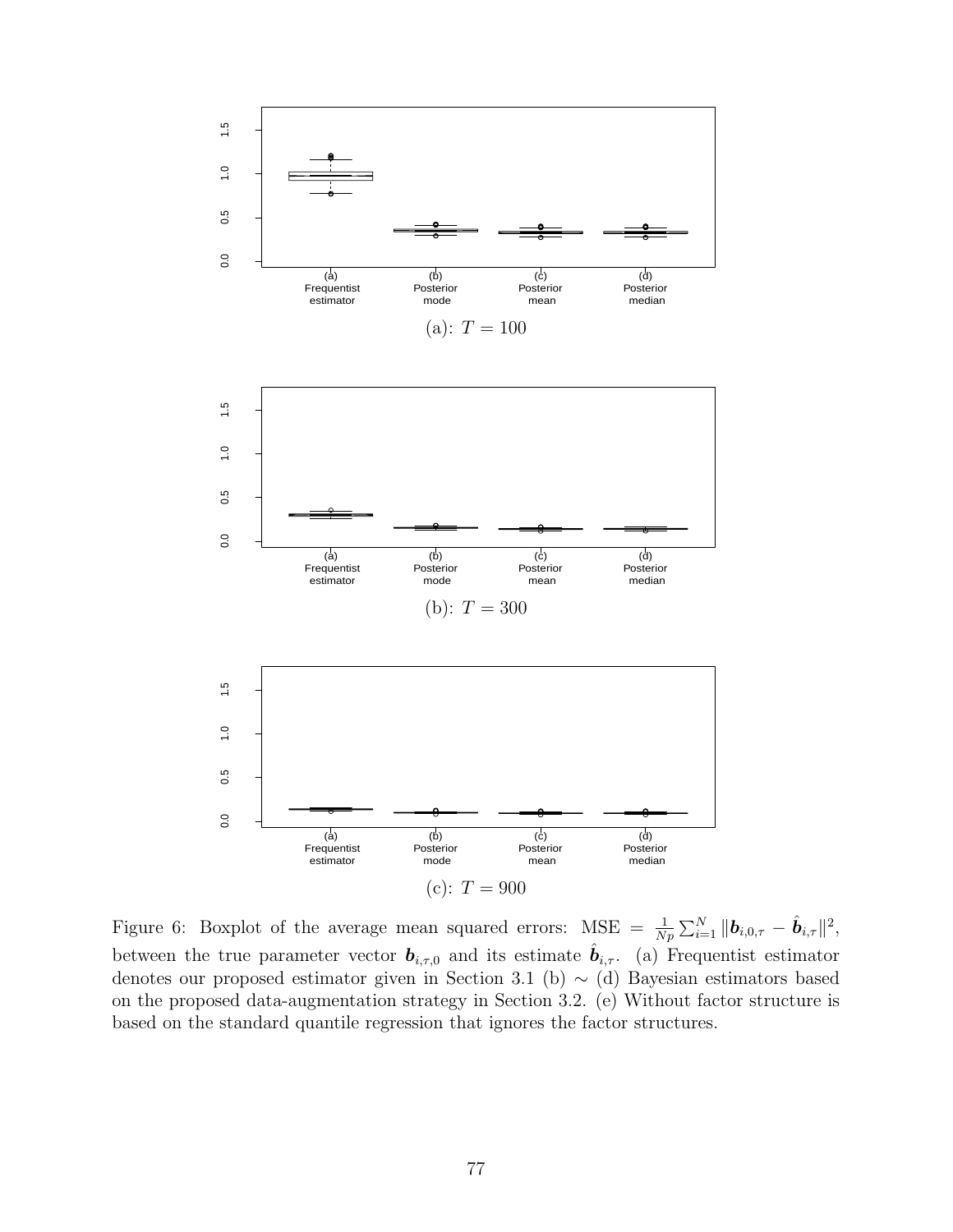1.5

1.0

0.5

0.0

(a) Frequentist estimator

(b) Posterior mode

(c) Posterior mean

(d) Posterior median

(a): $T = 100$

1.5

1.0

0.5

0.0

(a) Frequentist estimator

(b) Posterior mode

(c) Posterior mean

(d) Posterior median

(b): $T = 300$

1.5

1.0

0.5

0.0

(a) Frequentist estimator

(b) Posterior mode

(c) Posterior mean

(d) Posterior median

(c): $T = 900$

Figure 6: Boxplot of the average mean squared errors: $\text{MSE} = \frac{1}{Np}\sum_{i=1}^{N} \|\boldsymbol{b}_{i,0,\tau} - \hat{\boldsymbol{b}}_{i,\tau}\|^2$, between the true parameter vector $\boldsymbol{b}_{i,\tau,0}$ and its estimate $\hat{\boldsymbol{b}}_{i,\tau}$. (a) Frequentist estimator denotes our proposed estimator given in Section 3.1 (b) $\sim$ (d) Bayesian estimators based on the proposed data-augmentation strategy in Section 3.2. (e) Without factor structure is based on the standard quantile regression that ignores the factor structures.